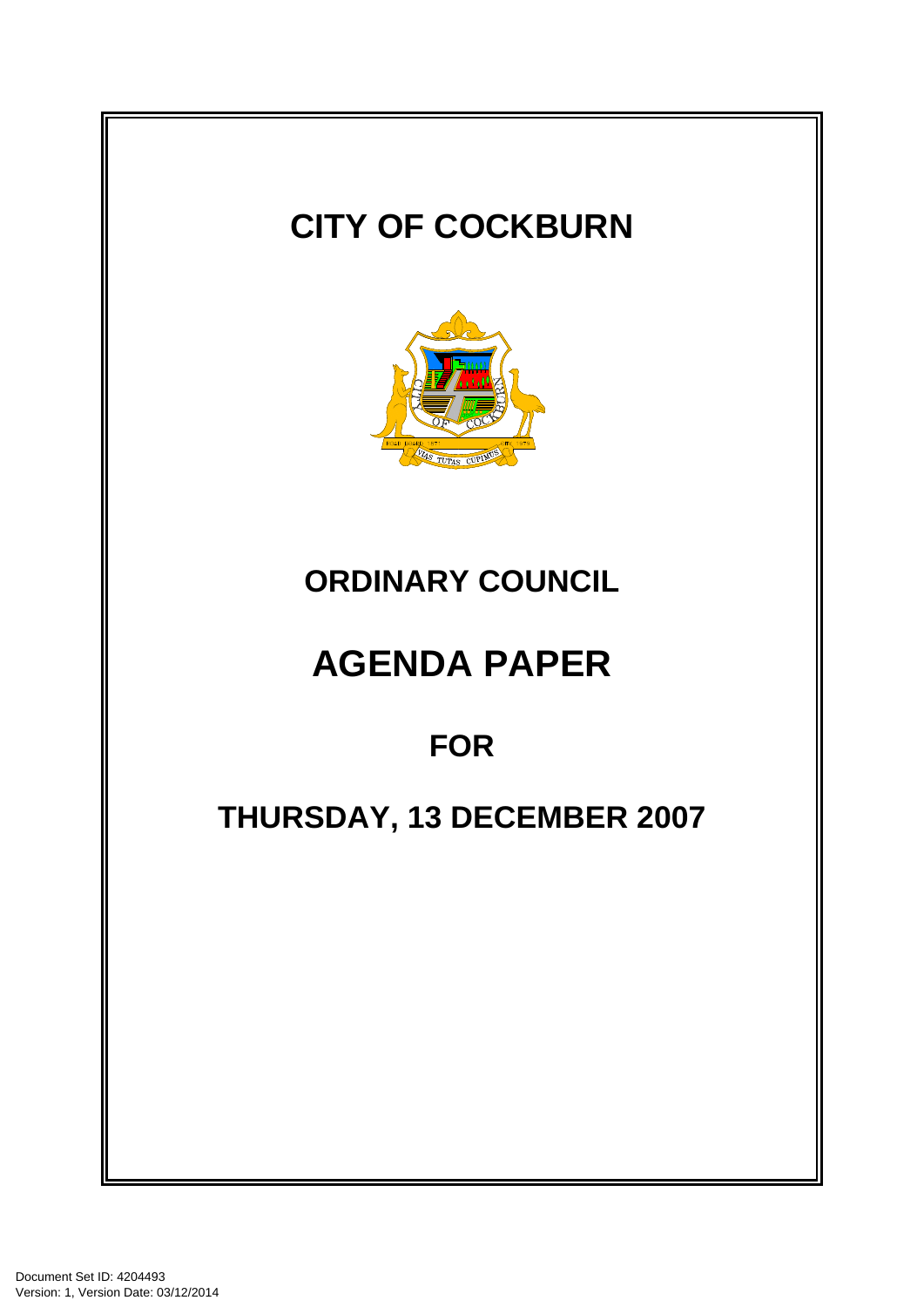# CITY OF COCKBURN

## ORDINARY COUNCIL

# AGENDA PAPER

## FOR

## THURSDAY, 13 DECEMBER 2007

Document Set ID: 4204493
Version: 1, Version Date: 03/12/2014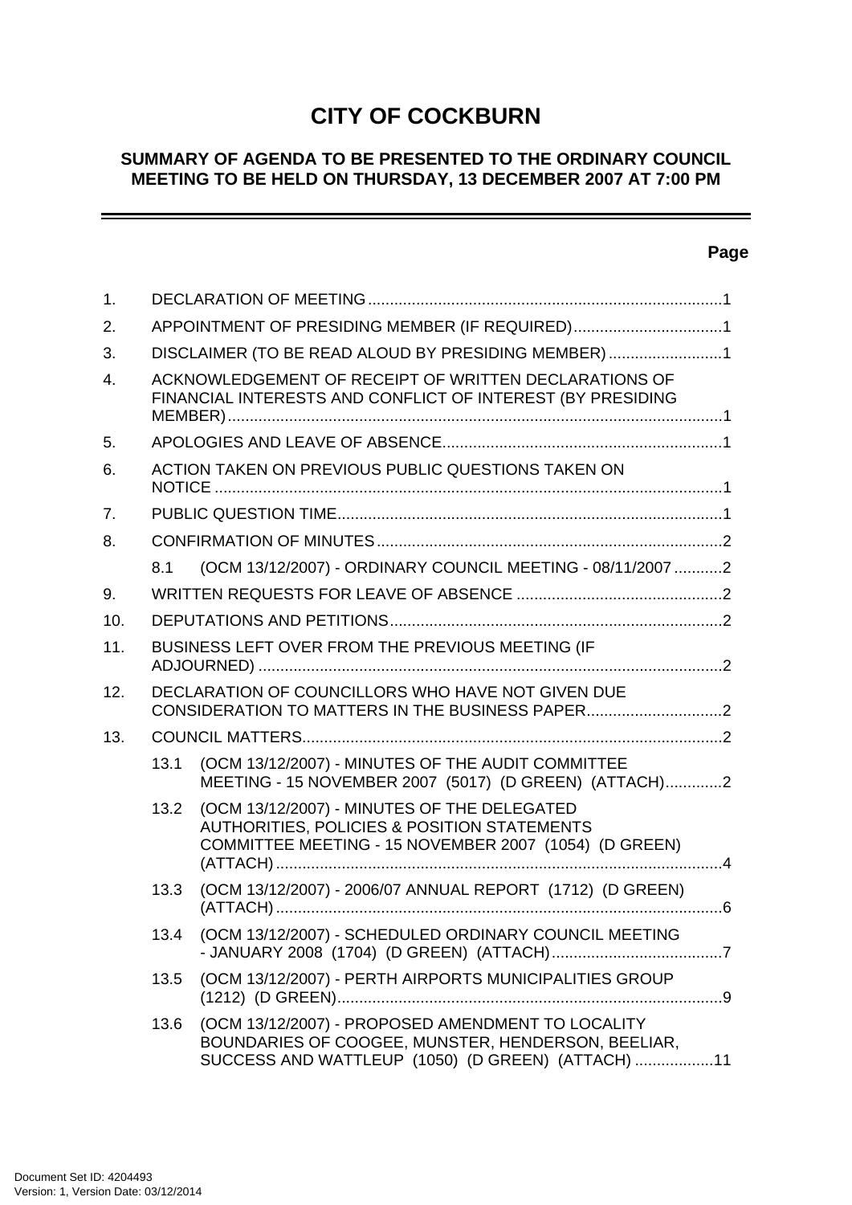# CITY OF COCKBURN

## SUMMARY OF AGENDA TO BE PRESENTED TO THE ORDINARY COUNCIL MEETING TO BE HELD ON THURSDAY, 13 DECEMBER 2007 AT 7:00 PM

**Page**

1. DECLARATION OF MEETING ....................................................................................1
2. APPOINTMENT OF PRESIDING MEMBER (IF REQUIRED)..................................1
3. DISCLAIMER (TO BE READ ALOUD BY PRESIDING MEMBER)..........................1
4. ACKNOWLEDGEMENT OF RECEIPT OF WRITTEN DECLARATIONS OF FINANCIAL INTERESTS AND CONFLICT OF INTEREST (BY PRESIDING MEMBER)...................................................................................................................1
5. APOLOGIES AND LEAVE OF ABSENCE................................................................1
6. ACTION TAKEN ON PREVIOUS PUBLIC QUESTIONS TAKEN ON NOTICE ....................................................................................................................1
7. PUBLIC QUESTION TIME........................................................................................1
8. CONFIRMATION OF MINUTES ...............................................................................2
   - 8.1 (OCM 13/12/2007) - ORDINARY COUNCIL MEETING - 08/11/2007 ...........2
9. WRITTEN REQUESTS FOR LEAVE OF ABSENCE ...............................................2
10. DEPUTATIONS AND PETITIONS............................................................................2
11. BUSINESS LEFT OVER FROM THE PREVIOUS MEETING (IF ADJOURNED) .........................................................................................................2
12. DECLARATION OF COUNCILLORS WHO HAVE NOT GIVEN DUE CONSIDERATION TO MATTERS IN THE BUSINESS PAPER...............................2
13. COUNCIL MATTERS................................................................................................2
   - 13.1 (OCM 13/12/2007) - MINUTES OF THE AUDIT COMMITTEE MEETING - 15 NOVEMBER 2007 (5017) (D GREEN) (ATTACH).............2
   - 13.2 (OCM 13/12/2007) - MINUTES OF THE DELEGATED AUTHORITIES, POLICIES & POSITION STATEMENTS COMMITTEE MEETING - 15 NOVEMBER 2007 (1054) (D GREEN) (ATTACH)......................................................................................................4
   - 13.3 (OCM 13/12/2007) - 2006/07 ANNUAL REPORT (1712) (D GREEN) (ATTACH)......................................................................................................6
   - 13.4 (OCM 13/12/2007) - SCHEDULED ORDINARY COUNCIL MEETING - JANUARY 2008 (1704) (D GREEN) (ATTACH).......................................7
   - 13.5 (OCM 13/12/2007) - PERTH AIRPORTS MUNICIPALITIES GROUP (1212) (D GREEN).........................................................................................9
   - 13.6 (OCM 13/12/2007) - PROPOSED AMENDMENT TO LOCALITY BOUNDARIES OF COOGEE, MUNSTER, HENDERSON, BEELIAR, SUCCESS AND WATTLEUP (1050) (D GREEN) (ATTACH) ..................11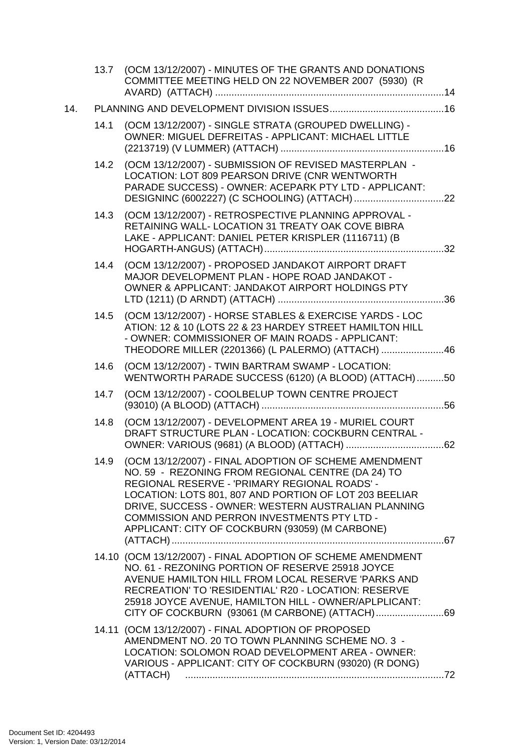13.7 (OCM 13/12/2007) - MINUTES OF THE GRANTS AND DONATIONS COMMITTEE MEETING HELD ON 22 NOVEMBER 2007 (5930) (R AVARD) (ATTACH) ....................................................................................14

14. PLANNING AND DEVELOPMENT DIVISION ISSUES..........................................16

14.1 (OCM 13/12/2007) - SINGLE STRATA (GROUPED DWELLING) - OWNER: MIGUEL DEFREITAS - APPLICANT: MICHAEL LITTLE (2213719) (V LUMMER) (ATTACH) ............................................................16

14.2 (OCM 13/12/2007) - SUBMISSION OF REVISED MASTERPLAN - LOCATION: LOT 809 PEARSON DRIVE (CNR WENTWORTH PARADE SUCCESS) - OWNER: ACEPARK PTY LTD - APPLICANT: DESIGNINC (6002227) (C SCHOOLING) (ATTACH) .................................22

14.3 (OCM 13/12/2007) - RETROSPECTIVE PLANNING APPROVAL - RETAINING WALL- LOCATION 31 TREATY OAK COVE BIBRA LAKE - APPLICANT: DANIEL PETER KRISPLER (1116711) (B HOGARTH-ANGUS) (ATTACH)..................................................................32

14.4 (OCM 13/12/2007) - PROPOSED JANDAKOT AIRPORT DRAFT MAJOR DEVELOPMENT PLAN - HOPE ROAD JANDAKOT - OWNER & APPLICANT: JANDAKOT AIRPORT HOLDINGS PTY LTD (1211) (D ARNDT) (ATTACH) .............................................................36

14.5 (OCM 13/12/2007) - HORSE STABLES & EXERCISE YARDS - LOC ATION: 12 & 10 (LOTS 22 & 23 HARDEY STREET HAMILTON HILL - OWNER: COMMISSIONER OF MAIN ROADS - APPLICANT: THEODORE MILLER (2201366) (L PALERMO) (ATTACH) .......................46

14.6 (OCM 13/12/2007) - TWIN BARTRAM SWAMP - LOCATION: WENTWORTH PARADE SUCCESS (6120) (A BLOOD) (ATTACH)..........50

14.7 (OCM 13/12/2007) - COOLBELUP TOWN CENTRE PROJECT (93010) (A BLOOD) (ATTACH) ...................................................................56

14.8 (OCM 13/12/2007) - DEVELOPMENT AREA 19 - MURIEL COURT DRAFT STRUCTURE PLAN - LOCATION: COCKBURN CENTRAL - OWNER: VARIOUS (9681) (A BLOOD) (ATTACH) ....................................62

14.9 (OCM 13/12/2007) - FINAL ADOPTION OF SCHEME AMENDMENT NO. 59 - REZONING FROM REGIONAL CENTRE (DA 24) TO REGIONAL RESERVE - 'PRIMARY REGIONAL ROADS' - LOCATION: LOTS 801, 807 AND PORTION OF LOT 203 BEELIAR DRIVE, SUCCESS - OWNER: WESTERN AUSTRALIAN PLANNING COMMISSION AND PERRON INVESTMENTS PTY LTD - APPLICANT: CITY OF COCKBURN (93059) (M CARBONE) (ATTACH)....................................................................................................67

14.10 (OCM 13/12/2007) - FINAL ADOPTION OF SCHEME AMENDMENT NO. 61 - REZONING PORTION OF RESERVE 25918 JOYCE AVENUE HAMILTON HILL FROM LOCAL RESERVE 'PARKS AND RECREATION' TO 'RESIDENTIAL' R20 - LOCATION: RESERVE 25918 JOYCE AVENUE, HAMILTON HILL - OWNER/APLPLICANT: CITY OF COCKBURN (93061 (M CARBONE) (ATTACH).........................69

14.11 (OCM 13/12/2007) - FINAL ADOPTION OF PROPOSED AMENDMENT NO. 20 TO TOWN PLANNING SCHEME NO. 3 - LOCATION: SOLOMON ROAD DEVELOPMENT AREA - OWNER: VARIOUS - APPLICANT: CITY OF COCKBURN (93020) (R DONG) (ATTACH) ...............................................................................................72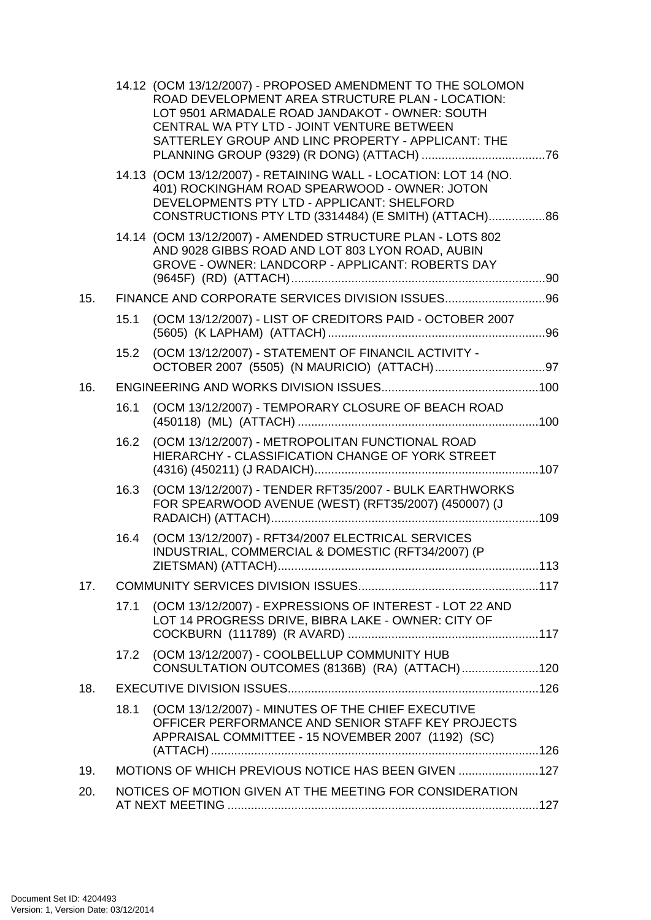14.12 (OCM 13/12/2007) - PROPOSED AMENDMENT TO THE SOLOMON ROAD DEVELOPMENT AREA STRUCTURE PLAN - LOCATION: LOT 9501 ARMADALE ROAD JANDAKOT - OWNER: SOUTH CENTRAL WA PTY LTD - JOINT VENTURE BETWEEN SATTERLEY GROUP AND LINC PROPERTY - APPLICANT: THE PLANNING GROUP (9329) (R DONG) (ATTACH) ....................................76

14.13 (OCM 13/12/2007) - RETAINING WALL - LOCATION: LOT 14 (NO. 401) ROCKINGHAM ROAD SPEARWOOD - OWNER: JOTON DEVELOPMENTS PTY LTD - APPLICANT: SHELFORD CONSTRUCTIONS PTY LTD (3314484) (E SMITH) (ATTACH).................86

14.14 (OCM 13/12/2007) - AMENDED STRUCTURE PLAN - LOTS 802 AND 9028 GIBBS ROAD AND LOT 803 LYON ROAD, AUBIN GROVE - OWNER: LANDCORP - APPLICANT: ROBERTS DAY (9645F) (RD) (ATTACH)............................................................................90

15. FINANCE AND CORPORATE SERVICES DIVISION ISSUES..............................96

15.1 (OCM 13/12/2007) - LIST OF CREDITORS PAID - OCTOBER 2007 (5605) (K LAPHAM) (ATTACH).................................................................96

15.2 (OCM 13/12/2007) - STATEMENT OF FINANCIL ACTIVITY - OCTOBER 2007 (5505) (N MAURICIO) (ATTACH).................................97

16. ENGINEERING AND WORKS DIVISION ISSUES...............................................100

16.1 (OCM 13/12/2007) - TEMPORARY CLOSURE OF BEACH ROAD (450118) (ML) (ATTACH) ........................................................................100

16.2 (OCM 13/12/2007) - METROPOLITAN FUNCTIONAL ROAD HIERARCHY - CLASSIFICATION CHANGE OF YORK STREET (4316) (450211) (J RADAICH)...................................................................107

16.3 (OCM 13/12/2007) - TENDER RFT35/2007 - BULK EARTHWORKS FOR SPEARWOOD AVENUE (WEST) (RFT35/2007) (450007) (J RADAICH) (ATTACH)................................................................................109

16.4 (OCM 13/12/2007) - RFT34/2007 ELECTRICAL SERVICES INDUSTRIAL, COMMERCIAL & DOMESTIC (RFT34/2007) (P ZIETSMAN) (ATTACH)..............................................................................113

17. COMMUNITY SERVICES DIVISION ISSUES......................................................117

17.1 (OCM 13/12/2007) - EXPRESSIONS OF INTEREST - LOT 22 AND LOT 14 PROGRESS DRIVE, BIBRA LAKE - OWNER: CITY OF COCKBURN (111789) (R AVARD) .........................................................117

17.2 (OCM 13/12/2007) - COOLBELLUP COMMUNITY HUB CONSULTATION OUTCOMES (8136B) (RA) (ATTACH).......................120

18. EXECUTIVE DIVISION ISSUES...........................................................................126

18.1 (OCM 13/12/2007) - MINUTES OF THE CHIEF EXECUTIVE OFFICER PERFORMANCE AND SENIOR STAFF KEY PROJECTS APPRAISAL COMMITTEE - 15 NOVEMBER 2007 (1192) (SC) (ATTACH)..................................................................................................126

19. MOTIONS OF WHICH PREVIOUS NOTICE HAS BEEN GIVEN ........................127

20. NOTICES OF MOTION GIVEN AT THE MEETING FOR CONSIDERATION AT NEXT MEETING .............................................................................................127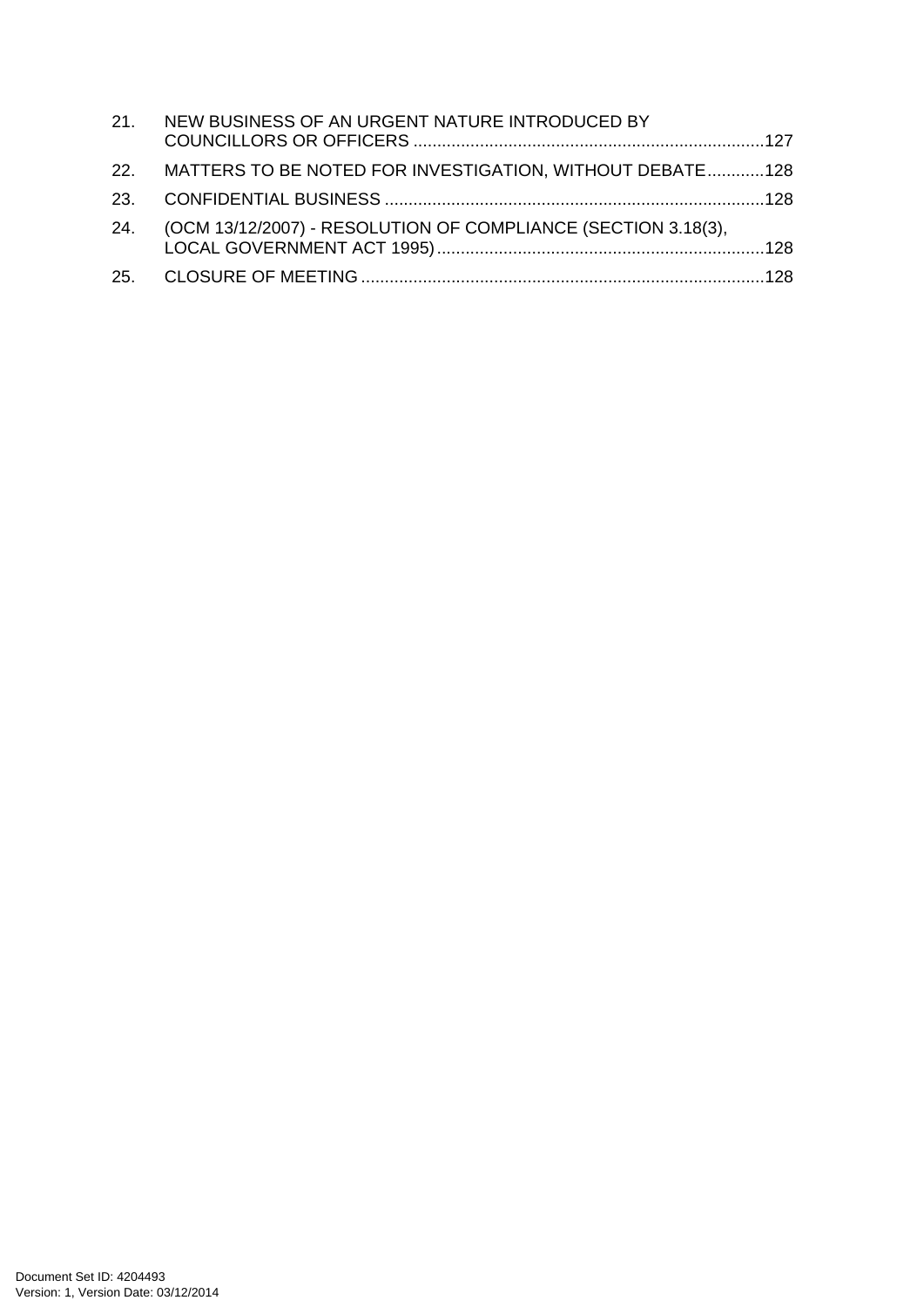21. NEW BUSINESS OF AN URGENT NATURE INTRODUCED BY COUNCILLORS OR OFFICERS ..........................................................................127
22. MATTERS TO BE NOTED FOR INVESTIGATION, WITHOUT DEBATE............128
23. CONFIDENTIAL BUSINESS ...............................................................................128
24. (OCM 13/12/2007) - RESOLUTION OF COMPLIANCE (SECTION 3.18(3), LOCAL GOVERNMENT ACT 1995).....................................................................128
25. CLOSURE OF MEETING ....................................................................................128

Document Set ID: 4204493
Version: 1, Version Date: 03/12/2014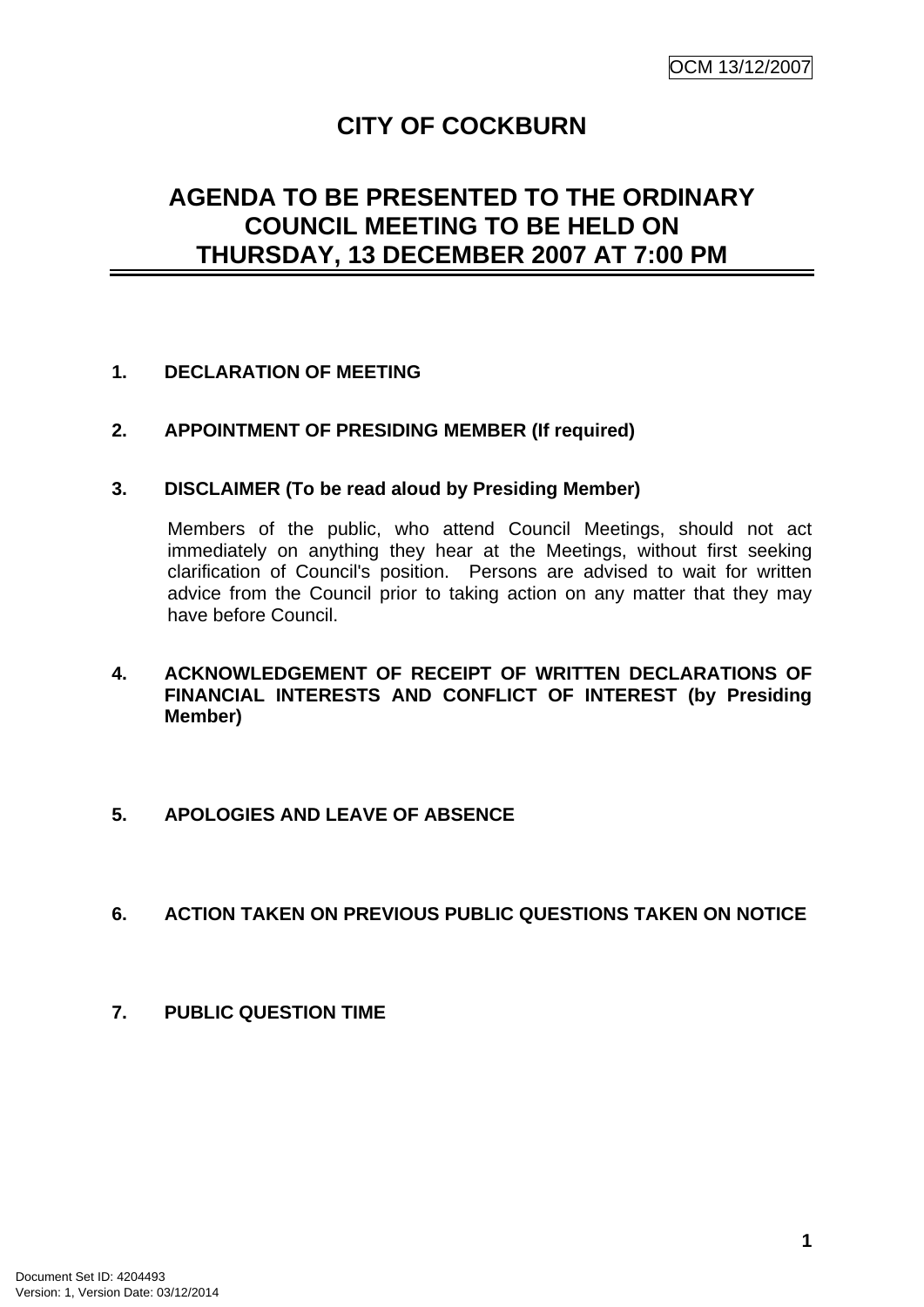# CITY OF COCKBURN

## AGENDA TO BE PRESENTED TO THE ORDINARY COUNCIL MEETING TO BE HELD ON THURSDAY, 13 DECEMBER 2007 AT 7:00 PM

**1. DECLARATION OF MEETING**

**2. APPOINTMENT OF PRESIDING MEMBER (If required)**

**3. DISCLAIMER (To be read aloud by Presiding Member)**

Members of the public, who attend Council Meetings, should not act immediately on anything they hear at the Meetings, without first seeking clarification of Council's position. Persons are advised to wait for written advice from the Council prior to taking action on any matter that they may have before Council.

**4. ACKNOWLEDGEMENT OF RECEIPT OF WRITTEN DECLARATIONS OF FINANCIAL INTERESTS AND CONFLICT OF INTEREST (by Presiding Member)**

**5. APOLOGIES AND LEAVE OF ABSENCE**

**6. ACTION TAKEN ON PREVIOUS PUBLIC QUESTIONS TAKEN ON NOTICE**

**7. PUBLIC QUESTION TIME**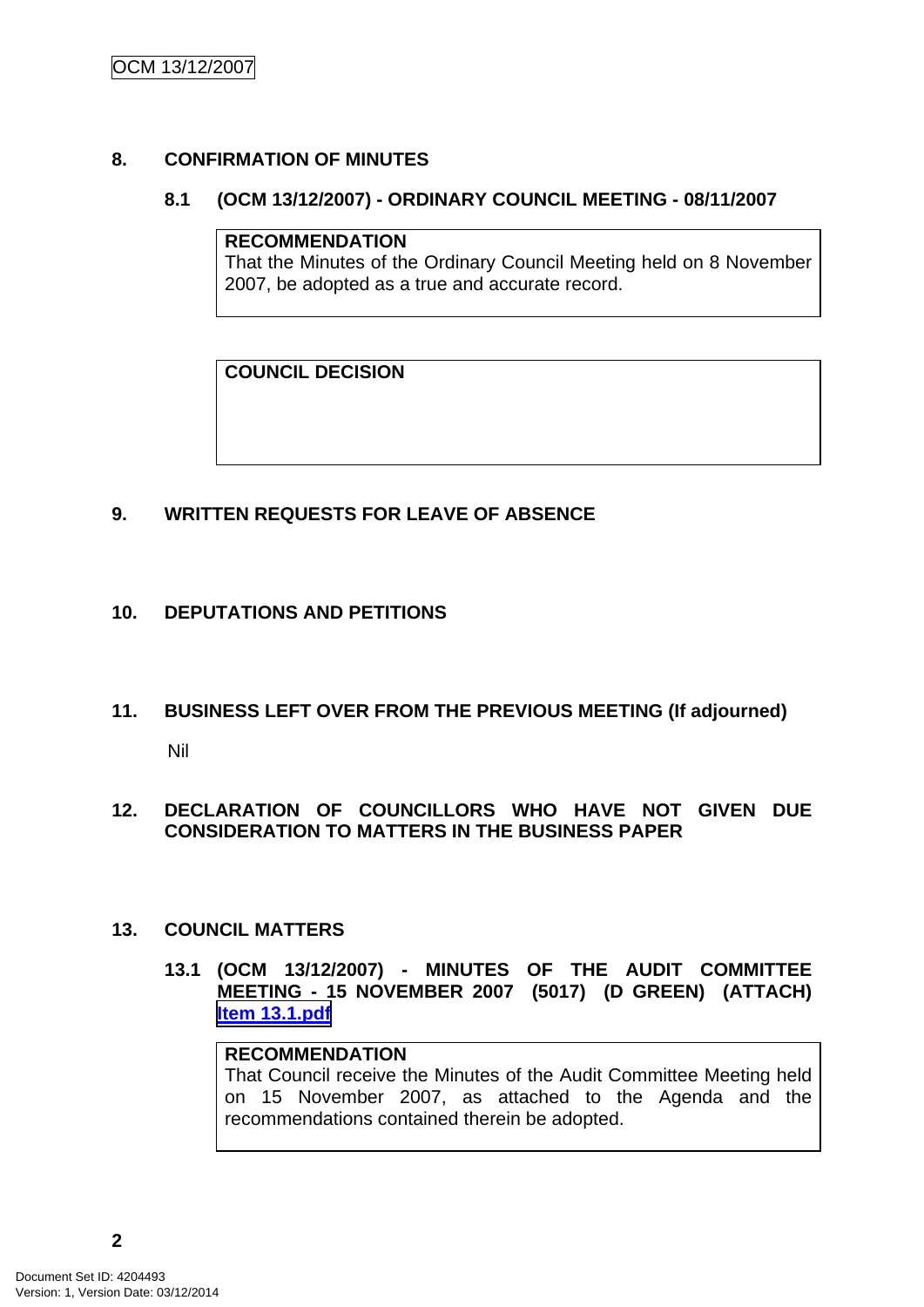## 8. CONFIRMATION OF MINUTES

### 8.1 (OCM 13/12/2007) - ORDINARY COUNCIL MEETING - 08/11/2007

**RECOMMENDATION**
That the Minutes of the Ordinary Council Meeting held on 8 November 2007, be adopted as a true and accurate record.

**COUNCIL DECISION**

## 9. WRITTEN REQUESTS FOR LEAVE OF ABSENCE

## 10. DEPUTATIONS AND PETITIONS

## 11. BUSINESS LEFT OVER FROM THE PREVIOUS MEETING (If adjourned)

Nil

## 12. DECLARATION OF COUNCILLORS WHO HAVE NOT GIVEN DUE CONSIDERATION TO MATTERS IN THE BUSINESS PAPER

## 13. COUNCIL MATTERS

### 13.1 (OCM 13/12/2007) - MINUTES OF THE AUDIT COMMITTEE MEETING - 15 NOVEMBER 2007 (5017) (D GREEN) (ATTACH) Item 13.1.pdf

**RECOMMENDATION**
That Council receive the Minutes of the Audit Committee Meeting held on 15 November 2007, as attached to the Agenda and the recommendations contained therein be adopted.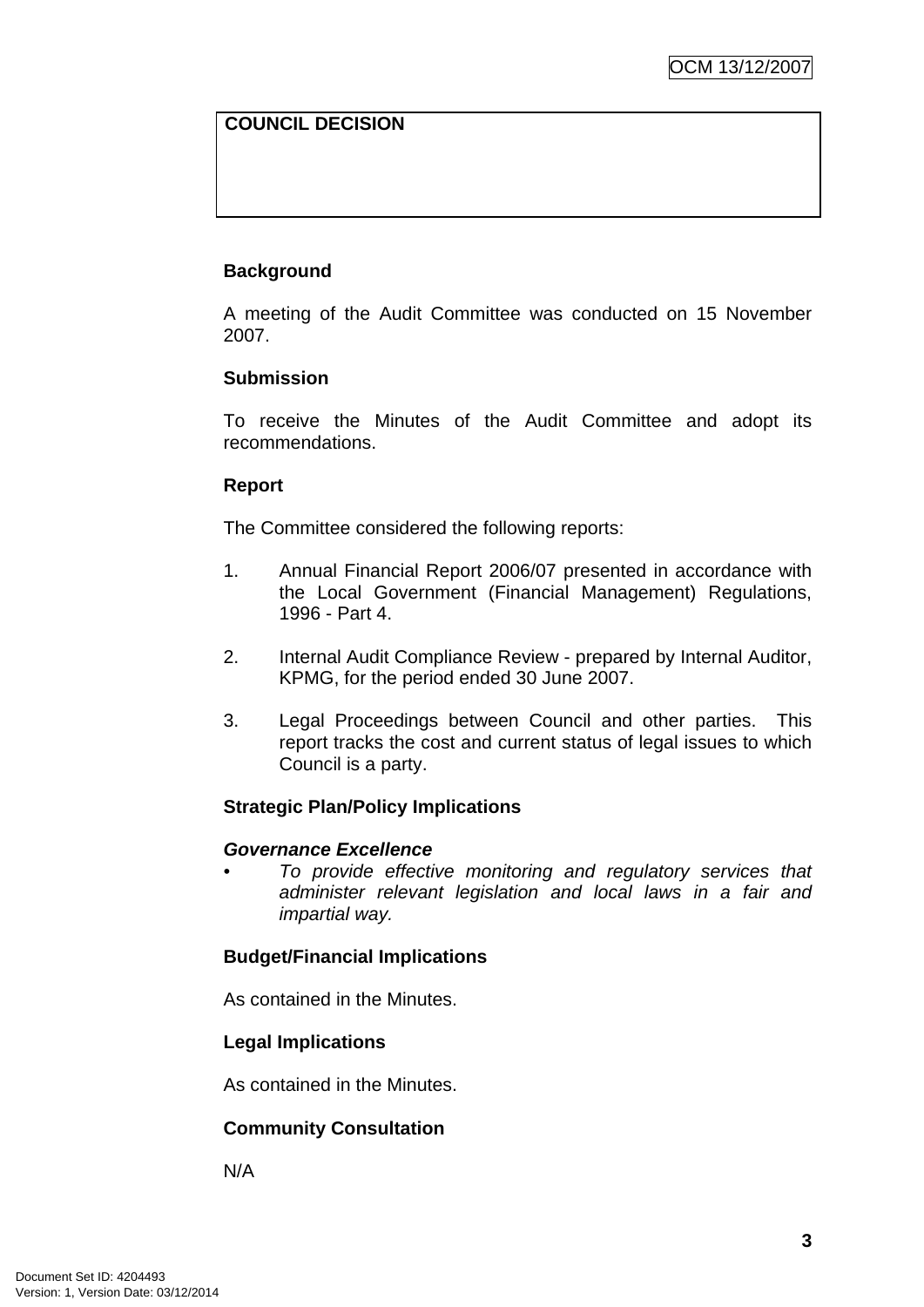| COUNCIL DECISION |
| --- |
| |

**Background**

A meeting of the Audit Committee was conducted on 15 November 2007.

**Submission**

To receive the Minutes of the Audit Committee and adopt its recommendations.

**Report**

The Committee considered the following reports:

1. Annual Financial Report 2006/07 presented in accordance with the Local Government (Financial Management) Regulations, 1996 - Part 4.

2. Internal Audit Compliance Review - prepared by Internal Auditor, KPMG, for the period ended 30 June 2007.

3. Legal Proceedings between Council and other parties. This report tracks the cost and current status of legal issues to which Council is a party.

**Strategic Plan/Policy Implications**

***Governance Excellence***

- *To provide effective monitoring and regulatory services that administer relevant legislation and local laws in a fair and impartial way.*

**Budget/Financial Implications**

As contained in the Minutes.

**Legal Implications**

As contained in the Minutes.

**Community Consultation**

N/A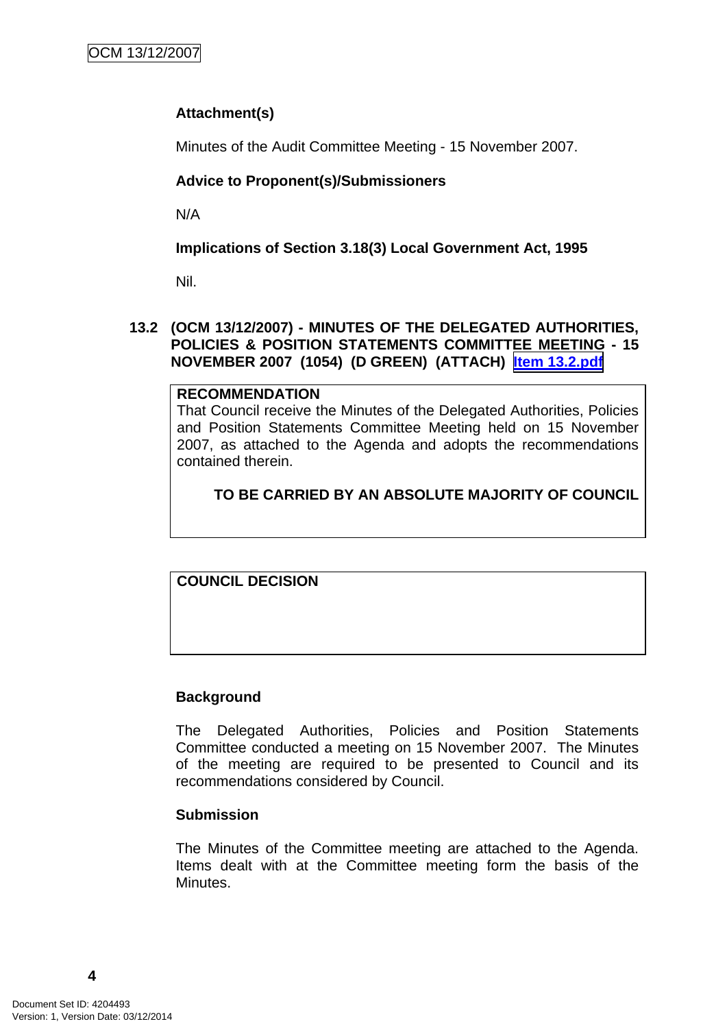**Attachment(s)**

Minutes of the Audit Committee Meeting - 15 November 2007.

**Advice to Proponent(s)/Submissioners**

N/A

**Implications of Section 3.18(3) Local Government Act, 1995**

Nil.

## 13.2 (OCM 13/12/2007) - MINUTES OF THE DELEGATED AUTHORITIES, POLICIES & POSITION STATEMENTS COMMITTEE MEETING - 15 NOVEMBER 2007 (1054) (D GREEN) (ATTACH) Item 13.2.pdf

**RECOMMENDATION**

That Council receive the Minutes of the Delegated Authorities, Policies and Position Statements Committee Meeting held on 15 November 2007, as attached to the Agenda and adopts the recommendations contained therein.

**TO BE CARRIED BY AN ABSOLUTE MAJORITY OF COUNCIL**

**COUNCIL DECISION**

**Background**

The Delegated Authorities, Policies and Position Statements Committee conducted a meeting on 15 November 2007. The Minutes of the meeting are required to be presented to Council and its recommendations considered by Council.

**Submission**

The Minutes of the Committee meeting are attached to the Agenda. Items dealt with at the Committee meeting form the basis of the Minutes.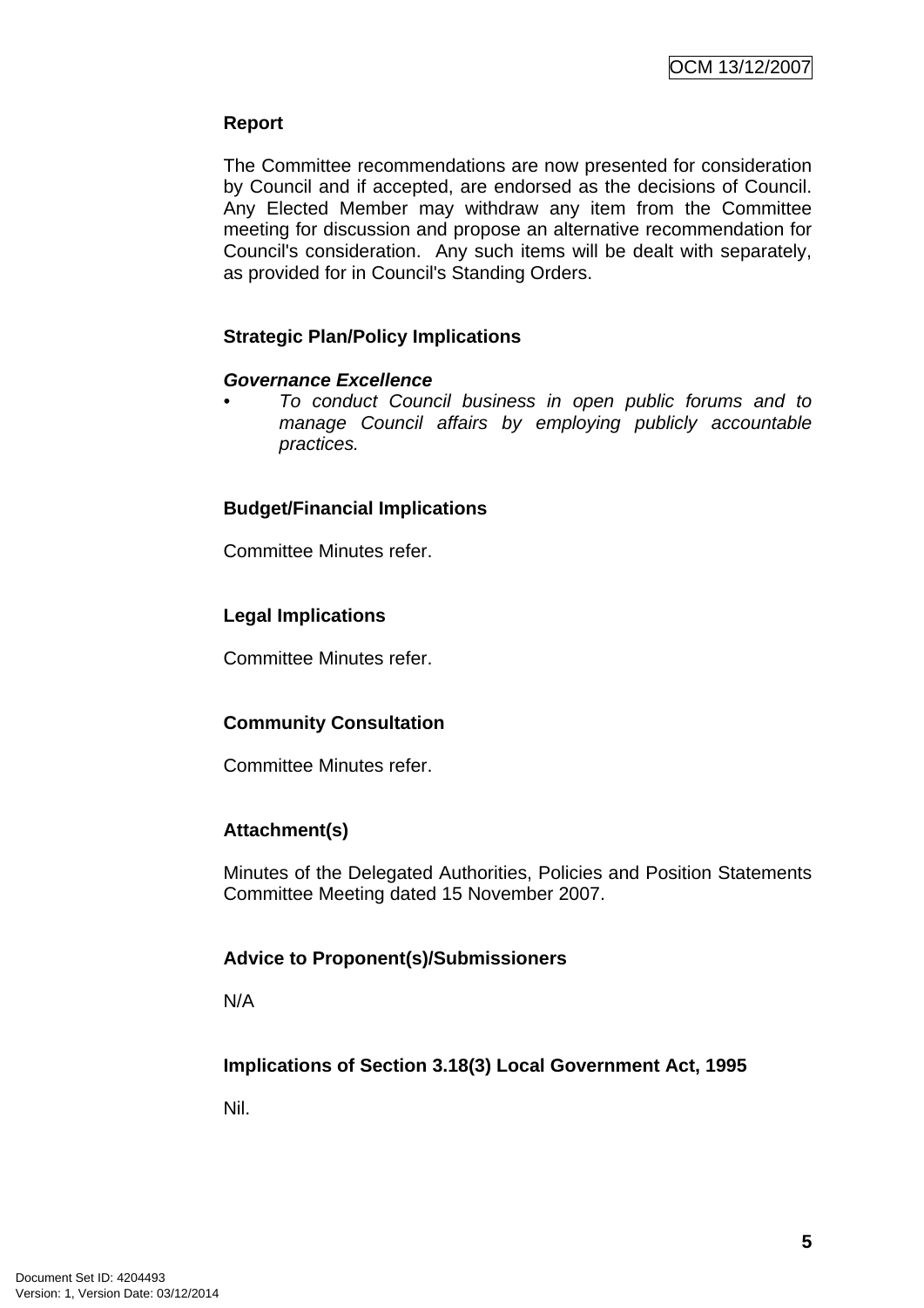**Report**

The Committee recommendations are now presented for consideration by Council and if accepted, are endorsed as the decisions of Council. Any Elected Member may withdraw any item from the Committee meeting for discussion and propose an alternative recommendation for Council's consideration. Any such items will be dealt with separately, as provided for in Council's Standing Orders.

**Strategic Plan/Policy Implications**

***Governance Excellence***

- *To conduct Council business in open public forums and to manage Council affairs by employing publicly accountable practices.*

**Budget/Financial Implications**

Committee Minutes refer.

**Legal Implications**

Committee Minutes refer.

**Community Consultation**

Committee Minutes refer.

**Attachment(s)**

Minutes of the Delegated Authorities, Policies and Position Statements Committee Meeting dated 15 November 2007.

**Advice to Proponent(s)/Submissioners**

N/A

**Implications of Section 3.18(3) Local Government Act, 1995**

Nil.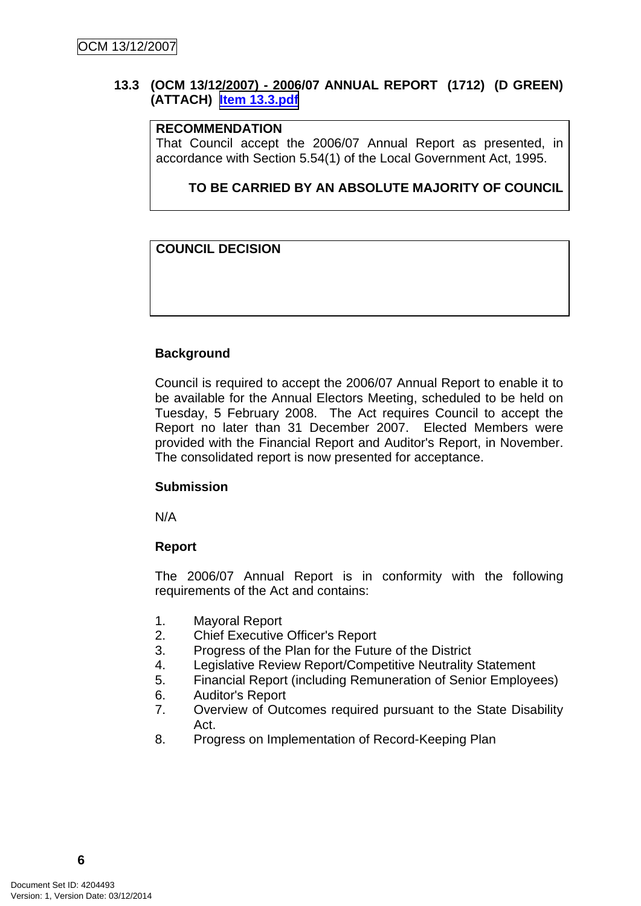### 13.3 (OCM 13/12/2007) - 2006/07 ANNUAL REPORT (1712) (D GREEN) (ATTACH) Item 13.3.pdf

**RECOMMENDATION**
That Council accept the 2006/07 Annual Report as presented, in accordance with Section 5.54(1) of the Local Government Act, 1995.

**TO BE CARRIED BY AN ABSOLUTE MAJORITY OF COUNCIL**

**COUNCIL DECISION**

**Background**

Council is required to accept the 2006/07 Annual Report to enable it to be available for the Annual Electors Meeting, scheduled to be held on Tuesday, 5 February 2008. The Act requires Council to accept the Report no later than 31 December 2007. Elected Members were provided with the Financial Report and Auditor's Report, in November. The consolidated report is now presented for acceptance.

**Submission**

N/A

**Report**

The 2006/07 Annual Report is in conformity with the following requirements of the Act and contains:

1. Mayoral Report
2. Chief Executive Officer's Report
3. Progress of the Plan for the Future of the District
4. Legislative Review Report/Competitive Neutrality Statement
5. Financial Report (including Remuneration of Senior Employees)
6. Auditor's Report
7. Overview of Outcomes required pursuant to the State Disability Act.
8. Progress on Implementation of Record-Keeping Plan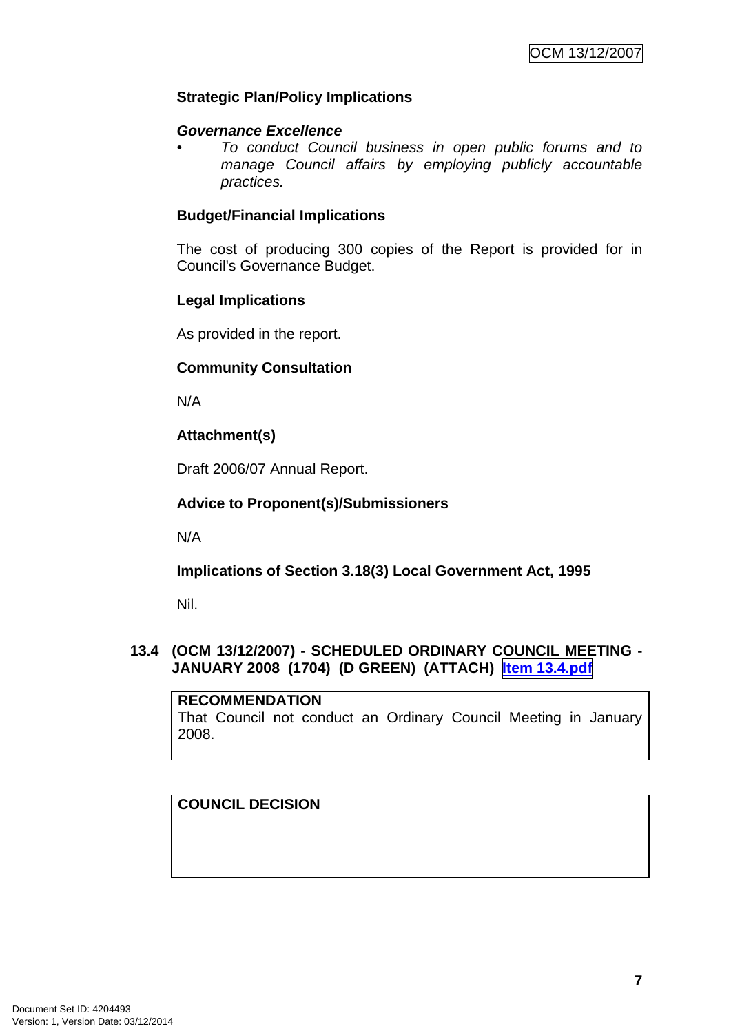### Strategic Plan/Policy Implications

***Governance Excellence***

- *To conduct Council business in open public forums and to manage Council affairs by employing publicly accountable practices.*

### Budget/Financial Implications

The cost of producing 300 copies of the Report is provided for in Council's Governance Budget.

### Legal Implications

As provided in the report.

### Community Consultation

N/A

### Attachment(s)

Draft 2006/07 Annual Report.

### Advice to Proponent(s)/Submissioners

N/A

### Implications of Section 3.18(3) Local Government Act, 1995

Nil.

## 13.4 (OCM 13/12/2007) - SCHEDULED ORDINARY COUNCIL MEETING - JANUARY 2008 (1704) (D GREEN) (ATTACH) Item 13.4.pdf

| **RECOMMENDATION** |
|---|
| That Council not conduct an Ordinary Council Meeting in January 2008. |

| **COUNCIL DECISION** |
|---|
| |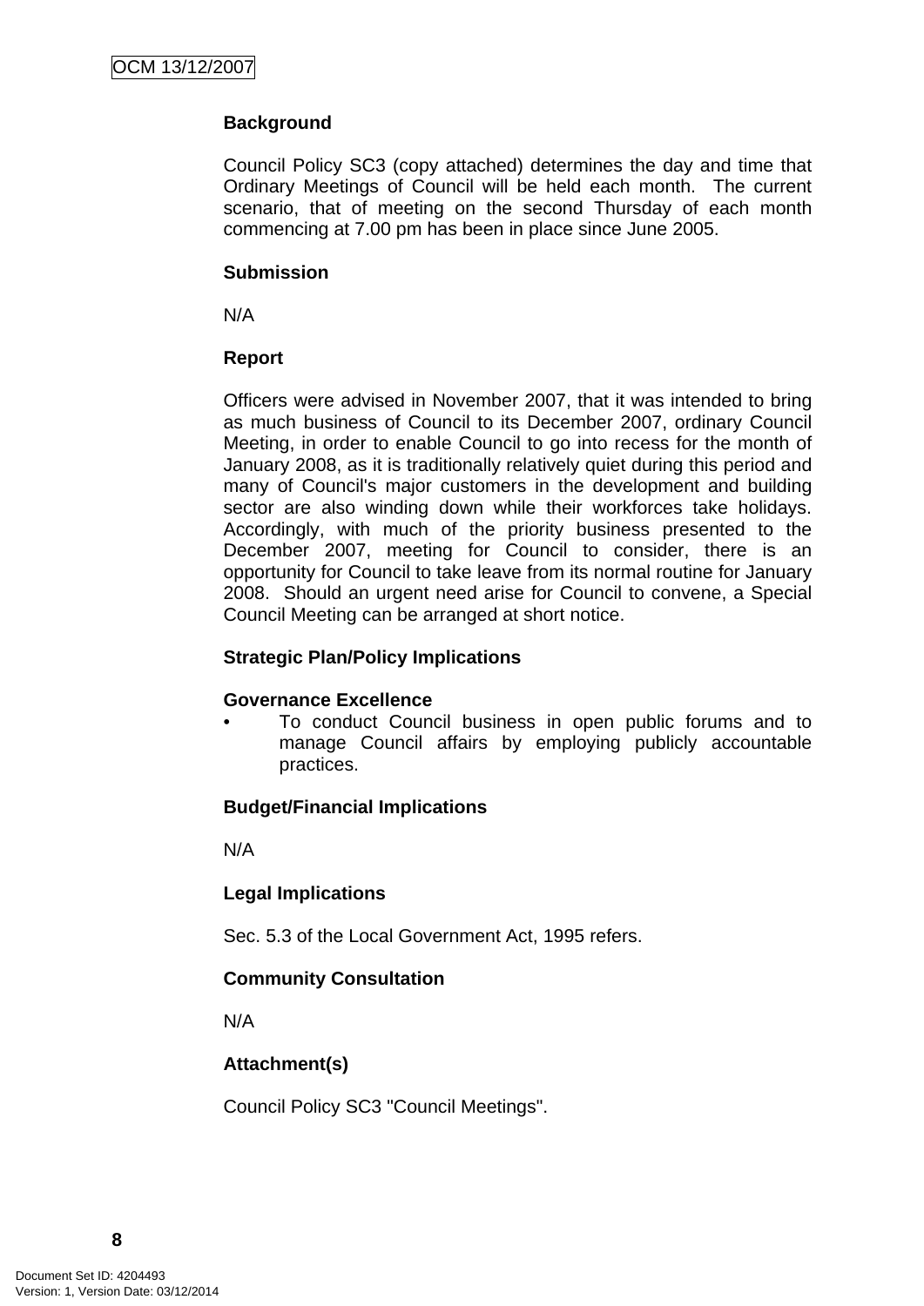**Background**

Council Policy SC3 (copy attached) determines the day and time that Ordinary Meetings of Council will be held each month. The current scenario, that of meeting on the second Thursday of each month commencing at 7.00 pm has been in place since June 2005.

**Submission**

N/A

**Report**

Officers were advised in November 2007, that it was intended to bring as much business of Council to its December 2007, ordinary Council Meeting, in order to enable Council to go into recess for the month of January 2008, as it is traditionally relatively quiet during this period and many of Council's major customers in the development and building sector are also winding down while their workforces take holidays. Accordingly, with much of the priority business presented to the December 2007, meeting for Council to consider, there is an opportunity for Council to take leave from its normal routine for January 2008. Should an urgent need arise for Council to convene, a Special Council Meeting can be arranged at short notice.

**Strategic Plan/Policy Implications**

**Governance Excellence**

- To conduct Council business in open public forums and to manage Council affairs by employing publicly accountable practices.

**Budget/Financial Implications**

N/A

**Legal Implications**

Sec. 5.3 of the Local Government Act, 1995 refers.

**Community Consultation**

N/A

**Attachment(s)**

Council Policy SC3 "Council Meetings".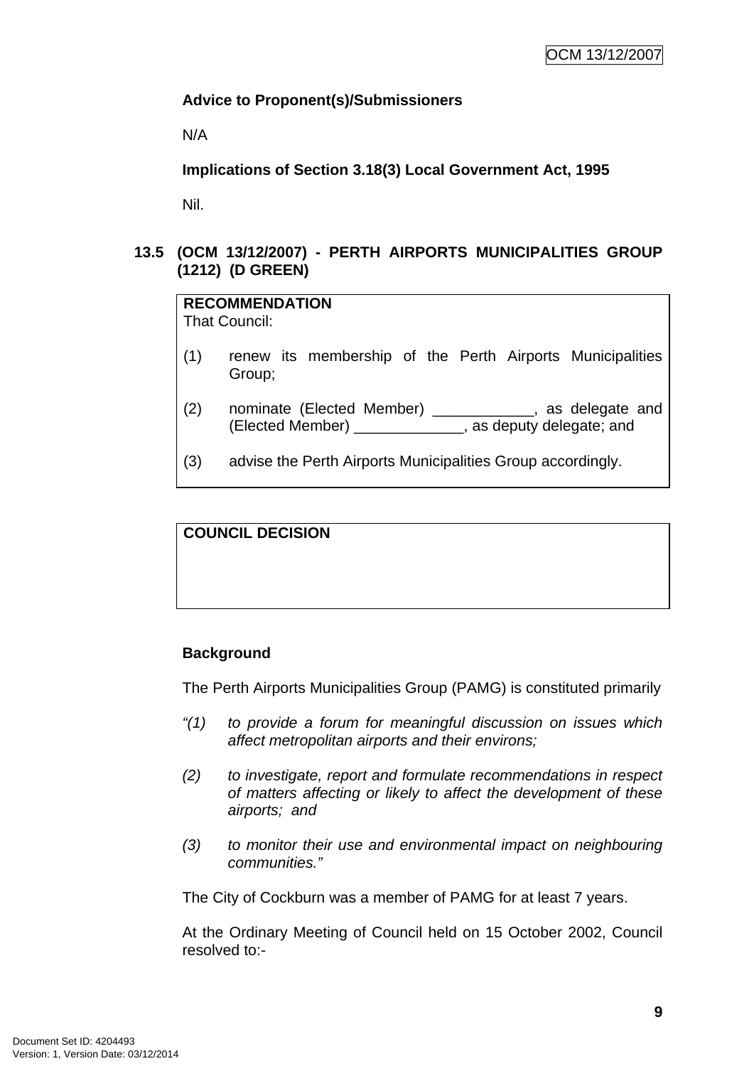**Advice to Proponent(s)/Submissioners**

N/A

**Implications of Section 3.18(3) Local Government Act, 1995**

Nil.

## 13.5 (OCM 13/12/2007) - PERTH AIRPORTS MUNICIPALITIES GROUP (1212) (D GREEN)

**RECOMMENDATION**
That Council:

(1) renew its membership of the Perth Airports Municipalities Group;

(2) nominate (Elected Member) ____________, as delegate and (Elected Member) _____________, as deputy delegate; and

(3) advise the Perth Airports Municipalities Group accordingly.

**COUNCIL DECISION**

**Background**

The Perth Airports Municipalities Group (PAMG) is constituted primarily

*"(1) to provide a forum for meaningful discussion on issues which affect metropolitan airports and their environs;*

*(2) to investigate, report and formulate recommendations in respect of matters affecting or likely to affect the development of these airports; and*

*(3) to monitor their use and environmental impact on neighbouring communities."*

The City of Cockburn was a member of PAMG for at least 7 years.

At the Ordinary Meeting of Council held on 15 October 2002, Council resolved to:-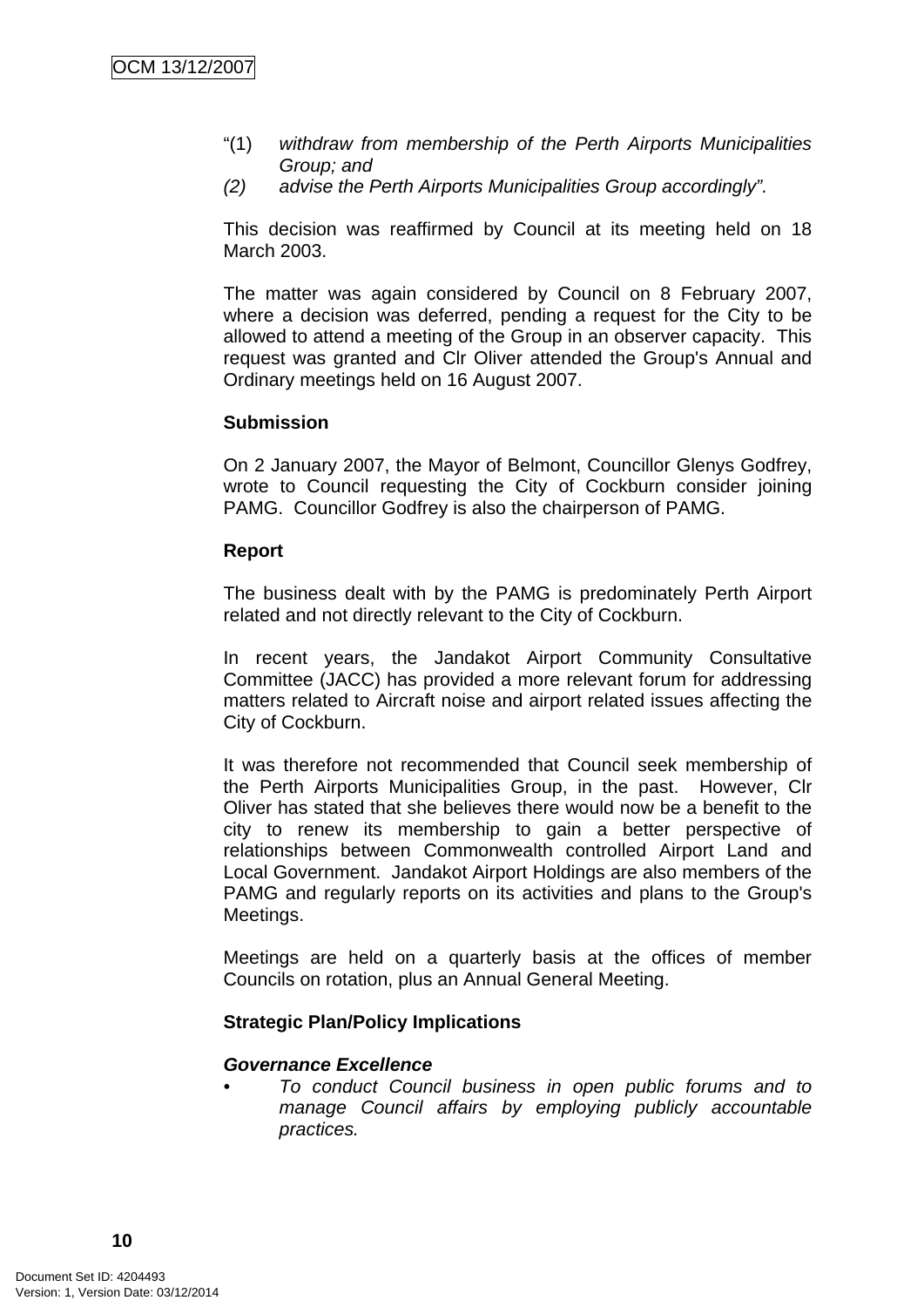"(1) *withdraw from membership of the Perth Airports Municipalities Group; and*
*(2) advise the Perth Airports Municipalities Group accordingly".*

This decision was reaffirmed by Council at its meeting held on 18 March 2003.

The matter was again considered by Council on 8 February 2007, where a decision was deferred, pending a request for the City to be allowed to attend a meeting of the Group in an observer capacity. This request was granted and Clr Oliver attended the Group's Annual and Ordinary meetings held on 16 August 2007.

**Submission**

On 2 January 2007, the Mayor of Belmont, Councillor Glenys Godfrey, wrote to Council requesting the City of Cockburn consider joining PAMG. Councillor Godfrey is also the chairperson of PAMG.

**Report**

The business dealt with by the PAMG is predominately Perth Airport related and not directly relevant to the City of Cockburn.

In recent years, the Jandakot Airport Community Consultative Committee (JACC) has provided a more relevant forum for addressing matters related to Aircraft noise and airport related issues affecting the City of Cockburn.

It was therefore not recommended that Council seek membership of the Perth Airports Municipalities Group, in the past. However, Clr Oliver has stated that she believes there would now be a benefit to the city to renew its membership to gain a better perspective of relationships between Commonwealth controlled Airport Land and Local Government. Jandakot Airport Holdings are also members of the PAMG and regularly reports on its activities and plans to the Group's Meetings.

Meetings are held on a quarterly basis at the offices of member Councils on rotation, plus an Annual General Meeting.

**Strategic Plan/Policy Implications**

***Governance Excellence***

- *To conduct Council business in open public forums and to manage Council affairs by employing publicly accountable practices.*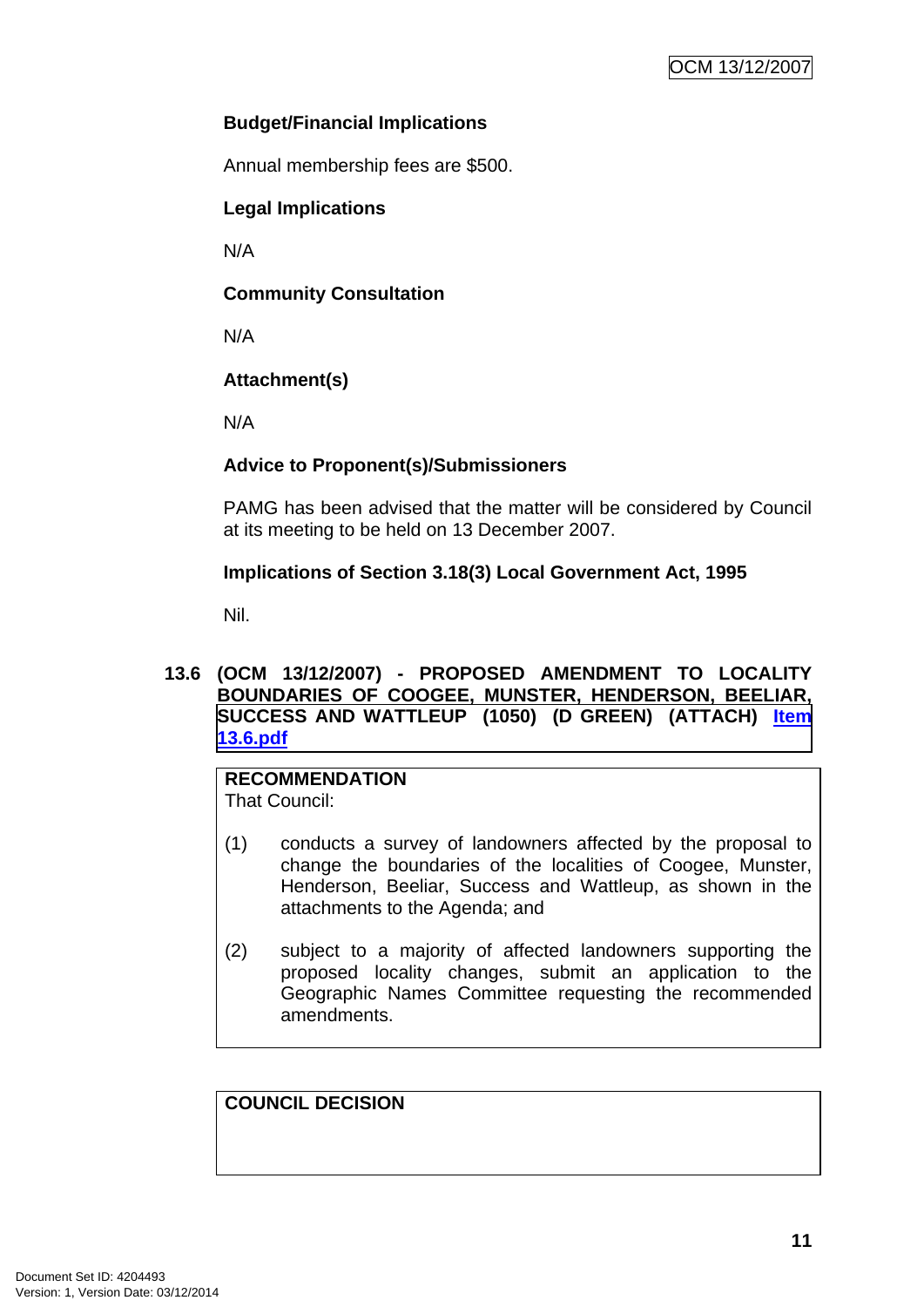**Budget/Financial Implications**

Annual membership fees are $500.

**Legal Implications**

N/A

**Community Consultation**

N/A

**Attachment(s)**

N/A

**Advice to Proponent(s)/Submissioners**

PAMG has been advised that the matter will be considered by Council at its meeting to be held on 13 December 2007.

**Implications of Section 3.18(3) Local Government Act, 1995**

Nil.

## 13.6 (OCM 13/12/2007) - PROPOSED AMENDMENT TO LOCALITY BOUNDARIES OF COOGEE, MUNSTER, HENDERSON, BEELIAR, SUCCESS AND WATTLEUP (1050) (D GREEN) (ATTACH) Item 13.6.pdf

**RECOMMENDATION**
That Council:

(1) conducts a survey of landowners affected by the proposal to change the boundaries of the localities of Coogee, Munster, Henderson, Beeliar, Success and Wattleup, as shown in the attachments to the Agenda; and

(2) subject to a majority of affected landowners supporting the proposed locality changes, submit an application to the Geographic Names Committee requesting the recommended amendments.

**COUNCIL DECISION**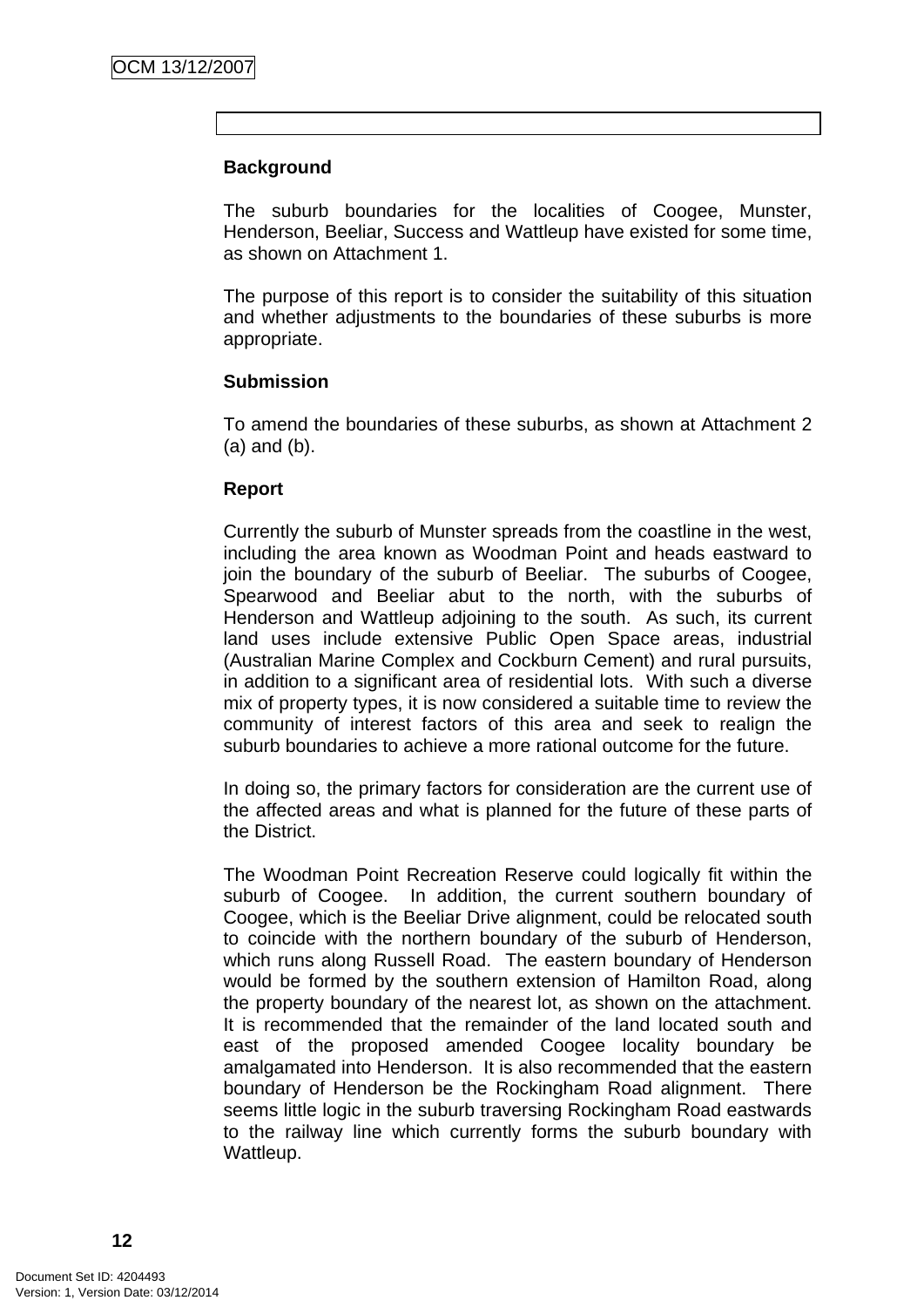**Background**

The suburb boundaries for the localities of Coogee, Munster, Henderson, Beeliar, Success and Wattleup have existed for some time, as shown on Attachment 1.

The purpose of this report is to consider the suitability of this situation and whether adjustments to the boundaries of these suburbs is more appropriate.

**Submission**

To amend the boundaries of these suburbs, as shown at Attachment 2 (a) and (b).

**Report**

Currently the suburb of Munster spreads from the coastline in the west, including the area known as Woodman Point and heads eastward to join the boundary of the suburb of Beeliar. The suburbs of Coogee, Spearwood and Beeliar abut to the north, with the suburbs of Henderson and Wattleup adjoining to the south. As such, its current land uses include extensive Public Open Space areas, industrial (Australian Marine Complex and Cockburn Cement) and rural pursuits, in addition to a significant area of residential lots. With such a diverse mix of property types, it is now considered a suitable time to review the community of interest factors of this area and seek to realign the suburb boundaries to achieve a more rational outcome for the future.

In doing so, the primary factors for consideration are the current use of the affected areas and what is planned for the future of these parts of the District.

The Woodman Point Recreation Reserve could logically fit within the suburb of Coogee. In addition, the current southern boundary of Coogee, which is the Beeliar Drive alignment, could be relocated south to coincide with the northern boundary of the suburb of Henderson, which runs along Russell Road. The eastern boundary of Henderson would be formed by the southern extension of Hamilton Road, along the property boundary of the nearest lot, as shown on the attachment. It is recommended that the remainder of the land located south and east of the proposed amended Coogee locality boundary be amalgamated into Henderson. It is also recommended that the eastern boundary of Henderson be the Rockingham Road alignment. There seems little logic in the suburb traversing Rockingham Road eastwards to the railway line which currently forms the suburb boundary with Wattleup.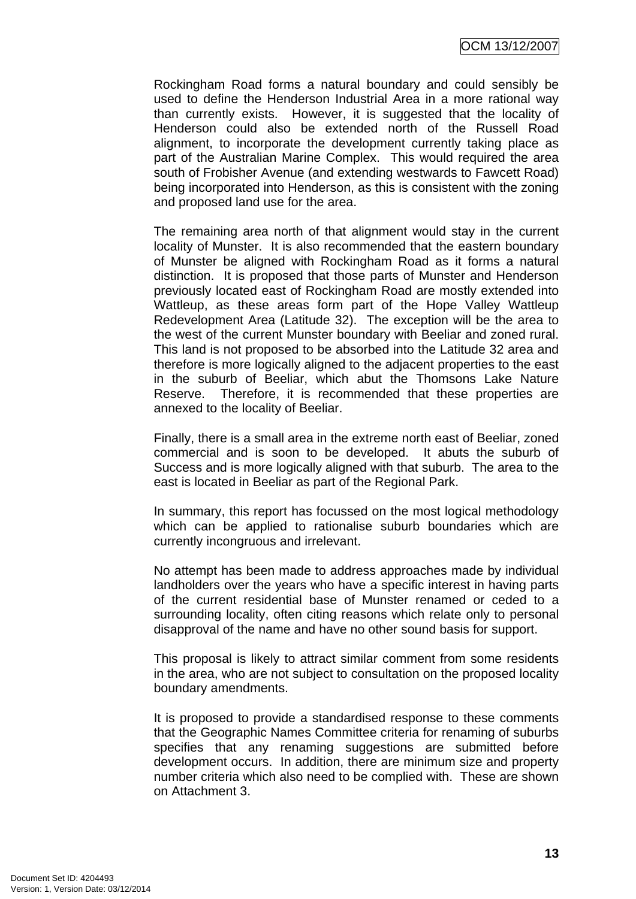Rockingham Road forms a natural boundary and could sensibly be used to define the Henderson Industrial Area in a more rational way than currently exists. However, it is suggested that the locality of Henderson could also be extended north of the Russell Road alignment, to incorporate the development currently taking place as part of the Australian Marine Complex. This would required the area south of Frobisher Avenue (and extending westwards to Fawcett Road) being incorporated into Henderson, as this is consistent with the zoning and proposed land use for the area.

The remaining area north of that alignment would stay in the current locality of Munster. It is also recommended that the eastern boundary of Munster be aligned with Rockingham Road as it forms a natural distinction. It is proposed that those parts of Munster and Henderson previously located east of Rockingham Road are mostly extended into Wattleup, as these areas form part of the Hope Valley Wattleup Redevelopment Area (Latitude 32). The exception will be the area to the west of the current Munster boundary with Beeliar and zoned rural. This land is not proposed to be absorbed into the Latitude 32 area and therefore is more logically aligned to the adjacent properties to the east in the suburb of Beeliar, which abut the Thomsons Lake Nature Reserve. Therefore, it is recommended that these properties are annexed to the locality of Beeliar.

Finally, there is a small area in the extreme north east of Beeliar, zoned commercial and is soon to be developed. It abuts the suburb of Success and is more logically aligned with that suburb. The area to the east is located in Beeliar as part of the Regional Park.

In summary, this report has focussed on the most logical methodology which can be applied to rationalise suburb boundaries which are currently incongruous and irrelevant.

No attempt has been made to address approaches made by individual landholders over the years who have a specific interest in having parts of the current residential base of Munster renamed or ceded to a surrounding locality, often citing reasons which relate only to personal disapproval of the name and have no other sound basis for support.

This proposal is likely to attract similar comment from some residents in the area, who are not subject to consultation on the proposed locality boundary amendments.

It is proposed to provide a standardised response to these comments that the Geographic Names Committee criteria for renaming of suburbs specifies that any renaming suggestions are submitted before development occurs. In addition, there are minimum size and property number criteria which also need to be complied with. These are shown on Attachment 3.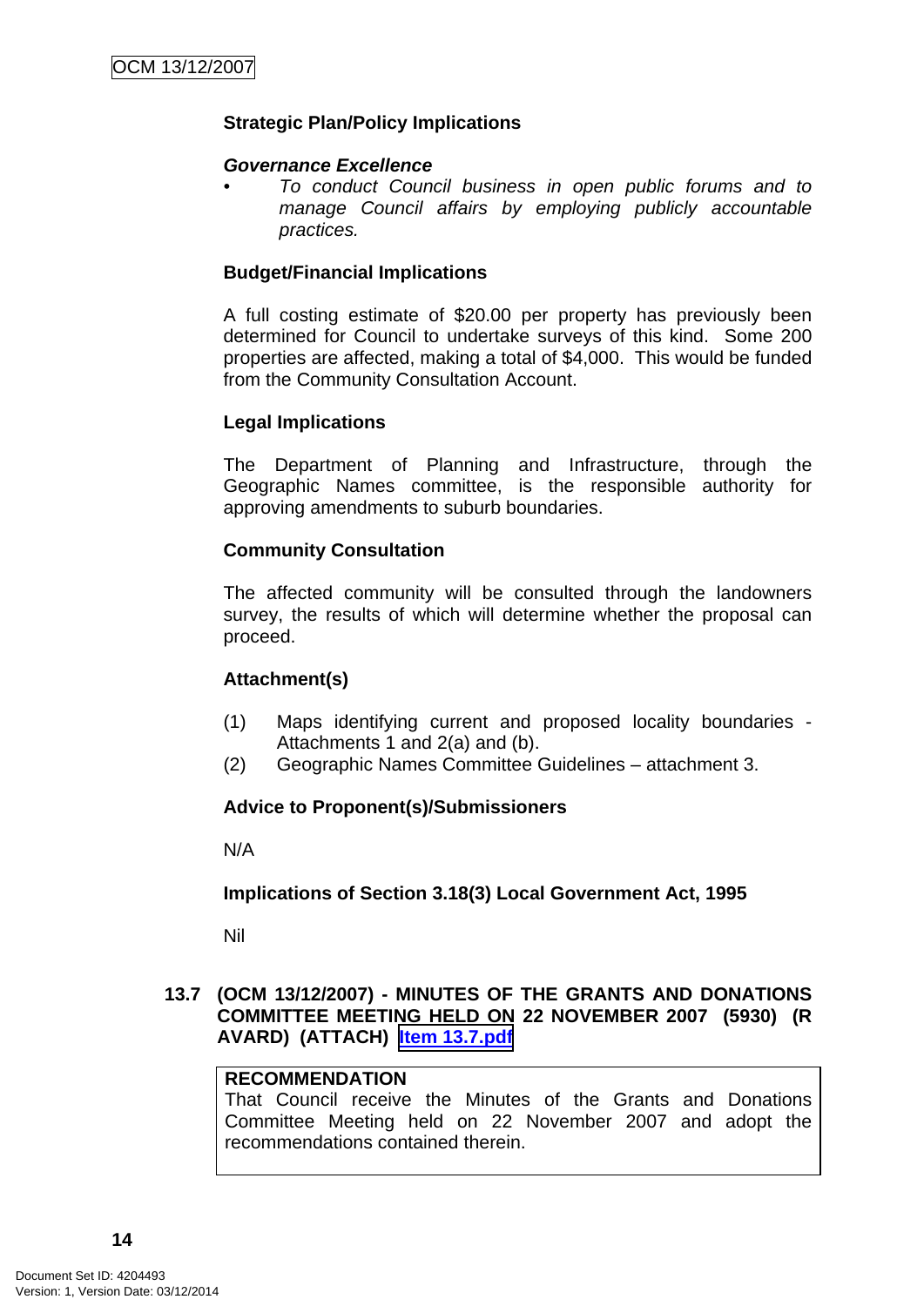**Strategic Plan/Policy Implications**

***Governance Excellence***

- *To conduct Council business in open public forums and to manage Council affairs by employing publicly accountable practices.*

**Budget/Financial Implications**

A full costing estimate of $20.00 per property has previously been determined for Council to undertake surveys of this kind. Some 200 properties are affected, making a total of $4,000. This would be funded from the Community Consultation Account.

**Legal Implications**

The Department of Planning and Infrastructure, through the Geographic Names committee, is the responsible authority for approving amendments to suburb boundaries.

**Community Consultation**

The affected community will be consulted through the landowners survey, the results of which will determine whether the proposal can proceed.

**Attachment(s)**

(1) Maps identifying current and proposed locality boundaries - Attachments 1 and 2(a) and (b).
(2) Geographic Names Committee Guidelines – attachment 3.

**Advice to Proponent(s)/Submissioners**

N/A

**Implications of Section 3.18(3) Local Government Act, 1995**

Nil

## 13.7 (OCM 13/12/2007) - MINUTES OF THE GRANTS AND DONATIONS COMMITTEE MEETING HELD ON 22 NOVEMBER 2007 (5930) (R AVARD) (ATTACH) Item 13.7.pdf

| **RECOMMENDATION** |
|---|
| That Council receive the Minutes of the Grants and Donations Committee Meeting held on 22 November 2007 and adopt the recommendations contained therein. |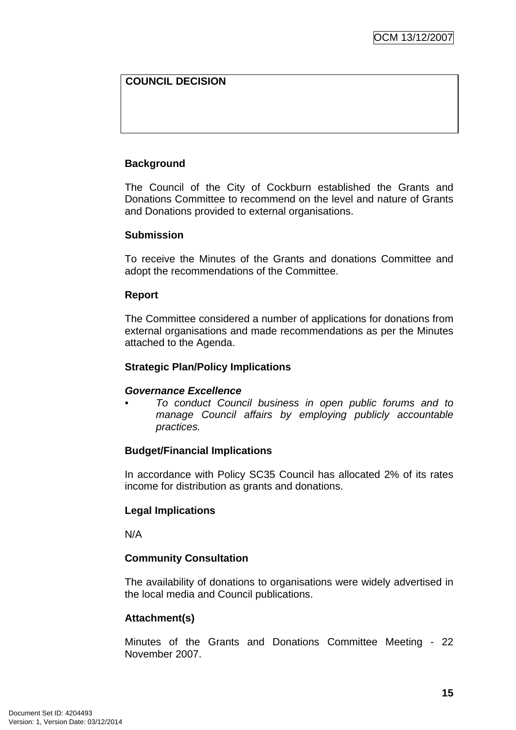| COUNCIL DECISION |
| --- |
| |

**Background**

The Council of the City of Cockburn established the Grants and Donations Committee to recommend on the level and nature of Grants and Donations provided to external organisations.

**Submission**

To receive the Minutes of the Grants and donations Committee and adopt the recommendations of the Committee.

**Report**

The Committee considered a number of applications for donations from external organisations and made recommendations as per the Minutes attached to the Agenda.

**Strategic Plan/Policy Implications**

***Governance Excellence***

- *To conduct Council business in open public forums and to manage Council affairs by employing publicly accountable practices.*

**Budget/Financial Implications**

In accordance with Policy SC35 Council has allocated 2% of its rates income for distribution as grants and donations.

**Legal Implications**

N/A

**Community Consultation**

The availability of donations to organisations were widely advertised in the local media and Council publications.

**Attachment(s)**

Minutes of the Grants and Donations Committee Meeting - 22 November 2007.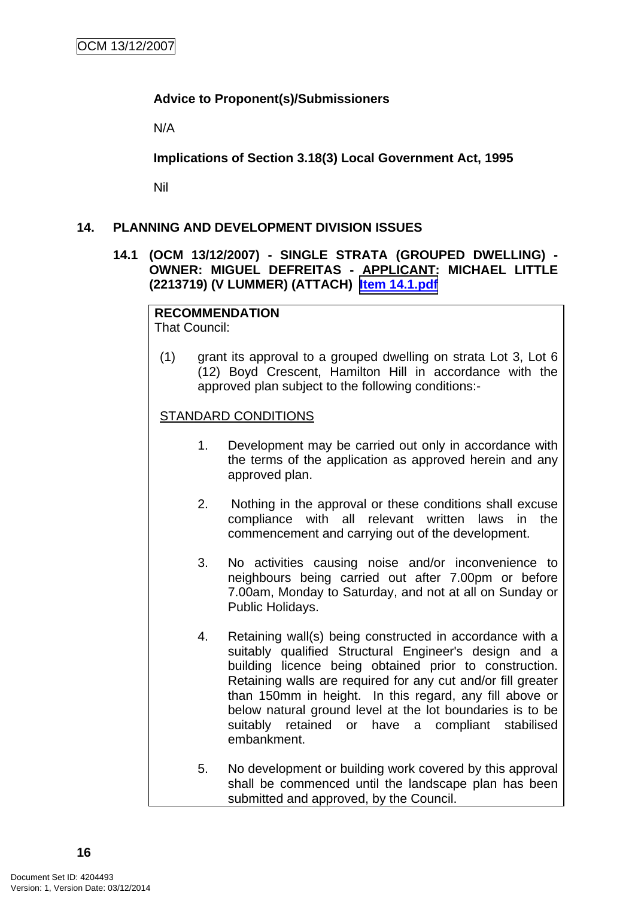**Advice to Proponent(s)/Submissioners**

N/A

**Implications of Section 3.18(3) Local Government Act, 1995**

Nil

## 14. PLANNING AND DEVELOPMENT DIVISION ISSUES

### 14.1 (OCM 13/12/2007) - SINGLE STRATA (GROUPED DWELLING) - OWNER: MIGUEL DEFREITAS - APPLICANT: MICHAEL LITTLE (2213719) (V LUMMER) (ATTACH) Item 14.1.pdf

**RECOMMENDATION**

That Council:

(1) grant its approval to a grouped dwelling on strata Lot 3, Lot 6 (12) Boyd Crescent, Hamilton Hill in accordance with the approved plan subject to the following conditions:-

STANDARD CONDITIONS

1. Development may be carried out only in accordance with the terms of the application as approved herein and any approved plan.

2. Nothing in the approval or these conditions shall excuse compliance with all relevant written laws in the commencement and carrying out of the development.

3. No activities causing noise and/or inconvenience to neighbours being carried out after 7.00pm or before 7.00am, Monday to Saturday, and not at all on Sunday or Public Holidays.

4. Retaining wall(s) being constructed in accordance with a suitably qualified Structural Engineer's design and a building licence being obtained prior to construction. Retaining walls are required for any cut and/or fill greater than 150mm in height. In this regard, any fill above or below natural ground level at the lot boundaries is to be suitably retained or have a compliant stabilised embankment.

5. No development or building work covered by this approval shall be commenced until the landscape plan has been submitted and approved, by the Council.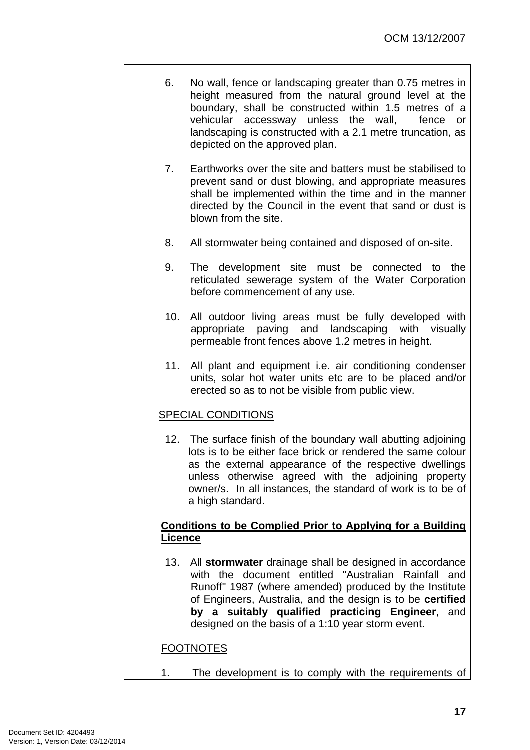6. No wall, fence or landscaping greater than 0.75 metres in height measured from the natural ground level at the boundary, shall be constructed within 1.5 metres of a vehicular accessway unless the wall, fence or landscaping is constructed with a 2.1 metre truncation, as depicted on the approved plan.

7. Earthworks over the site and batters must be stabilised to prevent sand or dust blowing, and appropriate measures shall be implemented within the time and in the manner directed by the Council in the event that sand or dust is blown from the site.

8. All stormwater being contained and disposed of on-site.

9. The development site must be connected to the reticulated sewerage system of the Water Corporation before commencement of any use.

10. All outdoor living areas must be fully developed with appropriate paving and landscaping with visually permeable front fences above 1.2 metres in height.

11. All plant and equipment i.e. air conditioning condenser units, solar hot water units etc are to be placed and/or erected so as to not be visible from public view.

SPECIAL CONDITIONS

12. The surface finish of the boundary wall abutting adjoining lots is to be either face brick or rendered the same colour as the external appearance of the respective dwellings unless otherwise agreed with the adjoining property owner/s. In all instances, the standard of work is to be of a high standard.

**Conditions to be Complied Prior to Applying for a Building Licence**

13. All **stormwater** drainage shall be designed in accordance with the document entitled "Australian Rainfall and Runoff" 1987 (where amended) produced by the Institute of Engineers, Australia, and the design is to be **certified by a suitably qualified practicing Engineer**, and designed on the basis of a 1:10 year storm event.

FOOTNOTES

1. The development is to comply with the requirements of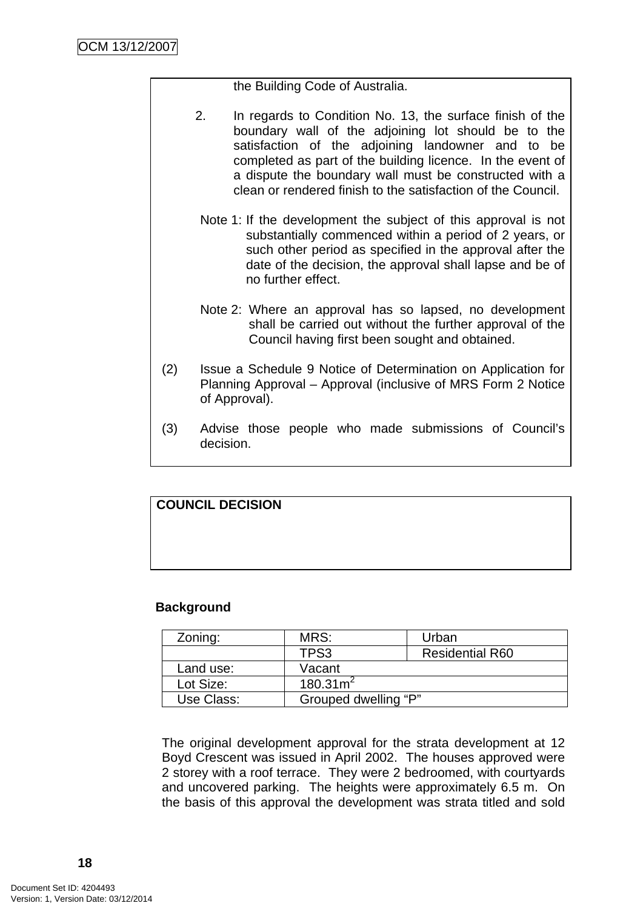the Building Code of Australia.

2. In regards to Condition No. 13, the surface finish of the boundary wall of the adjoining lot should be to the satisfaction of the adjoining landowner and to be completed as part of the building licence. In the event of a dispute the boundary wall must be constructed with a clean or rendered finish to the satisfaction of the Council.

Note 1: If the development the subject of this approval is not substantially commenced within a period of 2 years, or such other period as specified in the approval after the date of the decision, the approval shall lapse and be of no further effect.

Note 2: Where an approval has so lapsed, no development shall be carried out without the further approval of the Council having first been sought and obtained.

(2) Issue a Schedule 9 Notice of Determination on Application for Planning Approval – Approval (inclusive of MRS Form 2 Notice of Approval).

(3) Advise those people who made submissions of Council's decision.

**COUNCIL DECISION**

**Background**

| Zoning: | MRS: | Urban |
|---|---|---|
| | TPS3 | Residential R60 |
| Land use: | Vacant | |
| Lot Size: | 180.31m$^2$ | |
| Use Class: | Grouped dwelling "P" | |

The original development approval for the strata development at 12 Boyd Crescent was issued in April 2002. The houses approved were 2 storey with a roof terrace. They were 2 bedroomed, with courtyards and uncovered parking. The heights were approximately 6.5 m. On the basis of this approval the development was strata titled and sold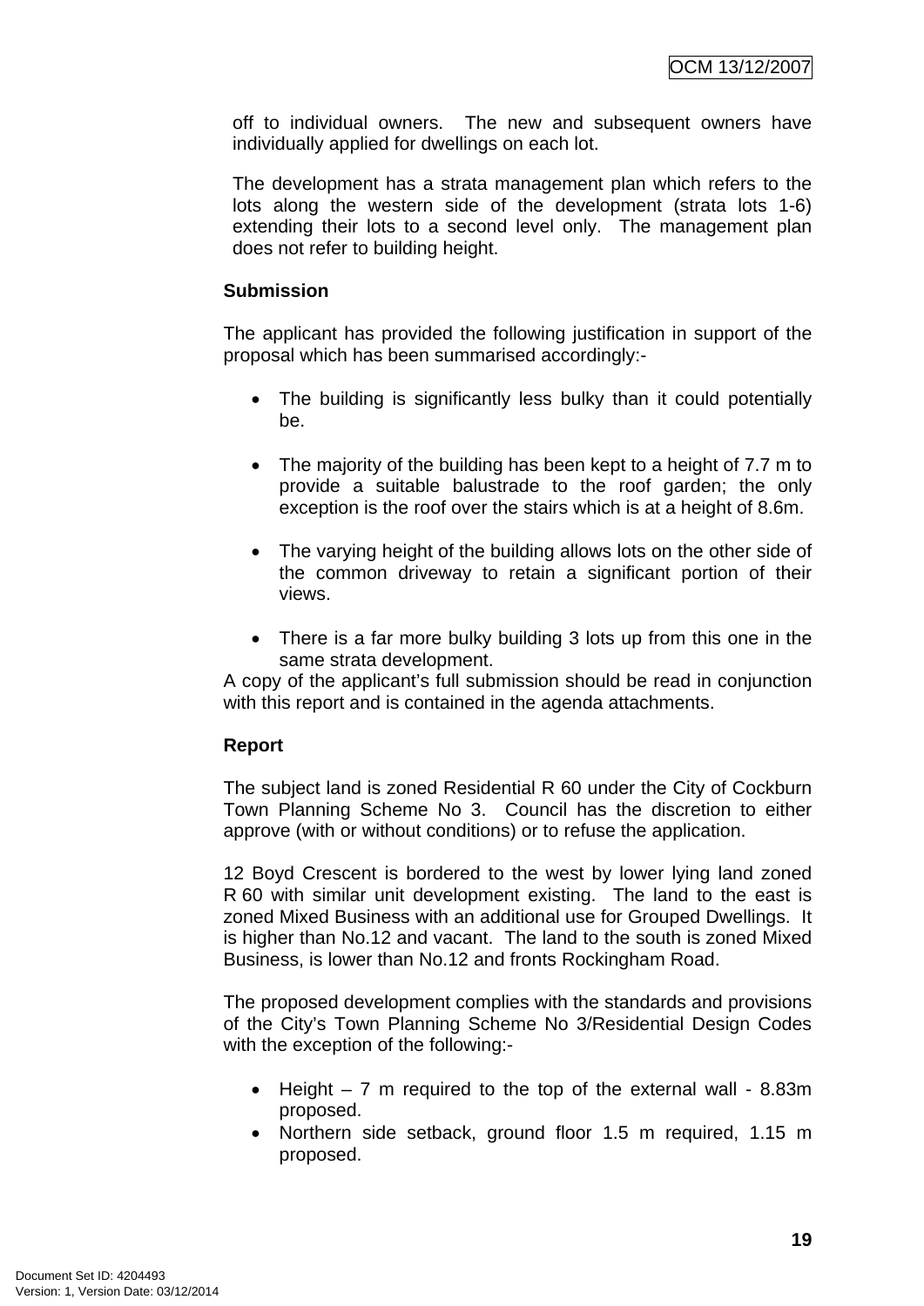off to individual owners. The new and subsequent owners have individually applied for dwellings on each lot.

The development has a strata management plan which refers to the lots along the western side of the development (strata lots 1-6) extending their lots to a second level only. The management plan does not refer to building height.

**Submission**

The applicant has provided the following justification in support of the proposal which has been summarised accordingly:-

- The building is significantly less bulky than it could potentially be.
- The majority of the building has been kept to a height of 7.7 m to provide a suitable balustrade to the roof garden; the only exception is the roof over the stairs which is at a height of 8.6m.
- The varying height of the building allows lots on the other side of the common driveway to retain a significant portion of their views.
- There is a far more bulky building 3 lots up from this one in the same strata development.

A copy of the applicant's full submission should be read in conjunction with this report and is contained in the agenda attachments.

**Report**

The subject land is zoned Residential R 60 under the City of Cockburn Town Planning Scheme No 3. Council has the discretion to either approve (with or without conditions) or to refuse the application.

12 Boyd Crescent is bordered to the west by lower lying land zoned R 60 with similar unit development existing. The land to the east is zoned Mixed Business with an additional use for Grouped Dwellings. It is higher than No.12 and vacant. The land to the south is zoned Mixed Business, is lower than No.12 and fronts Rockingham Road.

The proposed development complies with the standards and provisions of the City's Town Planning Scheme No 3/Residential Design Codes with the exception of the following:-

- Height – 7 m required to the top of the external wall - 8.83m proposed.
- Northern side setback, ground floor 1.5 m required, 1.15 m proposed.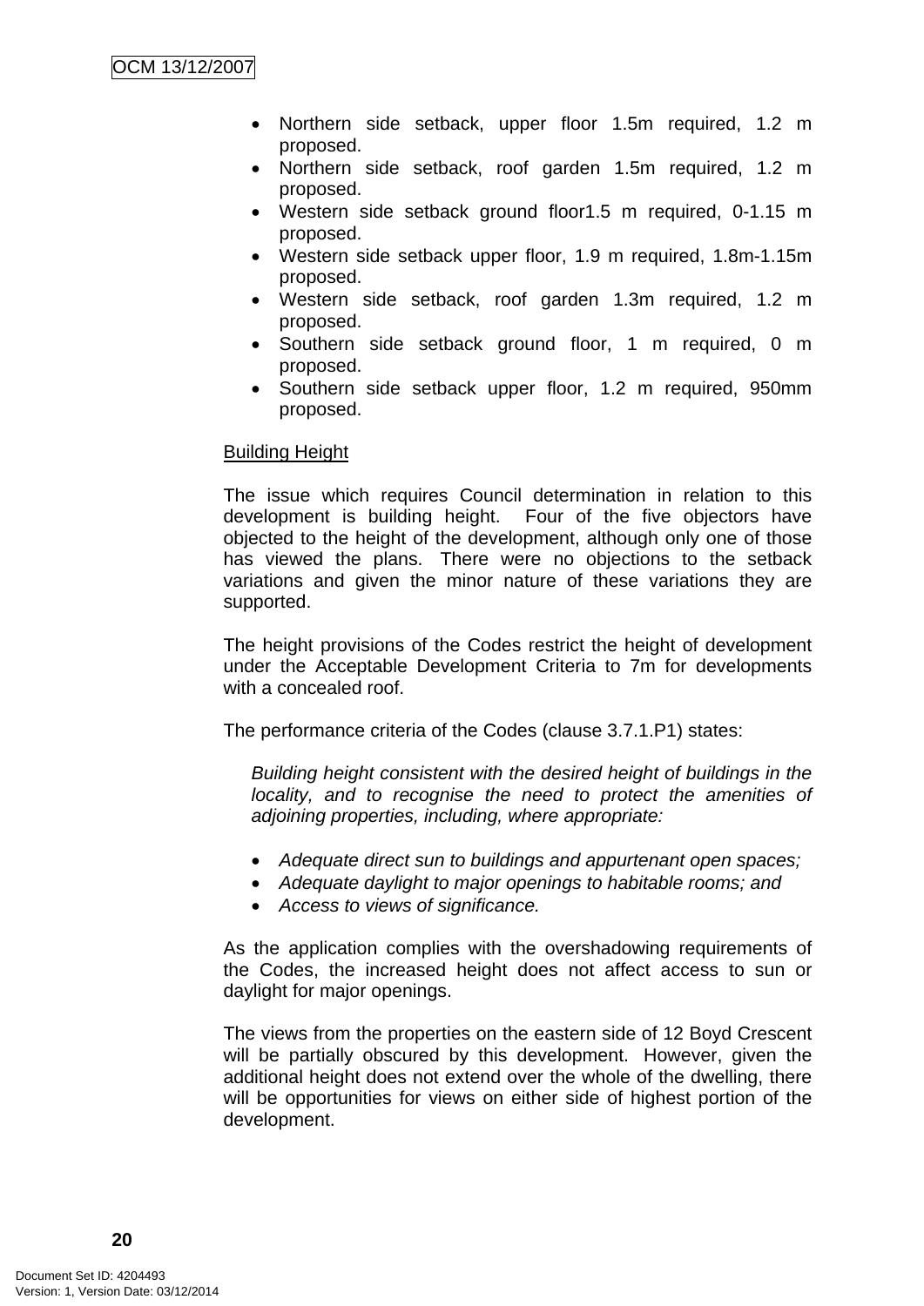- Northern side setback, upper floor 1.5m required, 1.2 m proposed.
- Northern side setback, roof garden 1.5m required, 1.2 m proposed.
- Western side setback ground floor1.5 m required, 0-1.15 m proposed.
- Western side setback upper floor, 1.9 m required, 1.8m-1.15m proposed.
- Western side setback, roof garden 1.3m required, 1.2 m proposed.
- Southern side setback ground floor, 1 m required, 0 m proposed.
- Southern side setback upper floor, 1.2 m required, 950mm proposed.

Building Height

The issue which requires Council determination in relation to this development is building height. Four of the five objectors have objected to the height of the development, although only one of those has viewed the plans. There were no objections to the setback variations and given the minor nature of these variations they are supported.

The height provisions of the Codes restrict the height of development under the Acceptable Development Criteria to 7m for developments with a concealed roof.

The performance criteria of the Codes (clause 3.7.1.P1) states:

> *Building height consistent with the desired height of buildings in the locality, and to recognise the need to protect the amenities of adjoining properties, including, where appropriate:*
>
> - *Adequate direct sun to buildings and appurtenant open spaces;*
> - *Adequate daylight to major openings to habitable rooms; and*
> - *Access to views of significance.*

As the application complies with the overshadowing requirements of the Codes, the increased height does not affect access to sun or daylight for major openings.

The views from the properties on the eastern side of 12 Boyd Crescent will be partially obscured by this development. However, given the additional height does not extend over the whole of the dwelling, there will be opportunities for views on either side of highest portion of the development.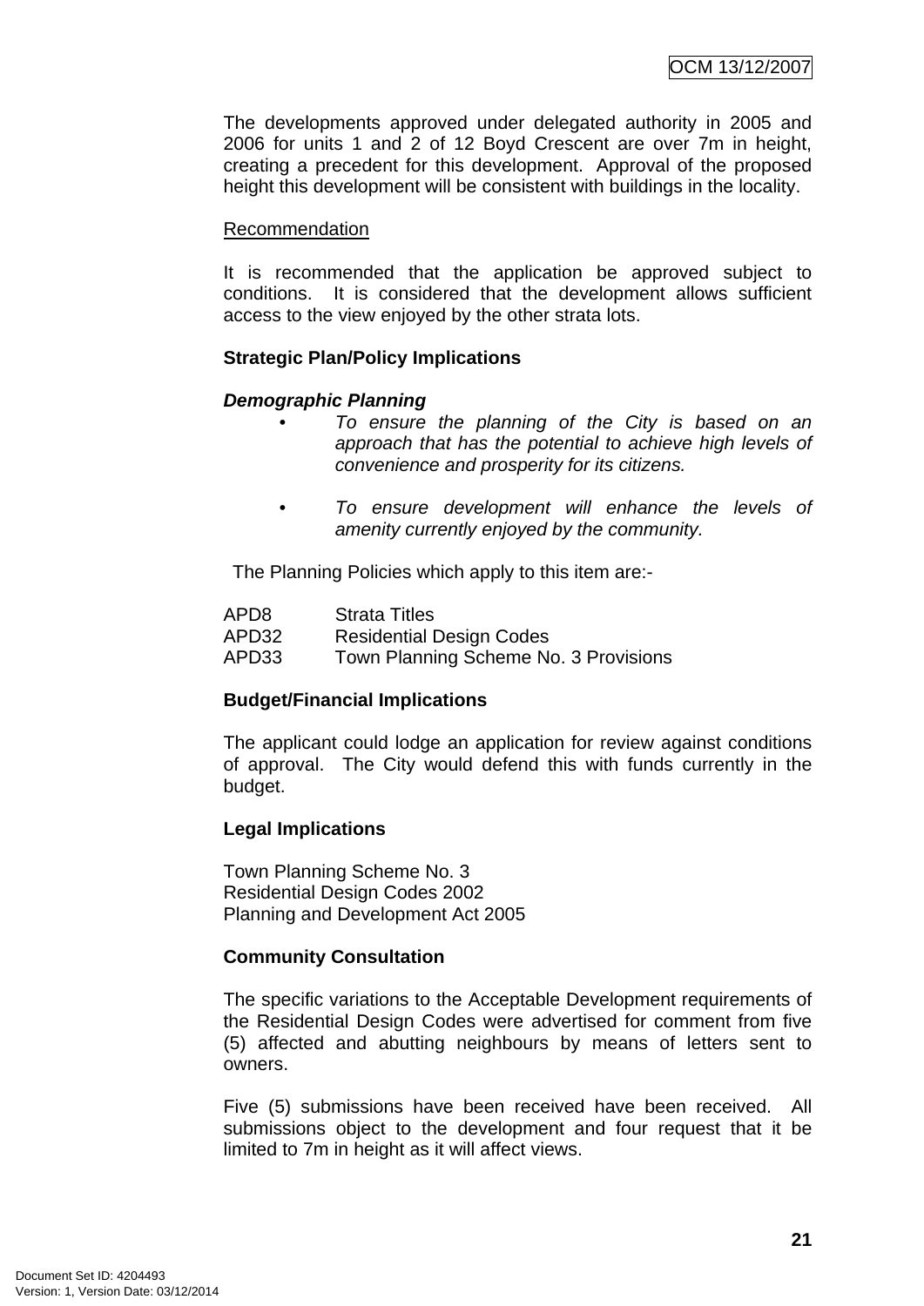The developments approved under delegated authority in 2005 and 2006 for units 1 and 2 of 12 Boyd Crescent are over 7m in height, creating a precedent for this development. Approval of the proposed height this development will be consistent with buildings in the locality.

Recommendation

It is recommended that the application be approved subject to conditions. It is considered that the development allows sufficient access to the view enjoyed by the other strata lots.

**Strategic Plan/Policy Implications**

***Demographic Planning***

- *To ensure the planning of the City is based on an approach that has the potential to achieve high levels of convenience and prosperity for its citizens.*

- *To ensure development will enhance the levels of amenity currently enjoyed by the community.*

The Planning Policies which apply to this item are:-

APD8 Strata Titles
APD32 Residential Design Codes
APD33 Town Planning Scheme No. 3 Provisions

**Budget/Financial Implications**

The applicant could lodge an application for review against conditions of approval. The City would defend this with funds currently in the budget.

**Legal Implications**

Town Planning Scheme No. 3
Residential Design Codes 2002
Planning and Development Act 2005

**Community Consultation**

The specific variations to the Acceptable Development requirements of the Residential Design Codes were advertised for comment from five (5) affected and abutting neighbours by means of letters sent to owners.

Five (5) submissions have been received have been received. All submissions object to the development and four request that it be limited to 7m in height as it will affect views.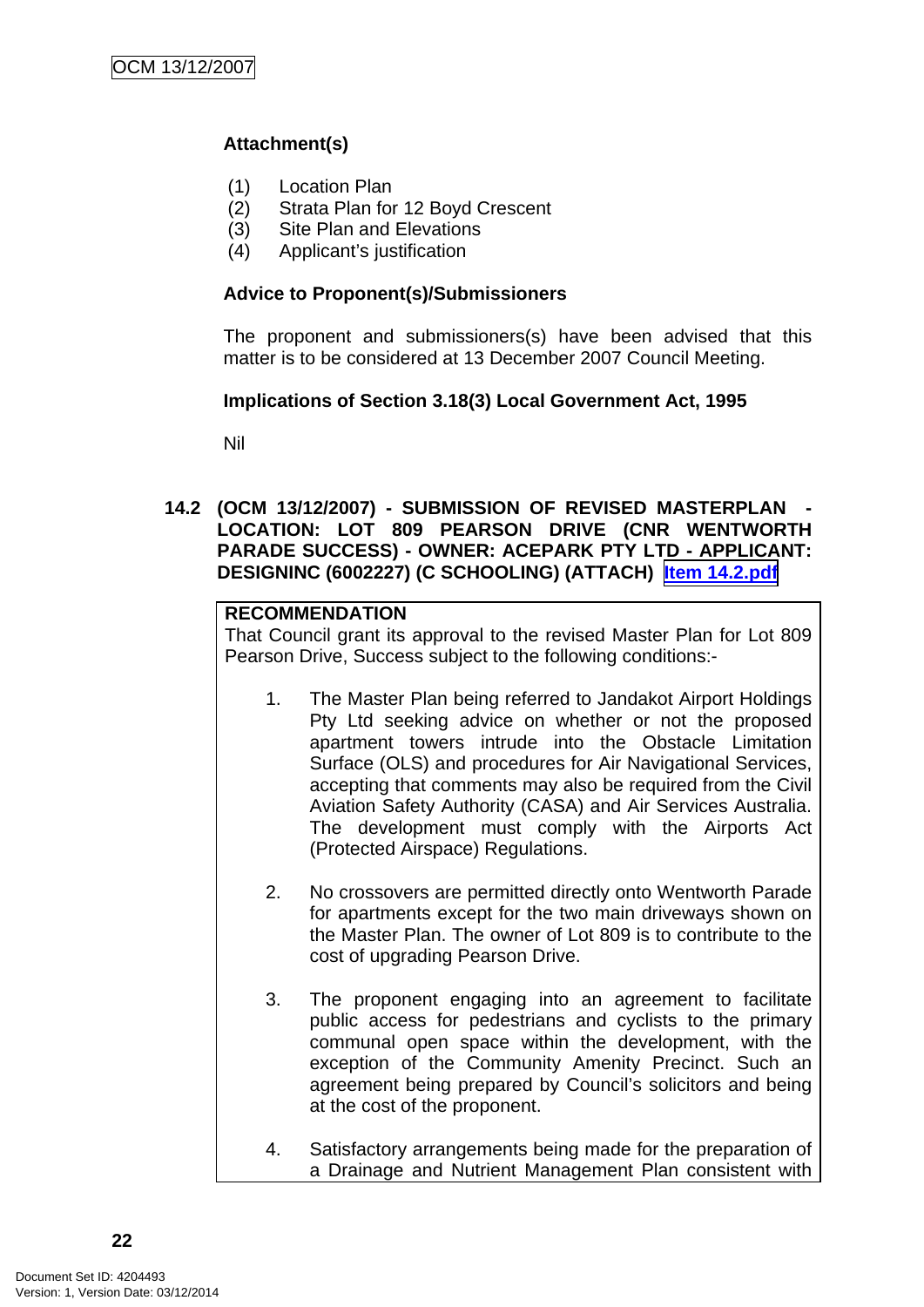**Attachment(s)**

(1) Location Plan
(2) Strata Plan for 12 Boyd Crescent
(3) Site Plan and Elevations
(4) Applicant's justification

**Advice to Proponent(s)/Submissioners**

The proponent and submissioners(s) have been advised that this matter is to be considered at 13 December 2007 Council Meeting.

**Implications of Section 3.18(3) Local Government Act, 1995**

Nil

### 14.2 (OCM 13/12/2007) - SUBMISSION OF REVISED MASTERPLAN - LOCATION: LOT 809 PEARSON DRIVE (CNR WENTWORTH PARADE SUCCESS) - OWNER: ACEPARK PTY LTD - APPLICANT: DESIGNINC (6002227) (C SCHOOLING) (ATTACH) Item 14.2.pdf

**RECOMMENDATION**
That Council grant its approval to the revised Master Plan for Lot 809 Pearson Drive, Success subject to the following conditions:-

1. The Master Plan being referred to Jandakot Airport Holdings Pty Ltd seeking advice on whether or not the proposed apartment towers intrude into the Obstacle Limitation Surface (OLS) and procedures for Air Navigational Services, accepting that comments may also be required from the Civil Aviation Safety Authority (CASA) and Air Services Australia. The development must comply with the Airports Act (Protected Airspace) Regulations.

2. No crossovers are permitted directly onto Wentworth Parade for apartments except for the two main driveways shown on the Master Plan. The owner of Lot 809 is to contribute to the cost of upgrading Pearson Drive.

3. The proponent engaging into an agreement to facilitate public access for pedestrians and cyclists to the primary communal open space within the development, with the exception of the Community Amenity Precinct. Such an agreement being prepared by Council's solicitors and being at the cost of the proponent.

4. Satisfactory arrangements being made for the preparation of a Drainage and Nutrient Management Plan consistent with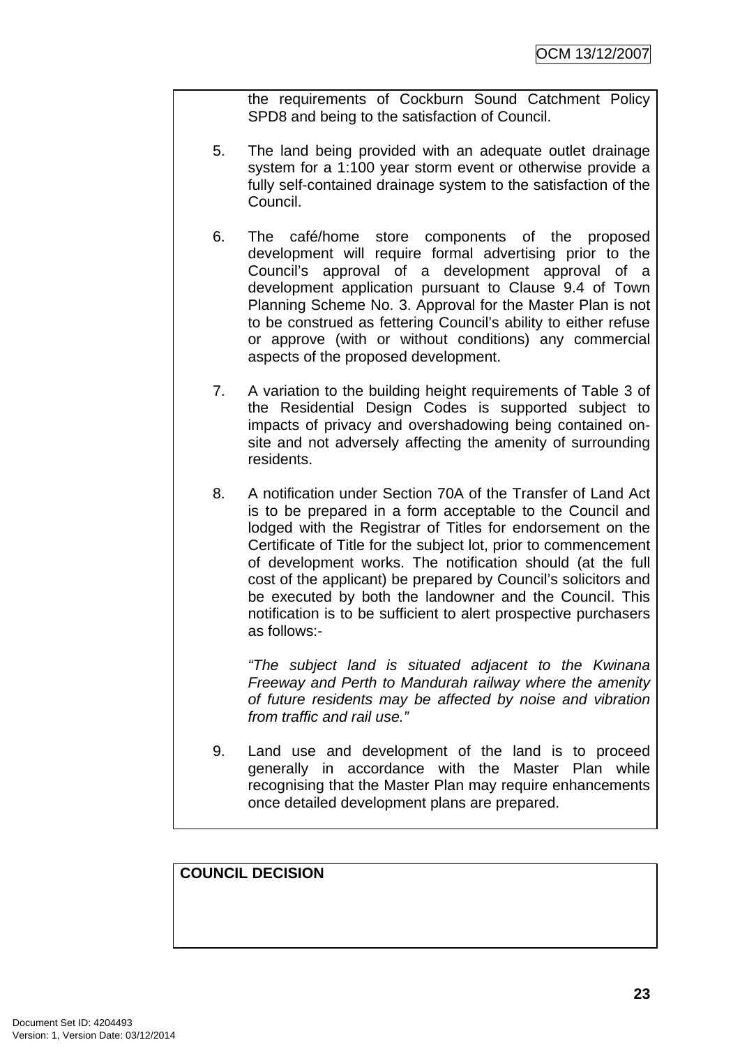the requirements of Cockburn Sound Catchment Policy SPD8 and being to the satisfaction of Council.

5. The land being provided with an adequate outlet drainage system for a 1:100 year storm event or otherwise provide a fully self-contained drainage system to the satisfaction of the Council.

6. The café/home store components of the proposed development will require formal advertising prior to the Council's approval of a development approval of a development application pursuant to Clause 9.4 of Town Planning Scheme No. 3. Approval for the Master Plan is not to be construed as fettering Council's ability to either refuse or approve (with or without conditions) any commercial aspects of the proposed development.

7. A variation to the building height requirements of Table 3 of the Residential Design Codes is supported subject to impacts of privacy and overshadowing being contained on-site and not adversely affecting the amenity of surrounding residents.

8. A notification under Section 70A of the Transfer of Land Act is to be prepared in a form acceptable to the Council and lodged with the Registrar of Titles for endorsement on the Certificate of Title for the subject lot, prior to commencement of development works. The notification should (at the full cost of the applicant) be prepared by Council's solicitors and be executed by both the landowner and the Council. This notification is to be sufficient to alert prospective purchasers as follows:-

   *"The subject land is situated adjacent to the Kwinana Freeway and Perth to Mandurah railway where the amenity of future residents may be affected by noise and vibration from traffic and rail use."*

9. Land use and development of the land is to proceed generally in accordance with the Master Plan while recognising that the Master Plan may require enhancements once detailed development plans are prepared.

**COUNCIL DECISION**

Document Set ID: 4204493
Version: 1, Version Date: 03/12/2014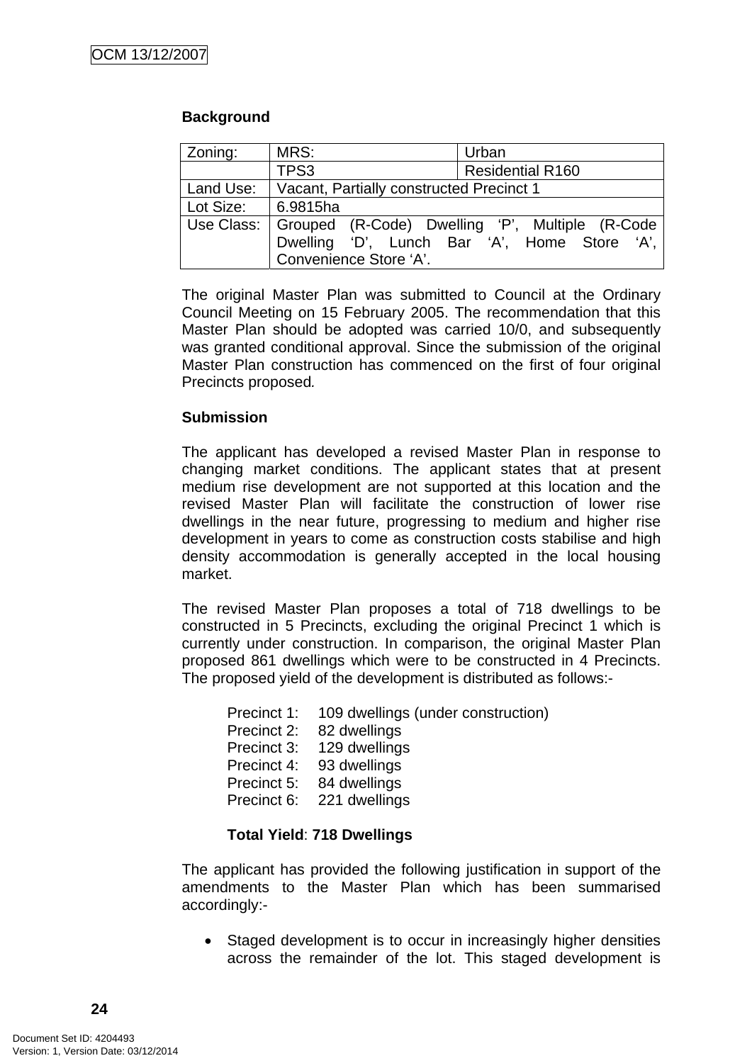**Background**

| Zoning: | MRS: | Urban |
|---|---|---|
| | TPS3 | Residential R160 |
| Land Use: | Vacant, Partially constructed Precinct 1 | |
| Lot Size: | 6.9815ha | |
| Use Class: | Grouped (R-Code) Dwelling 'P', Multiple (R-Code Dwelling 'D', Lunch Bar 'A', Home Store 'A', Convenience Store 'A'. | |

The original Master Plan was submitted to Council at the Ordinary Council Meeting on 15 February 2005. The recommendation that this Master Plan should be adopted was carried 10/0, and subsequently was granted conditional approval. Since the submission of the original Master Plan construction has commenced on the first of four original Precincts proposed.

**Submission**

The applicant has developed a revised Master Plan in response to changing market conditions. The applicant states that at present medium rise development are not supported at this location and the revised Master Plan will facilitate the construction of lower rise dwellings in the near future, progressing to medium and higher rise development in years to come as construction costs stabilise and high density accommodation is generally accepted in the local housing market.

The revised Master Plan proposes a total of 718 dwellings to be constructed in 5 Precincts, excluding the original Precinct 1 which is currently under construction. In comparison, the original Master Plan proposed 861 dwellings which were to be constructed in 4 Precincts. The proposed yield of the development is distributed as follows:-

Precinct 1: 109 dwellings (under construction)
Precinct 2: 82 dwellings
Precinct 3: 129 dwellings
Precinct 4: 93 dwellings
Precinct 5: 84 dwellings
Precinct 6: 221 dwellings

**Total Yield**: **718 Dwellings**

The applicant has provided the following justification in support of the amendments to the Master Plan which has been summarised accordingly:-

- Staged development is to occur in increasingly higher densities across the remainder of the lot. This staged development is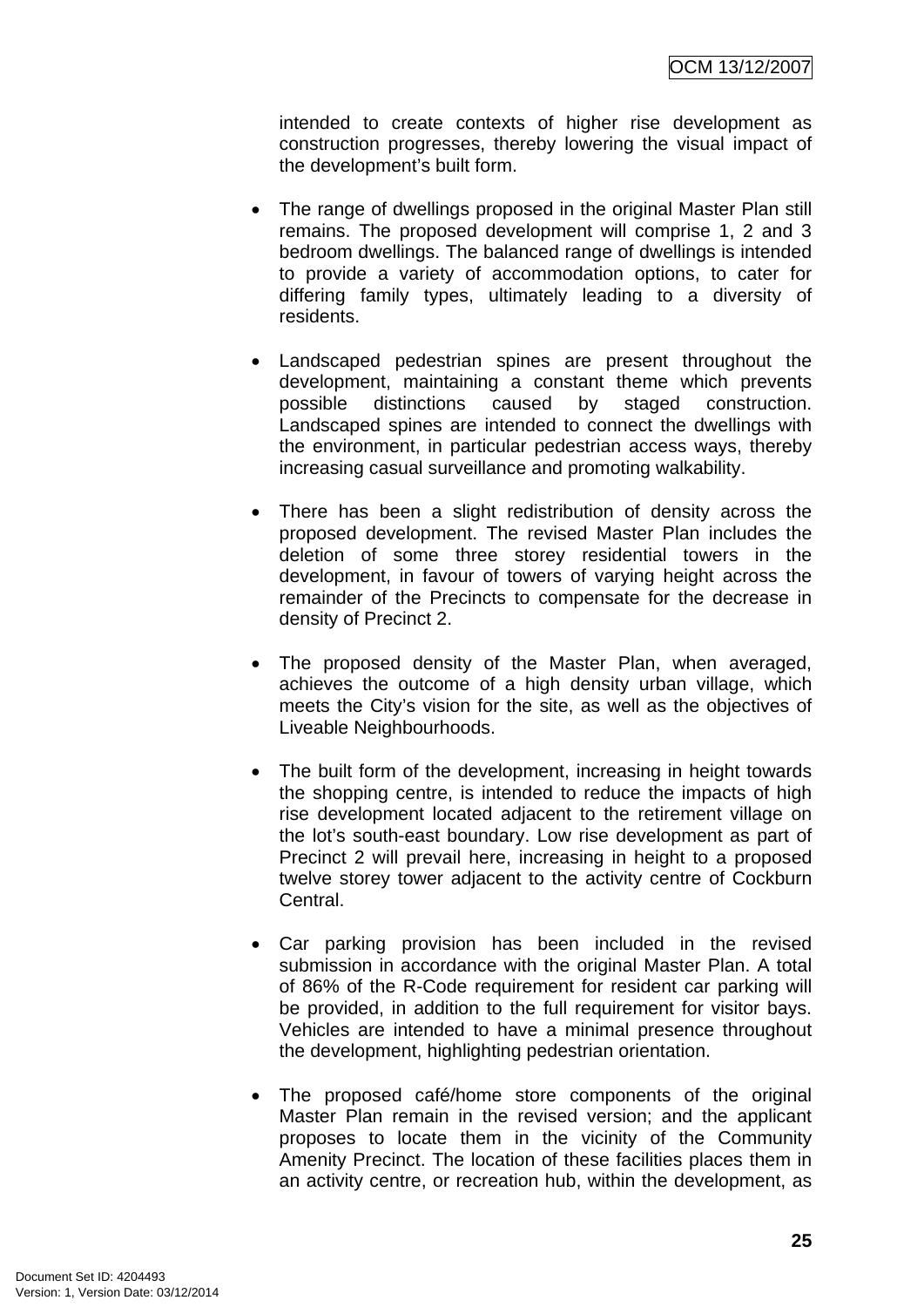intended to create contexts of higher rise development as construction progresses, thereby lowering the visual impact of the development's built form.

- The range of dwellings proposed in the original Master Plan still remains. The proposed development will comprise 1, 2 and 3 bedroom dwellings. The balanced range of dwellings is intended to provide a variety of accommodation options, to cater for differing family types, ultimately leading to a diversity of residents.

- Landscaped pedestrian spines are present throughout the development, maintaining a constant theme which prevents possible distinctions caused by staged construction. Landscaped spines are intended to connect the dwellings with the environment, in particular pedestrian access ways, thereby increasing casual surveillance and promoting walkability.

- There has been a slight redistribution of density across the proposed development. The revised Master Plan includes the deletion of some three storey residential towers in the development, in favour of towers of varying height across the remainder of the Precincts to compensate for the decrease in density of Precinct 2.

- The proposed density of the Master Plan, when averaged, achieves the outcome of a high density urban village, which meets the City's vision for the site, as well as the objectives of Liveable Neighbourhoods.

- The built form of the development, increasing in height towards the shopping centre, is intended to reduce the impacts of high rise development located adjacent to the retirement village on the lot's south-east boundary. Low rise development as part of Precinct 2 will prevail here, increasing in height to a proposed twelve storey tower adjacent to the activity centre of Cockburn Central.

- Car parking provision has been included in the revised submission in accordance with the original Master Plan. A total of 86% of the R-Code requirement for resident car parking will be provided, in addition to the full requirement for visitor bays. Vehicles are intended to have a minimal presence throughout the development, highlighting pedestrian orientation.

- The proposed café/home store components of the original Master Plan remain in the revised version; and the applicant proposes to locate them in the vicinity of the Community Amenity Precinct. The location of these facilities places them in an activity centre, or recreation hub, within the development, as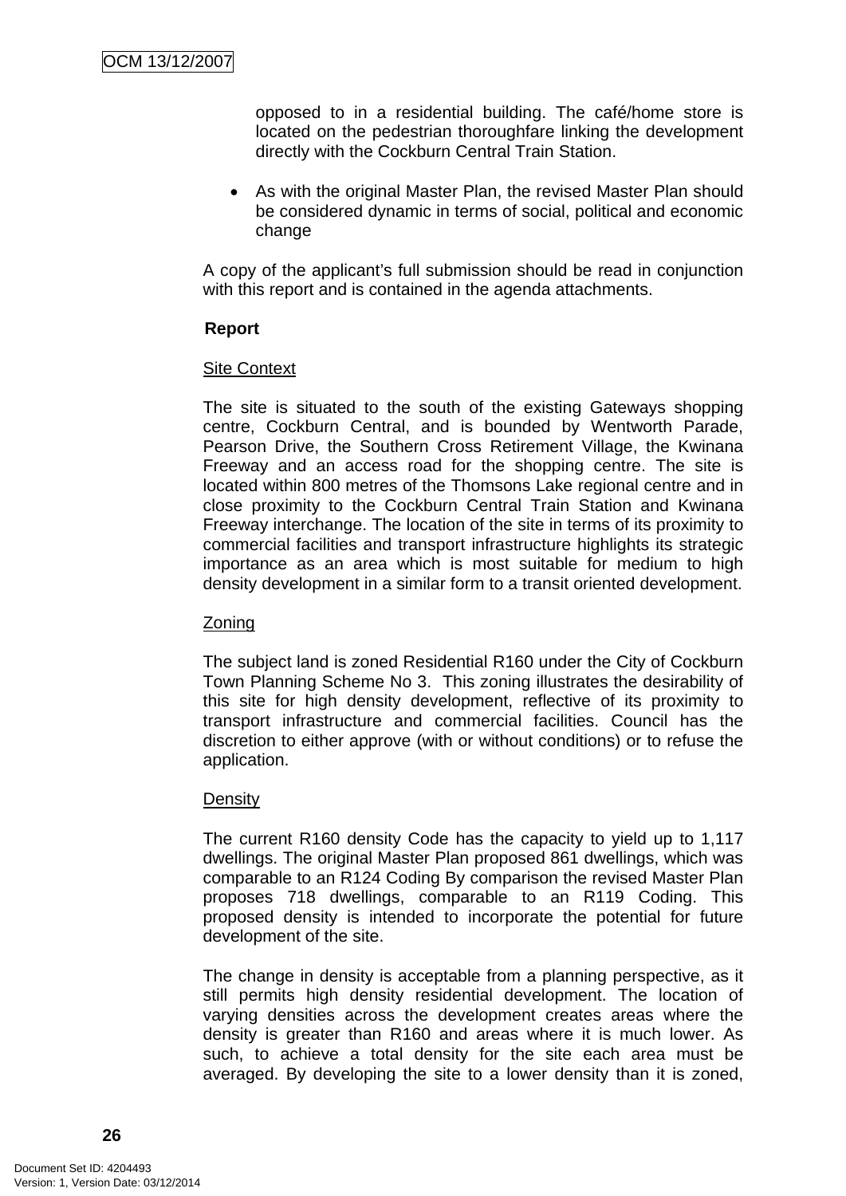opposed to in a residential building. The café/home store is located on the pedestrian thoroughfare linking the development directly with the Cockburn Central Train Station.

- As with the original Master Plan, the revised Master Plan should be considered dynamic in terms of social, political and economic change

A copy of the applicant's full submission should be read in conjunction with this report and is contained in the agenda attachments.

**Report**

Site Context

The site is situated to the south of the existing Gateways shopping centre, Cockburn Central, and is bounded by Wentworth Parade, Pearson Drive, the Southern Cross Retirement Village, the Kwinana Freeway and an access road for the shopping centre. The site is located within 800 metres of the Thomsons Lake regional centre and in close proximity to the Cockburn Central Train Station and Kwinana Freeway interchange. The location of the site in terms of its proximity to commercial facilities and transport infrastructure highlights its strategic importance as an area which is most suitable for medium to high density development in a similar form to a transit oriented development.

Zoning

The subject land is zoned Residential R160 under the City of Cockburn Town Planning Scheme No 3. This zoning illustrates the desirability of this site for high density development, reflective of its proximity to transport infrastructure and commercial facilities. Council has the discretion to either approve (with or without conditions) or to refuse the application.

Density

The current R160 density Code has the capacity to yield up to 1,117 dwellings. The original Master Plan proposed 861 dwellings, which was comparable to an R124 Coding By comparison the revised Master Plan proposes 718 dwellings, comparable to an R119 Coding. This proposed density is intended to incorporate the potential for future development of the site.

The change in density is acceptable from a planning perspective, as it still permits high density residential development. The location of varying densities across the development creates areas where the density is greater than R160 and areas where it is much lower. As such, to achieve a total density for the site each area must be averaged. By developing the site to a lower density than it is zoned,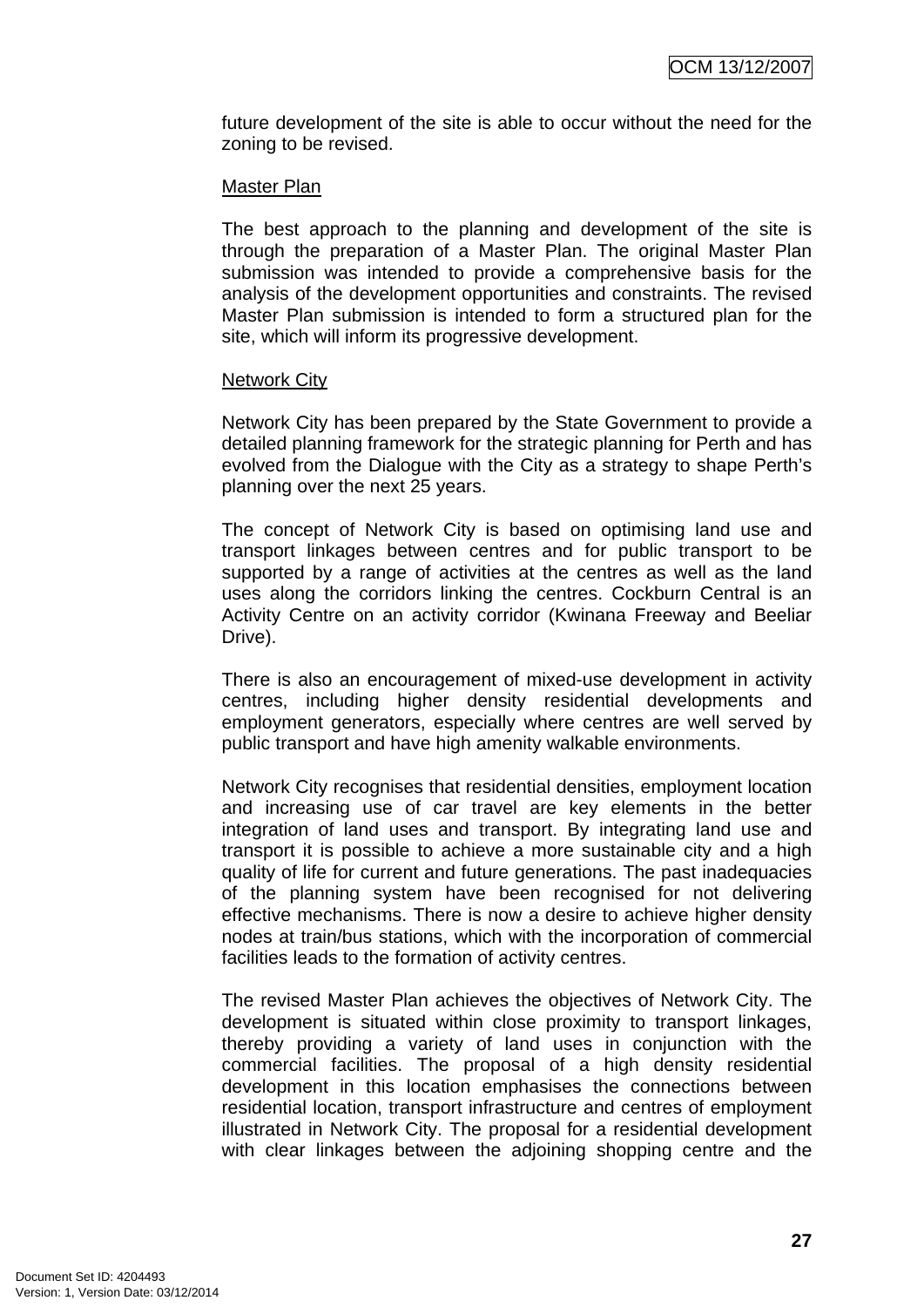future development of the site is able to occur without the need for the zoning to be revised.

Master Plan

The best approach to the planning and development of the site is through the preparation of a Master Plan. The original Master Plan submission was intended to provide a comprehensive basis for the analysis of the development opportunities and constraints. The revised Master Plan submission is intended to form a structured plan for the site, which will inform its progressive development.

Network City

Network City has been prepared by the State Government to provide a detailed planning framework for the strategic planning for Perth and has evolved from the Dialogue with the City as a strategy to shape Perth's planning over the next 25 years.

The concept of Network City is based on optimising land use and transport linkages between centres and for public transport to be supported by a range of activities at the centres as well as the land uses along the corridors linking the centres. Cockburn Central is an Activity Centre on an activity corridor (Kwinana Freeway and Beeliar Drive).

There is also an encouragement of mixed-use development in activity centres, including higher density residential developments and employment generators, especially where centres are well served by public transport and have high amenity walkable environments.

Network City recognises that residential densities, employment location and increasing use of car travel are key elements in the better integration of land uses and transport. By integrating land use and transport it is possible to achieve a more sustainable city and a high quality of life for current and future generations. The past inadequacies of the planning system have been recognised for not delivering effective mechanisms. There is now a desire to achieve higher density nodes at train/bus stations, which with the incorporation of commercial facilities leads to the formation of activity centres.

The revised Master Plan achieves the objectives of Network City. The development is situated within close proximity to transport linkages, thereby providing a variety of land uses in conjunction with the commercial facilities. The proposal of a high density residential development in this location emphasises the connections between residential location, transport infrastructure and centres of employment illustrated in Network City. The proposal for a residential development with clear linkages between the adjoining shopping centre and the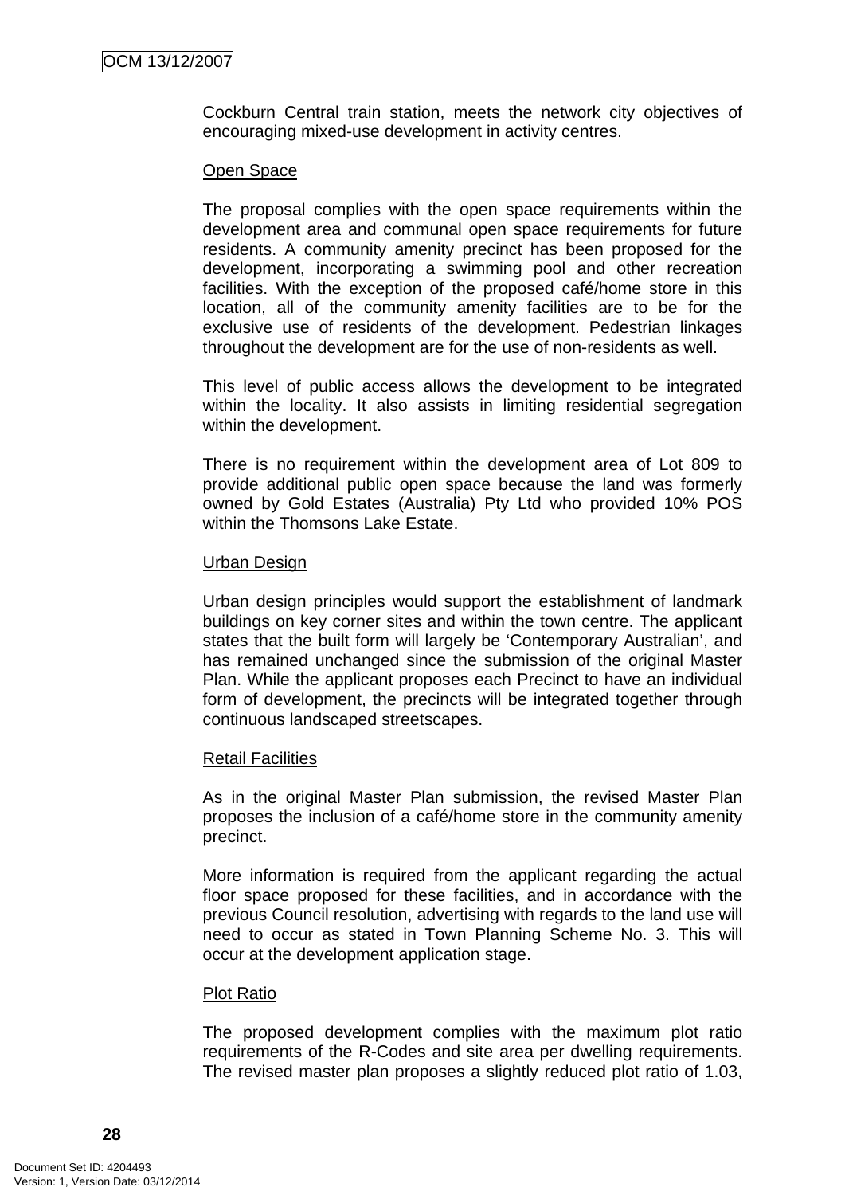Cockburn Central train station, meets the network city objectives of encouraging mixed-use development in activity centres.

Open Space

The proposal complies with the open space requirements within the development area and communal open space requirements for future residents. A community amenity precinct has been proposed for the development, incorporating a swimming pool and other recreation facilities. With the exception of the proposed café/home store in this location, all of the community amenity facilities are to be for the exclusive use of residents of the development. Pedestrian linkages throughout the development are for the use of non-residents as well.

This level of public access allows the development to be integrated within the locality. It also assists in limiting residential segregation within the development.

There is no requirement within the development area of Lot 809 to provide additional public open space because the land was formerly owned by Gold Estates (Australia) Pty Ltd who provided 10% POS within the Thomsons Lake Estate.

Urban Design

Urban design principles would support the establishment of landmark buildings on key corner sites and within the town centre. The applicant states that the built form will largely be 'Contemporary Australian', and has remained unchanged since the submission of the original Master Plan. While the applicant proposes each Precinct to have an individual form of development, the precincts will be integrated together through continuous landscaped streetscapes.

Retail Facilities

As in the original Master Plan submission, the revised Master Plan proposes the inclusion of a café/home store in the community amenity precinct.

More information is required from the applicant regarding the actual floor space proposed for these facilities, and in accordance with the previous Council resolution, advertising with regards to the land use will need to occur as stated in Town Planning Scheme No. 3. This will occur at the development application stage.

Plot Ratio

The proposed development complies with the maximum plot ratio requirements of the R-Codes and site area per dwelling requirements. The revised master plan proposes a slightly reduced plot ratio of 1.03,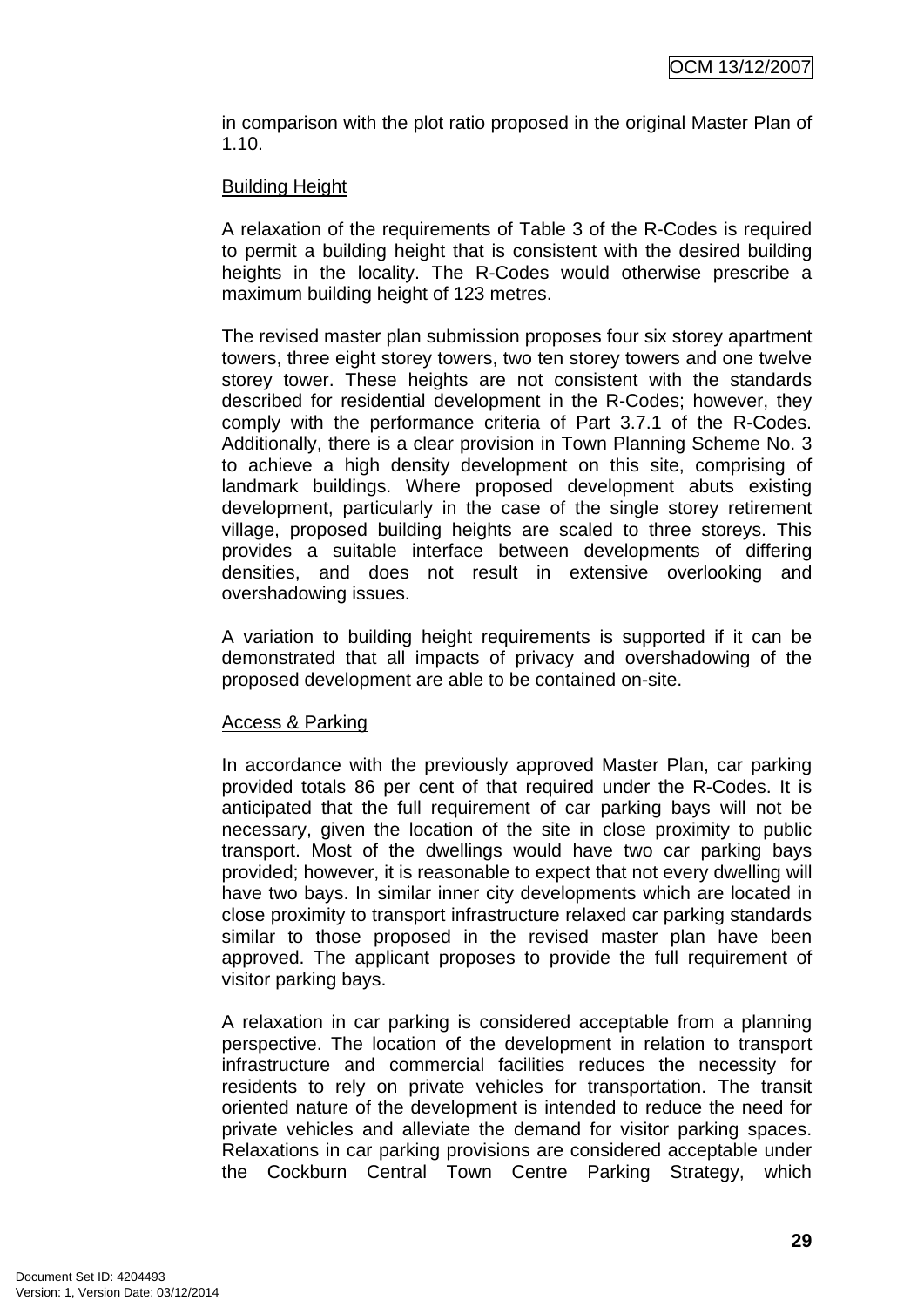in comparison with the plot ratio proposed in the original Master Plan of 1.10.

Building Height

A relaxation of the requirements of Table 3 of the R-Codes is required to permit a building height that is consistent with the desired building heights in the locality. The R-Codes would otherwise prescribe a maximum building height of 123 metres.

The revised master plan submission proposes four six storey apartment towers, three eight storey towers, two ten storey towers and one twelve storey tower. These heights are not consistent with the standards described for residential development in the R-Codes; however, they comply with the performance criteria of Part 3.7.1 of the R-Codes. Additionally, there is a clear provision in Town Planning Scheme No. 3 to achieve a high density development on this site, comprising of landmark buildings. Where proposed development abuts existing development, particularly in the case of the single storey retirement village, proposed building heights are scaled to three storeys. This provides a suitable interface between developments of differing densities, and does not result in extensive overlooking and overshadowing issues.

A variation to building height requirements is supported if it can be demonstrated that all impacts of privacy and overshadowing of the proposed development are able to be contained on-site.

Access & Parking

In accordance with the previously approved Master Plan, car parking provided totals 86 per cent of that required under the R-Codes. It is anticipated that the full requirement of car parking bays will not be necessary, given the location of the site in close proximity to public transport. Most of the dwellings would have two car parking bays provided; however, it is reasonable to expect that not every dwelling will have two bays. In similar inner city developments which are located in close proximity to transport infrastructure relaxed car parking standards similar to those proposed in the revised master plan have been approved. The applicant proposes to provide the full requirement of visitor parking bays.

A relaxation in car parking is considered acceptable from a planning perspective. The location of the development in relation to transport infrastructure and commercial facilities reduces the necessity for residents to rely on private vehicles for transportation. The transit oriented nature of the development is intended to reduce the need for private vehicles and alleviate the demand for visitor parking spaces. Relaxations in car parking provisions are considered acceptable under the Cockburn Central Town Centre Parking Strategy, which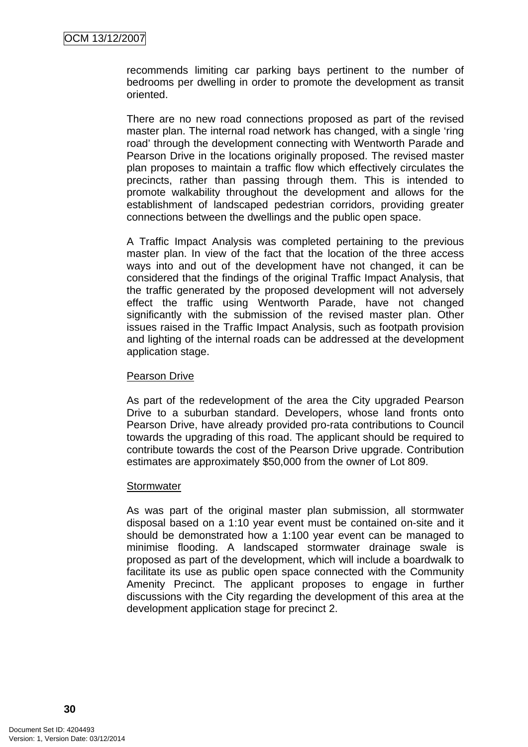recommends limiting car parking bays pertinent to the number of bedrooms per dwelling in order to promote the development as transit oriented.

There are no new road connections proposed as part of the revised master plan. The internal road network has changed, with a single 'ring road' through the development connecting with Wentworth Parade and Pearson Drive in the locations originally proposed. The revised master plan proposes to maintain a traffic flow which effectively circulates the precincts, rather than passing through them. This is intended to promote walkability throughout the development and allows for the establishment of landscaped pedestrian corridors, providing greater connections between the dwellings and the public open space.

A Traffic Impact Analysis was completed pertaining to the previous master plan. In view of the fact that the location of the three access ways into and out of the development have not changed, it can be considered that the findings of the original Traffic Impact Analysis, that the traffic generated by the proposed development will not adversely effect the traffic using Wentworth Parade, have not changed significantly with the submission of the revised master plan. Other issues raised in the Traffic Impact Analysis, such as footpath provision and lighting of the internal roads can be addressed at the development application stage.

Pearson Drive

As part of the redevelopment of the area the City upgraded Pearson Drive to a suburban standard. Developers, whose land fronts onto Pearson Drive, have already provided pro-rata contributions to Council towards the upgrading of this road. The applicant should be required to contribute towards the cost of the Pearson Drive upgrade. Contribution estimates are approximately $50,000 from the owner of Lot 809.

Stormwater

As was part of the original master plan submission, all stormwater disposal based on a 1:10 year event must be contained on-site and it should be demonstrated how a 1:100 year event can be managed to minimise flooding. A landscaped stormwater drainage swale is proposed as part of the development, which will include a boardwalk to facilitate its use as public open space connected with the Community Amenity Precinct. The applicant proposes to engage in further discussions with the City regarding the development of this area at the development application stage for precinct 2.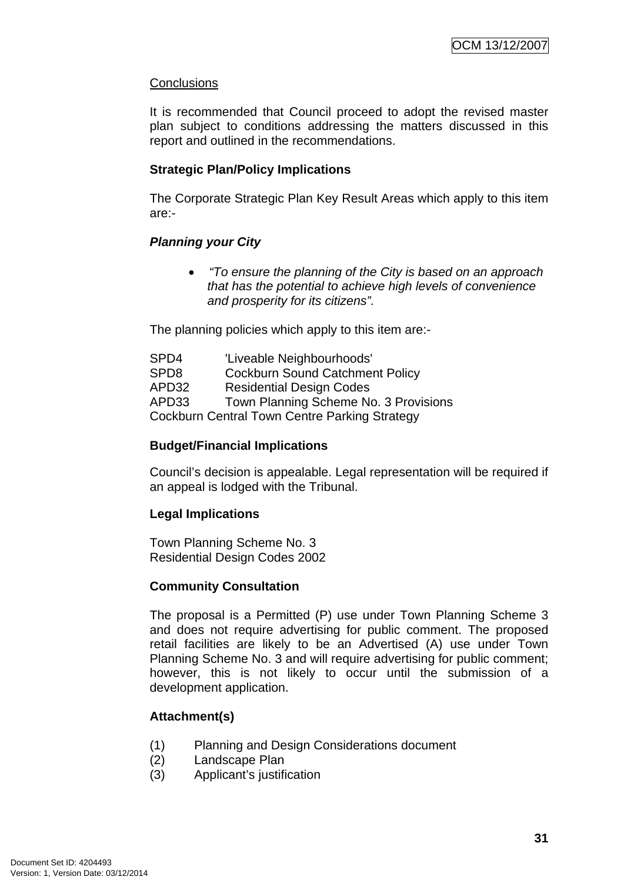Conclusions

It is recommended that Council proceed to adopt the revised master plan subject to conditions addressing the matters discussed in this report and outlined in the recommendations.

**Strategic Plan/Policy Implications**

The Corporate Strategic Plan Key Result Areas which apply to this item are:-

***Planning your City***

- *"To ensure the planning of the City is based on an approach that has the potential to achieve high levels of convenience and prosperity for its citizens".*

The planning policies which apply to this item are:-

SPD4 'Liveable Neighbourhoods'
SPD8 Cockburn Sound Catchment Policy
APD32 Residential Design Codes
APD33 Town Planning Scheme No. 3 Provisions
Cockburn Central Town Centre Parking Strategy

**Budget/Financial Implications**

Council's decision is appealable. Legal representation will be required if an appeal is lodged with the Tribunal.

**Legal Implications**

Town Planning Scheme No. 3
Residential Design Codes 2002

**Community Consultation**

The proposal is a Permitted (P) use under Town Planning Scheme 3 and does not require advertising for public comment. The proposed retail facilities are likely to be an Advertised (A) use under Town Planning Scheme No. 3 and will require advertising for public comment; however, this is not likely to occur until the submission of a development application.

**Attachment(s)**

(1) Planning and Design Considerations document
(2) Landscape Plan
(3) Applicant's justification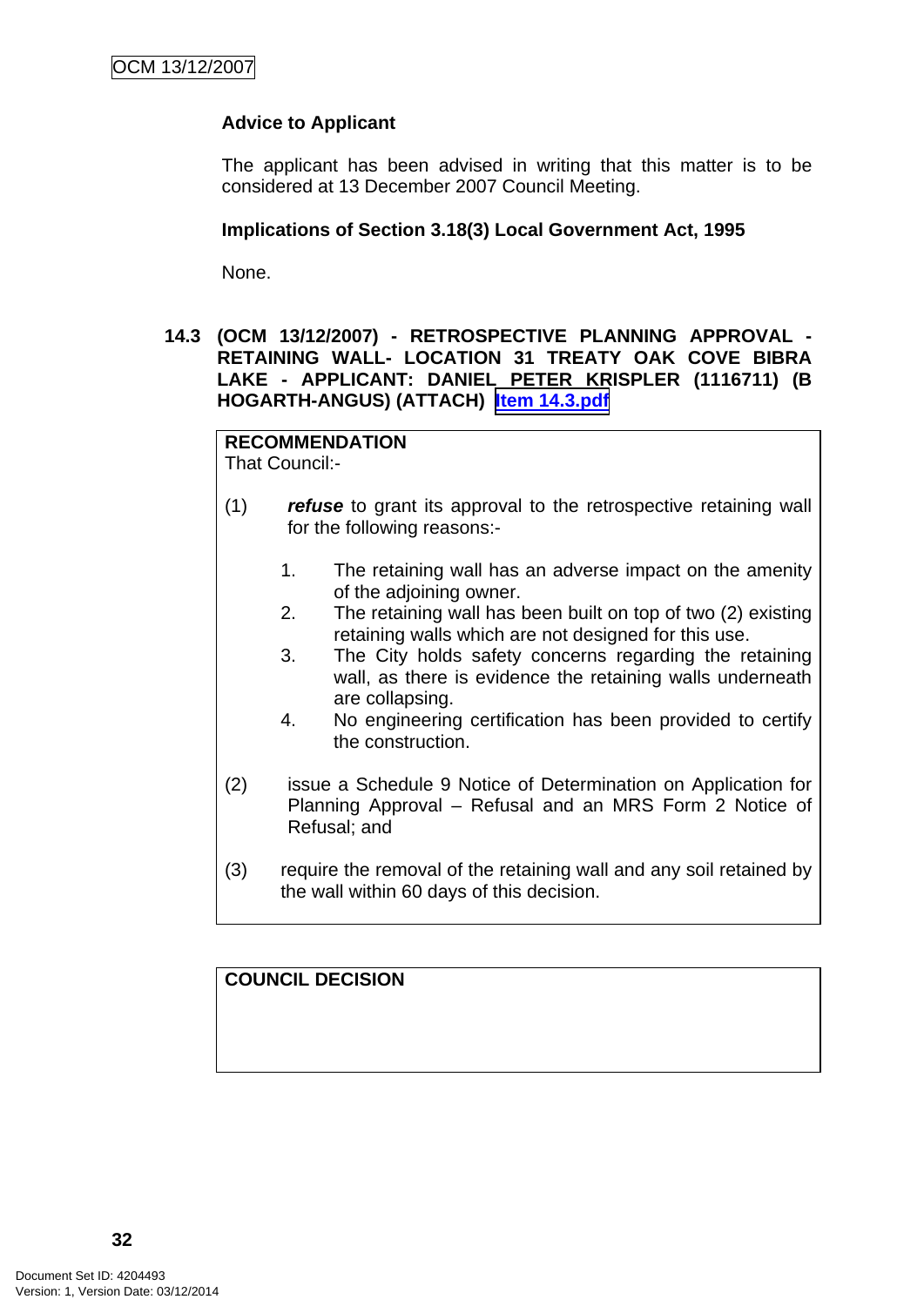**Advice to Applicant**

The applicant has been advised in writing that this matter is to be considered at 13 December 2007 Council Meeting.

**Implications of Section 3.18(3) Local Government Act, 1995**

None.

### 14.3 (OCM 13/12/2007) - RETROSPECTIVE PLANNING APPROVAL - RETAINING WALL- LOCATION 31 TREATY OAK COVE BIBRA LAKE - APPLICANT: DANIEL PETER KRISPLER (1116711) (B HOGARTH-ANGUS) (ATTACH) Item 14.3.pdf

**RECOMMENDATION**
That Council:-

(1) ***refuse*** to grant its approval to the retrospective retaining wall for the following reasons:-

1. The retaining wall has an adverse impact on the amenity of the adjoining owner.
2. The retaining wall has been built on top of two (2) existing retaining walls which are not designed for this use.
3. The City holds safety concerns regarding the retaining wall, as there is evidence the retaining walls underneath are collapsing.
4. No engineering certification has been provided to certify the construction.

(2) issue a Schedule 9 Notice of Determination on Application for Planning Approval – Refusal and an MRS Form 2 Notice of Refusal; and

(3) require the removal of the retaining wall and any soil retained by the wall within 60 days of this decision.

**COUNCIL DECISION**

Document Set ID: 4204493
Version: 1, Version Date: 03/12/2014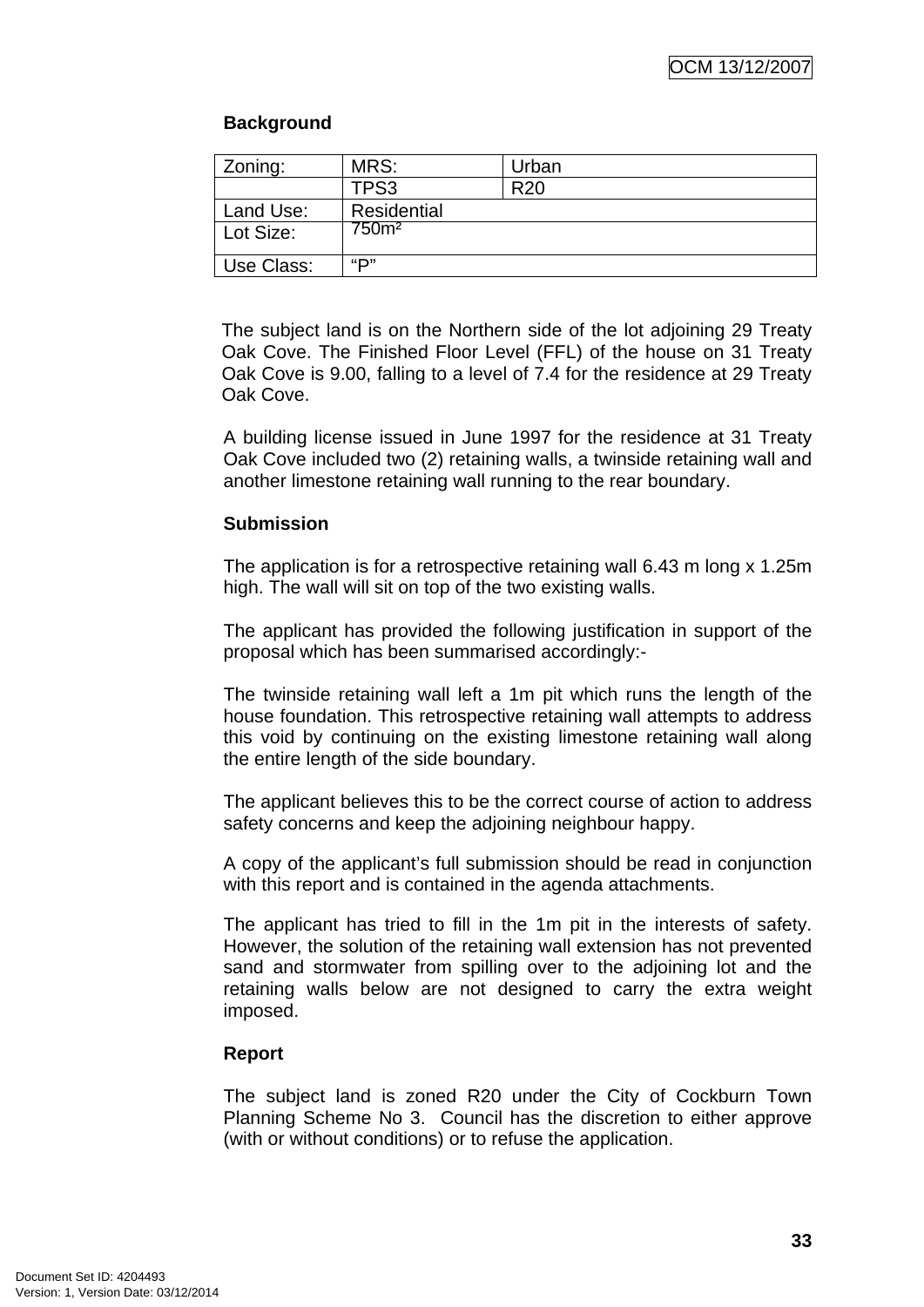**Background**

| Zoning: | MRS: | Urban |
|---|---|---|
| | TPS3 | R20 |
| Land Use: | Residential | |
| Lot Size: | 750m² | |
| Use Class: | "P" | |

The subject land is on the Northern side of the lot adjoining 29 Treaty Oak Cove. The Finished Floor Level (FFL) of the house on 31 Treaty Oak Cove is 9.00, falling to a level of 7.4 for the residence at 29 Treaty Oak Cove.

A building license issued in June 1997 for the residence at 31 Treaty Oak Cove included two (2) retaining walls, a twinside retaining wall and another limestone retaining wall running to the rear boundary.

**Submission**

The application is for a retrospective retaining wall 6.43 m long x 1.25m high. The wall will sit on top of the two existing walls.

The applicant has provided the following justification in support of the proposal which has been summarised accordingly:-

The twinside retaining wall left a 1m pit which runs the length of the house foundation. This retrospective retaining wall attempts to address this void by continuing on the existing limestone retaining wall along the entire length of the side boundary.

The applicant believes this to be the correct course of action to address safety concerns and keep the adjoining neighbour happy.

A copy of the applicant's full submission should be read in conjunction with this report and is contained in the agenda attachments.

The applicant has tried to fill in the 1m pit in the interests of safety. However, the solution of the retaining wall extension has not prevented sand and stormwater from spilling over to the adjoining lot and the retaining walls below are not designed to carry the extra weight imposed.

**Report**

The subject land is zoned R20 under the City of Cockburn Town Planning Scheme No 3. Council has the discretion to either approve (with or without conditions) or to refuse the application.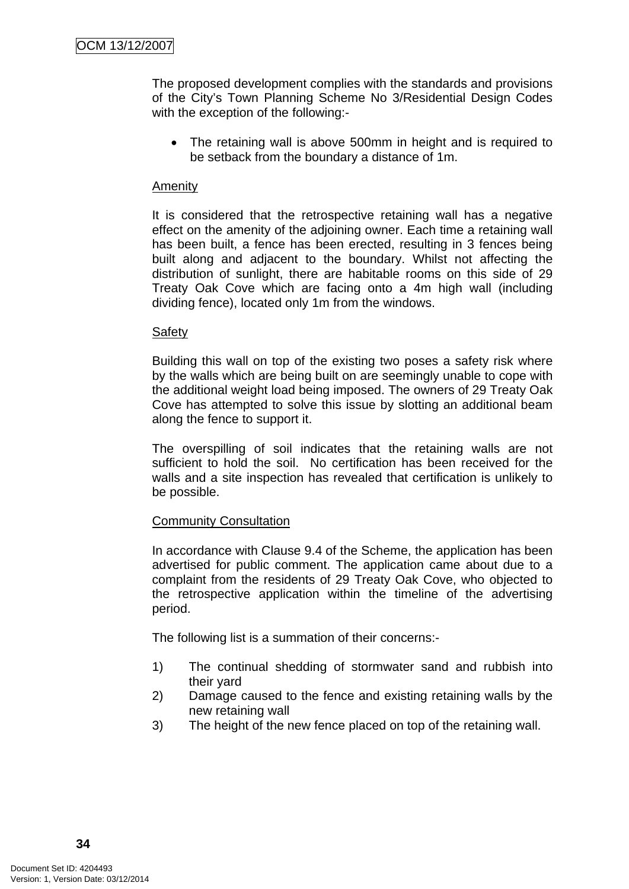The proposed development complies with the standards and provisions of the City's Town Planning Scheme No 3/Residential Design Codes with the exception of the following:-

- The retaining wall is above 500mm in height and is required to be setback from the boundary a distance of 1m.

Amenity

It is considered that the retrospective retaining wall has a negative effect on the amenity of the adjoining owner. Each time a retaining wall has been built, a fence has been erected, resulting in 3 fences being built along and adjacent to the boundary. Whilst not affecting the distribution of sunlight, there are habitable rooms on this side of 29 Treaty Oak Cove which are facing onto a 4m high wall (including dividing fence), located only 1m from the windows.

Safety

Building this wall on top of the existing two poses a safety risk where by the walls which are being built on are seemingly unable to cope with the additional weight load being imposed. The owners of 29 Treaty Oak Cove has attempted to solve this issue by slotting an additional beam along the fence to support it.

The overspilling of soil indicates that the retaining walls are not sufficient to hold the soil. No certification has been received for the walls and a site inspection has revealed that certification is unlikely to be possible.

Community Consultation

In accordance with Clause 9.4 of the Scheme, the application has been advertised for public comment. The application came about due to a complaint from the residents of 29 Treaty Oak Cove, who objected to the retrospective application within the timeline of the advertising period.

The following list is a summation of their concerns:-

1) The continual shedding of stormwater sand and rubbish into their yard
2) Damage caused to the fence and existing retaining walls by the new retaining wall
3) The height of the new fence placed on top of the retaining wall.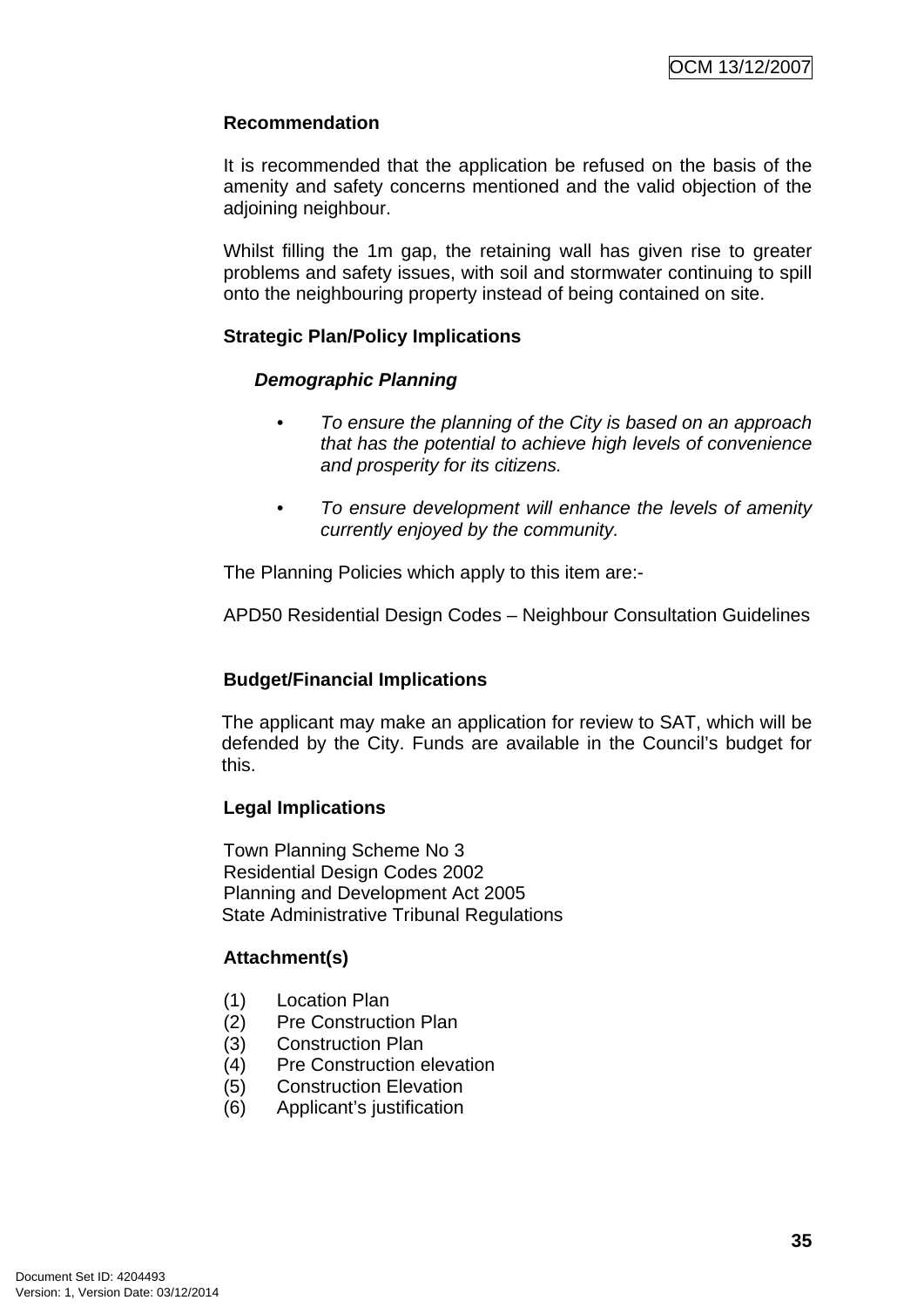**Recommendation**

It is recommended that the application be refused on the basis of the amenity and safety concerns mentioned and the valid objection of the adjoining neighbour.

Whilst filling the 1m gap, the retaining wall has given rise to greater problems and safety issues, with soil and stormwater continuing to spill onto the neighbouring property instead of being contained on site.

**Strategic Plan/Policy Implications**

***Demographic Planning***

- *To ensure the planning of the City is based on an approach that has the potential to achieve high levels of convenience and prosperity for its citizens.*
- *To ensure development will enhance the levels of amenity currently enjoyed by the community.*

The Planning Policies which apply to this item are:-

APD50 Residential Design Codes – Neighbour Consultation Guidelines

**Budget/Financial Implications**

The applicant may make an application for review to SAT, which will be defended by the City. Funds are available in the Council's budget for this.

**Legal Implications**

Town Planning Scheme No 3
Residential Design Codes 2002
Planning and Development Act 2005
State Administrative Tribunal Regulations

**Attachment(s)**

(1) Location Plan
(2) Pre Construction Plan
(3) Construction Plan
(4) Pre Construction elevation
(5) Construction Elevation
(6) Applicant's justification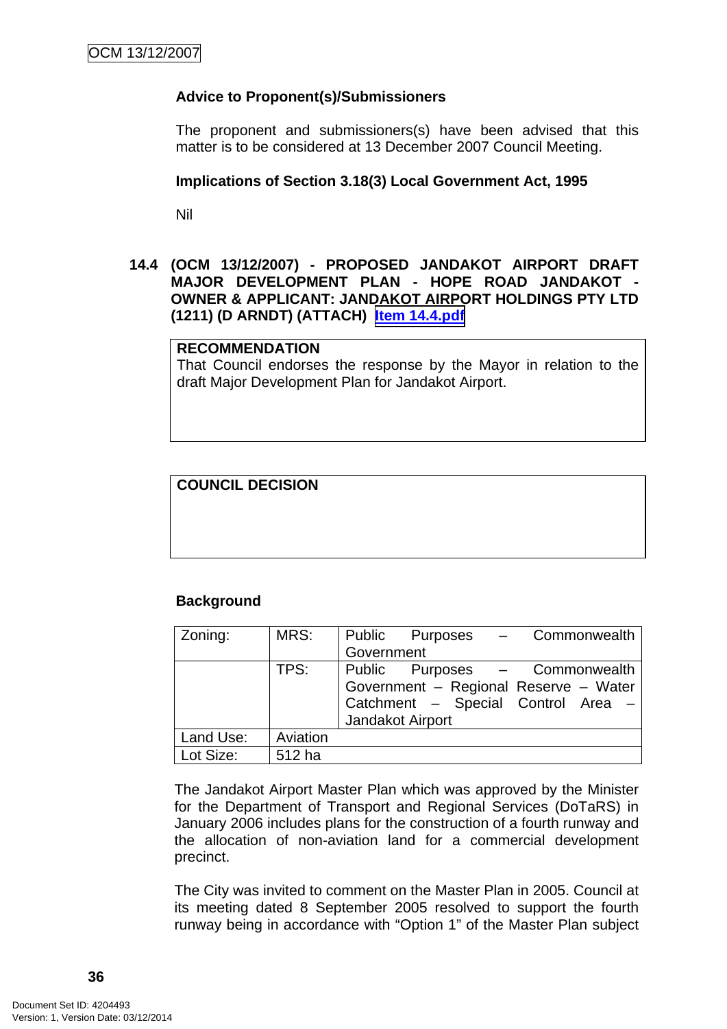**Advice to Proponent(s)/Submissioners**

The proponent and submissioners(s) have been advised that this matter is to be considered at 13 December 2007 Council Meeting.

**Implications of Section 3.18(3) Local Government Act, 1995**

Nil

## 14.4 (OCM 13/12/2007) - PROPOSED JANDAKOT AIRPORT DRAFT MAJOR DEVELOPMENT PLAN - HOPE ROAD JANDAKOT - OWNER & APPLICANT: JANDAKOT AIRPORT HOLDINGS PTY LTD (1211) (D ARNDT) (ATTACH) Item 14.4.pdf

| **RECOMMENDATION** |
|---|
| That Council endorses the response by the Mayor in relation to the draft Major Development Plan for Jandakot Airport. |

| **COUNCIL DECISION** |
|---|
| |

**Background**

| Zoning: | MRS: | Public Purposes – Commonwealth Government |
|---|---|---|
| | TPS: | Public Purposes – Commonwealth Government – Regional Reserve – Water Catchment – Special Control Area – Jandakot Airport |
| Land Use: | Aviation | |
| Lot Size: | 512 ha | |

The Jandakot Airport Master Plan which was approved by the Minister for the Department of Transport and Regional Services (DoTaRS) in January 2006 includes plans for the construction of a fourth runway and the allocation of non-aviation land for a commercial development precinct.

The City was invited to comment on the Master Plan in 2005. Council at its meeting dated 8 September 2005 resolved to support the fourth runway being in accordance with "Option 1" of the Master Plan subject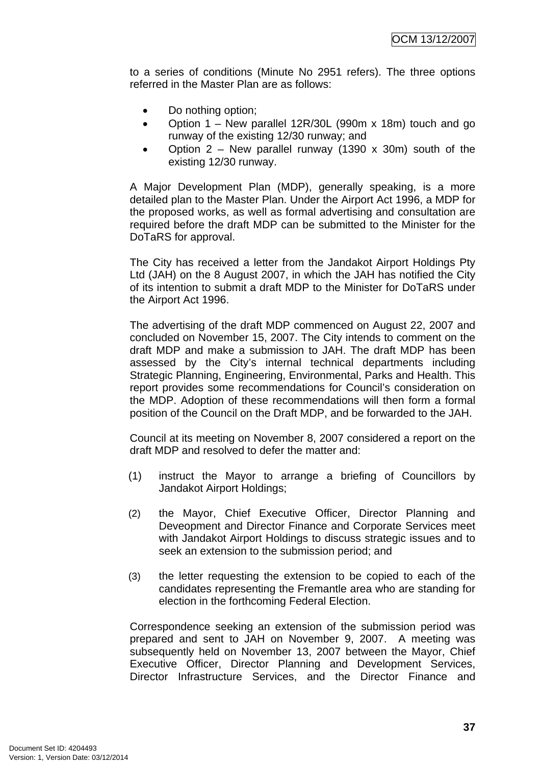to a series of conditions (Minute No 2951 refers). The three options referred in the Master Plan are as follows:

- Do nothing option;
- Option 1 – New parallel 12R/30L (990m x 18m) touch and go runway of the existing 12/30 runway; and
- Option 2 – New parallel runway (1390 x 30m) south of the existing 12/30 runway.

A Major Development Plan (MDP), generally speaking, is a more detailed plan to the Master Plan. Under the Airport Act 1996, a MDP for the proposed works, as well as formal advertising and consultation are required before the draft MDP can be submitted to the Minister for the DoTaRS for approval.

The City has received a letter from the Jandakot Airport Holdings Pty Ltd (JAH) on the 8 August 2007, in which the JAH has notified the City of its intention to submit a draft MDP to the Minister for DoTaRS under the Airport Act 1996.

The advertising of the draft MDP commenced on August 22, 2007 and concluded on November 15, 2007. The City intends to comment on the draft MDP and make a submission to JAH. The draft MDP has been assessed by the City's internal technical departments including Strategic Planning, Engineering, Environmental, Parks and Health. This report provides some recommendations for Council's consideration on the MDP. Adoption of these recommendations will then form a formal position of the Council on the Draft MDP, and be forwarded to the JAH.

Council at its meeting on November 8, 2007 considered a report on the draft MDP and resolved to defer the matter and:

(1) instruct the Mayor to arrange a briefing of Councillors by Jandakot Airport Holdings;

(2) the Mayor, Chief Executive Officer, Director Planning and Deveopment and Director Finance and Corporate Services meet with Jandakot Airport Holdings to discuss strategic issues and to seek an extension to the submission period; and

(3) the letter requesting the extension to be copied to each of the candidates representing the Fremantle area who are standing for election in the forthcoming Federal Election.

Correspondence seeking an extension of the submission period was prepared and sent to JAH on November 9, 2007. A meeting was subsequently held on November 13, 2007 between the Mayor, Chief Executive Officer, Director Planning and Development Services, Director Infrastructure Services, and the Director Finance and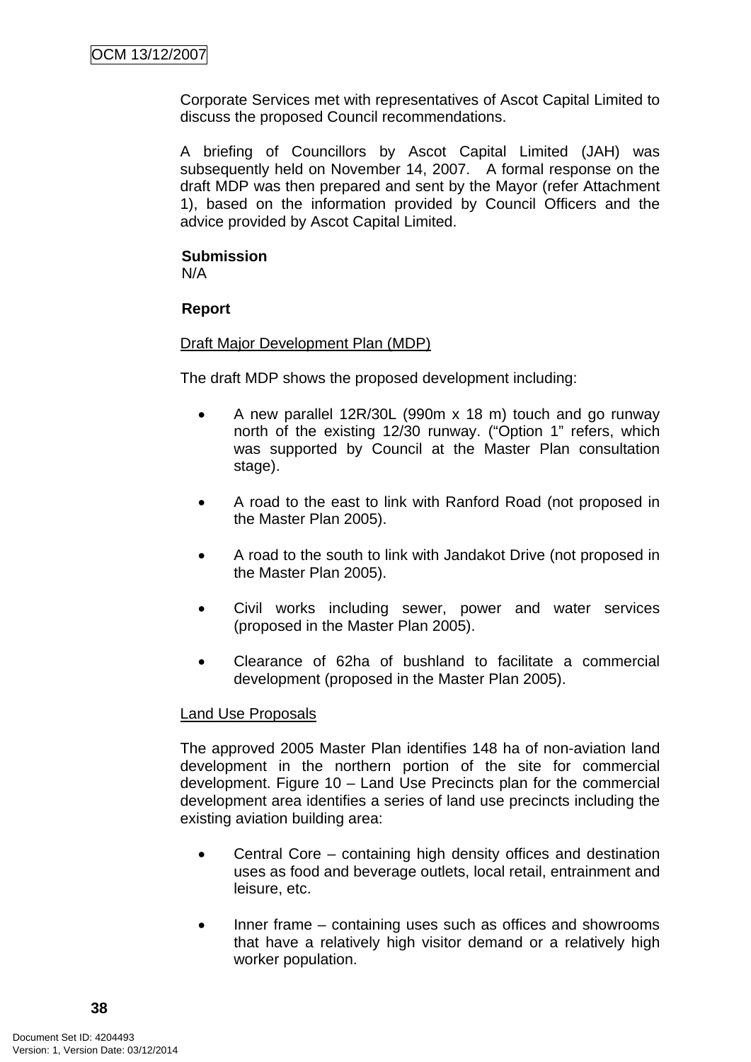Corporate Services met with representatives of Ascot Capital Limited to discuss the proposed Council recommendations.

A briefing of Councillors by Ascot Capital Limited (JAH) was subsequently held on November 14, 2007. A formal response on the draft MDP was then prepared and sent by the Mayor (refer Attachment 1), based on the information provided by Council Officers and the advice provided by Ascot Capital Limited.

**Submission**
N/A

**Report**

Draft Major Development Plan (MDP)

The draft MDP shows the proposed development including:

- A new parallel 12R/30L (990m x 18 m) touch and go runway north of the existing 12/30 runway. ("Option 1" refers, which was supported by Council at the Master Plan consultation stage).

- A road to the east to link with Ranford Road (not proposed in the Master Plan 2005).

- A road to the south to link with Jandakot Drive (not proposed in the Master Plan 2005).

- Civil works including sewer, power and water services (proposed in the Master Plan 2005).

- Clearance of 62ha of bushland to facilitate a commercial development (proposed in the Master Plan 2005).

Land Use Proposals

The approved 2005 Master Plan identifies 148 ha of non-aviation land development in the northern portion of the site for commercial development. Figure 10 – Land Use Precincts plan for the commercial development area identifies a series of land use precincts including the existing aviation building area:

- Central Core – containing high density offices and destination uses as food and beverage outlets, local retail, entrainment and leisure, etc.

- Inner frame – containing uses such as offices and showrooms that have a relatively high visitor demand or a relatively high worker population.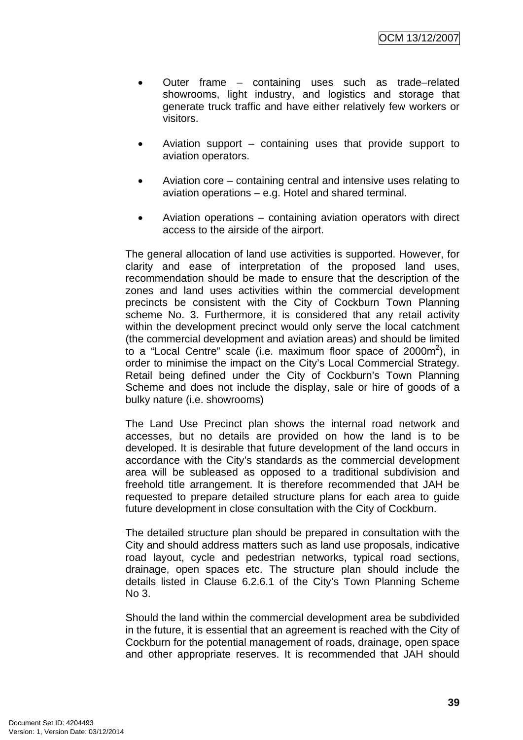- Outer frame – containing uses such as trade–related showrooms, light industry, and logistics and storage that generate truck traffic and have either relatively few workers or visitors.

- Aviation support – containing uses that provide support to aviation operators.

- Aviation core – containing central and intensive uses relating to aviation operations – e.g. Hotel and shared terminal.

- Aviation operations – containing aviation operators with direct access to the airside of the airport.

The general allocation of land use activities is supported. However, for clarity and ease of interpretation of the proposed land uses, recommendation should be made to ensure that the description of the zones and land uses activities within the commercial development precincts be consistent with the City of Cockburn Town Planning scheme No. 3. Furthermore, it is considered that any retail activity within the development precinct would only serve the local catchment (the commercial development and aviation areas) and should be limited to a “Local Centre” scale (i.e. maximum floor space of 2000m$^2$), in order to minimise the impact on the City's Local Commercial Strategy. Retail being defined under the City of Cockburn's Town Planning Scheme and does not include the display, sale or hire of goods of a bulky nature (i.e. showrooms)

The Land Use Precinct plan shows the internal road network and accesses, but no details are provided on how the land is to be developed. It is desirable that future development of the land occurs in accordance with the City's standards as the commercial development area will be subleased as opposed to a traditional subdivision and freehold title arrangement. It is therefore recommended that JAH be requested to prepare detailed structure plans for each area to guide future development in close consultation with the City of Cockburn.

The detailed structure plan should be prepared in consultation with the City and should address matters such as land use proposals, indicative road layout, cycle and pedestrian networks, typical road sections, drainage, open spaces etc. The structure plan should include the details listed in Clause 6.2.6.1 of the City's Town Planning Scheme No 3.

Should the land within the commercial development area be subdivided in the future, it is essential that an agreement is reached with the City of Cockburn for the potential management of roads, drainage, open space and other appropriate reserves. It is recommended that JAH should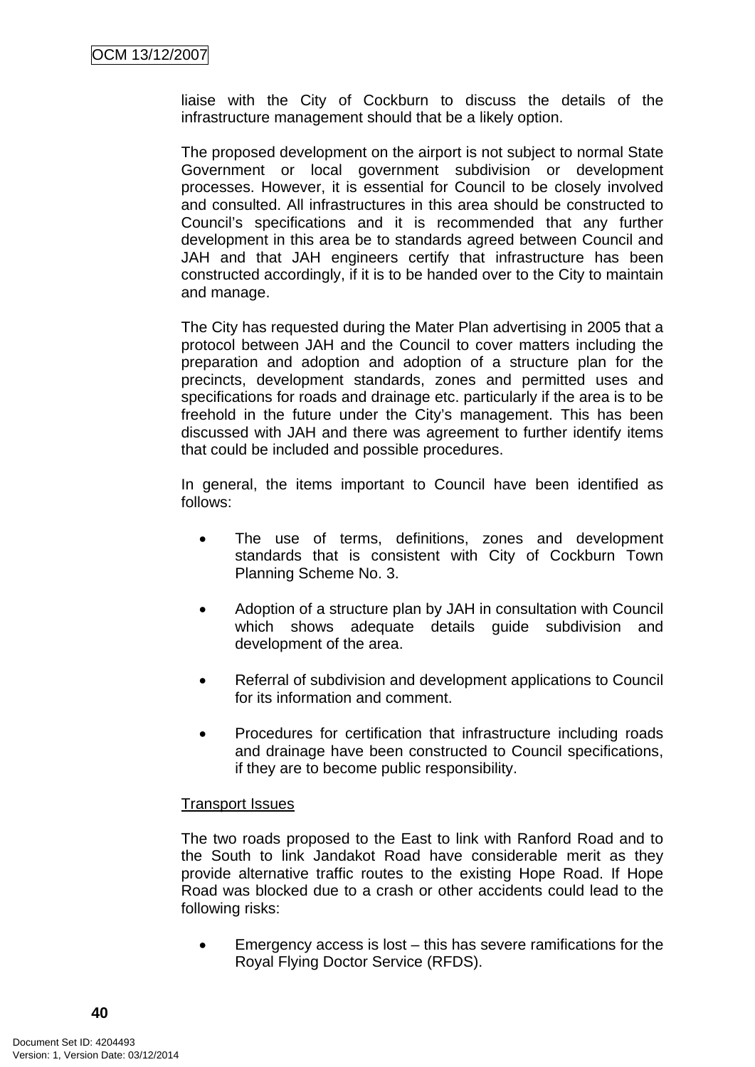liaise with the City of Cockburn to discuss the details of the infrastructure management should that be a likely option.

The proposed development on the airport is not subject to normal State Government or local government subdivision or development processes. However, it is essential for Council to be closely involved and consulted. All infrastructures in this area should be constructed to Council's specifications and it is recommended that any further development in this area be to standards agreed between Council and JAH and that JAH engineers certify that infrastructure has been constructed accordingly, if it is to be handed over to the City to maintain and manage.

The City has requested during the Mater Plan advertising in 2005 that a protocol between JAH and the Council to cover matters including the preparation and adoption and adoption of a structure plan for the precincts, development standards, zones and permitted uses and specifications for roads and drainage etc. particularly if the area is to be freehold in the future under the City's management. This has been discussed with JAH and there was agreement to further identify items that could be included and possible procedures.

In general, the items important to Council have been identified as follows:

- The use of terms, definitions, zones and development standards that is consistent with City of Cockburn Town Planning Scheme No. 3.
- Adoption of a structure plan by JAH in consultation with Council which shows adequate details guide subdivision and development of the area.
- Referral of subdivision and development applications to Council for its information and comment.
- Procedures for certification that infrastructure including roads and drainage have been constructed to Council specifications, if they are to become public responsibility.

<u>Transport Issues</u>

The two roads proposed to the East to link with Ranford Road and to the South to link Jandakot Road have considerable merit as they provide alternative traffic routes to the existing Hope Road. If Hope Road was blocked due to a crash or other accidents could lead to the following risks:

- Emergency access is lost – this has severe ramifications for the Royal Flying Doctor Service (RFDS).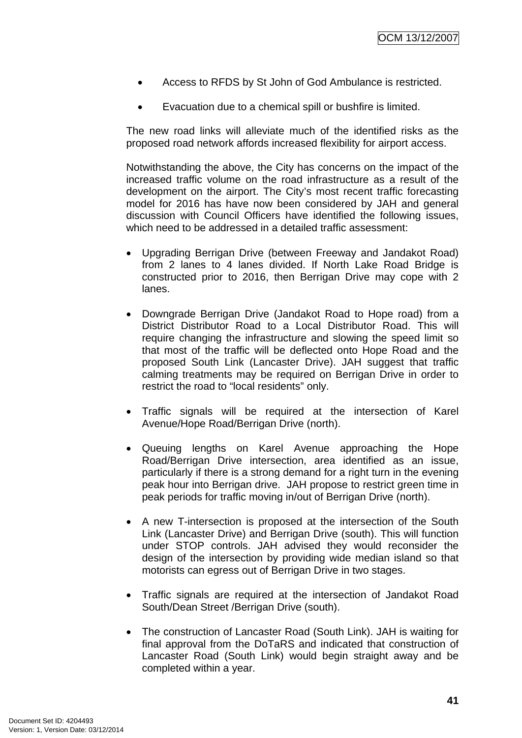- Access to RFDS by St John of God Ambulance is restricted.

- Evacuation due to a chemical spill or bushfire is limited.

The new road links will alleviate much of the identified risks as the proposed road network affords increased flexibility for airport access.

Notwithstanding the above, the City has concerns on the impact of the increased traffic volume on the road infrastructure as a result of the development on the airport. The City's most recent traffic forecasting model for 2016 has have now been considered by JAH and general discussion with Council Officers have identified the following issues, which need to be addressed in a detailed traffic assessment:

- Upgrading Berrigan Drive (between Freeway and Jandakot Road) from 2 lanes to 4 lanes divided. If North Lake Road Bridge is constructed prior to 2016, then Berrigan Drive may cope with 2 lanes.

- Downgrade Berrigan Drive (Jandakot Road to Hope road) from a District Distributor Road to a Local Distributor Road. This will require changing the infrastructure and slowing the speed limit so that most of the traffic will be deflected onto Hope Road and the proposed South Link (Lancaster Drive). JAH suggest that traffic calming treatments may be required on Berrigan Drive in order to restrict the road to "local residents" only.

- Traffic signals will be required at the intersection of Karel Avenue/Hope Road/Berrigan Drive (north).

- Queuing lengths on Karel Avenue approaching the Hope Road/Berrigan Drive intersection, area identified as an issue, particularly if there is a strong demand for a right turn in the evening peak hour into Berrigan drive. JAH propose to restrict green time in peak periods for traffic moving in/out of Berrigan Drive (north).

- A new T-intersection is proposed at the intersection of the South Link (Lancaster Drive) and Berrigan Drive (south). This will function under STOP controls. JAH advised they would reconsider the design of the intersection by providing wide median island so that motorists can egress out of Berrigan Drive in two stages.

- Traffic signals are required at the intersection of Jandakot Road South/Dean Street /Berrigan Drive (south).

- The construction of Lancaster Road (South Link). JAH is waiting for final approval from the DoTaRS and indicated that construction of Lancaster Road (South Link) would begin straight away and be completed within a year.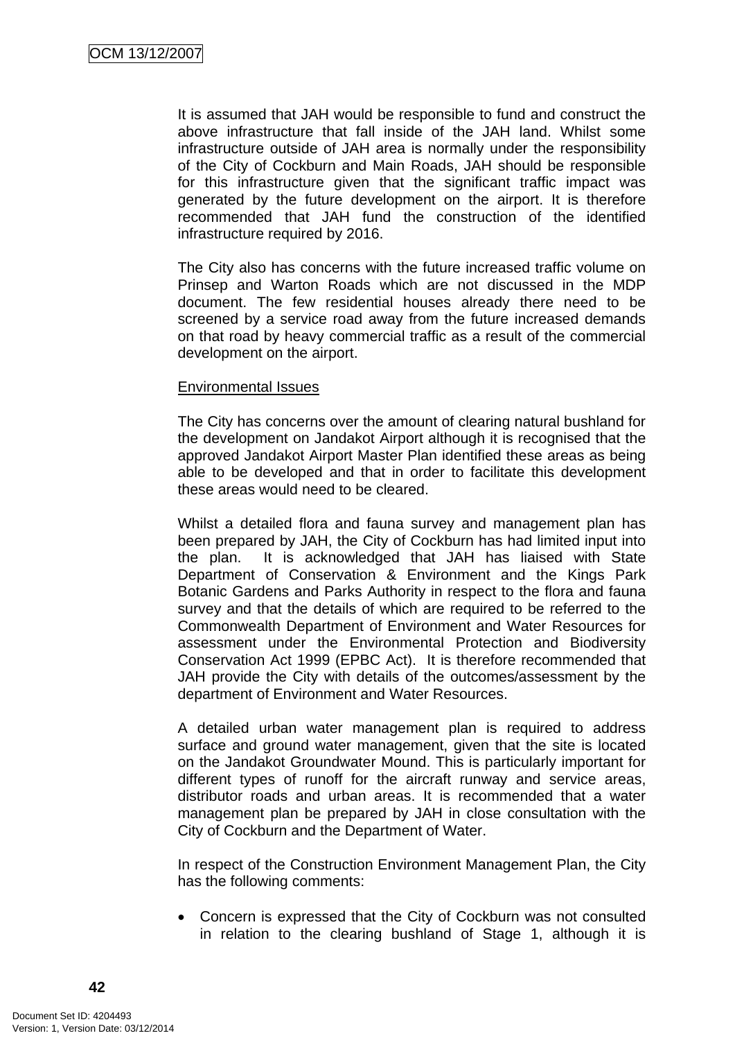It is assumed that JAH would be responsible to fund and construct the above infrastructure that fall inside of the JAH land. Whilst some infrastructure outside of JAH area is normally under the responsibility of the City of Cockburn and Main Roads, JAH should be responsible for this infrastructure given that the significant traffic impact was generated by the future development on the airport. It is therefore recommended that JAH fund the construction of the identified infrastructure required by 2016.

The City also has concerns with the future increased traffic volume on Prinsep and Warton Roads which are not discussed in the MDP document. The few residential houses already there need to be screened by a service road away from the future increased demands on that road by heavy commercial traffic as a result of the commercial development on the airport.

Environmental Issues

The City has concerns over the amount of clearing natural bushland for the development on Jandakot Airport although it is recognised that the approved Jandakot Airport Master Plan identified these areas as being able to be developed and that in order to facilitate this development these areas would need to be cleared.

Whilst a detailed flora and fauna survey and management plan has been prepared by JAH, the City of Cockburn has had limited input into the plan. It is acknowledged that JAH has liaised with State Department of Conservation & Environment and the Kings Park Botanic Gardens and Parks Authority in respect to the flora and fauna survey and that the details of which are required to be referred to the Commonwealth Department of Environment and Water Resources for assessment under the Environmental Protection and Biodiversity Conservation Act 1999 (EPBC Act). It is therefore recommended that JAH provide the City with details of the outcomes/assessment by the department of Environment and Water Resources.

A detailed urban water management plan is required to address surface and ground water management, given that the site is located on the Jandakot Groundwater Mound. This is particularly important for different types of runoff for the aircraft runway and service areas, distributor roads and urban areas. It is recommended that a water management plan be prepared by JAH in close consultation with the City of Cockburn and the Department of Water.

In respect of the Construction Environment Management Plan, the City has the following comments:

- Concern is expressed that the City of Cockburn was not consulted in relation to the clearing bushland of Stage 1, although it is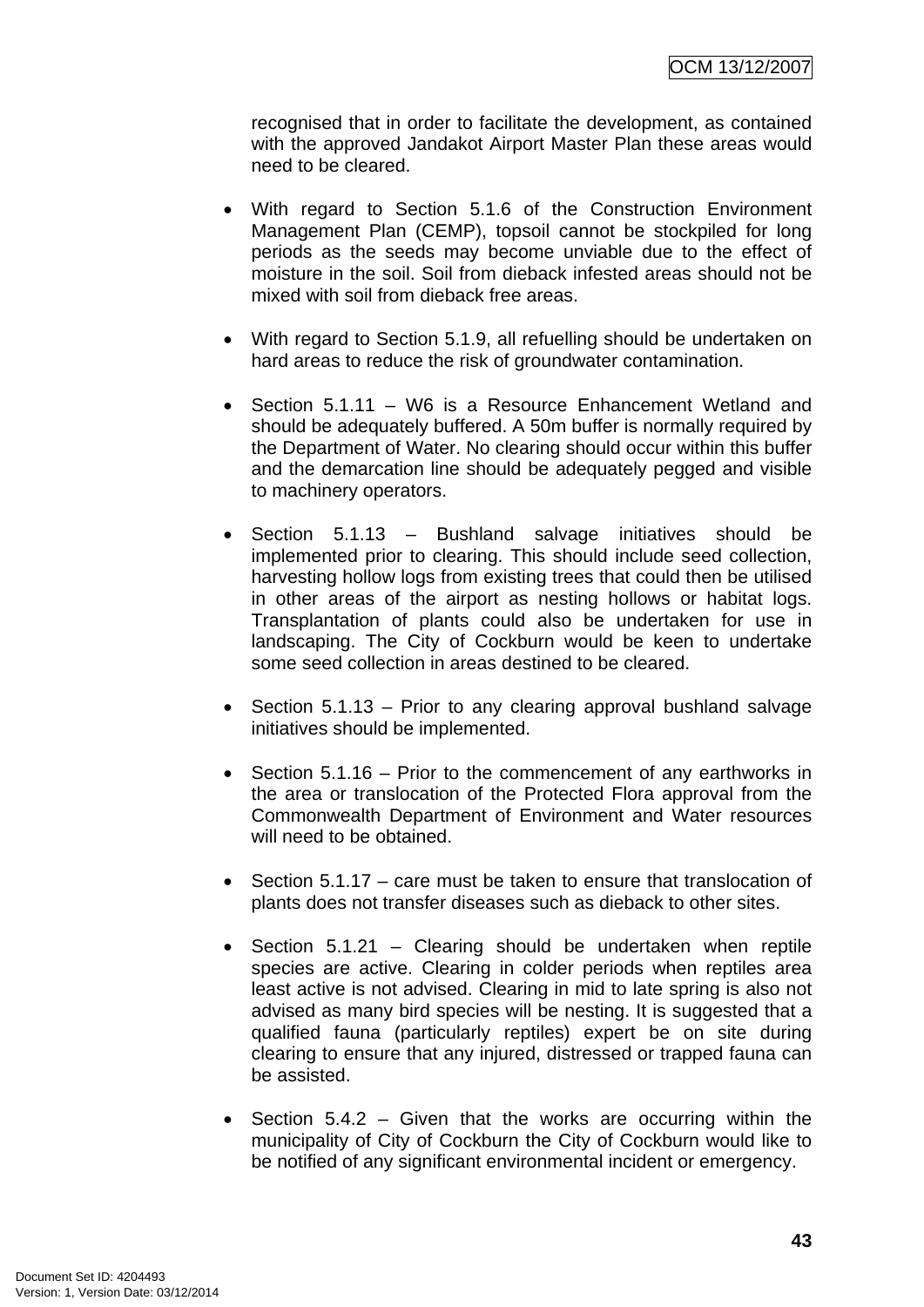recognised that in order to facilitate the development, as contained with the approved Jandakot Airport Master Plan these areas would need to be cleared.

- With regard to Section 5.1.6 of the Construction Environment Management Plan (CEMP), topsoil cannot be stockpiled for long periods as the seeds may become unviable due to the effect of moisture in the soil. Soil from dieback infested areas should not be mixed with soil from dieback free areas.

- With regard to Section 5.1.9, all refuelling should be undertaken on hard areas to reduce the risk of groundwater contamination.

- Section 5.1.11 – W6 is a Resource Enhancement Wetland and should be adequately buffered. A 50m buffer is normally required by the Department of Water. No clearing should occur within this buffer and the demarcation line should be adequately pegged and visible to machinery operators.

- Section 5.1.13 – Bushland salvage initiatives should be implemented prior to clearing. This should include seed collection, harvesting hollow logs from existing trees that could then be utilised in other areas of the airport as nesting hollows or habitat logs. Transplantation of plants could also be undertaken for use in landscaping. The City of Cockburn would be keen to undertake some seed collection in areas destined to be cleared.

- Section 5.1.13 – Prior to any clearing approval bushland salvage initiatives should be implemented.

- Section 5.1.16 – Prior to the commencement of any earthworks in the area or translocation of the Protected Flora approval from the Commonwealth Department of Environment and Water resources will need to be obtained.

- Section 5.1.17 – care must be taken to ensure that translocation of plants does not transfer diseases such as dieback to other sites.

- Section 5.1.21 – Clearing should be undertaken when reptile species are active. Clearing in colder periods when reptiles area least active is not advised. Clearing in mid to late spring is also not advised as many bird species will be nesting. It is suggested that a qualified fauna (particularly reptiles) expert be on site during clearing to ensure that any injured, distressed or trapped fauna can be assisted.

- Section 5.4.2 – Given that the works are occurring within the municipality of City of Cockburn the City of Cockburn would like to be notified of any significant environmental incident or emergency.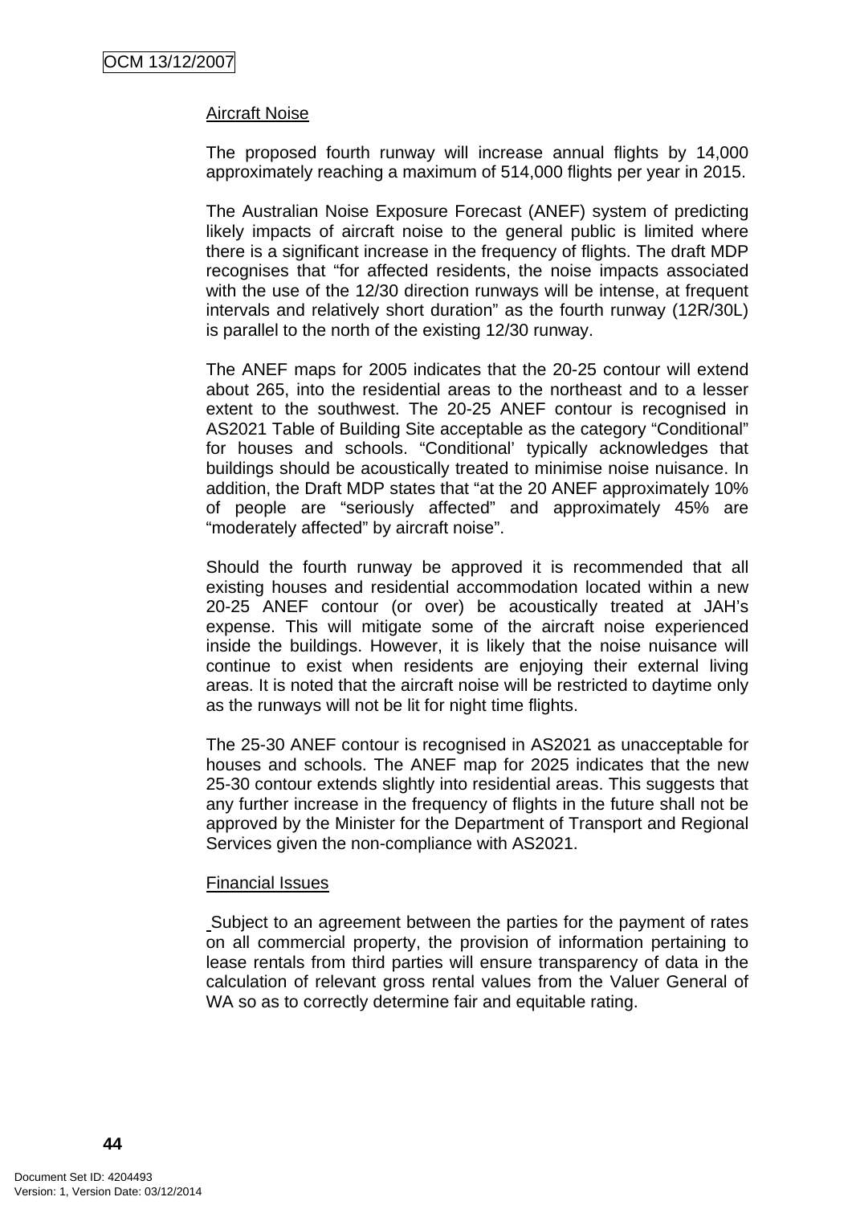Aircraft Noise

The proposed fourth runway will increase annual flights by 14,000 approximately reaching a maximum of 514,000 flights per year in 2015.

The Australian Noise Exposure Forecast (ANEF) system of predicting likely impacts of aircraft noise to the general public is limited where there is a significant increase in the frequency of flights. The draft MDP recognises that "for affected residents, the noise impacts associated with the use of the 12/30 direction runways will be intense, at frequent intervals and relatively short duration" as the fourth runway (12R/30L) is parallel to the north of the existing 12/30 runway.

The ANEF maps for 2005 indicates that the 20-25 contour will extend about 265, into the residential areas to the northeast and to a lesser extent to the southwest. The 20-25 ANEF contour is recognised in AS2021 Table of Building Site acceptable as the category "Conditional" for houses and schools. "Conditional' typically acknowledges that buildings should be acoustically treated to minimise noise nuisance. In addition, the Draft MDP states that "at the 20 ANEF approximately 10% of people are "seriously affected" and approximately 45% are "moderately affected" by aircraft noise".

Should the fourth runway be approved it is recommended that all existing houses and residential accommodation located within a new 20-25 ANEF contour (or over) be acoustically treated at JAH's expense. This will mitigate some of the aircraft noise experienced inside the buildings. However, it is likely that the noise nuisance will continue to exist when residents are enjoying their external living areas. It is noted that the aircraft noise will be restricted to daytime only as the runways will not be lit for night time flights.

The 25-30 ANEF contour is recognised in AS2021 as unacceptable for houses and schools. The ANEF map for 2025 indicates that the new 25-30 contour extends slightly into residential areas. This suggests that any further increase in the frequency of flights in the future shall not be approved by the Minister for the Department of Transport and Regional Services given the non-compliance with AS2021.

Financial Issues

Subject to an agreement between the parties for the payment of rates on all commercial property, the provision of information pertaining to lease rentals from third parties will ensure transparency of data in the calculation of relevant gross rental values from the Valuer General of WA so as to correctly determine fair and equitable rating.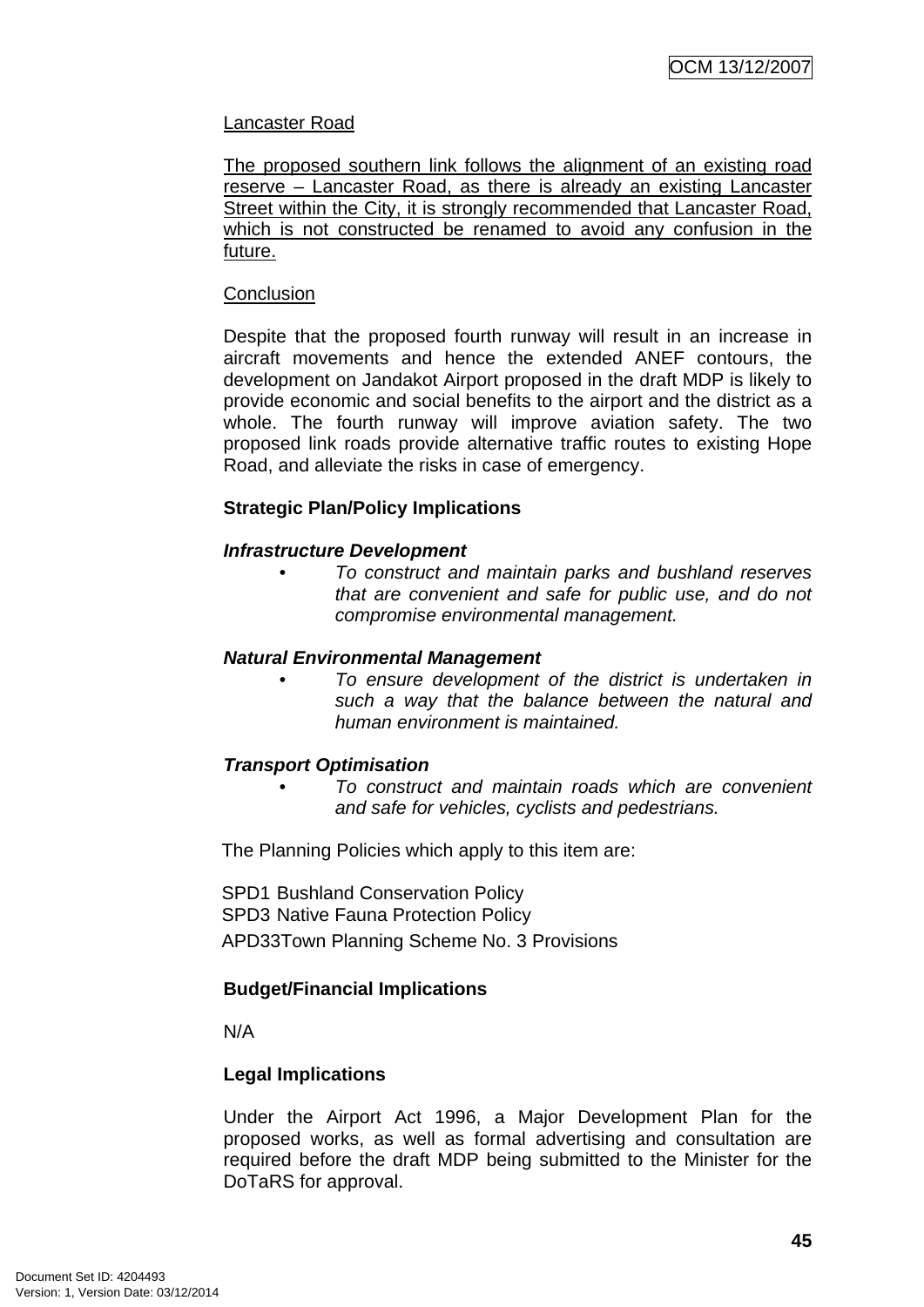<u>Lancaster Road</u>

<u>The proposed southern link follows the alignment of an existing road reserve – Lancaster Road, as there is already an existing Lancaster Street within the City, it is strongly recommended that Lancaster Road, which is not constructed be renamed to avoid any confusion in the future.</u>

<u>Conclusion</u>

Despite that the proposed fourth runway will result in an increase in aircraft movements and hence the extended ANEF contours, the development on Jandakot Airport proposed in the draft MDP is likely to provide economic and social benefits to the airport and the district as a whole. The fourth runway will improve aviation safety. The two proposed link roads provide alternative traffic routes to existing Hope Road, and alleviate the risks in case of emergency.

**Strategic Plan/Policy Implications**

***Infrastructure Development***

- *To construct and maintain parks and bushland reserves that are convenient and safe for public use, and do not compromise environmental management.*

***Natural Environmental Management***

- *To ensure development of the district is undertaken in such a way that the balance between the natural and human environment is maintained.*

***Transport Optimisation***

- *To construct and maintain roads which are convenient and safe for vehicles, cyclists and pedestrians.*

The Planning Policies which apply to this item are:

SPD1 Bushland Conservation Policy
SPD3 Native Fauna Protection Policy
APD33Town Planning Scheme No. 3 Provisions

**Budget/Financial Implications**

N/A

**Legal Implications**

Under the Airport Act 1996, a Major Development Plan for the proposed works, as well as formal advertising and consultation are required before the draft MDP being submitted to the Minister for the DoTaRS for approval.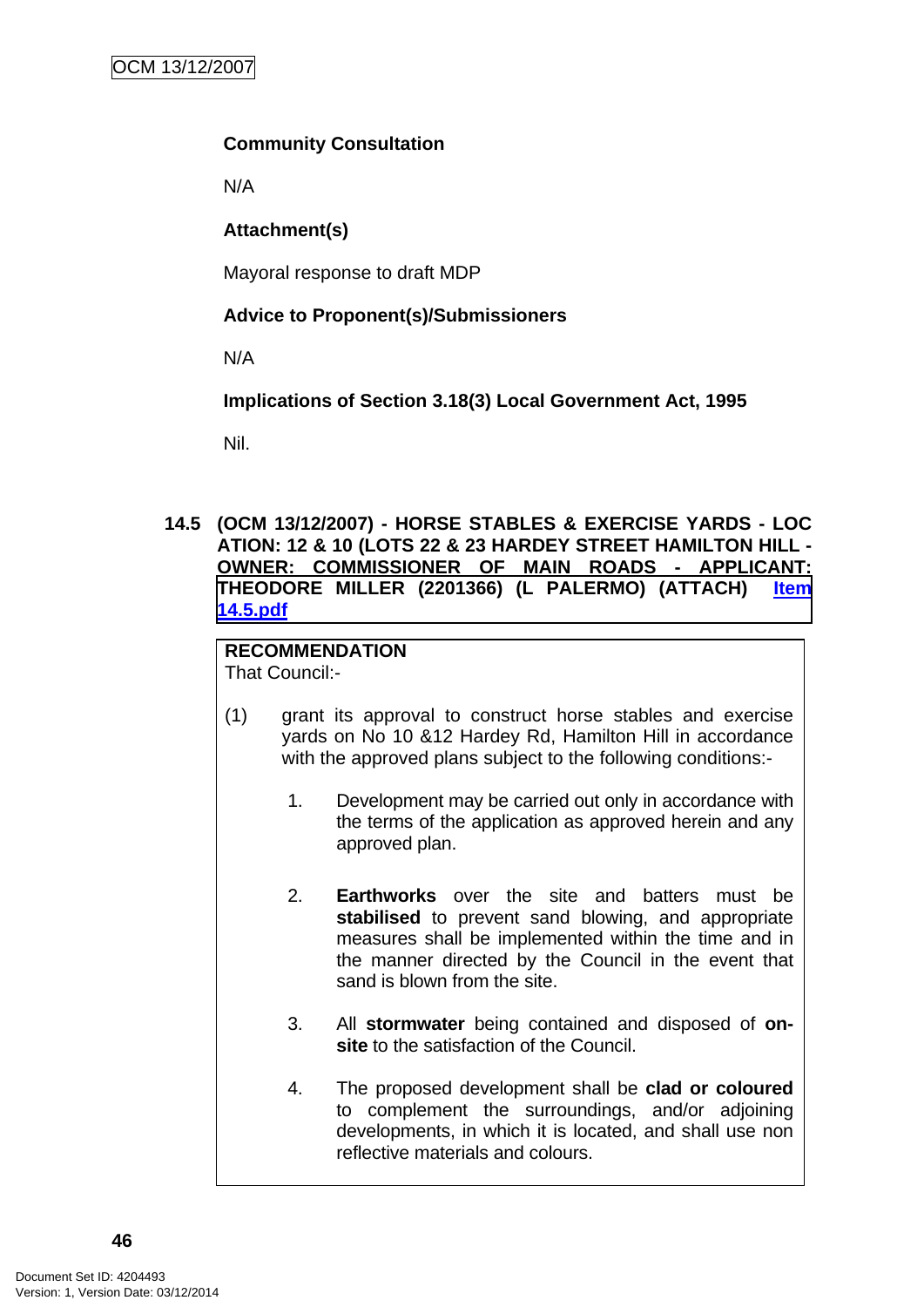**Community Consultation**

N/A

**Attachment(s)**

Mayoral response to draft MDP

**Advice to Proponent(s)/Submissioners**

N/A

**Implications of Section 3.18(3) Local Government Act, 1995**

Nil.

### 14.5 (OCM 13/12/2007) - HORSE STABLES & EXERCISE YARDS - LOCATION: 12 & 10 (LOTS 22 & 23 HARDEY STREET HAMILTON HILL - OWNER: COMMISSIONER OF MAIN ROADS - APPLICANT: THEODORE MILLER (2201366) (L PALERMO) (ATTACH) Item 14.5.pdf

**RECOMMENDATION**
That Council:-

(1) grant its approval to construct horse stables and exercise yards on No 10 &12 Hardey Rd, Hamilton Hill in accordance with the approved plans subject to the following conditions:-

1. Development may be carried out only in accordance with the terms of the application as approved herein and any approved plan.

2. **Earthworks** over the site and batters must be **stabilised** to prevent sand blowing, and appropriate measures shall be implemented within the time and in the manner directed by the Council in the event that sand is blown from the site.

3. All **stormwater** being contained and disposed of **on-site** to the satisfaction of the Council.

4. The proposed development shall be **clad or coloured** to complement the surroundings, and/or adjoining developments, in which it is located, and shall use non reflective materials and colours.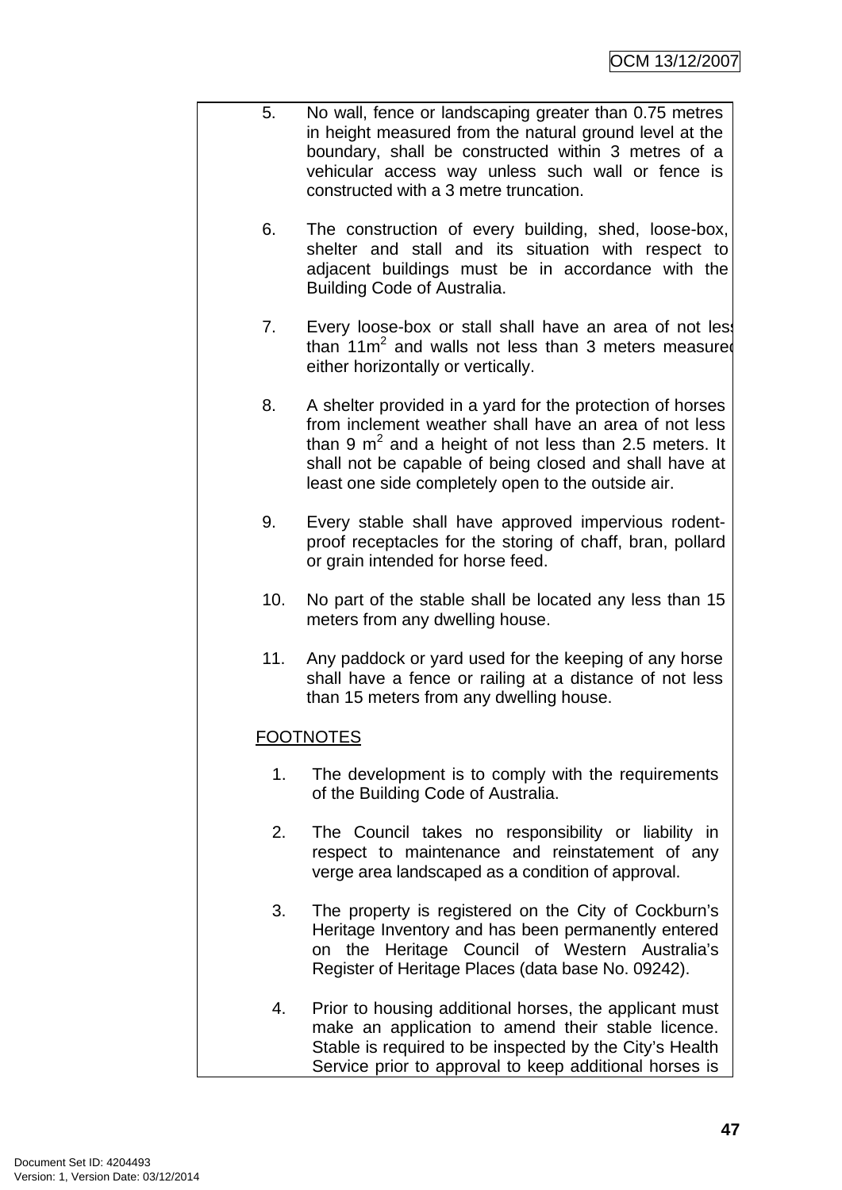5. No wall, fence or landscaping greater than 0.75 metres in height measured from the natural ground level at the boundary, shall be constructed within 3 metres of a vehicular access way unless such wall or fence is constructed with a 3 metre truncation.

6. The construction of every building, shed, loose-box, shelter and stall and its situation with respect to adjacent buildings must be in accordance with the Building Code of Australia.

7. Every loose-box or stall shall have an area of not less than $11m^2$ and walls not less than 3 meters measured either horizontally or vertically.

8. A shelter provided in a yard for the protection of horses from inclement weather shall have an area of not less than 9 $m^2$ and a height of not less than 2.5 meters. It shall not be capable of being closed and shall have at least one side completely open to the outside air.

9. Every stable shall have approved impervious rodent-proof receptacles for the storing of chaff, bran, pollard or grain intended for horse feed.

10. No part of the stable shall be located any less than 15 meters from any dwelling house.

11. Any paddock or yard used for the keeping of any horse shall have a fence or railing at a distance of not less than 15 meters from any dwelling house.

FOOTNOTES

1. The development is to comply with the requirements of the Building Code of Australia.

2. The Council takes no responsibility or liability in respect to maintenance and reinstatement of any verge area landscaped as a condition of approval.

3. The property is registered on the City of Cockburn's Heritage Inventory and has been permanently entered on the Heritage Council of Western Australia's Register of Heritage Places (data base No. 09242).

4. Prior to housing additional horses, the applicant must make an application to amend their stable licence. Stable is required to be inspected by the City's Health Service prior to approval to keep additional horses is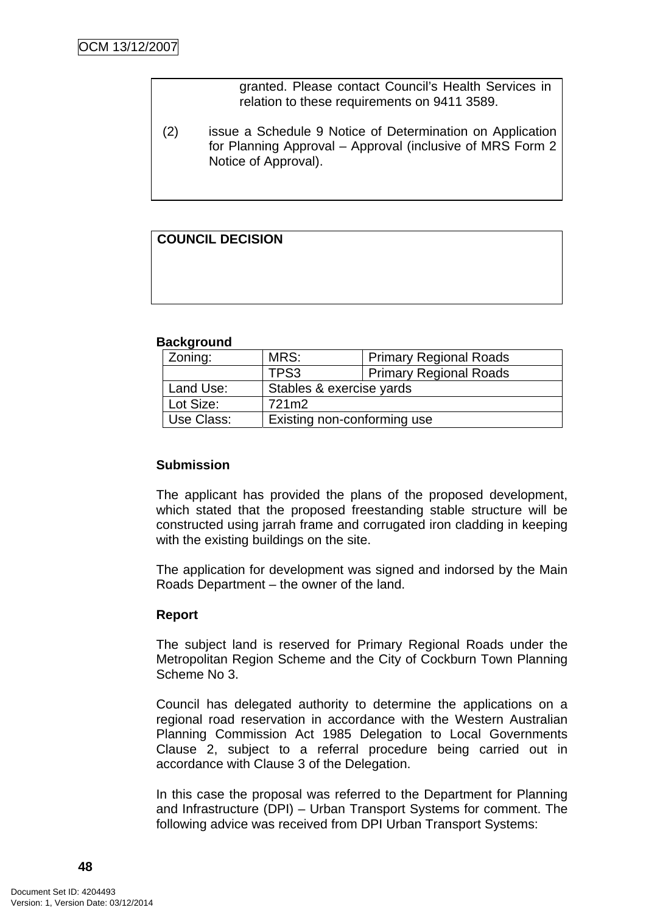granted. Please contact Council's Health Services in relation to these requirements on 9411 3589.

(2) issue a Schedule 9 Notice of Determination on Application for Planning Approval – Approval (inclusive of MRS Form 2 Notice of Approval).

**COUNCIL DECISION**

**Background**

| Zoning: | MRS: | Primary Regional Roads |
|---|---|---|
| | TPS3 | Primary Regional Roads |
| Land Use: | Stables & exercise yards | |
| Lot Size: | 721m2 | |
| Use Class: | Existing non-conforming use | |

**Submission**

The applicant has provided the plans of the proposed development, which stated that the proposed freestanding stable structure will be constructed using jarrah frame and corrugated iron cladding in keeping with the existing buildings on the site.

The application for development was signed and indorsed by the Main Roads Department – the owner of the land.

**Report**

The subject land is reserved for Primary Regional Roads under the Metropolitan Region Scheme and the City of Cockburn Town Planning Scheme No 3.

Council has delegated authority to determine the applications on a regional road reservation in accordance with the Western Australian Planning Commission Act 1985 Delegation to Local Governments Clause 2, subject to a referral procedure being carried out in accordance with Clause 3 of the Delegation.

In this case the proposal was referred to the Department for Planning and Infrastructure (DPI) – Urban Transport Systems for comment. The following advice was received from DPI Urban Transport Systems: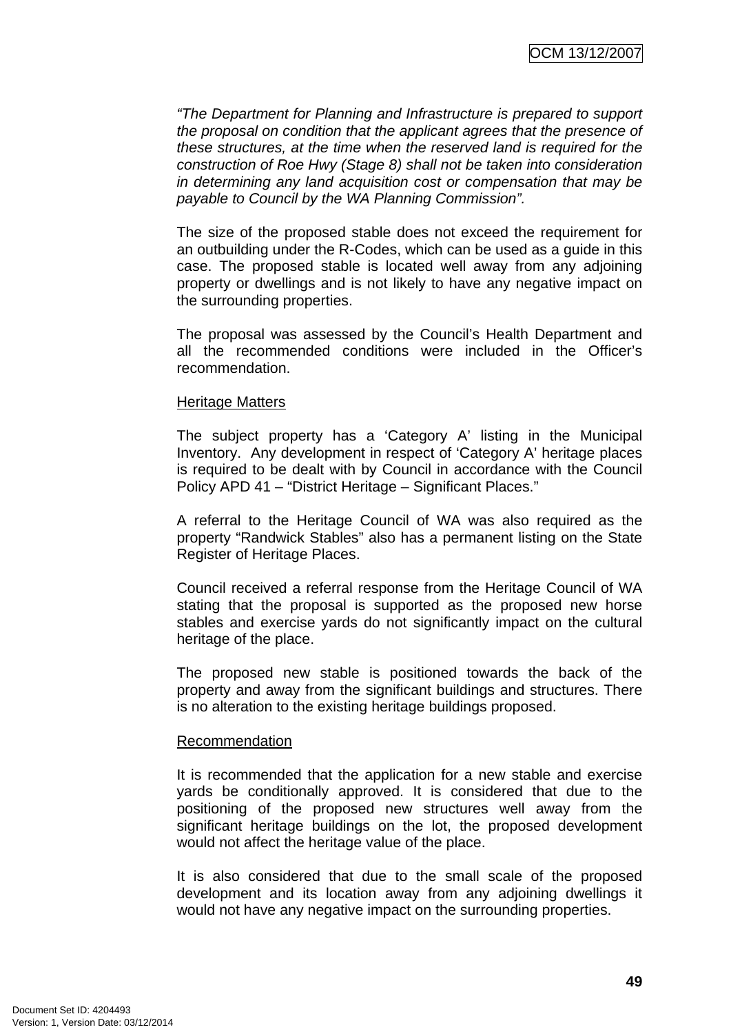*"The Department for Planning and Infrastructure is prepared to support the proposal on condition that the applicant agrees that the presence of these structures, at the time when the reserved land is required for the construction of Roe Hwy (Stage 8) shall not be taken into consideration in determining any land acquisition cost or compensation that may be payable to Council by the WA Planning Commission".*

The size of the proposed stable does not exceed the requirement for an outbuilding under the R-Codes, which can be used as a guide in this case. The proposed stable is located well away from any adjoining property or dwellings and is not likely to have any negative impact on the surrounding properties.

The proposal was assessed by the Council's Health Department and all the recommended conditions were included in the Officer's recommendation.

<u>Heritage Matters</u>

The subject property has a 'Category A' listing in the Municipal Inventory. Any development in respect of 'Category A' heritage places is required to be dealt with by Council in accordance with the Council Policy APD 41 – "District Heritage – Significant Places."

A referral to the Heritage Council of WA was also required as the property "Randwick Stables" also has a permanent listing on the State Register of Heritage Places.

Council received a referral response from the Heritage Council of WA stating that the proposal is supported as the proposed new horse stables and exercise yards do not significantly impact on the cultural heritage of the place.

The proposed new stable is positioned towards the back of the property and away from the significant buildings and structures. There is no alteration to the existing heritage buildings proposed.

<u>Recommendation</u>

It is recommended that the application for a new stable and exercise yards be conditionally approved. It is considered that due to the positioning of the proposed new structures well away from the significant heritage buildings on the lot, the proposed development would not affect the heritage value of the place.

It is also considered that due to the small scale of the proposed development and its location away from any adjoining dwellings it would not have any negative impact on the surrounding properties.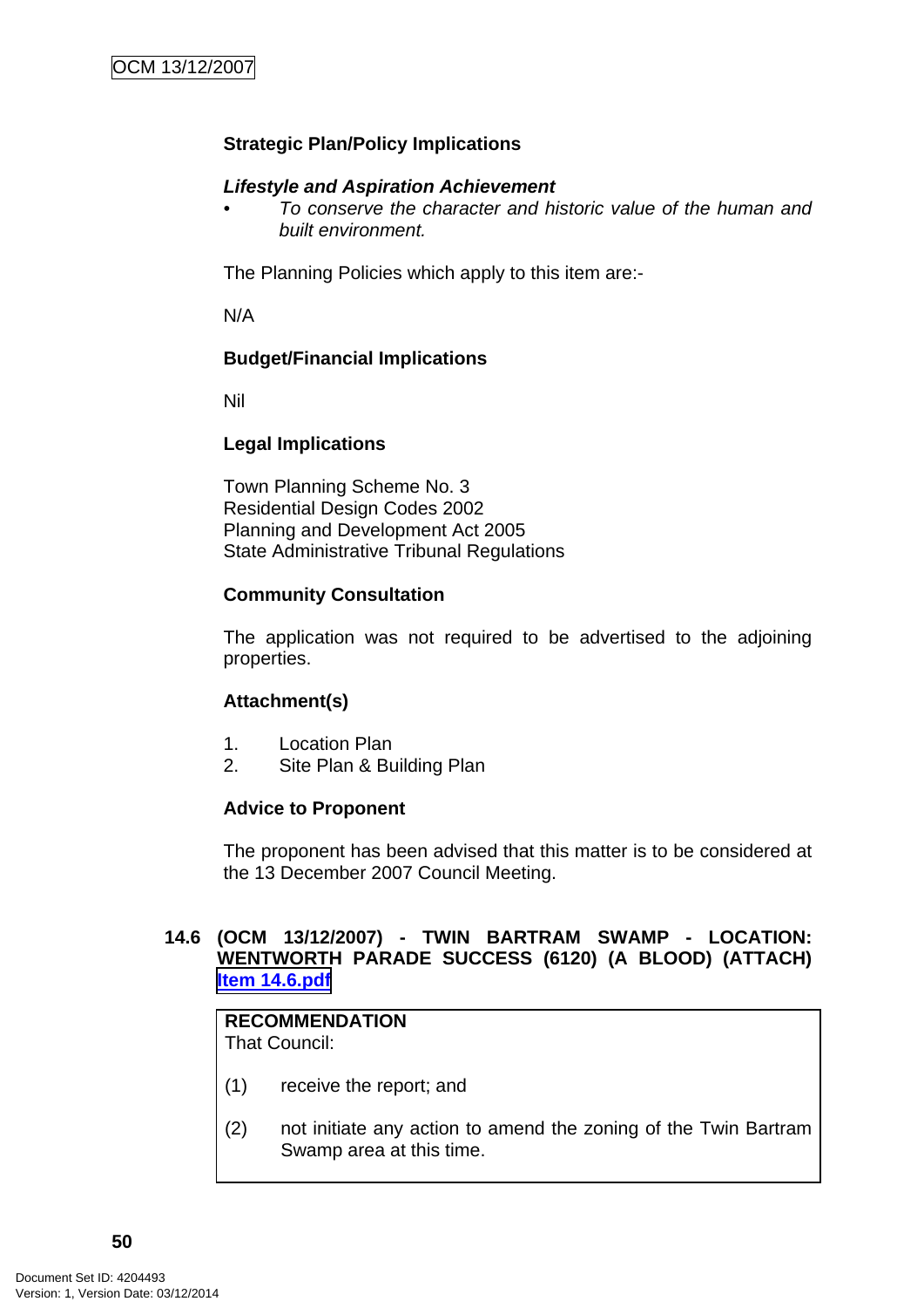**Strategic Plan/Policy Implications**

***Lifestyle and Aspiration Achievement***

- *To conserve the character and historic value of the human and built environment.*

The Planning Policies which apply to this item are:-

N/A

**Budget/Financial Implications**

Nil

**Legal Implications**

Town Planning Scheme No. 3
Residential Design Codes 2002
Planning and Development Act 2005
State Administrative Tribunal Regulations

**Community Consultation**

The application was not required to be advertised to the adjoining properties.

**Attachment(s)**

1. Location Plan
2. Site Plan & Building Plan

**Advice to Proponent**

The proponent has been advised that this matter is to be considered at the 13 December 2007 Council Meeting.

### 14.6 (OCM 13/12/2007) - TWIN BARTRAM SWAMP - LOCATION: WENTWORTH PARADE SUCCESS (6120) (A BLOOD) (ATTACH) Item 14.6.pdf

**RECOMMENDATION**
That Council:

(1) receive the report; and

(2) not initiate any action to amend the zoning of the Twin Bartram Swamp area at this time.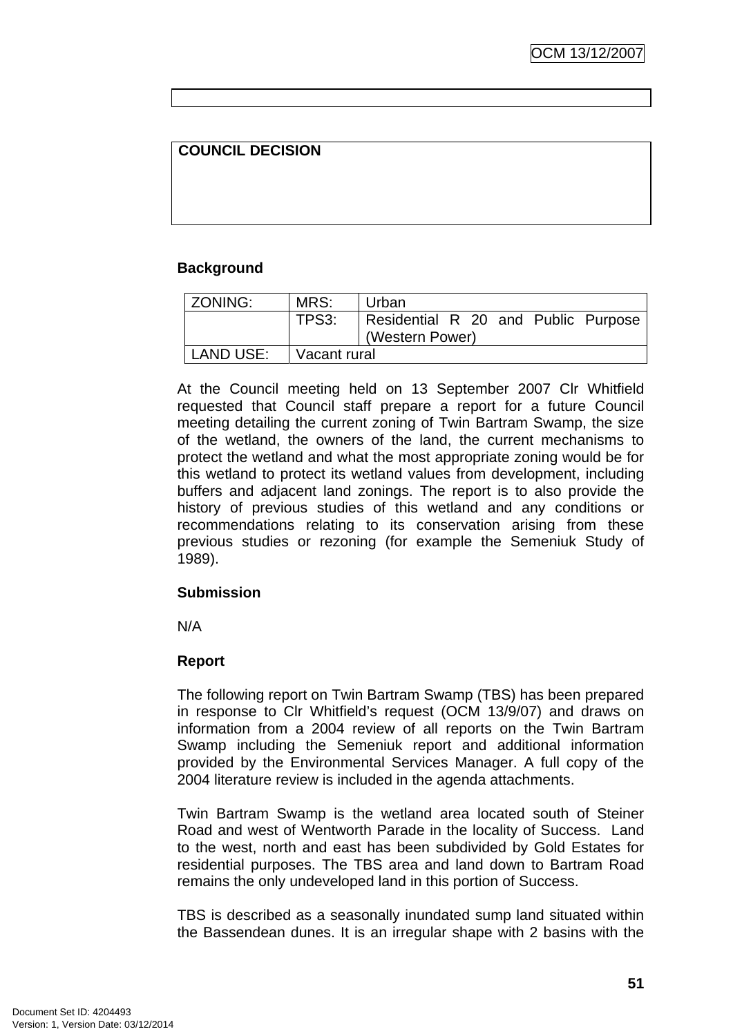**COUNCIL DECISION**

**Background**

| ZONING: | MRS: | Urban |
|---|---|---|
| | TPS3: | Residential R 20 and Public Purpose (Western Power) |
| LAND USE: | Vacant rural | |

At the Council meeting held on 13 September 2007 Clr Whitfield requested that Council staff prepare a report for a future Council meeting detailing the current zoning of Twin Bartram Swamp, the size of the wetland, the owners of the land, the current mechanisms to protect the wetland and what the most appropriate zoning would be for this wetland to protect its wetland values from development, including buffers and adjacent land zonings. The report is to also provide the history of previous studies of this wetland and any conditions or recommendations relating to its conservation arising from these previous studies or rezoning (for example the Semeniuk Study of 1989).

**Submission**

N/A

**Report**

The following report on Twin Bartram Swamp (TBS) has been prepared in response to Clr Whitfield's request (OCM 13/9/07) and draws on information from a 2004 review of all reports on the Twin Bartram Swamp including the Semeniuk report and additional information provided by the Environmental Services Manager. A full copy of the 2004 literature review is included in the agenda attachments.

Twin Bartram Swamp is the wetland area located south of Steiner Road and west of Wentworth Parade in the locality of Success. Land to the west, north and east has been subdivided by Gold Estates for residential purposes. The TBS area and land down to Bartram Road remains the only undeveloped land in this portion of Success.

TBS is described as a seasonally inundated sump land situated within the Bassendean dunes. It is an irregular shape with 2 basins with the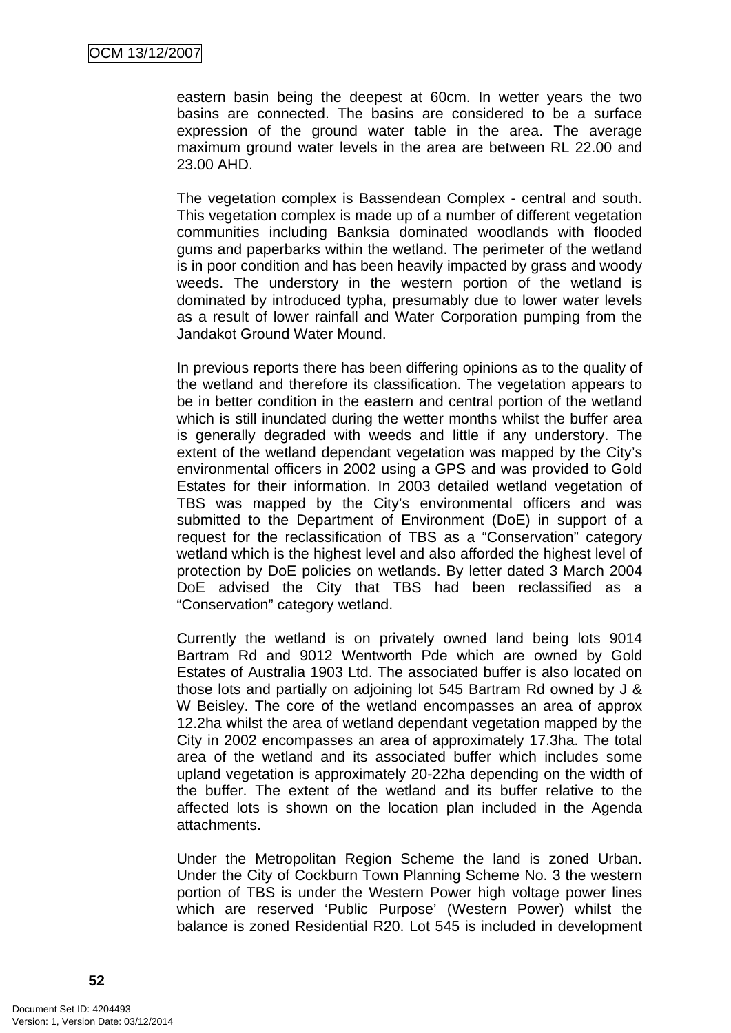eastern basin being the deepest at 60cm. In wetter years the two basins are connected. The basins are considered to be a surface expression of the ground water table in the area. The average maximum ground water levels in the area are between RL 22.00 and 23.00 AHD.

The vegetation complex is Bassendean Complex - central and south. This vegetation complex is made up of a number of different vegetation communities including Banksia dominated woodlands with flooded gums and paperbarks within the wetland. The perimeter of the wetland is in poor condition and has been heavily impacted by grass and woody weeds. The understory in the western portion of the wetland is dominated by introduced typha, presumably due to lower water levels as a result of lower rainfall and Water Corporation pumping from the Jandakot Ground Water Mound.

In previous reports there has been differing opinions as to the quality of the wetland and therefore its classification. The vegetation appears to be in better condition in the eastern and central portion of the wetland which is still inundated during the wetter months whilst the buffer area is generally degraded with weeds and little if any understory. The extent of the wetland dependant vegetation was mapped by the City's environmental officers in 2002 using a GPS and was provided to Gold Estates for their information. In 2003 detailed wetland vegetation of TBS was mapped by the City's environmental officers and was submitted to the Department of Environment (DoE) in support of a request for the reclassification of TBS as a "Conservation" category wetland which is the highest level and also afforded the highest level of protection by DoE policies on wetlands. By letter dated 3 March 2004 DoE advised the City that TBS had been reclassified as a "Conservation" category wetland.

Currently the wetland is on privately owned land being lots 9014 Bartram Rd and 9012 Wentworth Pde which are owned by Gold Estates of Australia 1903 Ltd. The associated buffer is also located on those lots and partially on adjoining lot 545 Bartram Rd owned by J & W Beisley. The core of the wetland encompasses an area of approx 12.2ha whilst the area of wetland dependant vegetation mapped by the City in 2002 encompasses an area of approximately 17.3ha. The total area of the wetland and its associated buffer which includes some upland vegetation is approximately 20-22ha depending on the width of the buffer. The extent of the wetland and its buffer relative to the affected lots is shown on the location plan included in the Agenda attachments.

Under the Metropolitan Region Scheme the land is zoned Urban. Under the City of Cockburn Town Planning Scheme No. 3 the western portion of TBS is under the Western Power high voltage power lines which are reserved 'Public Purpose' (Western Power) whilst the balance is zoned Residential R20. Lot 545 is included in development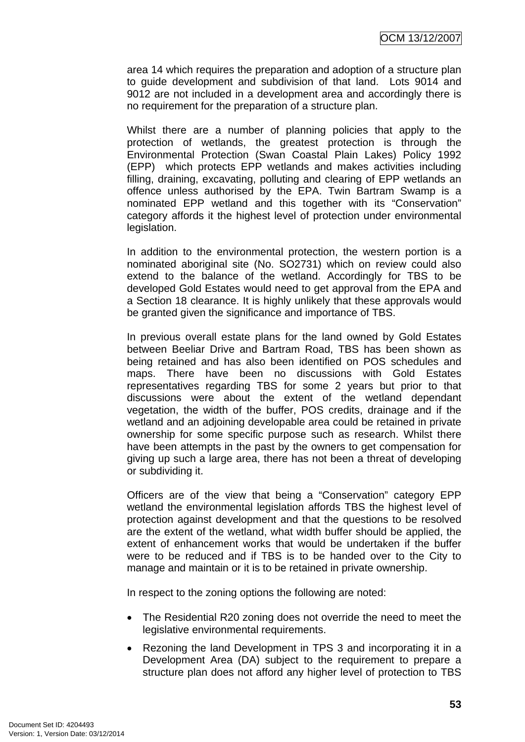area 14 which requires the preparation and adoption of a structure plan to guide development and subdivision of that land. Lots 9014 and 9012 are not included in a development area and accordingly there is no requirement for the preparation of a structure plan.

Whilst there are a number of planning policies that apply to the protection of wetlands, the greatest protection is through the Environmental Protection (Swan Coastal Plain Lakes) Policy 1992 (EPP) which protects EPP wetlands and makes activities including filling, draining, excavating, polluting and clearing of EPP wetlands an offence unless authorised by the EPA. Twin Bartram Swamp is a nominated EPP wetland and this together with its "Conservation" category affords it the highest level of protection under environmental legislation.

In addition to the environmental protection, the western portion is a nominated aboriginal site (No. SO2731) which on review could also extend to the balance of the wetland. Accordingly for TBS to be developed Gold Estates would need to get approval from the EPA and a Section 18 clearance. It is highly unlikely that these approvals would be granted given the significance and importance of TBS.

In previous overall estate plans for the land owned by Gold Estates between Beeliar Drive and Bartram Road, TBS has been shown as being retained and has also been identified on POS schedules and maps. There have been no discussions with Gold Estates representatives regarding TBS for some 2 years but prior to that discussions were about the extent of the wetland dependant vegetation, the width of the buffer, POS credits, drainage and if the wetland and an adjoining developable area could be retained in private ownership for some specific purpose such as research. Whilst there have been attempts in the past by the owners to get compensation for giving up such a large area, there has not been a threat of developing or subdividing it.

Officers are of the view that being a "Conservation" category EPP wetland the environmental legislation affords TBS the highest level of protection against development and that the questions to be resolved are the extent of the wetland, what width buffer should be applied, the extent of enhancement works that would be undertaken if the buffer were to be reduced and if TBS is to be handed over to the City to manage and maintain or it is to be retained in private ownership.

In respect to the zoning options the following are noted:

- The Residential R20 zoning does not override the need to meet the legislative environmental requirements.
- Rezoning the land Development in TPS 3 and incorporating it in a Development Area (DA) subject to the requirement to prepare a structure plan does not afford any higher level of protection to TBS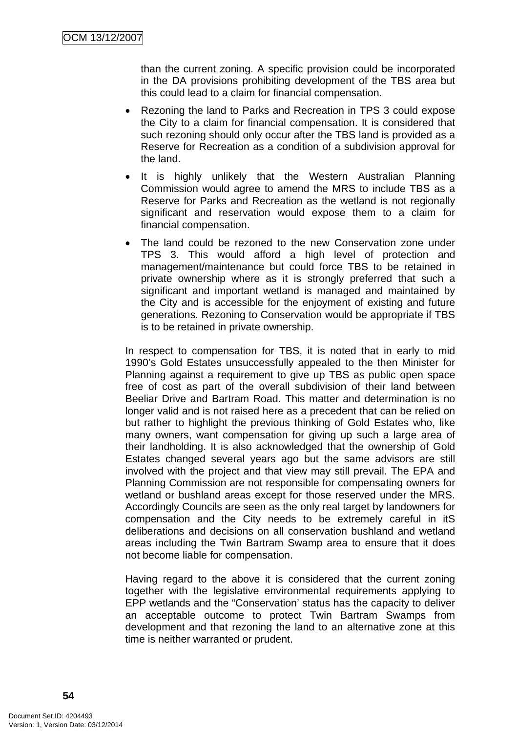than the current zoning. A specific provision could be incorporated in the DA provisions prohibiting development of the TBS area but this could lead to a claim for financial compensation.

- Rezoning the land to Parks and Recreation in TPS 3 could expose the City to a claim for financial compensation. It is considered that such rezoning should only occur after the TBS land is provided as a Reserve for Recreation as a condition of a subdivision approval for the land.
- It is highly unlikely that the Western Australian Planning Commission would agree to amend the MRS to include TBS as a Reserve for Parks and Recreation as the wetland is not regionally significant and reservation would expose them to a claim for financial compensation.
- The land could be rezoned to the new Conservation zone under TPS 3. This would afford a high level of protection and management/maintenance but could force TBS to be retained in private ownership where as it is strongly preferred that such a significant and important wetland is managed and maintained by the City and is accessible for the enjoyment of existing and future generations. Rezoning to Conservation would be appropriate if TBS is to be retained in private ownership.

In respect to compensation for TBS, it is noted that in early to mid 1990's Gold Estates unsuccessfully appealed to the then Minister for Planning against a requirement to give up TBS as public open space free of cost as part of the overall subdivision of their land between Beeliar Drive and Bartram Road. This matter and determination is no longer valid and is not raised here as a precedent that can be relied on but rather to highlight the previous thinking of Gold Estates who, like many owners, want compensation for giving up such a large area of their landholding. It is also acknowledged that the ownership of Gold Estates changed several years ago but the same advisors are still involved with the project and that view may still prevail. The EPA and Planning Commission are not responsible for compensating owners for wetland or bushland areas except for those reserved under the MRS. Accordingly Councils are seen as the only real target by landowners for compensation and the City needs to be extremely careful in itS deliberations and decisions on all conservation bushland and wetland areas including the Twin Bartram Swamp area to ensure that it does not become liable for compensation.

Having regard to the above it is considered that the current zoning together with the legislative environmental requirements applying to EPP wetlands and the "Conservation' status has the capacity to deliver an acceptable outcome to protect Twin Bartram Swamps from development and that rezoning the land to an alternative zone at this time is neither warranted or prudent.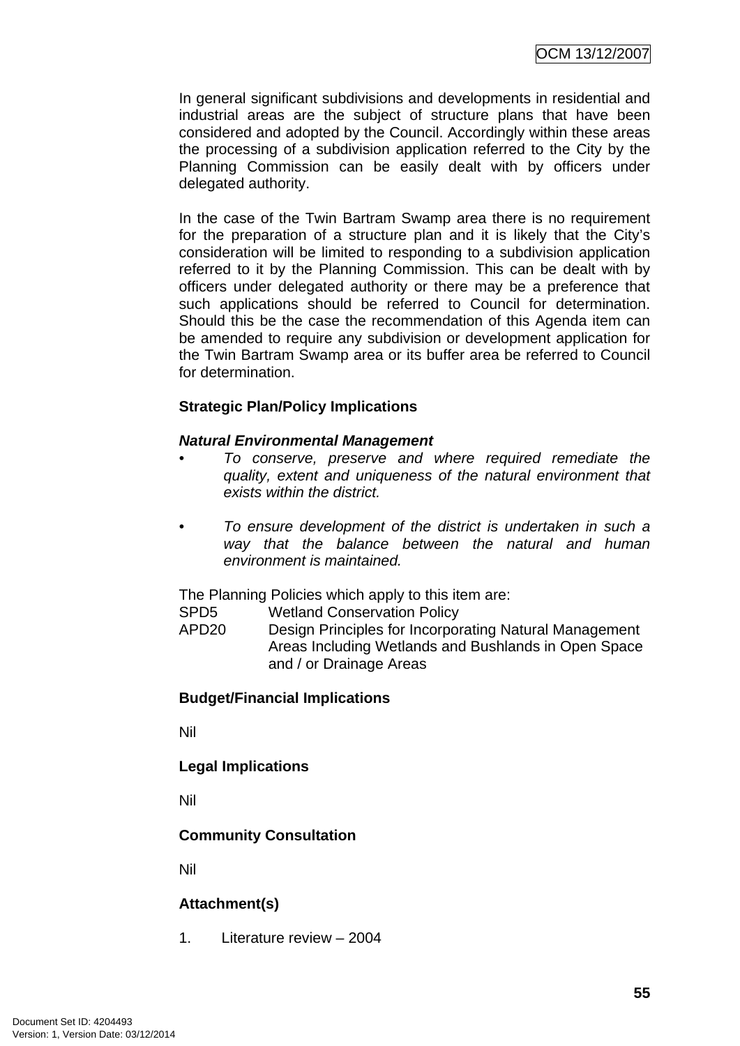In general significant subdivisions and developments in residential and industrial areas are the subject of structure plans that have been considered and adopted by the Council. Accordingly within these areas the processing of a subdivision application referred to the City by the Planning Commission can be easily dealt with by officers under delegated authority.

In the case of the Twin Bartram Swamp area there is no requirement for the preparation of a structure plan and it is likely that the City's consideration will be limited to responding to a subdivision application referred to it by the Planning Commission. This can be dealt with by officers under delegated authority or there may be a preference that such applications should be referred to Council for determination. Should this be the case the recommendation of this Agenda item can be amended to require any subdivision or development application for the Twin Bartram Swamp area or its buffer area be referred to Council for determination.

**Strategic Plan/Policy Implications**

***Natural Environmental Management***

- *To conserve, preserve and where required remediate the quality, extent and uniqueness of the natural environment that exists within the district.*

- *To ensure development of the district is undertaken in such a way that the balance between the natural and human environment is maintained.*

The Planning Policies which apply to this item are:

| | |
|---|---|
| SPD5 | Wetland Conservation Policy |
| APD20 | Design Principles for Incorporating Natural Management Areas Including Wetlands and Bushlands in Open Space and / or Drainage Areas |

**Budget/Financial Implications**

Nil

**Legal Implications**

Nil

**Community Consultation**

Nil

**Attachment(s)**

1. Literature review – 2004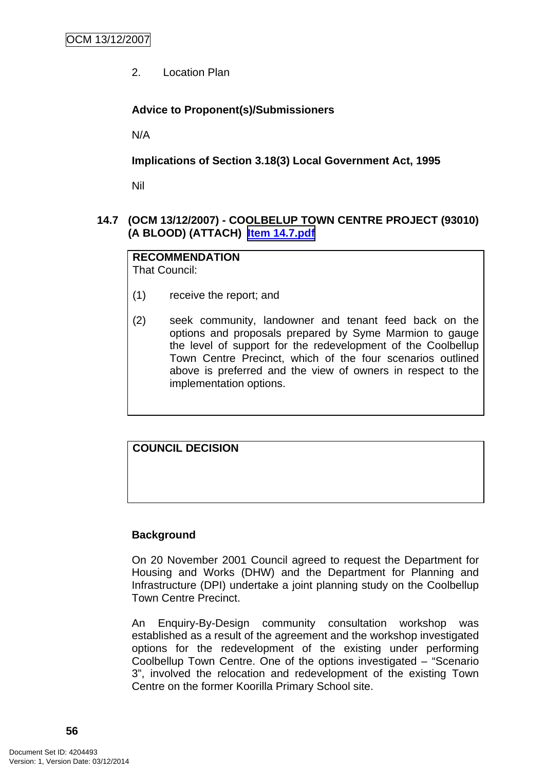2. Location Plan

**Advice to Proponent(s)/Submissioners**

N/A

**Implications of Section 3.18(3) Local Government Act, 1995**

Nil

### 14.7 (OCM 13/12/2007) - COOLBELUP TOWN CENTRE PROJECT (93010) (A BLOOD) (ATTACH) Item 14.7.pdf

**RECOMMENDATION**
That Council:

(1) receive the report; and

(2) seek community, landowner and tenant feed back on the options and proposals prepared by Syme Marmion to gauge the level of support for the redevelopment of the Coolbellup Town Centre Precinct, which of the four scenarios outlined above is preferred and the view of owners in respect to the implementation options.

**COUNCIL DECISION**

**Background**

On 20 November 2001 Council agreed to request the Department for Housing and Works (DHW) and the Department for Planning and Infrastructure (DPI) undertake a joint planning study on the Coolbellup Town Centre Precinct.

An Enquiry-By-Design community consultation workshop was established as a result of the agreement and the workshop investigated options for the redevelopment of the existing under performing Coolbellup Town Centre. One of the options investigated – "Scenario 3", involved the relocation and redevelopment of the existing Town Centre on the former Koorilla Primary School site.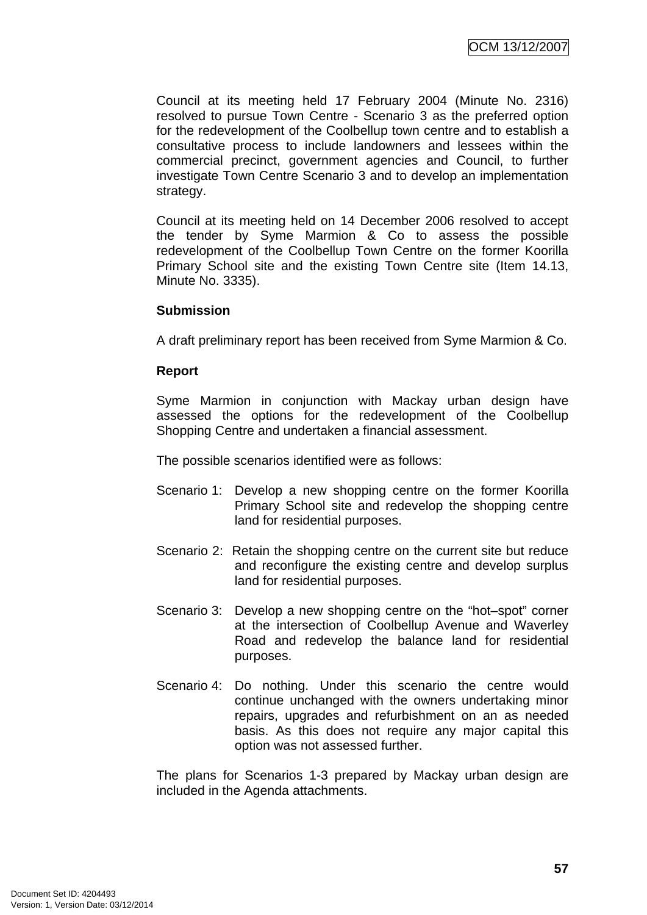Council at its meeting held 17 February 2004 (Minute No. 2316) resolved to pursue Town Centre - Scenario 3 as the preferred option for the redevelopment of the Coolbellup town centre and to establish a consultative process to include landowners and lessees within the commercial precinct, government agencies and Council, to further investigate Town Centre Scenario 3 and to develop an implementation strategy.

Council at its meeting held on 14 December 2006 resolved to accept the tender by Syme Marmion & Co to assess the possible redevelopment of the Coolbellup Town Centre on the former Koorilla Primary School site and the existing Town Centre site (Item 14.13, Minute No. 3335).

**Submission**

A draft preliminary report has been received from Syme Marmion & Co.

**Report**

Syme Marmion in conjunction with Mackay urban design have assessed the options for the redevelopment of the Coolbellup Shopping Centre and undertaken a financial assessment.

The possible scenarios identified were as follows:

Scenario 1: Develop a new shopping centre on the former Koorilla Primary School site and redevelop the shopping centre land for residential purposes.

Scenario 2: Retain the shopping centre on the current site but reduce and reconfigure the existing centre and develop surplus land for residential purposes.

Scenario 3: Develop a new shopping centre on the "hot–spot" corner at the intersection of Coolbellup Avenue and Waverley Road and redevelop the balance land for residential purposes.

Scenario 4: Do nothing. Under this scenario the centre would continue unchanged with the owners undertaking minor repairs, upgrades and refurbishment on an as needed basis. As this does not require any major capital this option was not assessed further.

The plans for Scenarios 1-3 prepared by Mackay urban design are included in the Agenda attachments.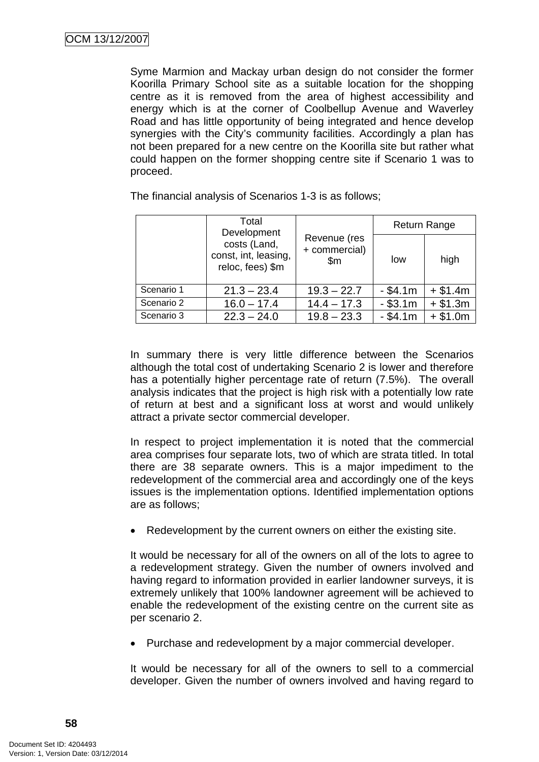Syme Marmion and Mackay urban design do not consider the former Koorilla Primary School site as a suitable location for the shopping centre as it is removed from the area of highest accessibility and energy which is at the corner of Coolbellup Avenue and Waverley Road and has little opportunity of being integrated and hence develop synergies with the City's community facilities. Accordingly a plan has not been prepared for a new centre on the Koorilla site but rather what could happen on the former shopping centre site if Scenario 1 was to proceed.

The financial analysis of Scenarios 1-3 is as follows;

| | Total Development costs (Land, const, int, leasing, reloc, fees) $m | Revenue (res + commercial) $m | Return Range | |
|---|---|---|---|---|
| | | | low | high |
| Scenario 1 | 21.3 – 23.4 | 19.3 – 22.7 | - $4.1m | + $1.4m |
| Scenario 2 | 16.0 – 17.4 | 14.4 – 17.3 | - $3.1m | + $1.3m |
| Scenario 3 | 22.3 – 24.0 | 19.8 – 23.3 | - $4.1m | + $1.0m |

In summary there is very little difference between the Scenarios although the total cost of undertaking Scenario 2 is lower and therefore has a potentially higher percentage rate of return (7.5%). The overall analysis indicates that the project is high risk with a potentially low rate of return at best and a significant loss at worst and would unlikely attract a private sector commercial developer.

In respect to project implementation it is noted that the commercial area comprises four separate lots, two of which are strata titled. In total there are 38 separate owners. This is a major impediment to the redevelopment of the commercial area and accordingly one of the keys issues is the implementation options. Identified implementation options are as follows;

- Redevelopment by the current owners on either the existing site.

It would be necessary for all of the owners on all of the lots to agree to a redevelopment strategy. Given the number of owners involved and having regard to information provided in earlier landowner surveys, it is extremely unlikely that 100% landowner agreement will be achieved to enable the redevelopment of the existing centre on the current site as per scenario 2.

- Purchase and redevelopment by a major commercial developer.

It would be necessary for all of the owners to sell to a commercial developer. Given the number of owners involved and having regard to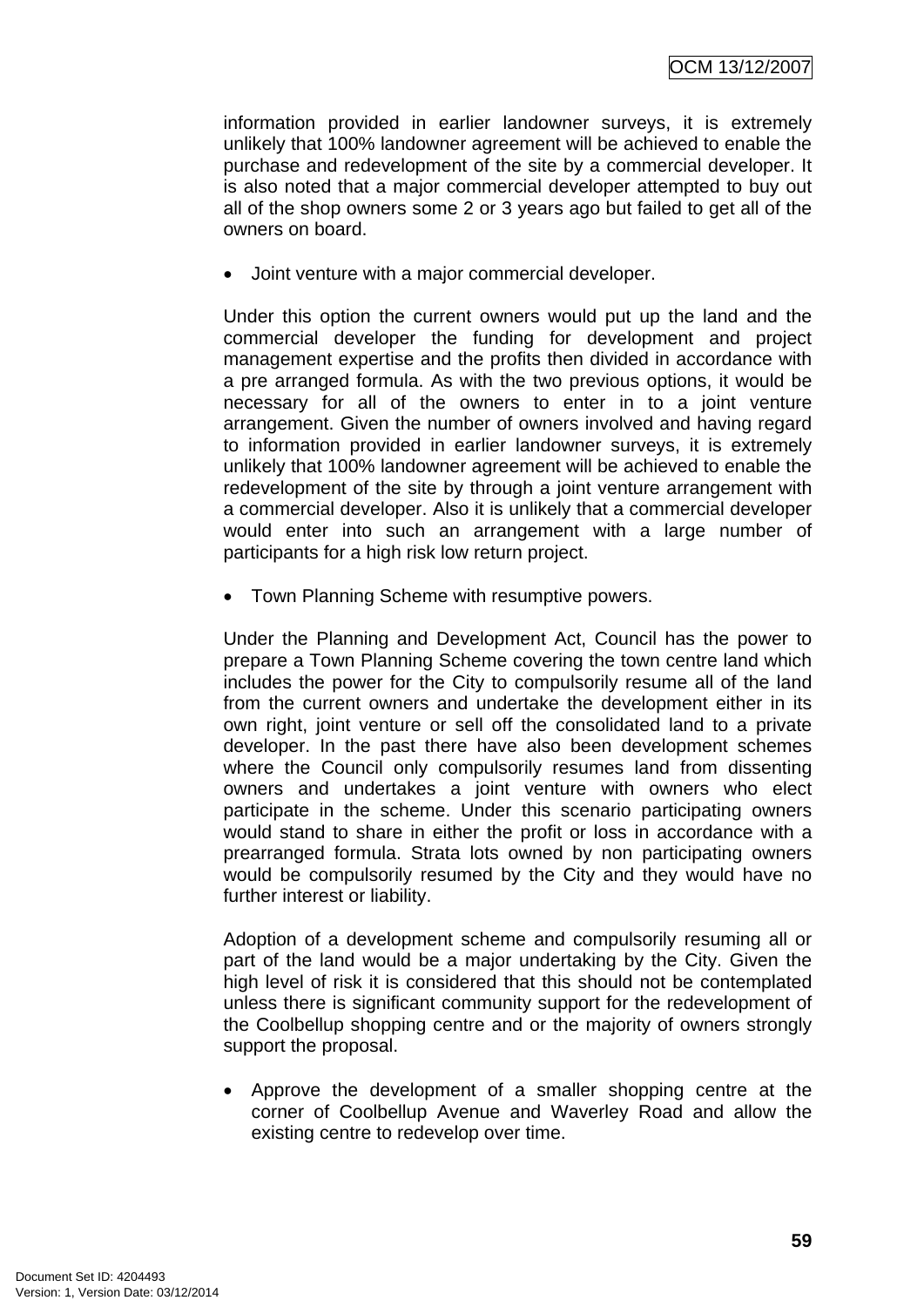information provided in earlier landowner surveys, it is extremely unlikely that 100% landowner agreement will be achieved to enable the purchase and redevelopment of the site by a commercial developer. It is also noted that a major commercial developer attempted to buy out all of the shop owners some 2 or 3 years ago but failed to get all of the owners on board.

- Joint venture with a major commercial developer.

Under this option the current owners would put up the land and the commercial developer the funding for development and project management expertise and the profits then divided in accordance with a pre arranged formula. As with the two previous options, it would be necessary for all of the owners to enter in to a joint venture arrangement. Given the number of owners involved and having regard to information provided in earlier landowner surveys, it is extremely unlikely that 100% landowner agreement will be achieved to enable the redevelopment of the site by through a joint venture arrangement with a commercial developer. Also it is unlikely that a commercial developer would enter into such an arrangement with a large number of participants for a high risk low return project.

- Town Planning Scheme with resumptive powers.

Under the Planning and Development Act, Council has the power to prepare a Town Planning Scheme covering the town centre land which includes the power for the City to compulsorily resume all of the land from the current owners and undertake the development either in its own right, joint venture or sell off the consolidated land to a private developer. In the past there have also been development schemes where the Council only compulsorily resumes land from dissenting owners and undertakes a joint venture with owners who elect participate in the scheme. Under this scenario participating owners would stand to share in either the profit or loss in accordance with a prearranged formula. Strata lots owned by non participating owners would be compulsorily resumed by the City and they would have no further interest or liability.

Adoption of a development scheme and compulsorily resuming all or part of the land would be a major undertaking by the City. Given the high level of risk it is considered that this should not be contemplated unless there is significant community support for the redevelopment of the Coolbellup shopping centre and or the majority of owners strongly support the proposal.

- Approve the development of a smaller shopping centre at the corner of Coolbellup Avenue and Waverley Road and allow the existing centre to redevelop over time.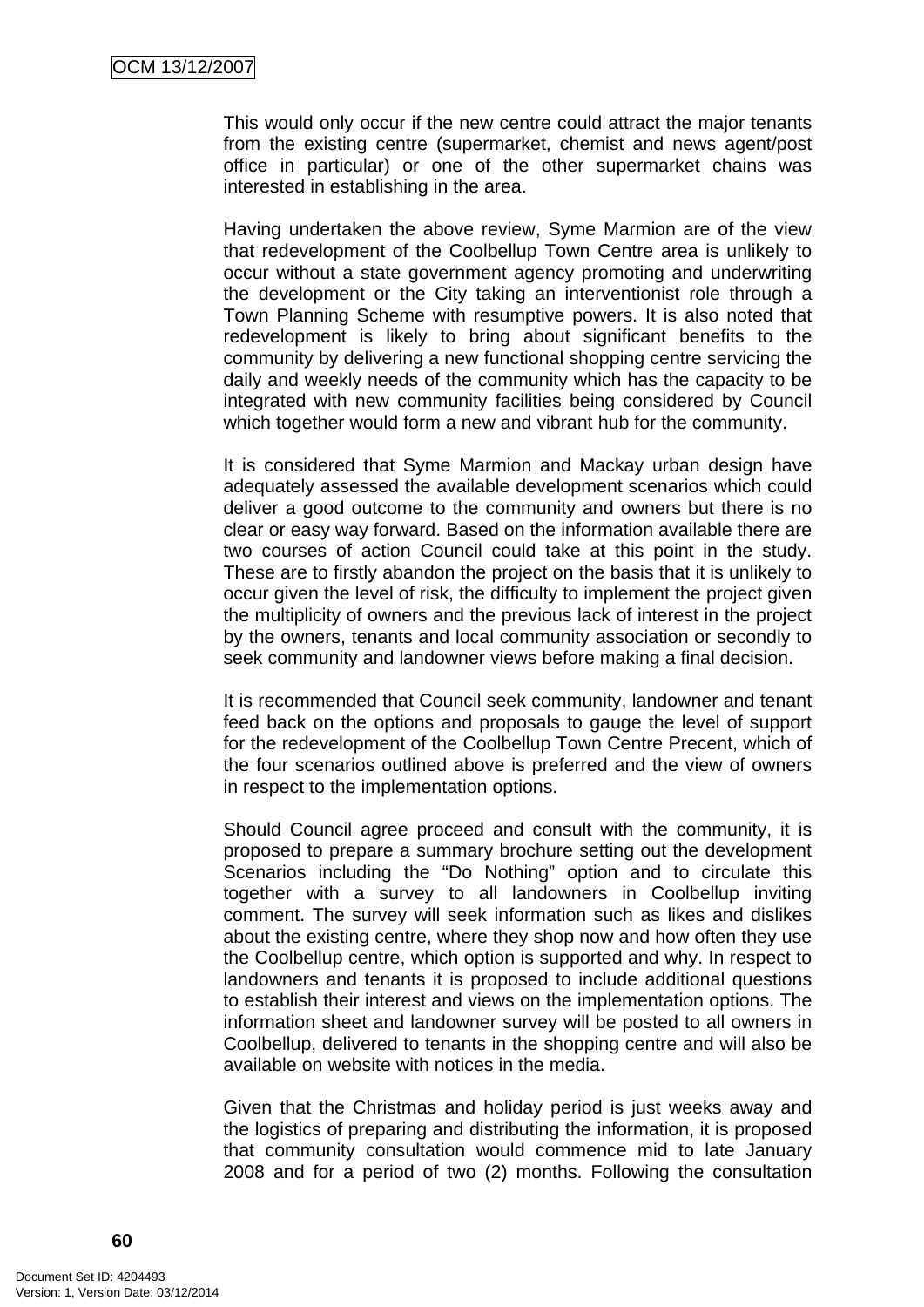This would only occur if the new centre could attract the major tenants from the existing centre (supermarket, chemist and news agent/post office in particular) or one of the other supermarket chains was interested in establishing in the area.

Having undertaken the above review, Syme Marmion are of the view that redevelopment of the Coolbellup Town Centre area is unlikely to occur without a state government agency promoting and underwriting the development or the City taking an interventionist role through a Town Planning Scheme with resumptive powers. It is also noted that redevelopment is likely to bring about significant benefits to the community by delivering a new functional shopping centre servicing the daily and weekly needs of the community which has the capacity to be integrated with new community facilities being considered by Council which together would form a new and vibrant hub for the community.

It is considered that Syme Marmion and Mackay urban design have adequately assessed the available development scenarios which could deliver a good outcome to the community and owners but there is no clear or easy way forward. Based on the information available there are two courses of action Council could take at this point in the study. These are to firstly abandon the project on the basis that it is unlikely to occur given the level of risk, the difficulty to implement the project given the multiplicity of owners and the previous lack of interest in the project by the owners, tenants and local community association or secondly to seek community and landowner views before making a final decision.

It is recommended that Council seek community, landowner and tenant feed back on the options and proposals to gauge the level of support for the redevelopment of the Coolbellup Town Centre Precent, which of the four scenarios outlined above is preferred and the view of owners in respect to the implementation options.

Should Council agree proceed and consult with the community, it is proposed to prepare a summary brochure setting out the development Scenarios including the "Do Nothing" option and to circulate this together with a survey to all landowners in Coolbellup inviting comment. The survey will seek information such as likes and dislikes about the existing centre, where they shop now and how often they use the Coolbellup centre, which option is supported and why. In respect to landowners and tenants it is proposed to include additional questions to establish their interest and views on the implementation options. The information sheet and landowner survey will be posted to all owners in Coolbellup, delivered to tenants in the shopping centre and will also be available on website with notices in the media.

Given that the Christmas and holiday period is just weeks away and the logistics of preparing and distributing the information, it is proposed that community consultation would commence mid to late January 2008 and for a period of two (2) months. Following the consultation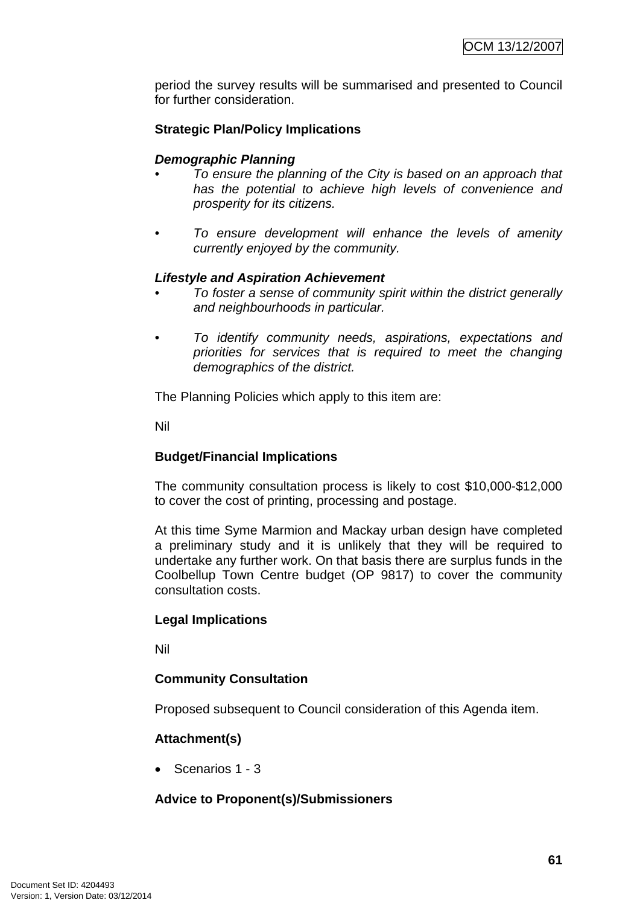period the survey results will be summarised and presented to Council for further consideration.

**Strategic Plan/Policy Implications**

***Demographic Planning***

- *To ensure the planning of the City is based on an approach that has the potential to achieve high levels of convenience and prosperity for its citizens.*

- *To ensure development will enhance the levels of amenity currently enjoyed by the community.*

***Lifestyle and Aspiration Achievement***

- *To foster a sense of community spirit within the district generally and neighbourhoods in particular.*

- *To identify community needs, aspirations, expectations and priorities for services that is required to meet the changing demographics of the district.*

The Planning Policies which apply to this item are:

Nil

**Budget/Financial Implications**

The community consultation process is likely to cost $10,000-$12,000 to cover the cost of printing, processing and postage.

At this time Syme Marmion and Mackay urban design have completed a preliminary study and it is unlikely that they will be required to undertake any further work. On that basis there are surplus funds in the Coolbellup Town Centre budget (OP 9817) to cover the community consultation costs.

**Legal Implications**

Nil

**Community Consultation**

Proposed subsequent to Council consideration of this Agenda item.

**Attachment(s)**

- Scenarios 1 - 3

**Advice to Proponent(s)/Submissioners**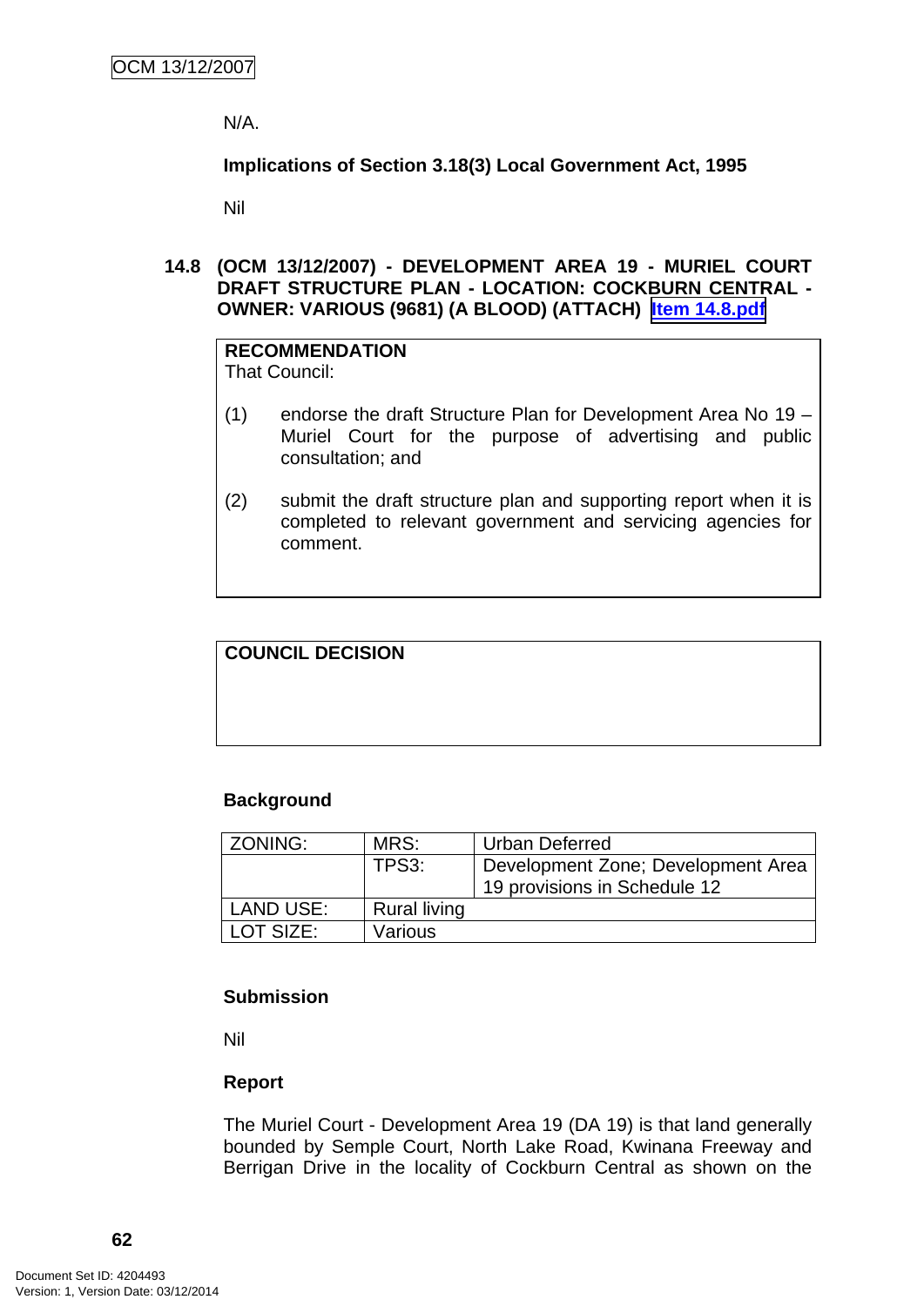N/A.

**Implications of Section 3.18(3) Local Government Act, 1995**

Nil

### 14.8 (OCM 13/12/2007) - DEVELOPMENT AREA 19 - MURIEL COURT DRAFT STRUCTURE PLAN - LOCATION: COCKBURN CENTRAL - OWNER: VARIOUS (9681) (A BLOOD) (ATTACH) Item 14.8.pdf

**RECOMMENDATION**
That Council:

(1) endorse the draft Structure Plan for Development Area No 19 – Muriel Court for the purpose of advertising and public consultation; and

(2) submit the draft structure plan and supporting report when it is completed to relevant government and servicing agencies for comment.

**COUNCIL DECISION**

**Background**

| ZONING: | MRS: | Urban Deferred |
|---|---|---|
| | TPS3: | Development Zone; Development Area 19 provisions in Schedule 12 |
| LAND USE: | Rural living | |
| LOT SIZE: | Various | |

**Submission**

Nil

**Report**

The Muriel Court - Development Area 19 (DA 19) is that land generally bounded by Semple Court, North Lake Road, Kwinana Freeway and Berrigan Drive in the locality of Cockburn Central as shown on the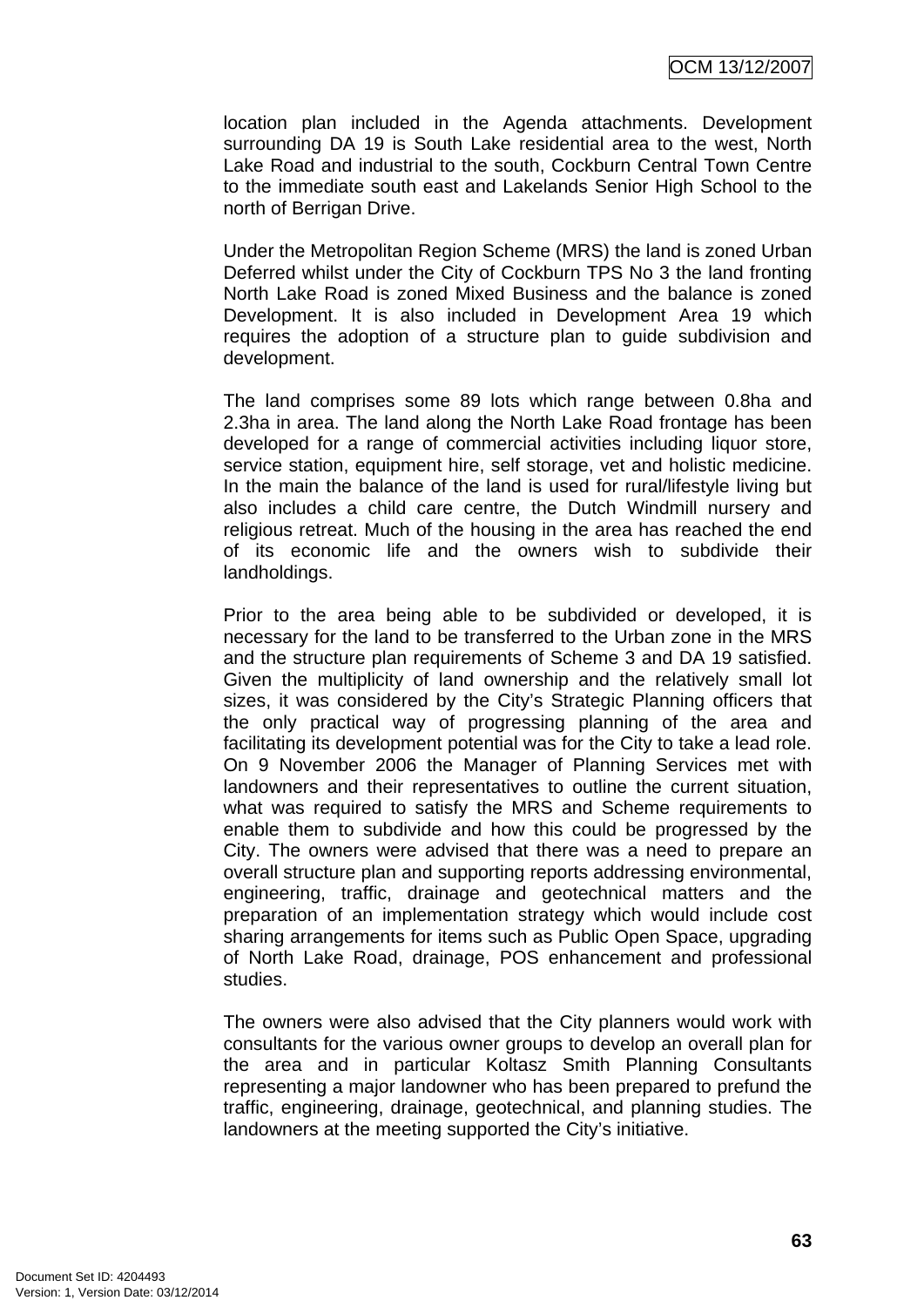location plan included in the Agenda attachments. Development surrounding DA 19 is South Lake residential area to the west, North Lake Road and industrial to the south, Cockburn Central Town Centre to the immediate south east and Lakelands Senior High School to the north of Berrigan Drive.

Under the Metropolitan Region Scheme (MRS) the land is zoned Urban Deferred whilst under the City of Cockburn TPS No 3 the land fronting North Lake Road is zoned Mixed Business and the balance is zoned Development. It is also included in Development Area 19 which requires the adoption of a structure plan to guide subdivision and development.

The land comprises some 89 lots which range between 0.8ha and 2.3ha in area. The land along the North Lake Road frontage has been developed for a range of commercial activities including liquor store, service station, equipment hire, self storage, vet and holistic medicine. In the main the balance of the land is used for rural/lifestyle living but also includes a child care centre, the Dutch Windmill nursery and religious retreat. Much of the housing in the area has reached the end of its economic life and the owners wish to subdivide their landholdings.

Prior to the area being able to be subdivided or developed, it is necessary for the land to be transferred to the Urban zone in the MRS and the structure plan requirements of Scheme 3 and DA 19 satisfied. Given the multiplicity of land ownership and the relatively small lot sizes, it was considered by the City's Strategic Planning officers that the only practical way of progressing planning of the area and facilitating its development potential was for the City to take a lead role. On 9 November 2006 the Manager of Planning Services met with landowners and their representatives to outline the current situation, what was required to satisfy the MRS and Scheme requirements to enable them to subdivide and how this could be progressed by the City. The owners were advised that there was a need to prepare an overall structure plan and supporting reports addressing environmental, engineering, traffic, drainage and geotechnical matters and the preparation of an implementation strategy which would include cost sharing arrangements for items such as Public Open Space, upgrading of North Lake Road, drainage, POS enhancement and professional studies.

The owners were also advised that the City planners would work with consultants for the various owner groups to develop an overall plan for the area and in particular Koltasz Smith Planning Consultants representing a major landowner who has been prepared to prefund the traffic, engineering, drainage, geotechnical, and planning studies. The landowners at the meeting supported the City's initiative.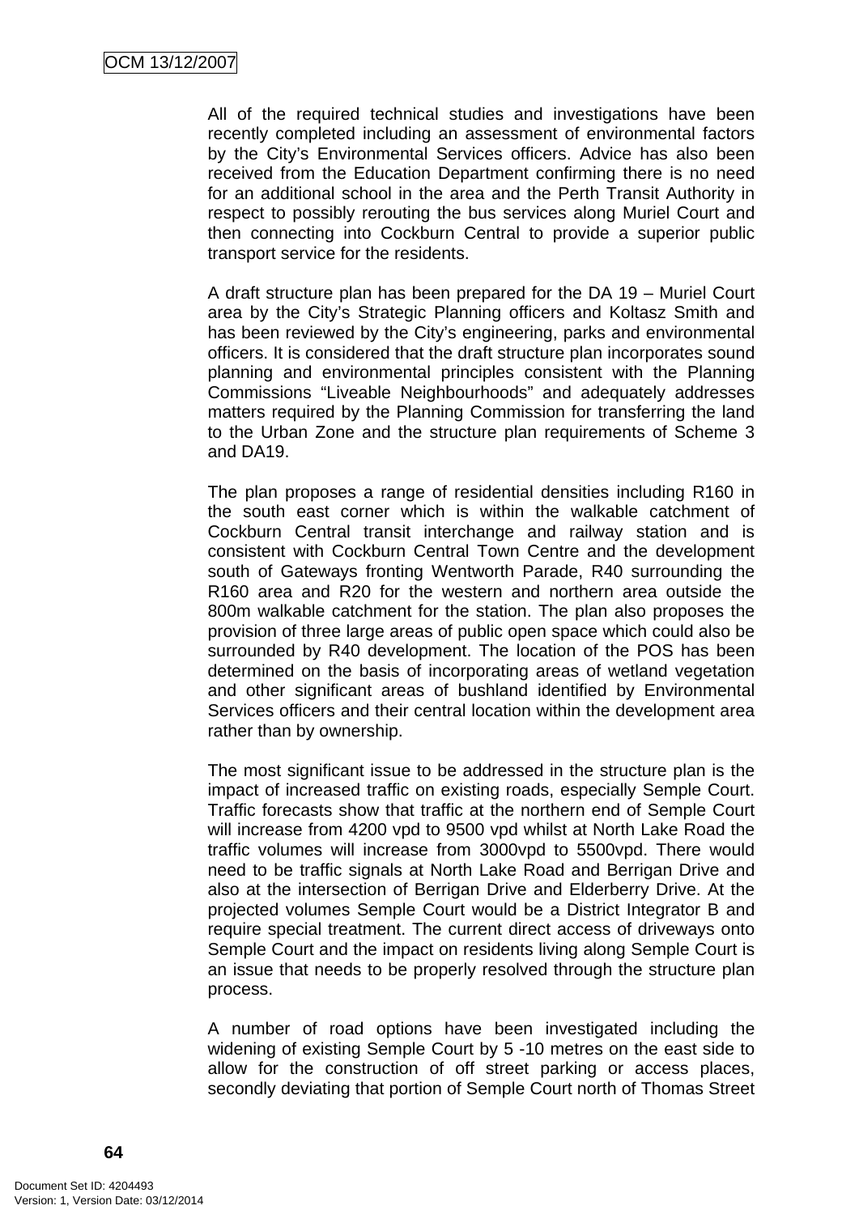All of the required technical studies and investigations have been recently completed including an assessment of environmental factors by the City's Environmental Services officers. Advice has also been received from the Education Department confirming there is no need for an additional school in the area and the Perth Transit Authority in respect to possibly rerouting the bus services along Muriel Court and then connecting into Cockburn Central to provide a superior public transport service for the residents.

A draft structure plan has been prepared for the DA 19 – Muriel Court area by the City's Strategic Planning officers and Koltasz Smith and has been reviewed by the City's engineering, parks and environmental officers. It is considered that the draft structure plan incorporates sound planning and environmental principles consistent with the Planning Commissions "Liveable Neighbourhoods" and adequately addresses matters required by the Planning Commission for transferring the land to the Urban Zone and the structure plan requirements of Scheme 3 and DA19.

The plan proposes a range of residential densities including R160 in the south east corner which is within the walkable catchment of Cockburn Central transit interchange and railway station and is consistent with Cockburn Central Town Centre and the development south of Gateways fronting Wentworth Parade, R40 surrounding the R160 area and R20 for the western and northern area outside the 800m walkable catchment for the station. The plan also proposes the provision of three large areas of public open space which could also be surrounded by R40 development. The location of the POS has been determined on the basis of incorporating areas of wetland vegetation and other significant areas of bushland identified by Environmental Services officers and their central location within the development area rather than by ownership.

The most significant issue to be addressed in the structure plan is the impact of increased traffic on existing roads, especially Semple Court. Traffic forecasts show that traffic at the northern end of Semple Court will increase from 4200 vpd to 9500 vpd whilst at North Lake Road the traffic volumes will increase from 3000vpd to 5500vpd. There would need to be traffic signals at North Lake Road and Berrigan Drive and also at the intersection of Berrigan Drive and Elderberry Drive. At the projected volumes Semple Court would be a District Integrator B and require special treatment. The current direct access of driveways onto Semple Court and the impact on residents living along Semple Court is an issue that needs to be properly resolved through the structure plan process.

A number of road options have been investigated including the widening of existing Semple Court by 5 -10 metres on the east side to allow for the construction of off street parking or access places, secondly deviating that portion of Semple Court north of Thomas Street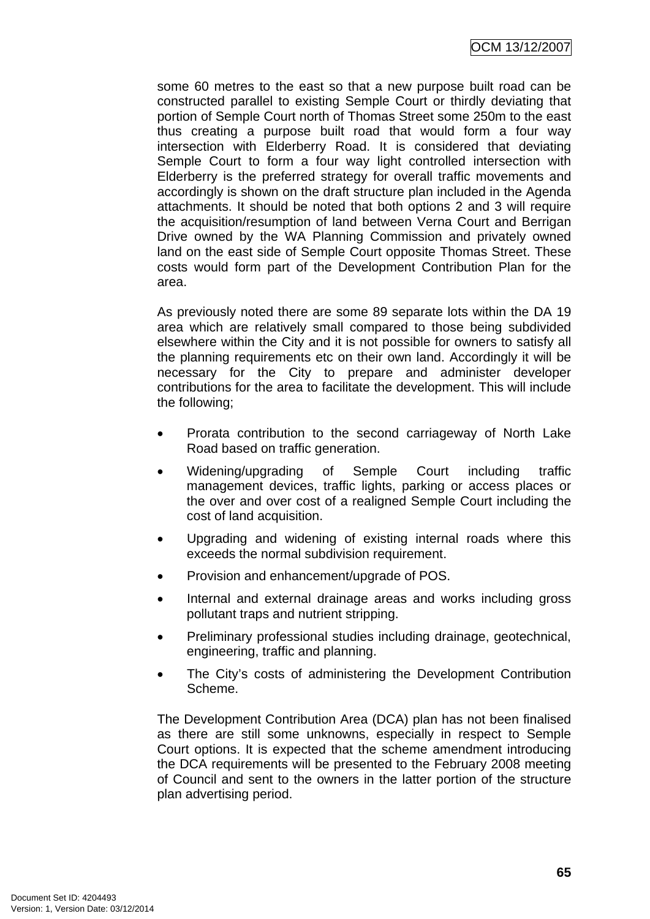some 60 metres to the east so that a new purpose built road can be constructed parallel to existing Semple Court or thirdly deviating that portion of Semple Court north of Thomas Street some 250m to the east thus creating a purpose built road that would form a four way intersection with Elderberry Road. It is considered that deviating Semple Court to form a four way light controlled intersection with Elderberry is the preferred strategy for overall traffic movements and accordingly is shown on the draft structure plan included in the Agenda attachments. It should be noted that both options 2 and 3 will require the acquisition/resumption of land between Verna Court and Berrigan Drive owned by the WA Planning Commission and privately owned land on the east side of Semple Court opposite Thomas Street. These costs would form part of the Development Contribution Plan for the area.

As previously noted there are some 89 separate lots within the DA 19 area which are relatively small compared to those being subdivided elsewhere within the City and it is not possible for owners to satisfy all the planning requirements etc on their own land. Accordingly it will be necessary for the City to prepare and administer developer contributions for the area to facilitate the development. This will include the following;

- Prorata contribution to the second carriageway of North Lake Road based on traffic generation.
- Widening/upgrading of Semple Court including traffic management devices, traffic lights, parking or access places or the over and over cost of a realigned Semple Court including the cost of land acquisition.
- Upgrading and widening of existing internal roads where this exceeds the normal subdivision requirement.
- Provision and enhancement/upgrade of POS.
- Internal and external drainage areas and works including gross pollutant traps and nutrient stripping.
- Preliminary professional studies including drainage, geotechnical, engineering, traffic and planning.
- The City's costs of administering the Development Contribution Scheme.

The Development Contribution Area (DCA) plan has not been finalised as there are still some unknowns, especially in respect to Semple Court options. It is expected that the scheme amendment introducing the DCA requirements will be presented to the February 2008 meeting of Council and sent to the owners in the latter portion of the structure plan advertising period.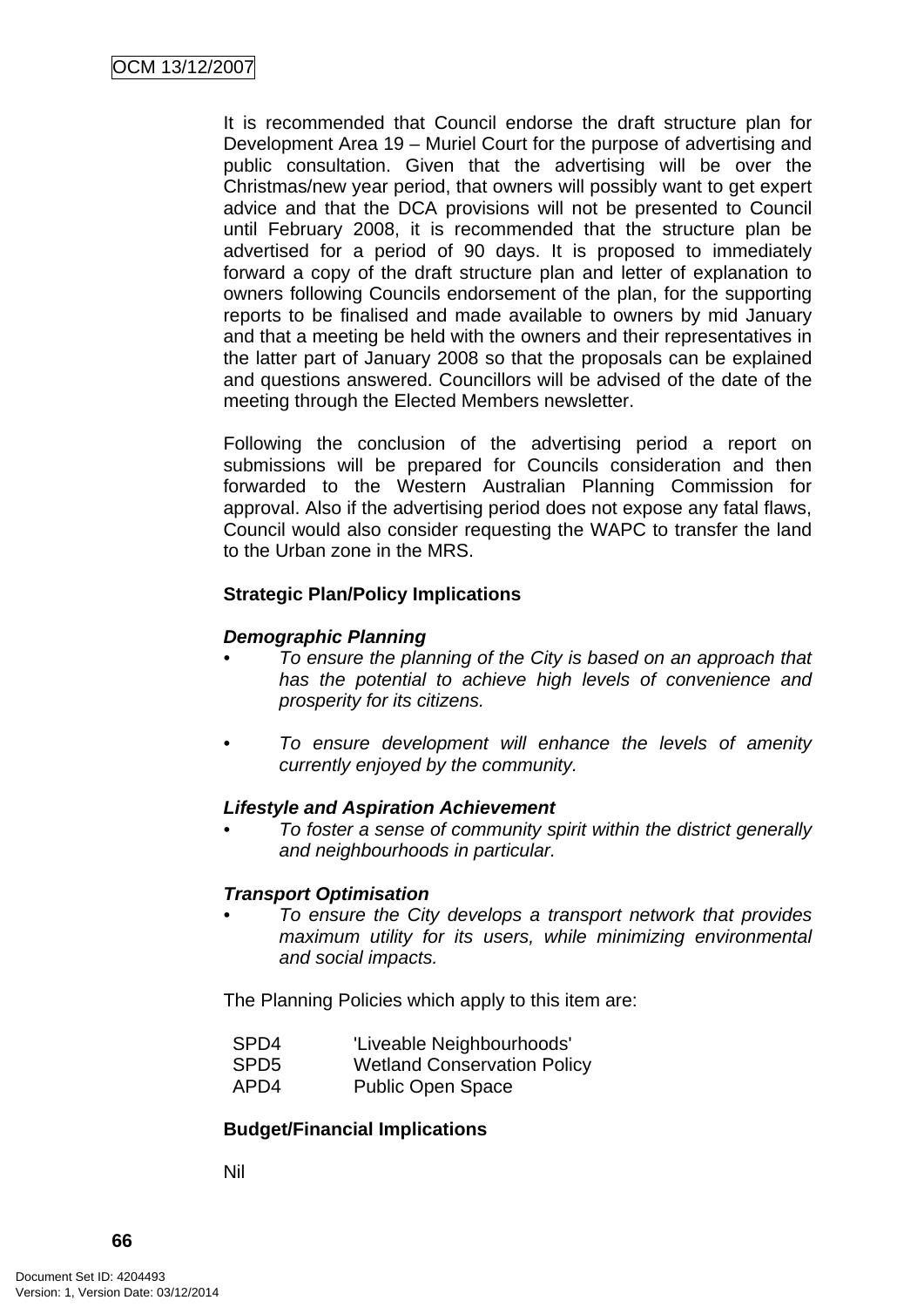It is recommended that Council endorse the draft structure plan for Development Area 19 – Muriel Court for the purpose of advertising and public consultation. Given that the advertising will be over the Christmas/new year period, that owners will possibly want to get expert advice and that the DCA provisions will not be presented to Council until February 2008, it is recommended that the structure plan be advertised for a period of 90 days. It is proposed to immediately forward a copy of the draft structure plan and letter of explanation to owners following Councils endorsement of the plan, for the supporting reports to be finalised and made available to owners by mid January and that a meeting be held with the owners and their representatives in the latter part of January 2008 so that the proposals can be explained and questions answered. Councillors will be advised of the date of the meeting through the Elected Members newsletter.

Following the conclusion of the advertising period a report on submissions will be prepared for Councils consideration and then forwarded to the Western Australian Planning Commission for approval. Also if the advertising period does not expose any fatal flaws, Council would also consider requesting the WAPC to transfer the land to the Urban zone in the MRS.

**Strategic Plan/Policy Implications**

***Demographic Planning***

- *To ensure the planning of the City is based on an approach that has the potential to achieve high levels of convenience and prosperity for its citizens.*
- *To ensure development will enhance the levels of amenity currently enjoyed by the community.*

***Lifestyle and Aspiration Achievement***

- *To foster a sense of community spirit within the district generally and neighbourhoods in particular.*

***Transport Optimisation***

- *To ensure the City develops a transport network that provides maximum utility for its users, while minimizing environmental and social impacts.*

The Planning Policies which apply to this item are:

| | |
|---|---|
| SPD4 | 'Liveable Neighbourhoods' |
| SPD5 | Wetland Conservation Policy |
| APD4 | Public Open Space |

**Budget/Financial Implications**

Nil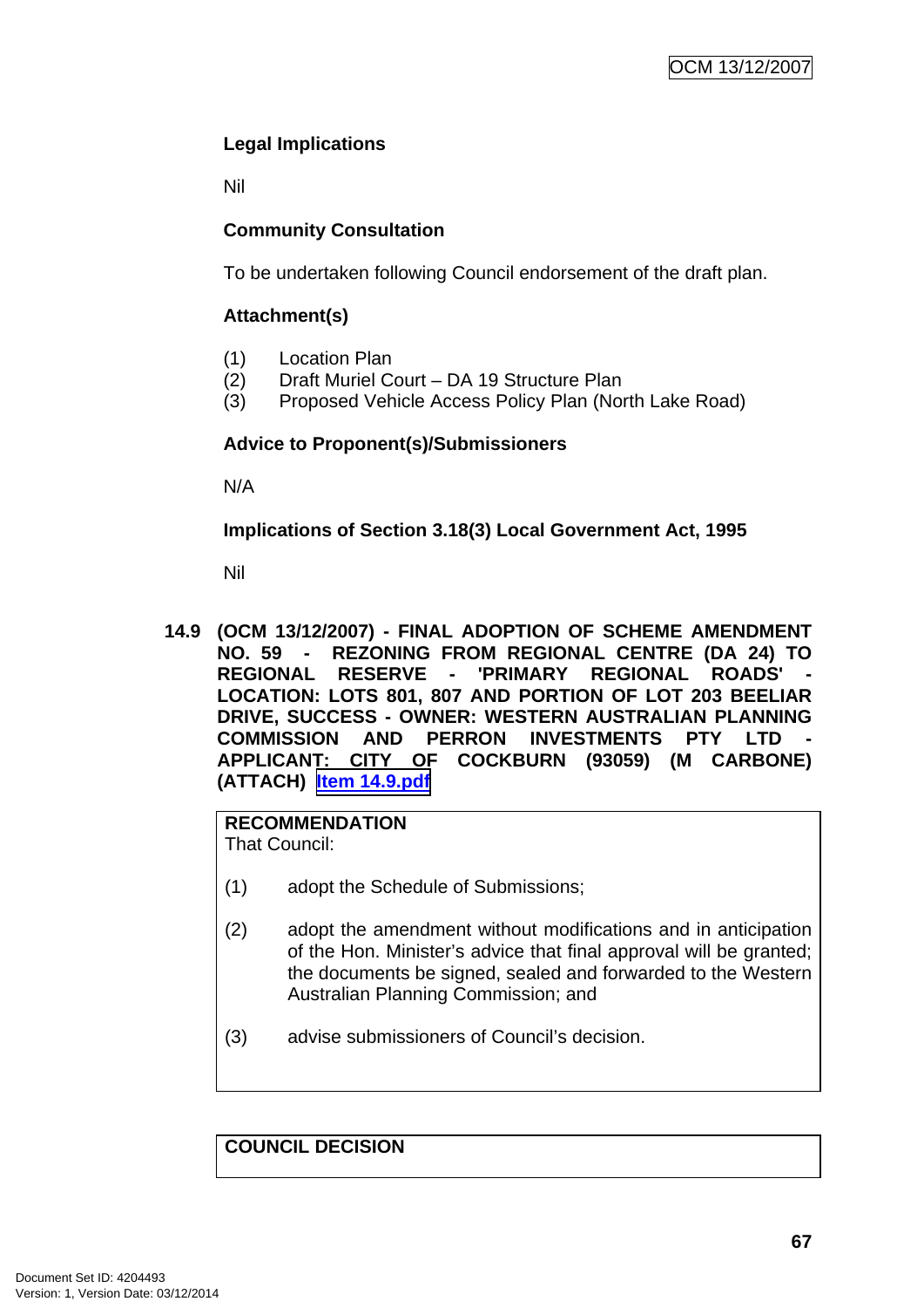**Legal Implications**

Nil

**Community Consultation**

To be undertaken following Council endorsement of the draft plan.

**Attachment(s)**

(1) Location Plan
(2) Draft Muriel Court – DA 19 Structure Plan
(3) Proposed Vehicle Access Policy Plan (North Lake Road)

**Advice to Proponent(s)/Submissioners**

N/A

**Implications of Section 3.18(3) Local Government Act, 1995**

Nil

**14.9 (OCM 13/12/2007) - FINAL ADOPTION OF SCHEME AMENDMENT NO. 59 - REZONING FROM REGIONAL CENTRE (DA 24) TO REGIONAL RESERVE - 'PRIMARY REGIONAL ROADS' - LOCATION: LOTS 801, 807 AND PORTION OF LOT 203 BEELIAR DRIVE, SUCCESS - OWNER: WESTERN AUSTRALIAN PLANNING COMMISSION AND PERRON INVESTMENTS PTY LTD - APPLICANT: CITY OF COCKBURN (93059) (M CARBONE) (ATTACH) Item 14.9.pdf**

**RECOMMENDATION**
That Council:

(1) adopt the Schedule of Submissions;

(2) adopt the amendment without modifications and in anticipation of the Hon. Minister's advice that final approval will be granted; the documents be signed, sealed and forwarded to the Western Australian Planning Commission; and

(3) advise submissioners of Council's decision.

**COUNCIL DECISION**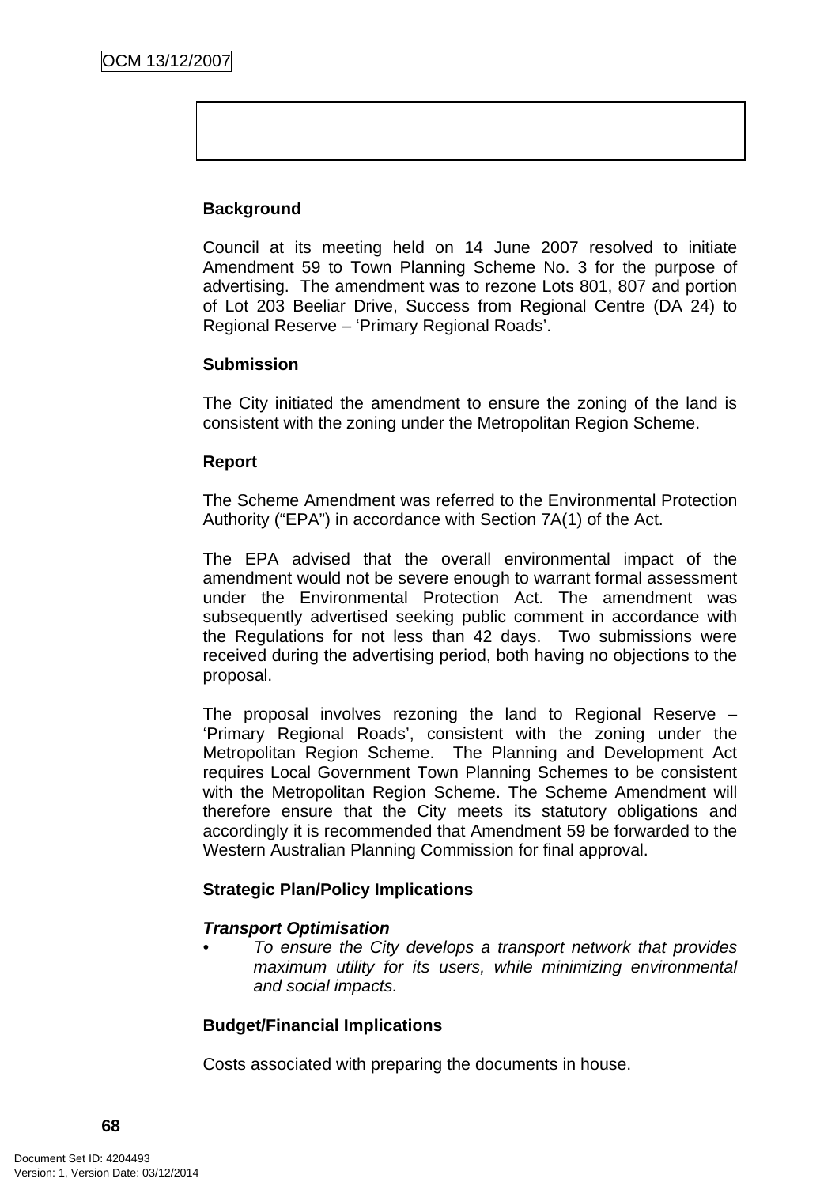**Background**

Council at its meeting held on 14 June 2007 resolved to initiate Amendment 59 to Town Planning Scheme No. 3 for the purpose of advertising. The amendment was to rezone Lots 801, 807 and portion of Lot 203 Beeliar Drive, Success from Regional Centre (DA 24) to Regional Reserve – 'Primary Regional Roads'.

**Submission**

The City initiated the amendment to ensure the zoning of the land is consistent with the zoning under the Metropolitan Region Scheme.

**Report**

The Scheme Amendment was referred to the Environmental Protection Authority ("EPA") in accordance with Section 7A(1) of the Act.

The EPA advised that the overall environmental impact of the amendment would not be severe enough to warrant formal assessment under the Environmental Protection Act. The amendment was subsequently advertised seeking public comment in accordance with the Regulations for not less than 42 days. Two submissions were received during the advertising period, both having no objections to the proposal.

The proposal involves rezoning the land to Regional Reserve – 'Primary Regional Roads', consistent with the zoning under the Metropolitan Region Scheme. The Planning and Development Act requires Local Government Town Planning Schemes to be consistent with the Metropolitan Region Scheme. The Scheme Amendment will therefore ensure that the City meets its statutory obligations and accordingly it is recommended that Amendment 59 be forwarded to the Western Australian Planning Commission for final approval.

**Strategic Plan/Policy Implications**

***Transport Optimisation***

- *To ensure the City develops a transport network that provides maximum utility for its users, while minimizing environmental and social impacts.*

**Budget/Financial Implications**

Costs associated with preparing the documents in house.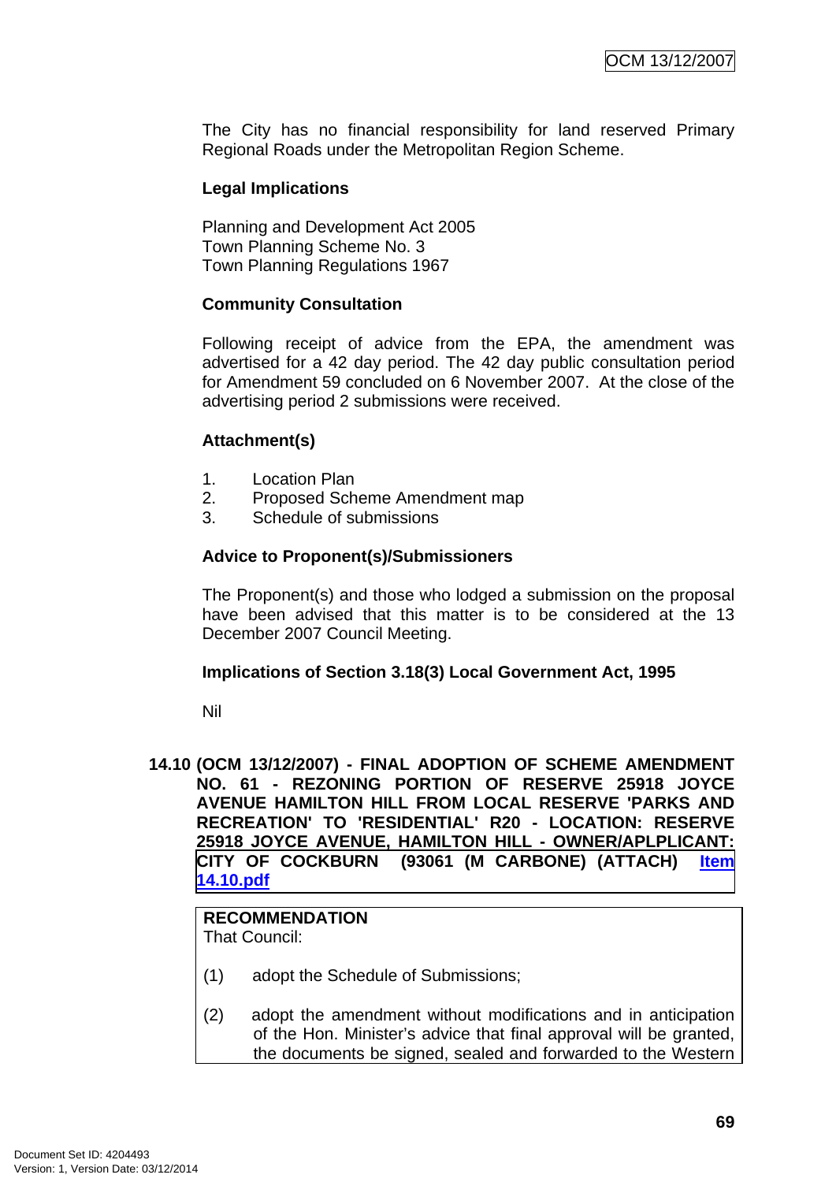The City has no financial responsibility for land reserved Primary Regional Roads under the Metropolitan Region Scheme.

**Legal Implications**

Planning and Development Act 2005
Town Planning Scheme No. 3
Town Planning Regulations 1967

**Community Consultation**

Following receipt of advice from the EPA, the amendment was advertised for a 42 day period. The 42 day public consultation period for Amendment 59 concluded on 6 November 2007. At the close of the advertising period 2 submissions were received.

**Attachment(s)**

1. Location Plan
2. Proposed Scheme Amendment map
3. Schedule of submissions

**Advice to Proponent(s)/Submissioners**

The Proponent(s) and those who lodged a submission on the proposal have been advised that this matter is to be considered at the 13 December 2007 Council Meeting.

**Implications of Section 3.18(3) Local Government Act, 1995**

Nil

## 14.10 (OCM 13/12/2007) - FINAL ADOPTION OF SCHEME AMENDMENT NO. 61 - REZONING PORTION OF RESERVE 25918 JOYCE AVENUE HAMILTON HILL FROM LOCAL RESERVE 'PARKS AND RECREATION' TO 'RESIDENTIAL' R20 - LOCATION: RESERVE 25918 JOYCE AVENUE, HAMILTON HILL - OWNER/APLPLICANT: CITY OF COCKBURN (93061 (M CARBONE) (ATTACH) Item 14.10.pdf

**RECOMMENDATION**
That Council:

(1) adopt the Schedule of Submissions;

(2) adopt the amendment without modifications and in anticipation of the Hon. Minister's advice that final approval will be granted, the documents be signed, sealed and forwarded to the Western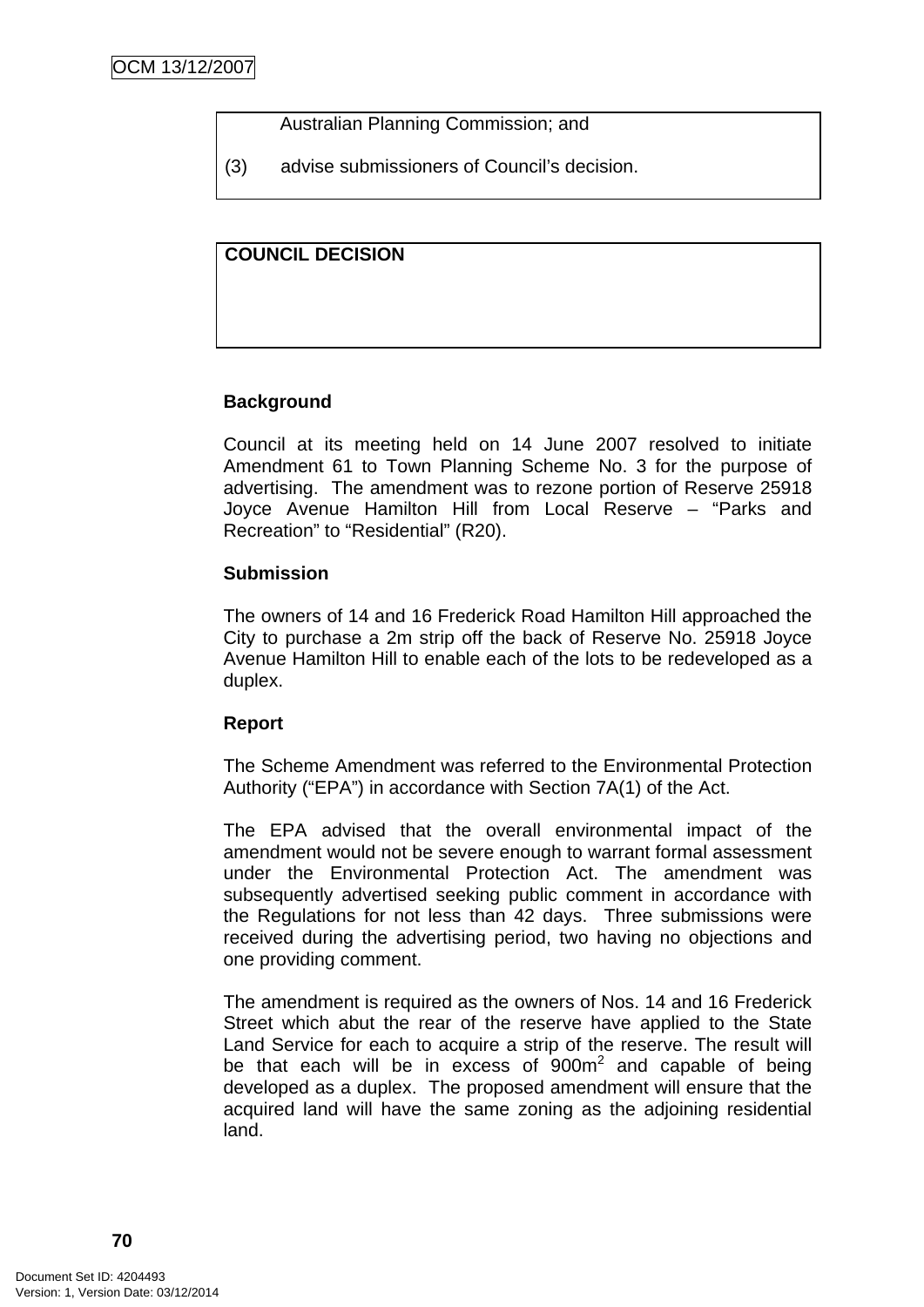Australian Planning Commission; and

(3) advise submissioners of Council's decision.

**COUNCIL DECISION**

**Background**

Council at its meeting held on 14 June 2007 resolved to initiate Amendment 61 to Town Planning Scheme No. 3 for the purpose of advertising. The amendment was to rezone portion of Reserve 25918 Joyce Avenue Hamilton Hill from Local Reserve – "Parks and Recreation" to "Residential" (R20).

**Submission**

The owners of 14 and 16 Frederick Road Hamilton Hill approached the City to purchase a 2m strip off the back of Reserve No. 25918 Joyce Avenue Hamilton Hill to enable each of the lots to be redeveloped as a duplex.

**Report**

The Scheme Amendment was referred to the Environmental Protection Authority ("EPA") in accordance with Section 7A(1) of the Act.

The EPA advised that the overall environmental impact of the amendment would not be severe enough to warrant formal assessment under the Environmental Protection Act. The amendment was subsequently advertised seeking public comment in accordance with the Regulations for not less than 42 days. Three submissions were received during the advertising period, two having no objections and one providing comment.

The amendment is required as the owners of Nos. 14 and 16 Frederick Street which abut the rear of the reserve have applied to the State Land Service for each to acquire a strip of the reserve. The result will be that each will be in excess of 900m$^2$ and capable of being developed as a duplex. The proposed amendment will ensure that the acquired land will have the same zoning as the adjoining residential land.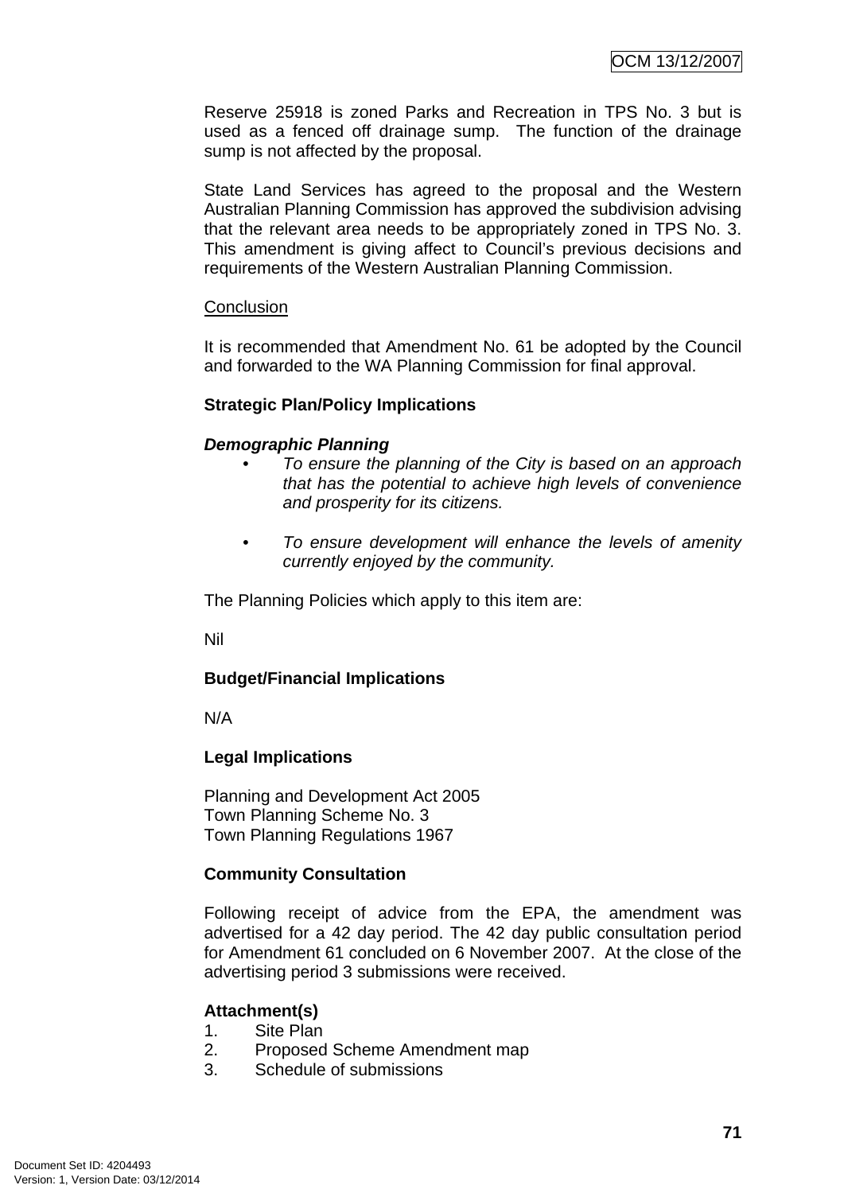Reserve 25918 is zoned Parks and Recreation in TPS No. 3 but is used as a fenced off drainage sump. The function of the drainage sump is not affected by the proposal.

State Land Services has agreed to the proposal and the Western Australian Planning Commission has approved the subdivision advising that the relevant area needs to be appropriately zoned in TPS No. 3. This amendment is giving affect to Council's previous decisions and requirements of the Western Australian Planning Commission.

Conclusion

It is recommended that Amendment No. 61 be adopted by the Council and forwarded to the WA Planning Commission for final approval.

**Strategic Plan/Policy Implications**

***Demographic Planning***

- *To ensure the planning of the City is based on an approach that has the potential to achieve high levels of convenience and prosperity for its citizens.*
- *To ensure development will enhance the levels of amenity currently enjoyed by the community.*

The Planning Policies which apply to this item are:

Nil

**Budget/Financial Implications**

N/A

**Legal Implications**

Planning and Development Act 2005
Town Planning Scheme No. 3
Town Planning Regulations 1967

**Community Consultation**

Following receipt of advice from the EPA, the amendment was advertised for a 42 day period. The 42 day public consultation period for Amendment 61 concluded on 6 November 2007. At the close of the advertising period 3 submissions were received.

**Attachment(s)**

1. Site Plan
2. Proposed Scheme Amendment map
3. Schedule of submissions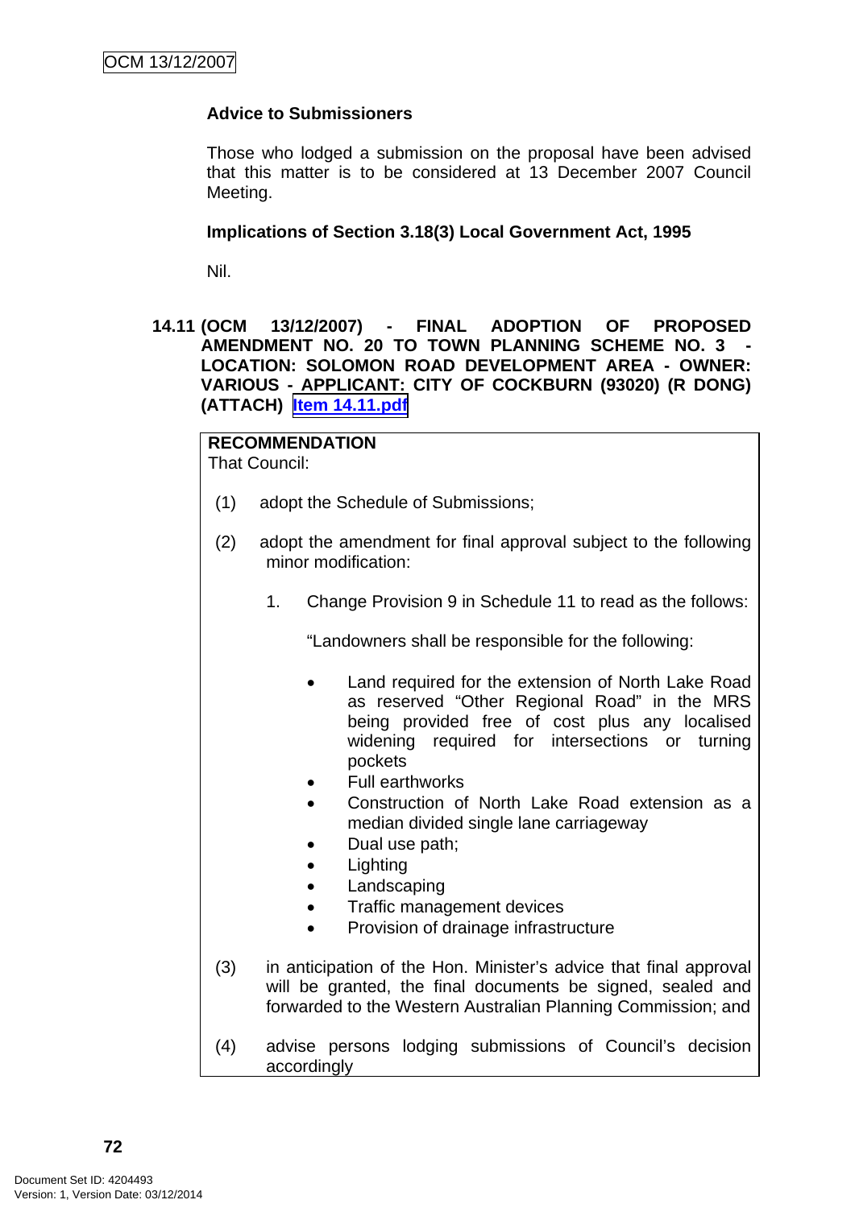**Advice to Submissioners**

Those who lodged a submission on the proposal have been advised that this matter is to be considered at 13 December 2007 Council Meeting.

**Implications of Section 3.18(3) Local Government Act, 1995**

Nil.

### 14.11 (OCM 13/12/2007) - FINAL ADOPTION OF PROPOSED AMENDMENT NO. 20 TO TOWN PLANNING SCHEME NO. 3 - LOCATION: SOLOMON ROAD DEVELOPMENT AREA - OWNER: VARIOUS - APPLICANT: CITY OF COCKBURN (93020) (R DONG) (ATTACH) Item 14.11.pdf

**RECOMMENDATION**
That Council:

(1) adopt the Schedule of Submissions;

(2) adopt the amendment for final approval subject to the following minor modification:

1. Change Provision 9 in Schedule 11 to read as the follows:

"Landowners shall be responsible for the following:

- Land required for the extension of North Lake Road as reserved "Other Regional Road" in the MRS being provided free of cost plus any localised widening required for intersections or turning pockets
- Full earthworks
- Construction of North Lake Road extension as a median divided single lane carriageway
- Dual use path;
- Lighting
- Landscaping
- Traffic management devices
- Provision of drainage infrastructure

(3) in anticipation of the Hon. Minister's advice that final approval will be granted, the final documents be signed, sealed and forwarded to the Western Australian Planning Commission; and

(4) advise persons lodging submissions of Council's decision accordingly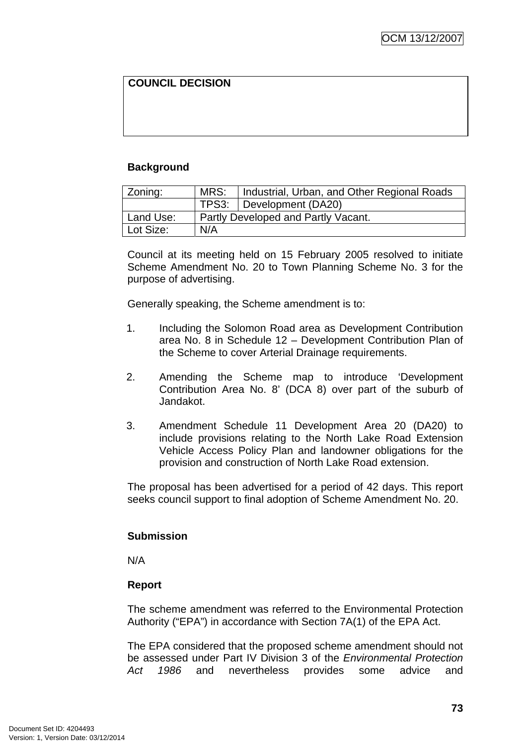| COUNCIL DECISION |
|---|
| |

**Background**

| Zoning: | MRS: | Industrial, Urban, and Other Regional Roads |
|---|---|---|
| | TPS3: | Development (DA20) |
| Land Use: | Partly Developed and Partly Vacant. | |
| Lot Size: | N/A | |

Council at its meeting held on 15 February 2005 resolved to initiate Scheme Amendment No. 20 to Town Planning Scheme No. 3 for the purpose of advertising.

Generally speaking, the Scheme amendment is to:

1. Including the Solomon Road area as Development Contribution area No. 8 in Schedule 12 – Development Contribution Plan of the Scheme to cover Arterial Drainage requirements.

2. Amending the Scheme map to introduce 'Development Contribution Area No. 8' (DCA 8) over part of the suburb of Jandakot.

3. Amendment Schedule 11 Development Area 20 (DA20) to include provisions relating to the North Lake Road Extension Vehicle Access Policy Plan and landowner obligations for the provision and construction of North Lake Road extension.

The proposal has been advertised for a period of 42 days. This report seeks council support to final adoption of Scheme Amendment No. 20.

**Submission**

N/A

**Report**

The scheme amendment was referred to the Environmental Protection Authority ("EPA") in accordance with Section 7A(1) of the EPA Act.

The EPA considered that the proposed scheme amendment should not be assessed under Part IV Division 3 of the *Environmental Protection Act 1986* and nevertheless provides some advice and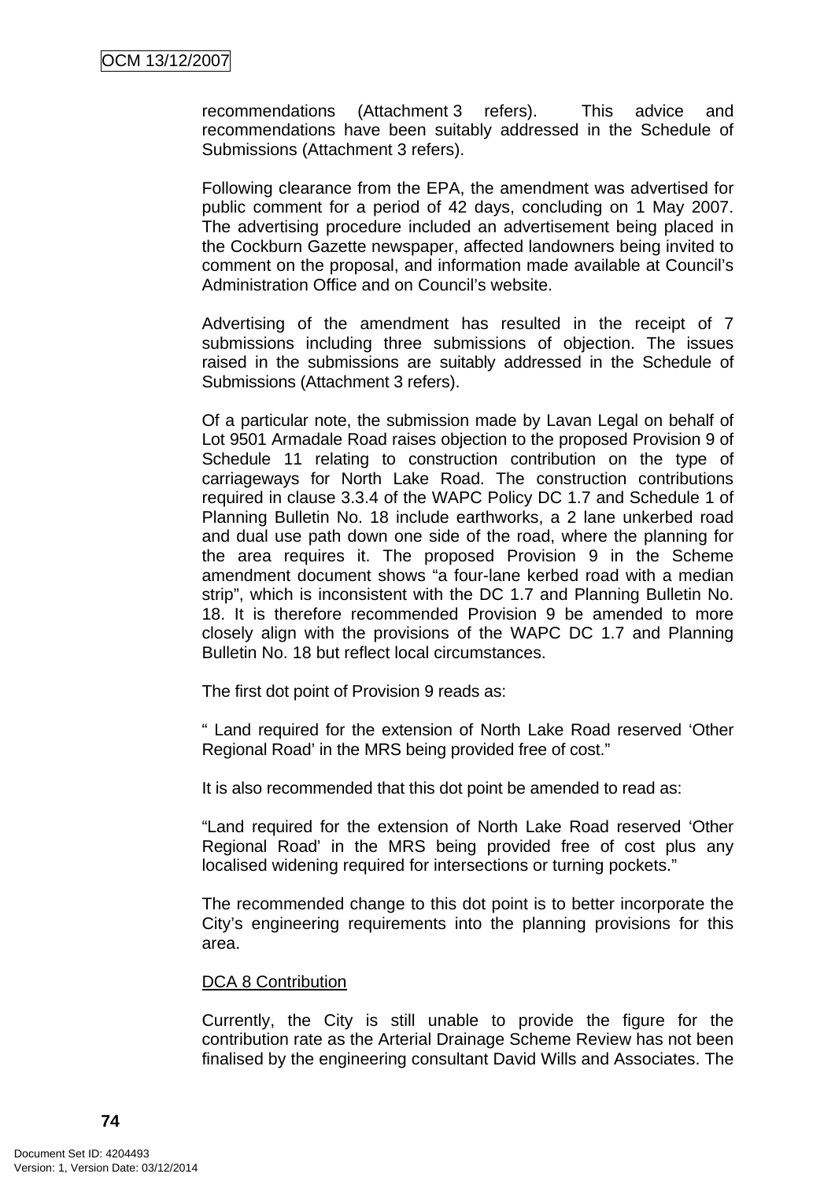recommendations (Attachment 3 refers). This advice and recommendations have been suitably addressed in the Schedule of Submissions (Attachment 3 refers).

Following clearance from the EPA, the amendment was advertised for public comment for a period of 42 days, concluding on 1 May 2007. The advertising procedure included an advertisement being placed in the Cockburn Gazette newspaper, affected landowners being invited to comment on the proposal, and information made available at Council's Administration Office and on Council's website.

Advertising of the amendment has resulted in the receipt of 7 submissions including three submissions of objection. The issues raised in the submissions are suitably addressed in the Schedule of Submissions (Attachment 3 refers).

Of a particular note, the submission made by Lavan Legal on behalf of Lot 9501 Armadale Road raises objection to the proposed Provision 9 of Schedule 11 relating to construction contribution on the type of carriageways for North Lake Road. The construction contributions required in clause 3.3.4 of the WAPC Policy DC 1.7 and Schedule 1 of Planning Bulletin No. 18 include earthworks, a 2 lane unkerbed road and dual use path down one side of the road, where the planning for the area requires it. The proposed Provision 9 in the Scheme amendment document shows "a four-lane kerbed road with a median strip", which is inconsistent with the DC 1.7 and Planning Bulletin No. 18. It is therefore recommended Provision 9 be amended to more closely align with the provisions of the WAPC DC 1.7 and Planning Bulletin No. 18 but reflect local circumstances.

The first dot point of Provision 9 reads as:

" Land required for the extension of North Lake Road reserved 'Other Regional Road' in the MRS being provided free of cost."

It is also recommended that this dot point be amended to read as:

"Land required for the extension of North Lake Road reserved 'Other Regional Road' in the MRS being provided free of cost plus any localised widening required for intersections or turning pockets."

The recommended change to this dot point is to better incorporate the City's engineering requirements into the planning provisions for this area.

DCA 8 Contribution

Currently, the City is still unable to provide the figure for the contribution rate as the Arterial Drainage Scheme Review has not been finalised by the engineering consultant David Wills and Associates. The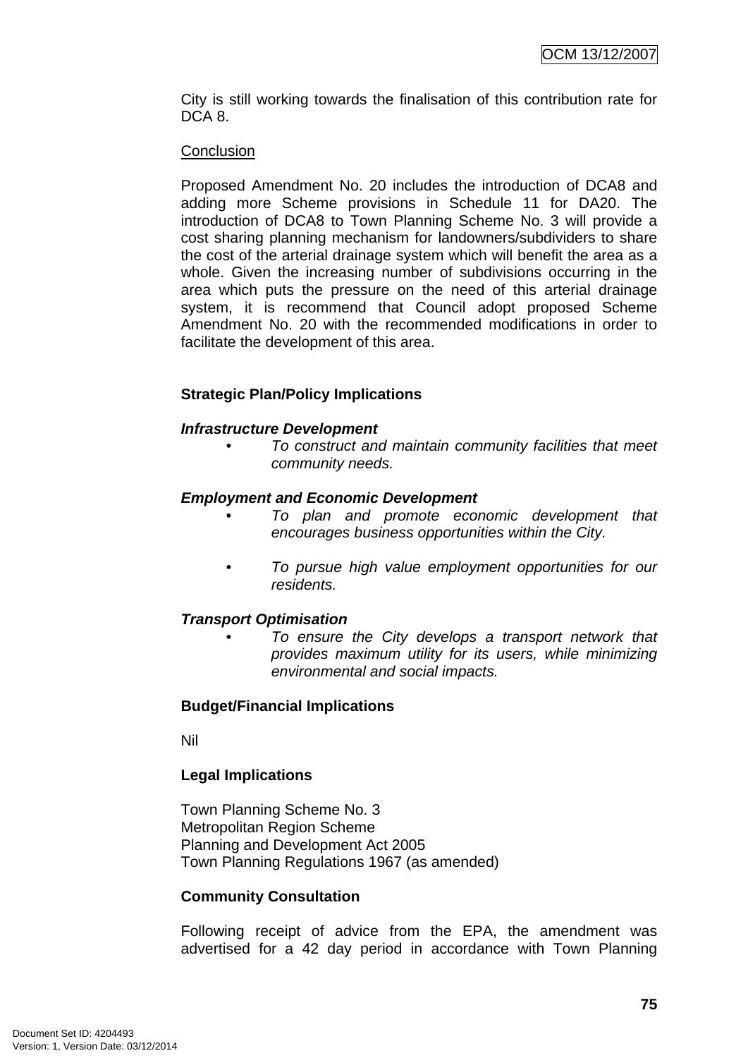City is still working towards the finalisation of this contribution rate for DCA 8.

Conclusion

Proposed Amendment No. 20 includes the introduction of DCA8 and adding more Scheme provisions in Schedule 11 for DA20. The introduction of DCA8 to Town Planning Scheme No. 3 will provide a cost sharing planning mechanism for landowners/subdividers to share the cost of the arterial drainage system which will benefit the area as a whole. Given the increasing number of subdivisions occurring in the area which puts the pressure on the need of this arterial drainage system, it is recommend that Council adopt proposed Scheme Amendment No. 20 with the recommended modifications in order to facilitate the development of this area.

**Strategic Plan/Policy Implications**

***Infrastructure Development***

- *To construct and maintain community facilities that meet community needs.*

***Employment and Economic Development***

- *To plan and promote economic development that encourages business opportunities within the City.*

- *To pursue high value employment opportunities for our residents.*

***Transport Optimisation***

- *To ensure the City develops a transport network that provides maximum utility for its users, while minimizing environmental and social impacts.*

**Budget/Financial Implications**

Nil

**Legal Implications**

Town Planning Scheme No. 3
Metropolitan Region Scheme
Planning and Development Act 2005
Town Planning Regulations 1967 (as amended)

**Community Consultation**

Following receipt of advice from the EPA, the amendment was advertised for a 42 day period in accordance with Town Planning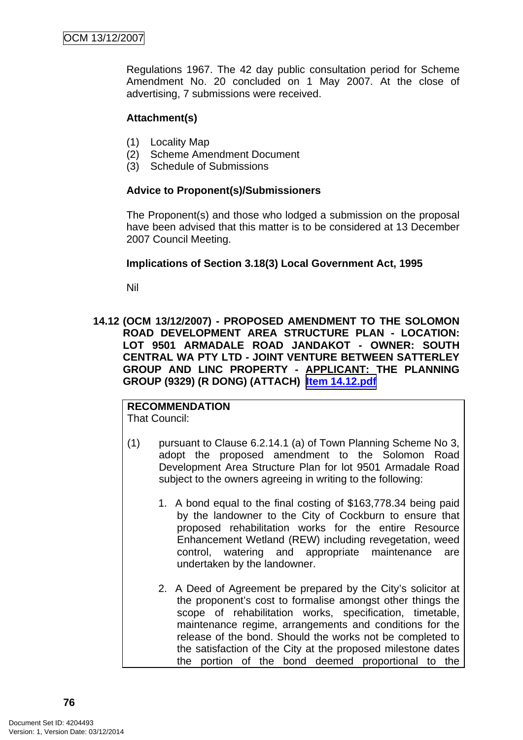Regulations 1967. The 42 day public consultation period for Scheme Amendment No. 20 concluded on 1 May 2007. At the close of advertising, 7 submissions were received.

**Attachment(s)**

(1) Locality Map
(2) Scheme Amendment Document
(3) Schedule of Submissions

**Advice to Proponent(s)/Submissioners**

The Proponent(s) and those who lodged a submission on the proposal have been advised that this matter is to be considered at 13 December 2007 Council Meeting.

**Implications of Section 3.18(3) Local Government Act, 1995**

Nil

### 14.12 (OCM 13/12/2007) - PROPOSED AMENDMENT TO THE SOLOMON ROAD DEVELOPMENT AREA STRUCTURE PLAN - LOCATION: LOT 9501 ARMADALE ROAD JANDAKOT - OWNER: SOUTH CENTRAL WA PTY LTD - JOINT VENTURE BETWEEN SATTERLEY GROUP AND LINC PROPERTY - APPLICANT: THE PLANNING GROUP (9329) (R DONG) (ATTACH) Item 14.12.pdf

**RECOMMENDATION**
That Council:

(1) pursuant to Clause 6.2.14.1 (a) of Town Planning Scheme No 3, adopt the proposed amendment to the Solomon Road Development Area Structure Plan for lot 9501 Armadale Road subject to the owners agreeing in writing to the following:

1. A bond equal to the final costing of $163,778.34 being paid by the landowner to the City of Cockburn to ensure that proposed rehabilitation works for the entire Resource Enhancement Wetland (REW) including revegetation, weed control, watering and appropriate maintenance are undertaken by the landowner.

2. A Deed of Agreement be prepared by the City's solicitor at the proponent's cost to formalise amongst other things the scope of rehabilitation works, specification, timetable, maintenance regime, arrangements and conditions for the release of the bond. Should the works not be completed to the satisfaction of the City at the proposed milestone dates the portion of the bond deemed proportional to the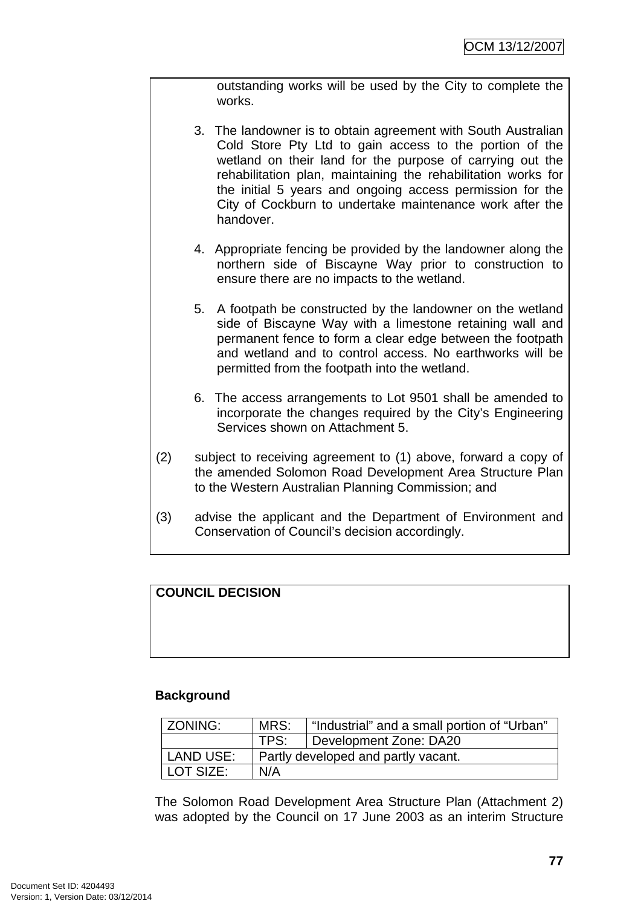outstanding works will be used by the City to complete the works.

3. The landowner is to obtain agreement with South Australian Cold Store Pty Ltd to gain access to the portion of the wetland on their land for the purpose of carrying out the rehabilitation plan, maintaining the rehabilitation works for the initial 5 years and ongoing access permission for the City of Cockburn to undertake maintenance work after the handover.

4. Appropriate fencing be provided by the landowner along the northern side of Biscayne Way prior to construction to ensure there are no impacts to the wetland.

5. A footpath be constructed by the landowner on the wetland side of Biscayne Way with a limestone retaining wall and permanent fence to form a clear edge between the footpath and wetland and to control access. No earthworks will be permitted from the footpath into the wetland.

6. The access arrangements to Lot 9501 shall be amended to incorporate the changes required by the City's Engineering Services shown on Attachment 5.

(2) subject to receiving agreement to (1) above, forward a copy of the amended Solomon Road Development Area Structure Plan to the Western Australian Planning Commission; and

(3) advise the applicant and the Department of Environment and Conservation of Council's decision accordingly.

**COUNCIL DECISION**

**Background**

| ZONING: | MRS: | "Industrial" and a small portion of "Urban" |
|---|---|---|
| | TPS: | Development Zone: DA20 |
| LAND USE: | Partly developed and partly vacant. | |
| LOT SIZE: | N/A | |

The Solomon Road Development Area Structure Plan (Attachment 2) was adopted by the Council on 17 June 2003 as an interim Structure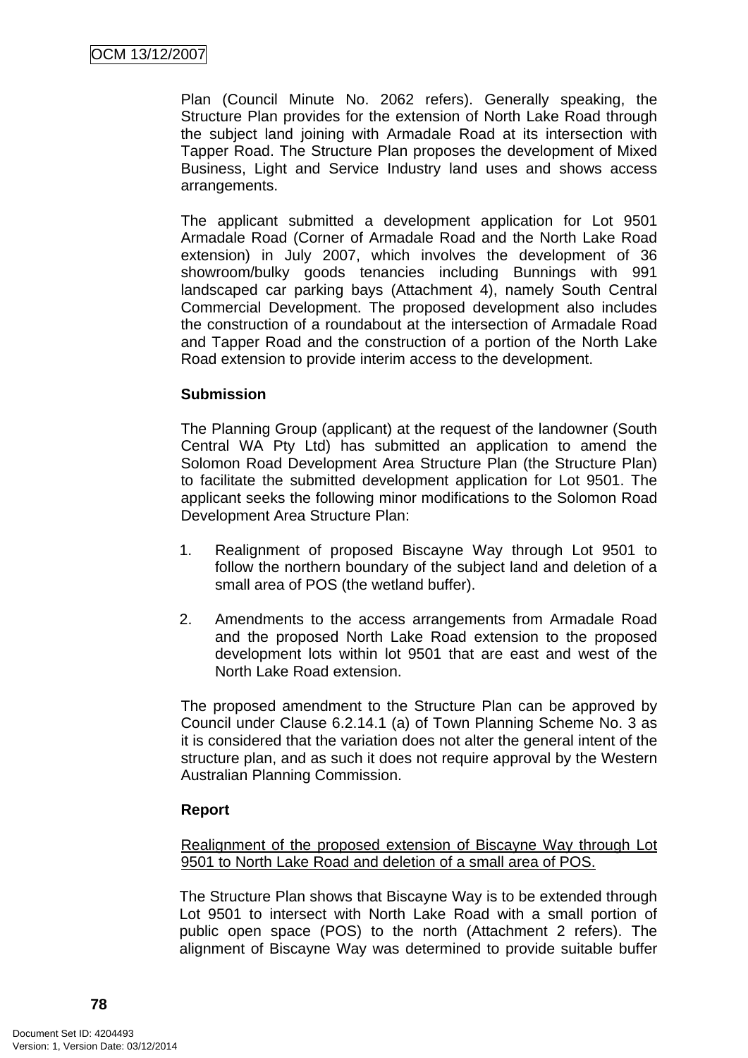Plan (Council Minute No. 2062 refers). Generally speaking, the Structure Plan provides for the extension of North Lake Road through the subject land joining with Armadale Road at its intersection with Tapper Road. The Structure Plan proposes the development of Mixed Business, Light and Service Industry land uses and shows access arrangements.

The applicant submitted a development application for Lot 9501 Armadale Road (Corner of Armadale Road and the North Lake Road extension) in July 2007, which involves the development of 36 showroom/bulky goods tenancies including Bunnings with 991 landscaped car parking bays (Attachment 4), namely South Central Commercial Development. The proposed development also includes the construction of a roundabout at the intersection of Armadale Road and Tapper Road and the construction of a portion of the North Lake Road extension to provide interim access to the development.

**Submission**

The Planning Group (applicant) at the request of the landowner (South Central WA Pty Ltd) has submitted an application to amend the Solomon Road Development Area Structure Plan (the Structure Plan) to facilitate the submitted development application for Lot 9501. The applicant seeks the following minor modifications to the Solomon Road Development Area Structure Plan:

1. Realignment of proposed Biscayne Way through Lot 9501 to follow the northern boundary of the subject land and deletion of a small area of POS (the wetland buffer).

2. Amendments to the access arrangements from Armadale Road and the proposed North Lake Road extension to the proposed development lots within lot 9501 that are east and west of the North Lake Road extension.

The proposed amendment to the Structure Plan can be approved by Council under Clause 6.2.14.1 (a) of Town Planning Scheme No. 3 as it is considered that the variation does not alter the general intent of the structure plan, and as such it does not require approval by the Western Australian Planning Commission.

**Report**

<u>Realignment of the proposed extension of Biscayne Way through Lot 9501 to North Lake Road and deletion of a small area of POS.</u>

The Structure Plan shows that Biscayne Way is to be extended through Lot 9501 to intersect with North Lake Road with a small portion of public open space (POS) to the north (Attachment 2 refers). The alignment of Biscayne Way was determined to provide suitable buffer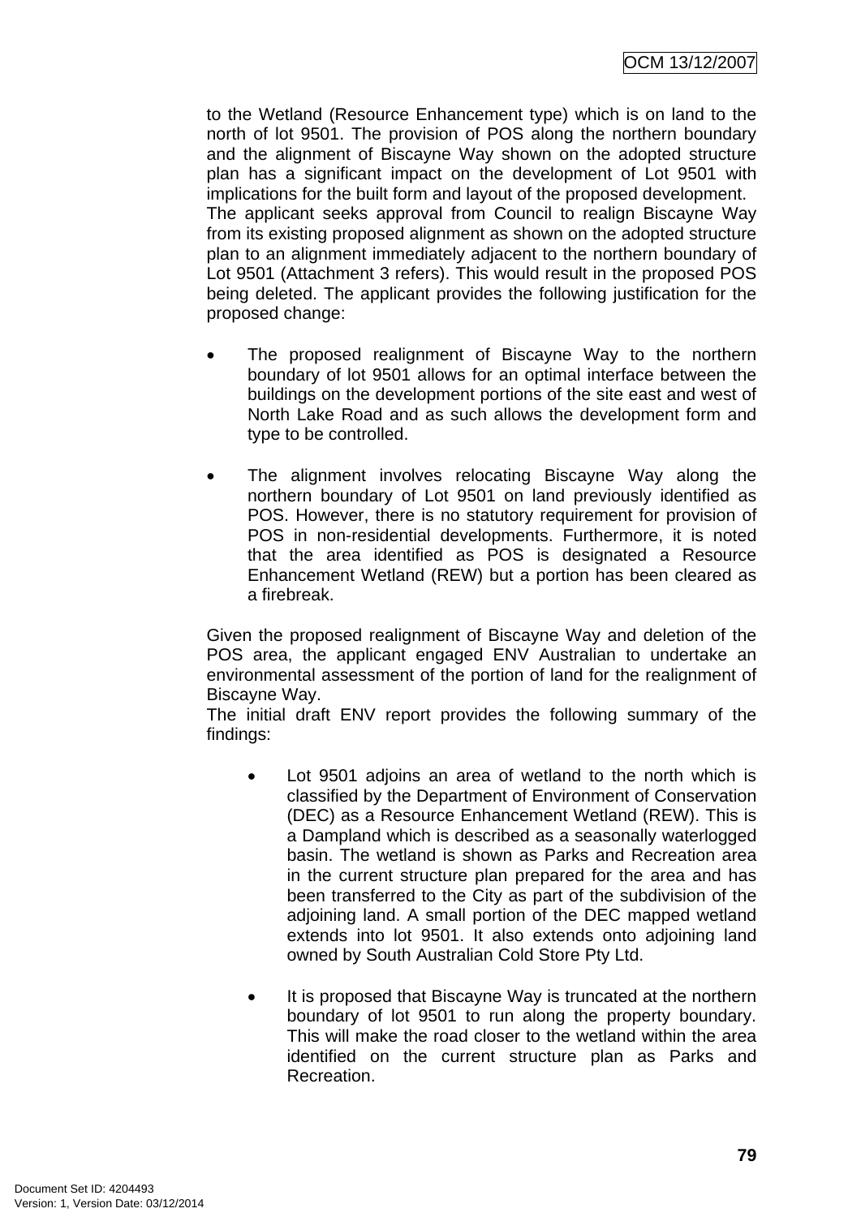to the Wetland (Resource Enhancement type) which is on land to the north of lot 9501. The provision of POS along the northern boundary and the alignment of Biscayne Way shown on the adopted structure plan has a significant impact on the development of Lot 9501 with implications for the built form and layout of the proposed development.
The applicant seeks approval from Council to realign Biscayne Way from its existing proposed alignment as shown on the adopted structure plan to an alignment immediately adjacent to the northern boundary of Lot 9501 (Attachment 3 refers). This would result in the proposed POS being deleted. The applicant provides the following justification for the proposed change:

- The proposed realignment of Biscayne Way to the northern boundary of lot 9501 allows for an optimal interface between the buildings on the development portions of the site east and west of North Lake Road and as such allows the development form and type to be controlled.

- The alignment involves relocating Biscayne Way along the northern boundary of Lot 9501 on land previously identified as POS. However, there is no statutory requirement for provision of POS in non-residential developments. Furthermore, it is noted that the area identified as POS is designated a Resource Enhancement Wetland (REW) but a portion has been cleared as a firebreak.

Given the proposed realignment of Biscayne Way and deletion of the POS area, the applicant engaged ENV Australian to undertake an environmental assessment of the portion of land for the realignment of Biscayne Way.
The initial draft ENV report provides the following summary of the findings:

- Lot 9501 adjoins an area of wetland to the north which is classified by the Department of Environment of Conservation (DEC) as a Resource Enhancement Wetland (REW). This is a Dampland which is described as a seasonally waterlogged basin. The wetland is shown as Parks and Recreation area in the current structure plan prepared for the area and has been transferred to the City as part of the subdivision of the adjoining land. A small portion of the DEC mapped wetland extends into lot 9501. It also extends onto adjoining land owned by South Australian Cold Store Pty Ltd.

- It is proposed that Biscayne Way is truncated at the northern boundary of lot 9501 to run along the property boundary. This will make the road closer to the wetland within the area identified on the current structure plan as Parks and Recreation.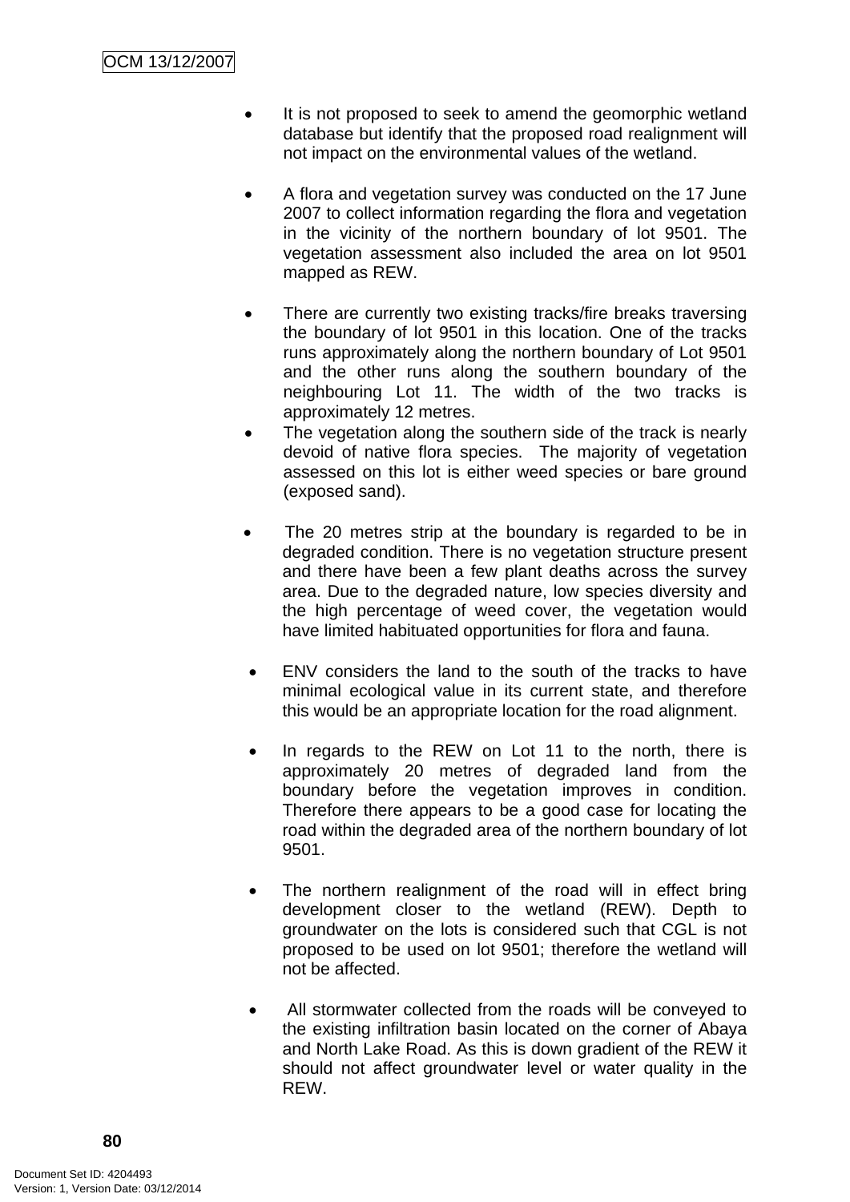- It is not proposed to seek to amend the geomorphic wetland database but identify that the proposed road realignment will not impact on the environmental values of the wetland.

- A flora and vegetation survey was conducted on the 17 June 2007 to collect information regarding the flora and vegetation in the vicinity of the northern boundary of lot 9501. The vegetation assessment also included the area on lot 9501 mapped as REW.

- There are currently two existing tracks/fire breaks traversing the boundary of lot 9501 in this location. One of the tracks runs approximately along the northern boundary of Lot 9501 and the other runs along the southern boundary of the neighbouring Lot 11. The width of the two tracks is approximately 12 metres.
- The vegetation along the southern side of the track is nearly devoid of native flora species. The majority of vegetation assessed on this lot is either weed species or bare ground (exposed sand).

- The 20 metres strip at the boundary is regarded to be in degraded condition. There is no vegetation structure present and there have been a few plant deaths across the survey area. Due to the degraded nature, low species diversity and the high percentage of weed cover, the vegetation would have limited habituated opportunities for flora and fauna.

- ENV considers the land to the south of the tracks to have minimal ecological value in its current state, and therefore this would be an appropriate location for the road alignment.

- In regards to the REW on Lot 11 to the north, there is approximately 20 metres of degraded land from the boundary before the vegetation improves in condition. Therefore there appears to be a good case for locating the road within the degraded area of the northern boundary of lot 9501.

- The northern realignment of the road will in effect bring development closer to the wetland (REW). Depth to groundwater on the lots is considered such that CGL is not proposed to be used on lot 9501; therefore the wetland will not be affected.

- All stormwater collected from the roads will be conveyed to the existing infiltration basin located on the corner of Abaya and North Lake Road. As this is down gradient of the REW it should not affect groundwater level or water quality in the REW.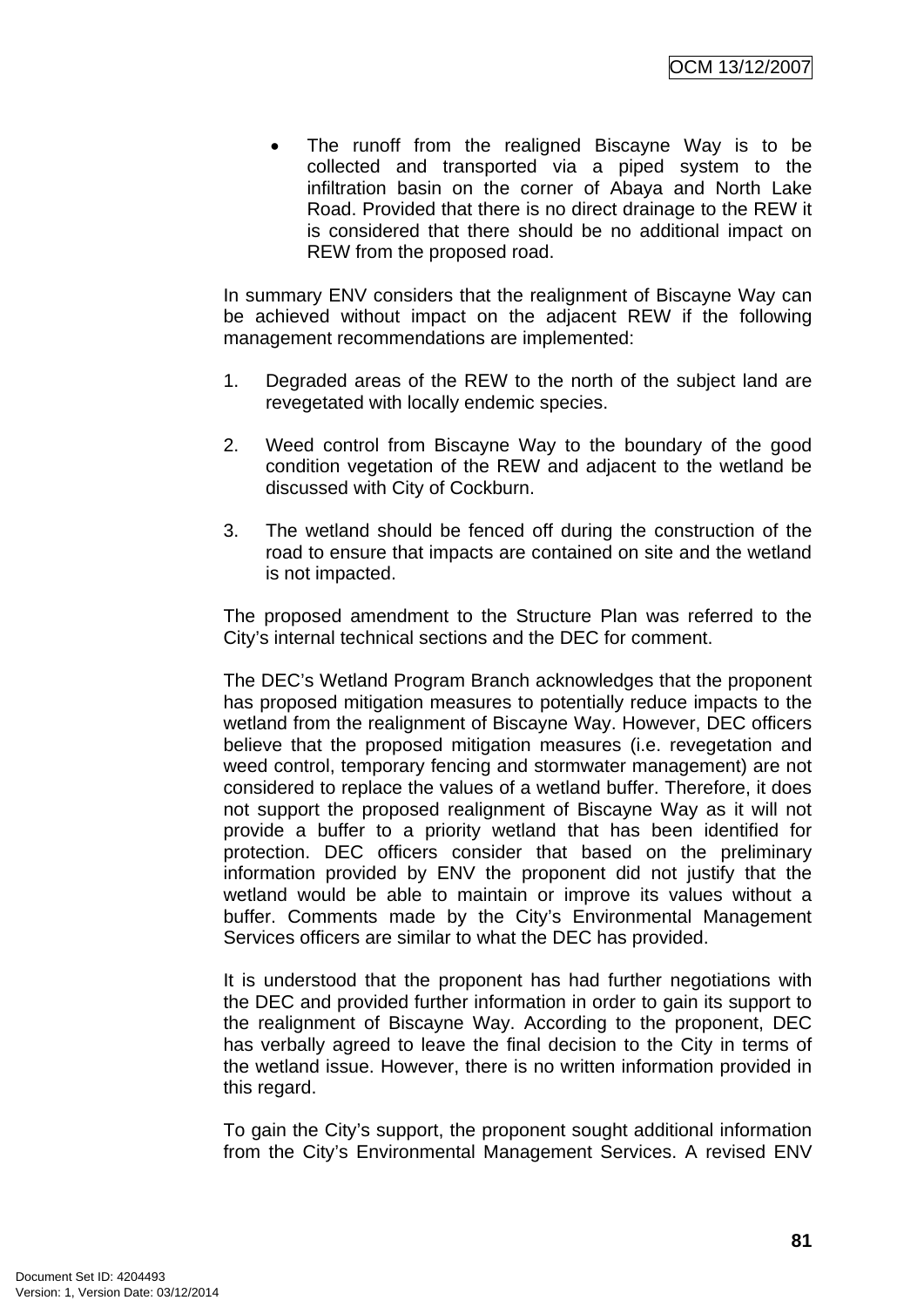- The runoff from the realigned Biscayne Way is to be collected and transported via a piped system to the infiltration basin on the corner of Abaya and North Lake Road. Provided that there is no direct drainage to the REW it is considered that there should be no additional impact on REW from the proposed road.

In summary ENV considers that the realignment of Biscayne Way can be achieved without impact on the adjacent REW if the following management recommendations are implemented:

1. Degraded areas of the REW to the north of the subject land are revegetated with locally endemic species.

2. Weed control from Biscayne Way to the boundary of the good condition vegetation of the REW and adjacent to the wetland be discussed with City of Cockburn.

3. The wetland should be fenced off during the construction of the road to ensure that impacts are contained on site and the wetland is not impacted.

The proposed amendment to the Structure Plan was referred to the City's internal technical sections and the DEC for comment.

The DEC's Wetland Program Branch acknowledges that the proponent has proposed mitigation measures to potentially reduce impacts to the wetland from the realignment of Biscayne Way. However, DEC officers believe that the proposed mitigation measures (i.e. revegetation and weed control, temporary fencing and stormwater management) are not considered to replace the values of a wetland buffer. Therefore, it does not support the proposed realignment of Biscayne Way as it will not provide a buffer to a priority wetland that has been identified for protection. DEC officers consider that based on the preliminary information provided by ENV the proponent did not justify that the wetland would be able to maintain or improve its values without a buffer. Comments made by the City's Environmental Management Services officers are similar to what the DEC has provided.

It is understood that the proponent has had further negotiations with the DEC and provided further information in order to gain its support to the realignment of Biscayne Way. According to the proponent, DEC has verbally agreed to leave the final decision to the City in terms of the wetland issue. However, there is no written information provided in this regard.

To gain the City's support, the proponent sought additional information from the City's Environmental Management Services. A revised ENV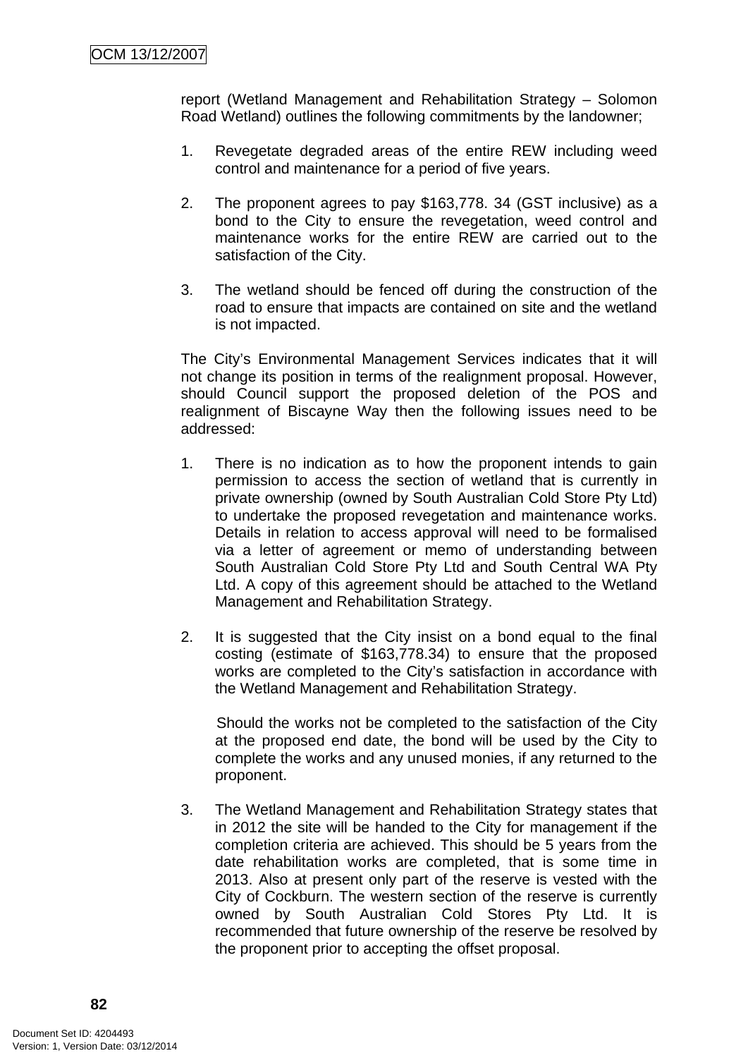report (Wetland Management and Rehabilitation Strategy – Solomon Road Wetland) outlines the following commitments by the landowner;

1. Revegetate degraded areas of the entire REW including weed control and maintenance for a period of five years.

2. The proponent agrees to pay $163,778. 34 (GST inclusive) as a bond to the City to ensure the revegetation, weed control and maintenance works for the entire REW are carried out to the satisfaction of the City.

3. The wetland should be fenced off during the construction of the road to ensure that impacts are contained on site and the wetland is not impacted.

The City's Environmental Management Services indicates that it will not change its position in terms of the realignment proposal. However, should Council support the proposed deletion of the POS and realignment of Biscayne Way then the following issues need to be addressed:

1. There is no indication as to how the proponent intends to gain permission to access the section of wetland that is currently in private ownership (owned by South Australian Cold Store Pty Ltd) to undertake the proposed revegetation and maintenance works. Details in relation to access approval will need to be formalised via a letter of agreement or memo of understanding between South Australian Cold Store Pty Ltd and South Central WA Pty Ltd. A copy of this agreement should be attached to the Wetland Management and Rehabilitation Strategy.

2. It is suggested that the City insist on a bond equal to the final costing (estimate of $163,778.34) to ensure that the proposed works are completed to the City's satisfaction in accordance with the Wetland Management and Rehabilitation Strategy.

   Should the works not be completed to the satisfaction of the City at the proposed end date, the bond will be used by the City to complete the works and any unused monies, if any returned to the proponent.

3. The Wetland Management and Rehabilitation Strategy states that in 2012 the site will be handed to the City for management if the completion criteria are achieved. This should be 5 years from the date rehabilitation works are completed, that is some time in 2013. Also at present only part of the reserve is vested with the City of Cockburn. The western section of the reserve is currently owned by South Australian Cold Stores Pty Ltd. It is recommended that future ownership of the reserve be resolved by the proponent prior to accepting the offset proposal.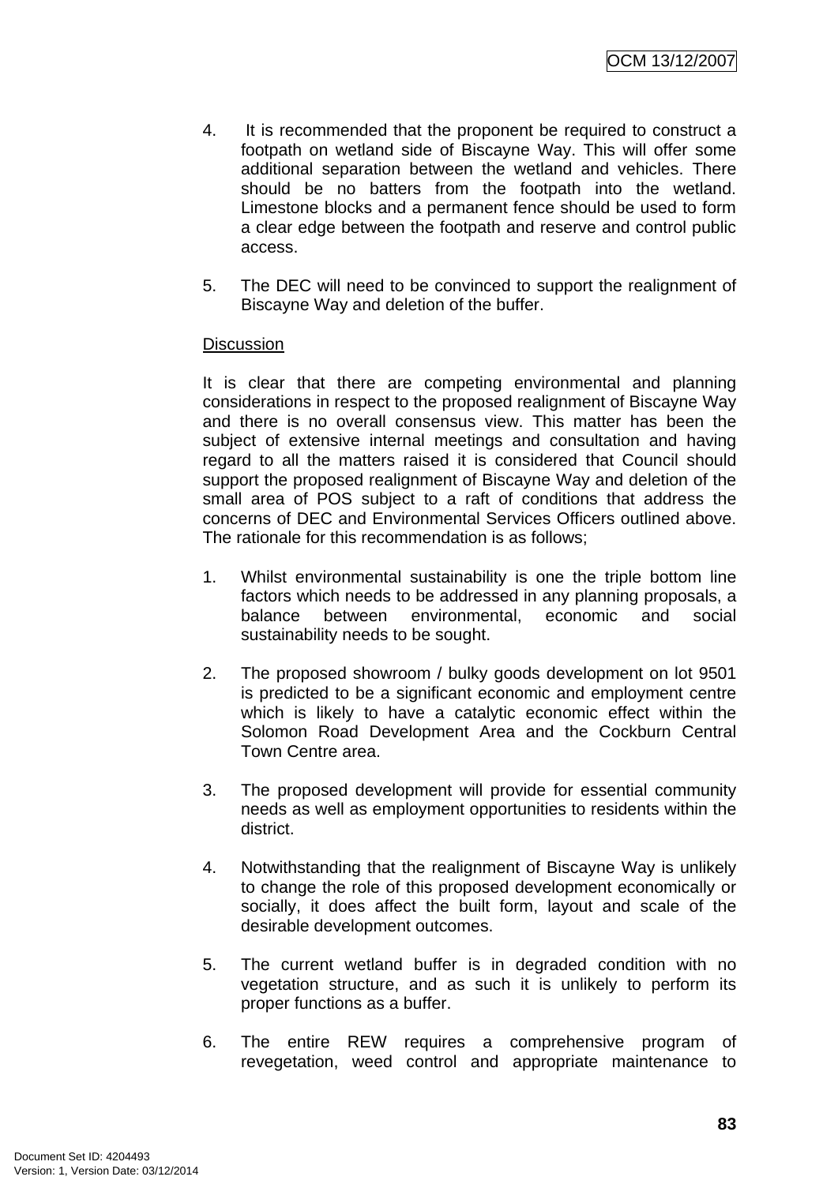4. It is recommended that the proponent be required to construct a footpath on wetland side of Biscayne Way. This will offer some additional separation between the wetland and vehicles. There should be no batters from the footpath into the wetland. Limestone blocks and a permanent fence should be used to form a clear edge between the footpath and reserve and control public access.

5. The DEC will need to be convinced to support the realignment of Biscayne Way and deletion of the buffer.

<u>Discussion</u>

It is clear that there are competing environmental and planning considerations in respect to the proposed realignment of Biscayne Way and there is no overall consensus view. This matter has been the subject of extensive internal meetings and consultation and having regard to all the matters raised it is considered that Council should support the proposed realignment of Biscayne Way and deletion of the small area of POS subject to a raft of conditions that address the concerns of DEC and Environmental Services Officers outlined above. The rationale for this recommendation is as follows;

1. Whilst environmental sustainability is one the triple bottom line factors which needs to be addressed in any planning proposals, a balance between environmental, economic and social sustainability needs to be sought.

2. The proposed showroom / bulky goods development on lot 9501 is predicted to be a significant economic and employment centre which is likely to have a catalytic economic effect within the Solomon Road Development Area and the Cockburn Central Town Centre area.

3. The proposed development will provide for essential community needs as well as employment opportunities to residents within the district.

4. Notwithstanding that the realignment of Biscayne Way is unlikely to change the role of this proposed development economically or socially, it does affect the built form, layout and scale of the desirable development outcomes.

5. The current wetland buffer is in degraded condition with no vegetation structure, and as such it is unlikely to perform its proper functions as a buffer.

6. The entire REW requires a comprehensive program of revegetation, weed control and appropriate maintenance to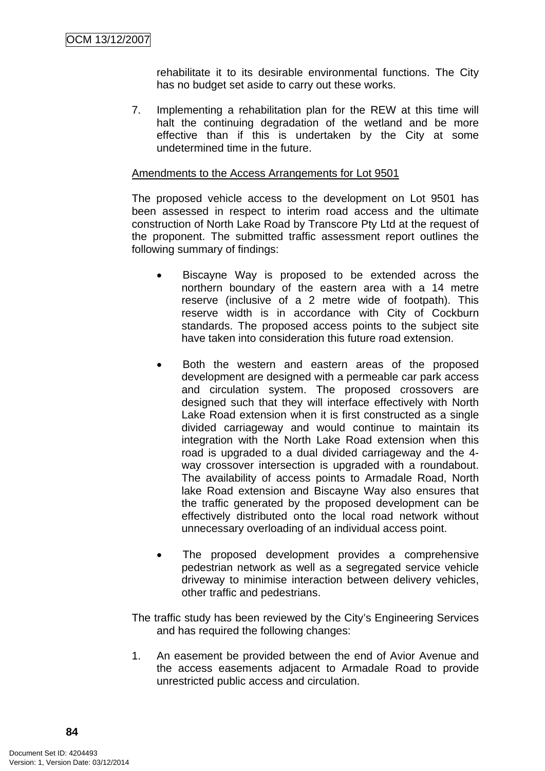rehabilitate it to its desirable environmental functions. The City has no budget set aside to carry out these works.

7. Implementing a rehabilitation plan for the REW at this time will halt the continuing degradation of the wetland and be more effective than if this is undertaken by the City at some undetermined time in the future.

<u>Amendments to the Access Arrangements for Lot 9501</u>

The proposed vehicle access to the development on Lot 9501 has been assessed in respect to interim road access and the ultimate construction of North Lake Road by Transcore Pty Ltd at the request of the proponent. The submitted traffic assessment report outlines the following summary of findings:

- Biscayne Way is proposed to be extended across the northern boundary of the eastern area with a 14 metre reserve (inclusive of a 2 metre wide of footpath). This reserve width is in accordance with City of Cockburn standards. The proposed access points to the subject site have taken into consideration this future road extension.

- Both the western and eastern areas of the proposed development are designed with a permeable car park access and circulation system. The proposed crossovers are designed such that they will interface effectively with North Lake Road extension when it is first constructed as a single divided carriageway and would continue to maintain its integration with the North Lake Road extension when this road is upgraded to a dual divided carriageway and the 4-way crossover intersection is upgraded with a roundabout. The availability of access points to Armadale Road, North lake Road extension and Biscayne Way also ensures that the traffic generated by the proposed development can be effectively distributed onto the local road network without unnecessary overloading of an individual access point.

- The proposed development provides a comprehensive pedestrian network as well as a segregated service vehicle driveway to minimise interaction between delivery vehicles, other traffic and pedestrians.

The traffic study has been reviewed by the City's Engineering Services and has required the following changes:

1. An easement be provided between the end of Avior Avenue and the access easements adjacent to Armadale Road to provide unrestricted public access and circulation.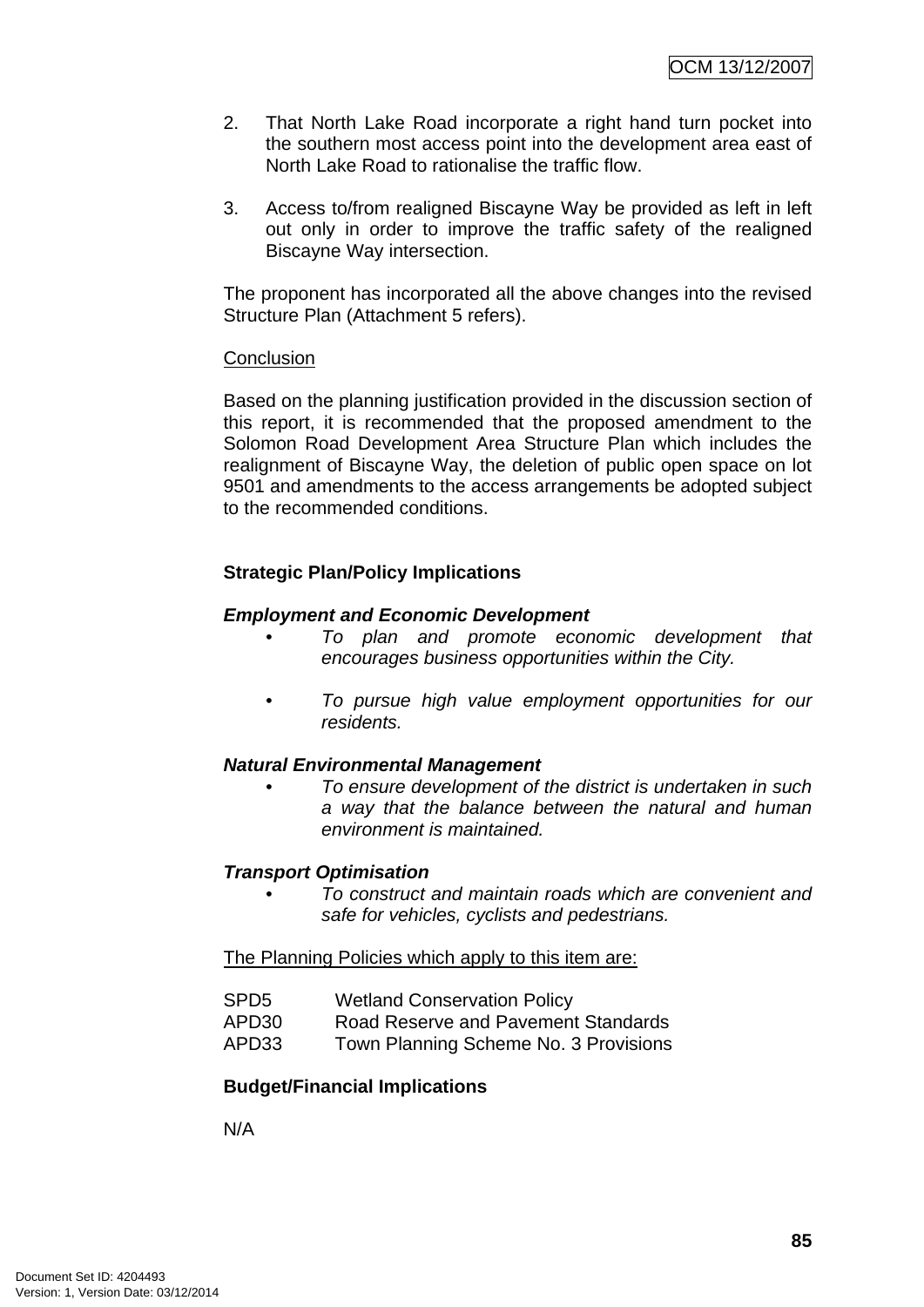2. That North Lake Road incorporate a right hand turn pocket into the southern most access point into the development area east of North Lake Road to rationalise the traffic flow.

3. Access to/from realigned Biscayne Way be provided as left in left out only in order to improve the traffic safety of the realigned Biscayne Way intersection.

The proponent has incorporated all the above changes into the revised Structure Plan (Attachment 5 refers).

Conclusion

Based on the planning justification provided in the discussion section of this report, it is recommended that the proposed amendment to the Solomon Road Development Area Structure Plan which includes the realignment of Biscayne Way, the deletion of public open space on lot 9501 and amendments to the access arrangements be adopted subject to the recommended conditions.

**Strategic Plan/Policy Implications**

***Employment and Economic Development***

- *To plan and promote economic development that encourages business opportunities within the City.*

- *To pursue high value employment opportunities for our residents.*

***Natural Environmental Management***

- *To ensure development of the district is undertaken in such a way that the balance between the natural and human environment is maintained.*

***Transport Optimisation***

- *To construct and maintain roads which are convenient and safe for vehicles, cyclists and pedestrians.*

The Planning Policies which apply to this item are:

SPD5 Wetland Conservation Policy
APD30 Road Reserve and Pavement Standards
APD33 Town Planning Scheme No. 3 Provisions

**Budget/Financial Implications**

N/A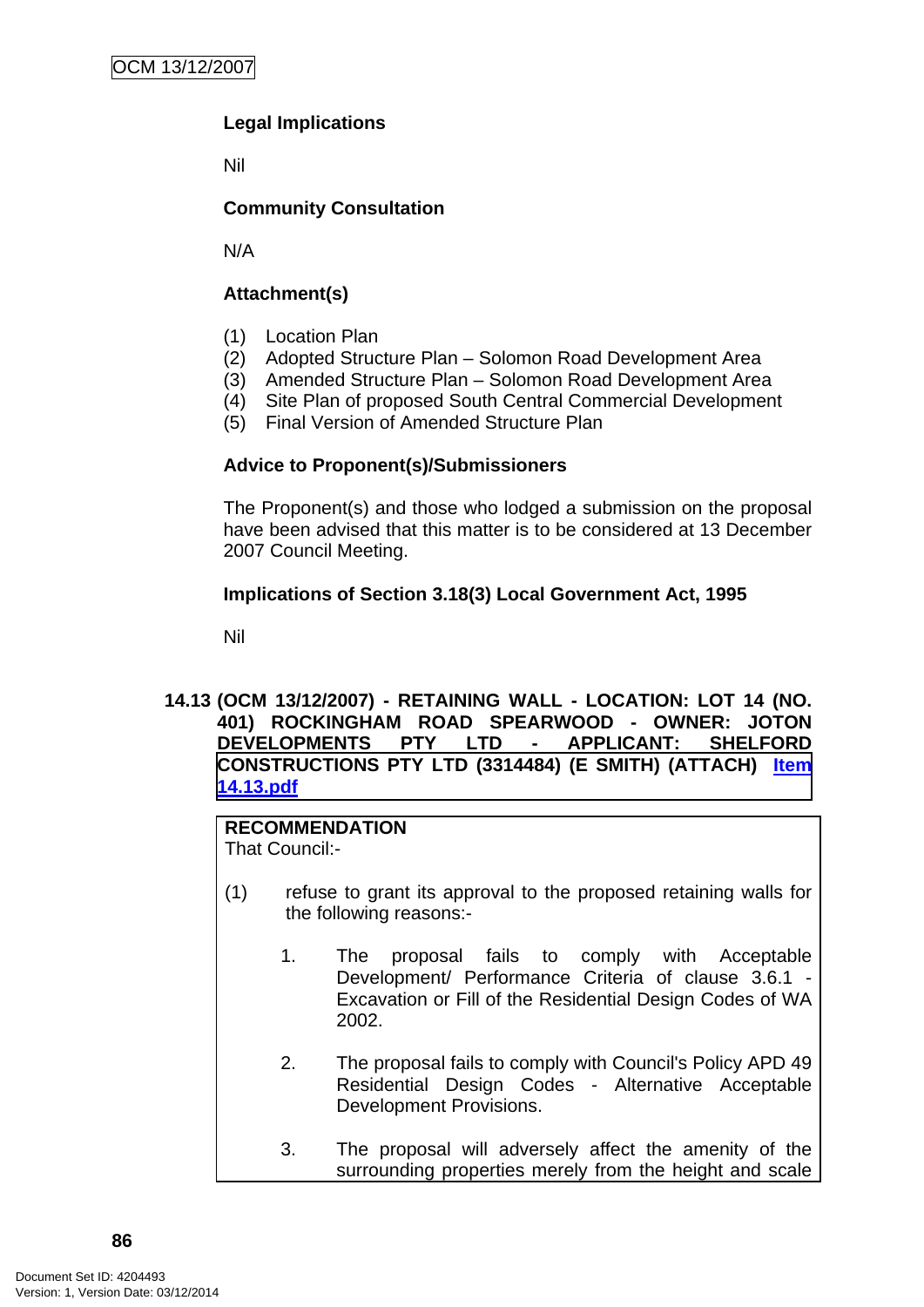**Legal Implications**

Nil

**Community Consultation**

N/A

**Attachment(s)**

(1) Location Plan
(2) Adopted Structure Plan – Solomon Road Development Area
(3) Amended Structure Plan – Solomon Road Development Area
(4) Site Plan of proposed South Central Commercial Development
(5) Final Version of Amended Structure Plan

**Advice to Proponent(s)/Submissioners**

The Proponent(s) and those who lodged a submission on the proposal have been advised that this matter is to be considered at 13 December 2007 Council Meeting.

**Implications of Section 3.18(3) Local Government Act, 1995**

Nil

## 14.13 (OCM 13/12/2007) - RETAINING WALL - LOCATION: LOT 14 (NO. 401) ROCKINGHAM ROAD SPEARWOOD - OWNER: JOTON DEVELOPMENTS PTY LTD - APPLICANT: SHELFORD CONSTRUCTIONS PTY LTD (3314484) (E SMITH) (ATTACH) Item 14.13.pdf

**RECOMMENDATION**

That Council:-

(1) refuse to grant its approval to the proposed retaining walls for the following reasons:-

1. The proposal fails to comply with Acceptable Development/ Performance Criteria of clause 3.6.1 - Excavation or Fill of the Residential Design Codes of WA 2002.

2. The proposal fails to comply with Council's Policy APD 49 Residential Design Codes - Alternative Acceptable Development Provisions.

3. The proposal will adversely affect the amenity of the surrounding properties merely from the height and scale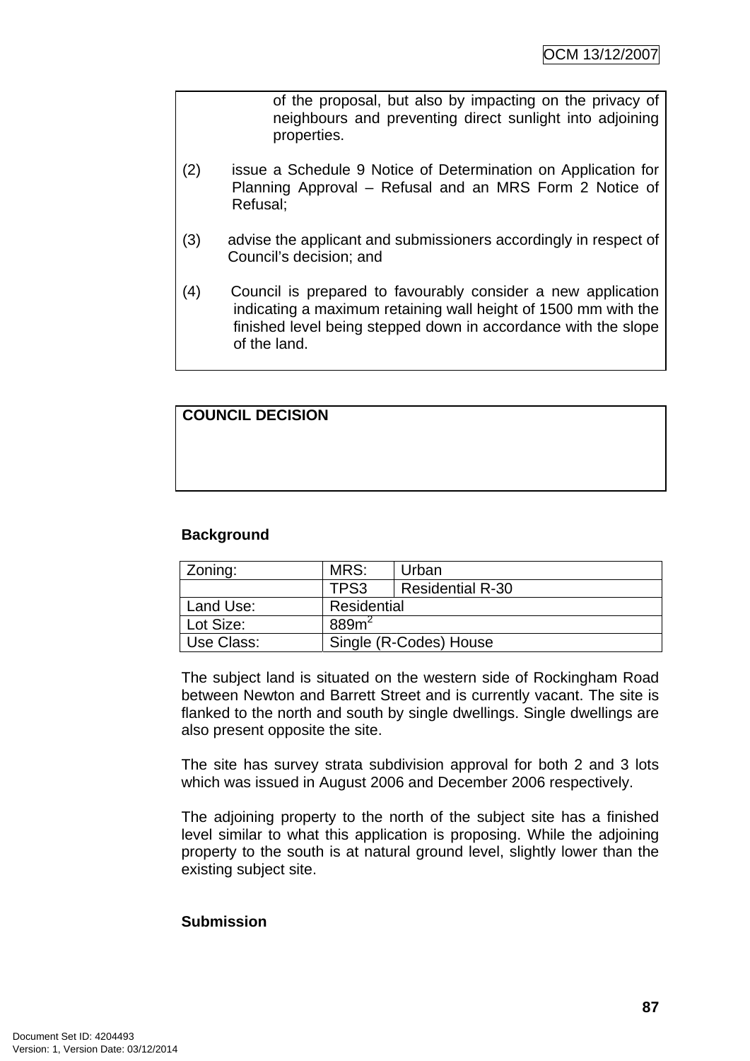of the proposal, but also by impacting on the privacy of neighbours and preventing direct sunlight into adjoining properties.

(2) issue a Schedule 9 Notice of Determination on Application for Planning Approval – Refusal and an MRS Form 2 Notice of Refusal;

(3) advise the applicant and submissioners accordingly in respect of Council's decision; and

(4) Council is prepared to favourably consider a new application indicating a maximum retaining wall height of 1500 mm with the finished level being stepped down in accordance with the slope of the land.

**COUNCIL DECISION**

**Background**

| Zoning: | MRS: | Urban |
|---|---|---|
| | TPS3 | Residential R-30 |
| Land Use: | Residential | |
| Lot Size: | 889m$^2$ | |
| Use Class: | Single (R-Codes) House | |

The subject land is situated on the western side of Rockingham Road between Newton and Barrett Street and is currently vacant. The site is flanked to the north and south by single dwellings. Single dwellings are also present opposite the site.

The site has survey strata subdivision approval for both 2 and 3 lots which was issued in August 2006 and December 2006 respectively.

The adjoining property to the north of the subject site has a finished level similar to what this application is proposing. While the adjoining property to the south is at natural ground level, slightly lower than the existing subject site.

**Submission**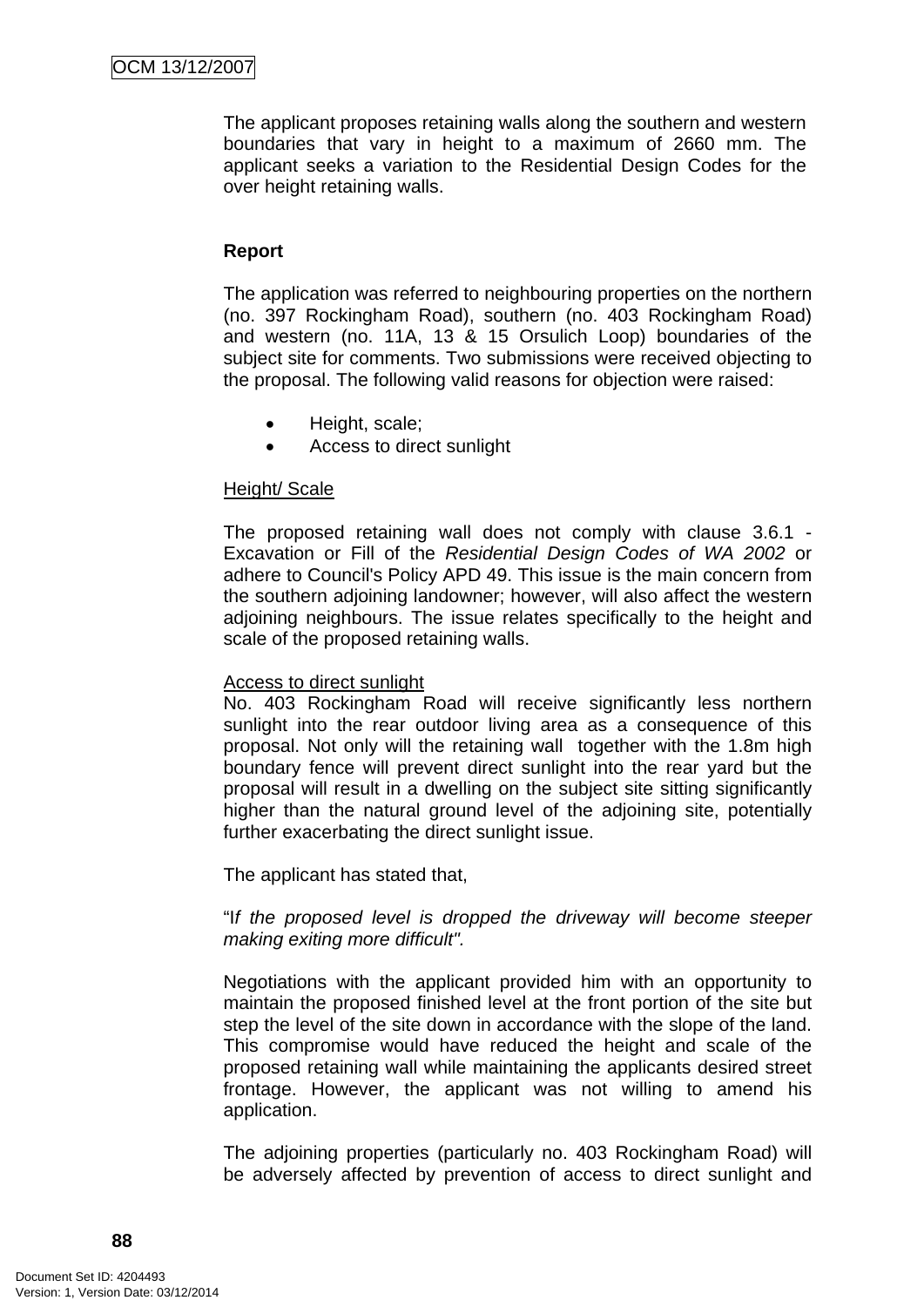The applicant proposes retaining walls along the southern and western boundaries that vary in height to a maximum of 2660 mm. The applicant seeks a variation to the Residential Design Codes for the over height retaining walls.

**Report**

The application was referred to neighbouring properties on the northern (no. 397 Rockingham Road), southern (no. 403 Rockingham Road) and western (no. 11A, 13 & 15 Orsulich Loop) boundaries of the subject site for comments. Two submissions were received objecting to the proposal. The following valid reasons for objection were raised:

- Height, scale;
- Access to direct sunlight

Height/ Scale

The proposed retaining wall does not comply with clause 3.6.1 - Excavation or Fill of the *Residential Design Codes of WA 2002* or adhere to Council's Policy APD 49. This issue is the main concern from the southern adjoining landowner; however, will also affect the western adjoining neighbours. The issue relates specifically to the height and scale of the proposed retaining walls.

Access to direct sunlight

No. 403 Rockingham Road will receive significantly less northern sunlight into the rear outdoor living area as a consequence of this proposal. Not only will the retaining wall together with the 1.8m high boundary fence will prevent direct sunlight into the rear yard but the proposal will result in a dwelling on the subject site sitting significantly higher than the natural ground level of the adjoining site, potentially further exacerbating the direct sunlight issue.

The applicant has stated that,

"I*f the proposed level is dropped the driveway will become steeper making exiting more difficult".*

Negotiations with the applicant provided him with an opportunity to maintain the proposed finished level at the front portion of the site but step the level of the site down in accordance with the slope of the land. This compromise would have reduced the height and scale of the proposed retaining wall while maintaining the applicants desired street frontage. However, the applicant was not willing to amend his application.

The adjoining properties (particularly no. 403 Rockingham Road) will be adversely affected by prevention of access to direct sunlight and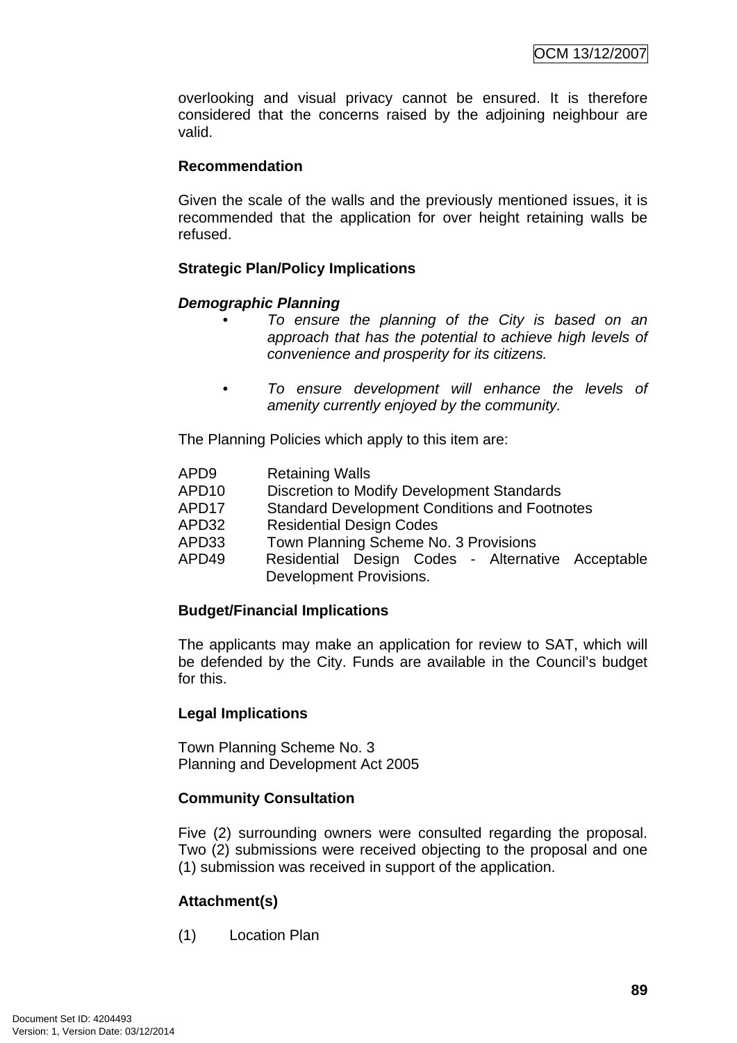overlooking and visual privacy cannot be ensured. It is therefore considered that the concerns raised by the adjoining neighbour are valid.

**Recommendation**

Given the scale of the walls and the previously mentioned issues, it is recommended that the application for over height retaining walls be refused.

**Strategic Plan/Policy Implications**

***Demographic Planning***

- *To ensure the planning of the City is based on an approach that has the potential to achieve high levels of convenience and prosperity for its citizens.*

- *To ensure development will enhance the levels of amenity currently enjoyed by the community.*

The Planning Policies which apply to this item are:

APD9 Retaining Walls
APD10 Discretion to Modify Development Standards
APD17 Standard Development Conditions and Footnotes
APD32 Residential Design Codes
APD33 Town Planning Scheme No. 3 Provisions
APD49 Residential Design Codes - Alternative Acceptable Development Provisions.

**Budget/Financial Implications**

The applicants may make an application for review to SAT, which will be defended by the City. Funds are available in the Council's budget for this.

**Legal Implications**

Town Planning Scheme No. 3
Planning and Development Act 2005

**Community Consultation**

Five (2) surrounding owners were consulted regarding the proposal. Two (2) submissions were received objecting to the proposal and one (1) submission was received in support of the application.

**Attachment(s)**

(1) Location Plan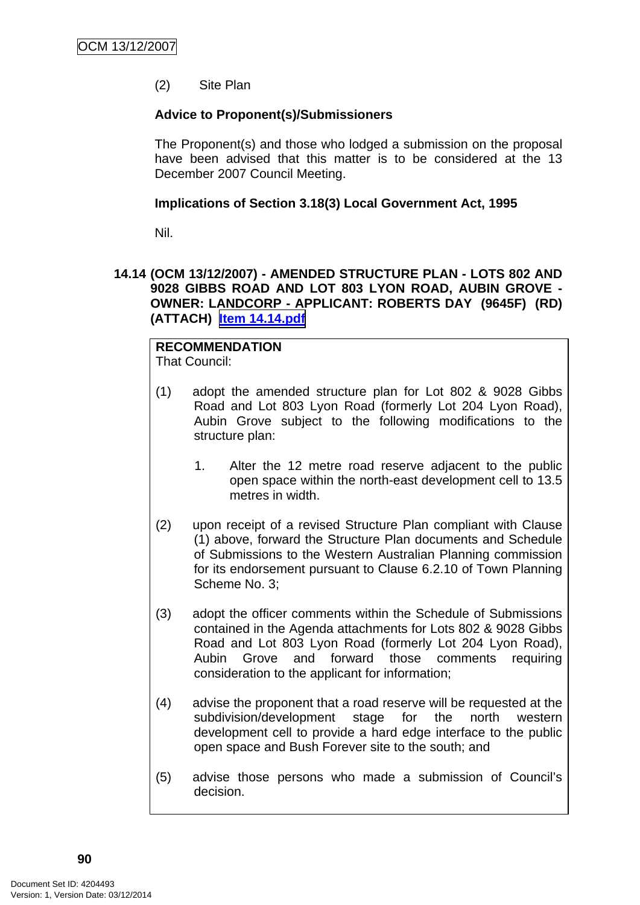(2) Site Plan

**Advice to Proponent(s)/Submissioners**

The Proponent(s) and those who lodged a submission on the proposal have been advised that this matter is to be considered at the 13 December 2007 Council Meeting.

**Implications of Section 3.18(3) Local Government Act, 1995**

Nil.

## 14.14 (OCM 13/12/2007) - AMENDED STRUCTURE PLAN - LOTS 802 AND 9028 GIBBS ROAD AND LOT 803 LYON ROAD, AUBIN GROVE - OWNER: LANDCORP - APPLICANT: ROBERTS DAY (9645F) (RD) (ATTACH) Item 14.14.pdf

**RECOMMENDATION**
That Council:

(1) adopt the amended structure plan for Lot 802 & 9028 Gibbs Road and Lot 803 Lyon Road (formerly Lot 204 Lyon Road), Aubin Grove subject to the following modifications to the structure plan:

1. Alter the 12 metre road reserve adjacent to the public open space within the north-east development cell to 13.5 metres in width.

(2) upon receipt of a revised Structure Plan compliant with Clause (1) above, forward the Structure Plan documents and Schedule of Submissions to the Western Australian Planning commission for its endorsement pursuant to Clause 6.2.10 of Town Planning Scheme No. 3;

(3) adopt the officer comments within the Schedule of Submissions contained in the Agenda attachments for Lots 802 & 9028 Gibbs Road and Lot 803 Lyon Road (formerly Lot 204 Lyon Road), Aubin Grove and forward those comments requiring consideration to the applicant for information;

(4) advise the proponent that a road reserve will be requested at the subdivision/development stage for the north western development cell to provide a hard edge interface to the public open space and Bush Forever site to the south; and

(5) advise those persons who made a submission of Council's decision.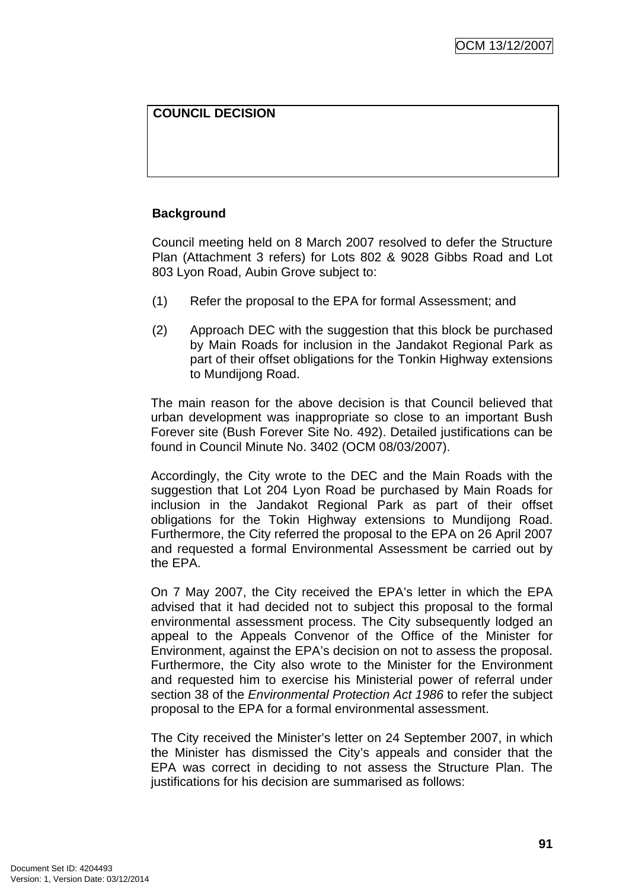**COUNCIL DECISION**

**Background**

Council meeting held on 8 March 2007 resolved to defer the Structure Plan (Attachment 3 refers) for Lots 802 & 9028 Gibbs Road and Lot 803 Lyon Road, Aubin Grove subject to:

(1) Refer the proposal to the EPA for formal Assessment; and

(2) Approach DEC with the suggestion that this block be purchased by Main Roads for inclusion in the Jandakot Regional Park as part of their offset obligations for the Tonkin Highway extensions to Mundijong Road.

The main reason for the above decision is that Council believed that urban development was inappropriate so close to an important Bush Forever site (Bush Forever Site No. 492). Detailed justifications can be found in Council Minute No. 3402 (OCM 08/03/2007).

Accordingly, the City wrote to the DEC and the Main Roads with the suggestion that Lot 204 Lyon Road be purchased by Main Roads for inclusion in the Jandakot Regional Park as part of their offset obligations for the Tokin Highway extensions to Mundijong Road. Furthermore, the City referred the proposal to the EPA on 26 April 2007 and requested a formal Environmental Assessment be carried out by the EPA.

On 7 May 2007, the City received the EPA's letter in which the EPA advised that it had decided not to subject this proposal to the formal environmental assessment process. The City subsequently lodged an appeal to the Appeals Convenor of the Office of the Minister for Environment, against the EPA's decision on not to assess the proposal. Furthermore, the City also wrote to the Minister for the Environment and requested him to exercise his Ministerial power of referral under section 38 of the *Environmental Protection Act 1986* to refer the subject proposal to the EPA for a formal environmental assessment.

The City received the Minister's letter on 24 September 2007, in which the Minister has dismissed the City's appeals and consider that the EPA was correct in deciding to not assess the Structure Plan. The justifications for his decision are summarised as follows: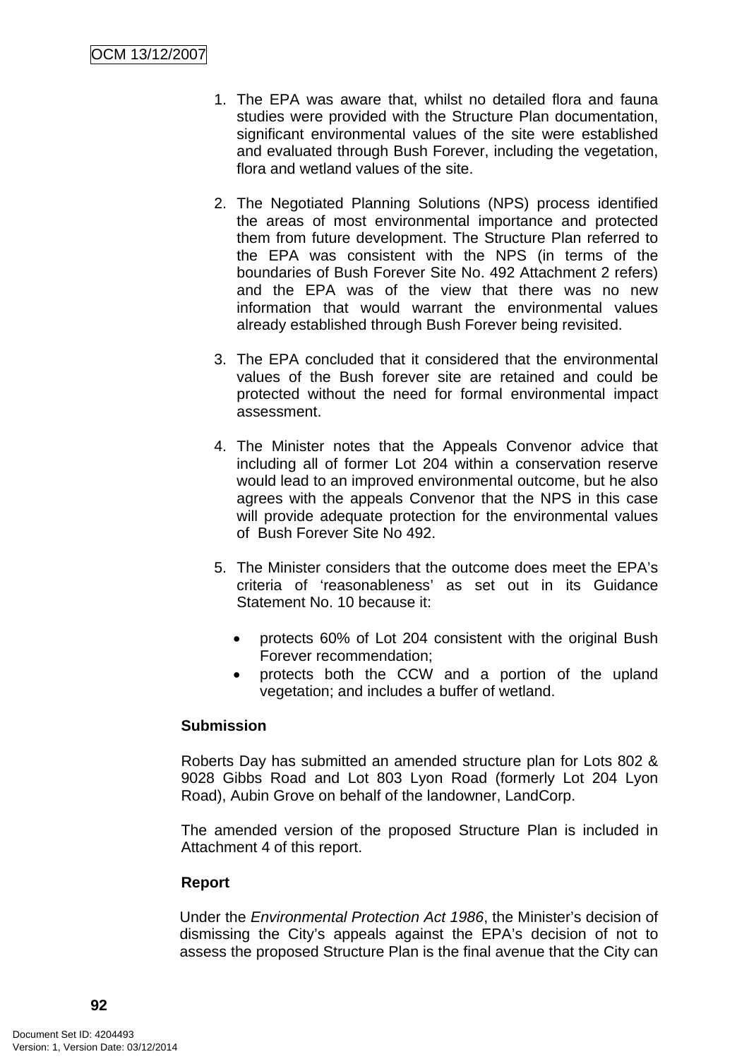1. The EPA was aware that, whilst no detailed flora and fauna studies were provided with the Structure Plan documentation, significant environmental values of the site were established and evaluated through Bush Forever, including the vegetation, flora and wetland values of the site.

2. The Negotiated Planning Solutions (NPS) process identified the areas of most environmental importance and protected them from future development. The Structure Plan referred to the EPA was consistent with the NPS (in terms of the boundaries of Bush Forever Site No. 492 Attachment 2 refers) and the EPA was of the view that there was no new information that would warrant the environmental values already established through Bush Forever being revisited.

3. The EPA concluded that it considered that the environmental values of the Bush forever site are retained and could be protected without the need for formal environmental impact assessment.

4. The Minister notes that the Appeals Convenor advice that including all of former Lot 204 within a conservation reserve would lead to an improved environmental outcome, but he also agrees with the appeals Convenor that the NPS in this case will provide adequate protection for the environmental values of Bush Forever Site No 492.

5. The Minister considers that the outcome does meet the EPA's criteria of 'reasonableness' as set out in its Guidance Statement No. 10 because it:

   - protects 60% of Lot 204 consistent with the original Bush Forever recommendation;
   - protects both the CCW and a portion of the upland vegetation; and includes a buffer of wetland.

**Submission**

Roberts Day has submitted an amended structure plan for Lots 802 & 9028 Gibbs Road and Lot 803 Lyon Road (formerly Lot 204 Lyon Road), Aubin Grove on behalf of the landowner, LandCorp.

The amended version of the proposed Structure Plan is included in Attachment 4 of this report.

**Report**

Under the *Environmental Protection Act 1986*, the Minister's decision of dismissing the City's appeals against the EPA's decision of not to assess the proposed Structure Plan is the final avenue that the City can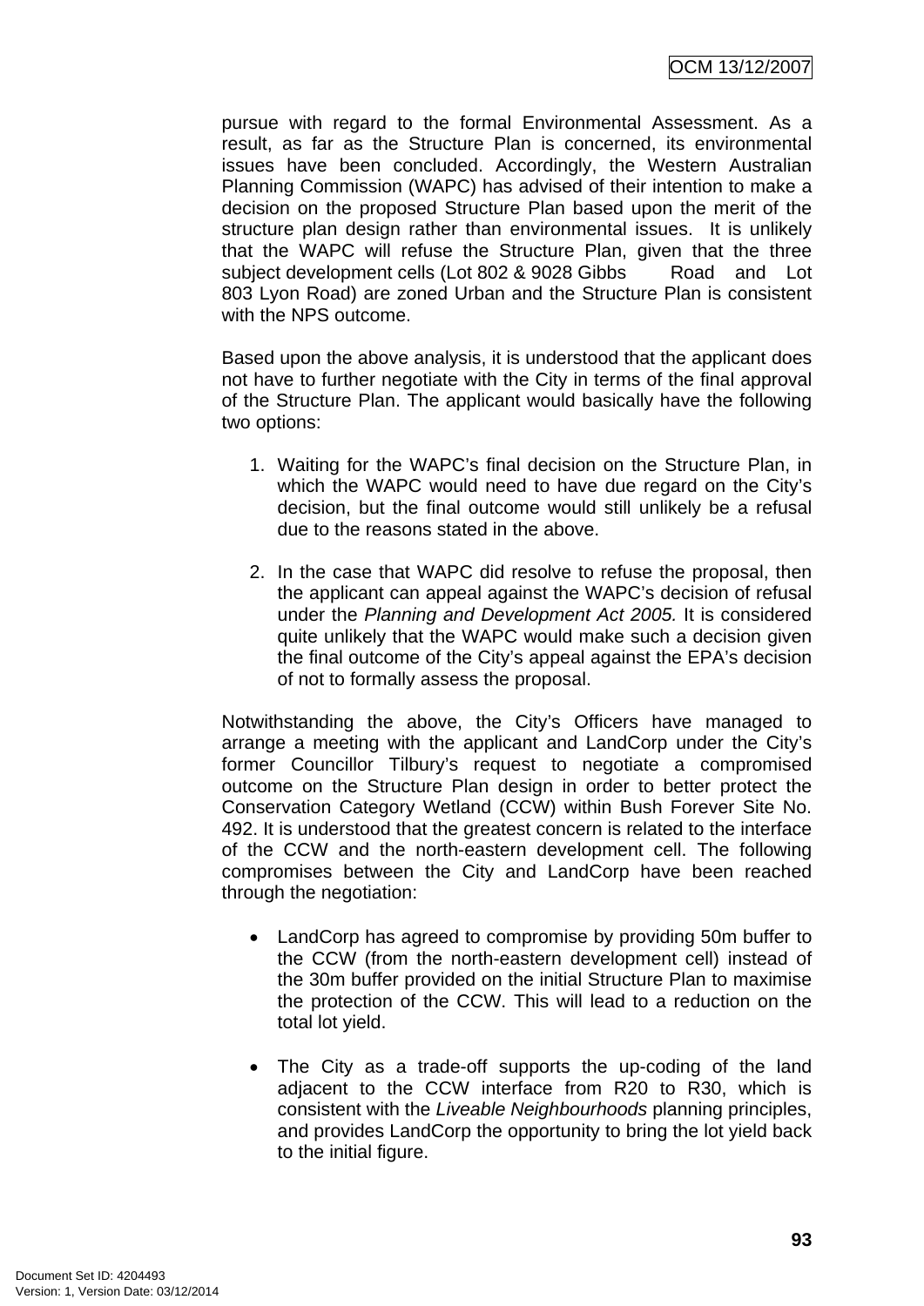pursue with regard to the formal Environmental Assessment. As a result, as far as the Structure Plan is concerned, its environmental issues have been concluded. Accordingly, the Western Australian Planning Commission (WAPC) has advised of their intention to make a decision on the proposed Structure Plan based upon the merit of the structure plan design rather than environmental issues. It is unlikely that the WAPC will refuse the Structure Plan, given that the three subject development cells (Lot 802 & 9028 Gibbs Road and Lot 803 Lyon Road) are zoned Urban and the Structure Plan is consistent with the NPS outcome.

Based upon the above analysis, it is understood that the applicant does not have to further negotiate with the City in terms of the final approval of the Structure Plan. The applicant would basically have the following two options:

1. Waiting for the WAPC's final decision on the Structure Plan, in which the WAPC would need to have due regard on the City's decision, but the final outcome would still unlikely be a refusal due to the reasons stated in the above.

2. In the case that WAPC did resolve to refuse the proposal, then the applicant can appeal against the WAPC's decision of refusal under the *Planning and Development Act 2005.* It is considered quite unlikely that the WAPC would make such a decision given the final outcome of the City's appeal against the EPA's decision of not to formally assess the proposal.

Notwithstanding the above, the City's Officers have managed to arrange a meeting with the applicant and LandCorp under the City's former Councillor Tilbury's request to negotiate a compromised outcome on the Structure Plan design in order to better protect the Conservation Category Wetland (CCW) within Bush Forever Site No. 492. It is understood that the greatest concern is related to the interface of the CCW and the north-eastern development cell. The following compromises between the City and LandCorp have been reached through the negotiation:

- LandCorp has agreed to compromise by providing 50m buffer to the CCW (from the north-eastern development cell) instead of the 30m buffer provided on the initial Structure Plan to maximise the protection of the CCW. This will lead to a reduction on the total lot yield.

- The City as a trade-off supports the up-coding of the land adjacent to the CCW interface from R20 to R30, which is consistent with the *Liveable Neighbourhoods* planning principles, and provides LandCorp the opportunity to bring the lot yield back to the initial figure.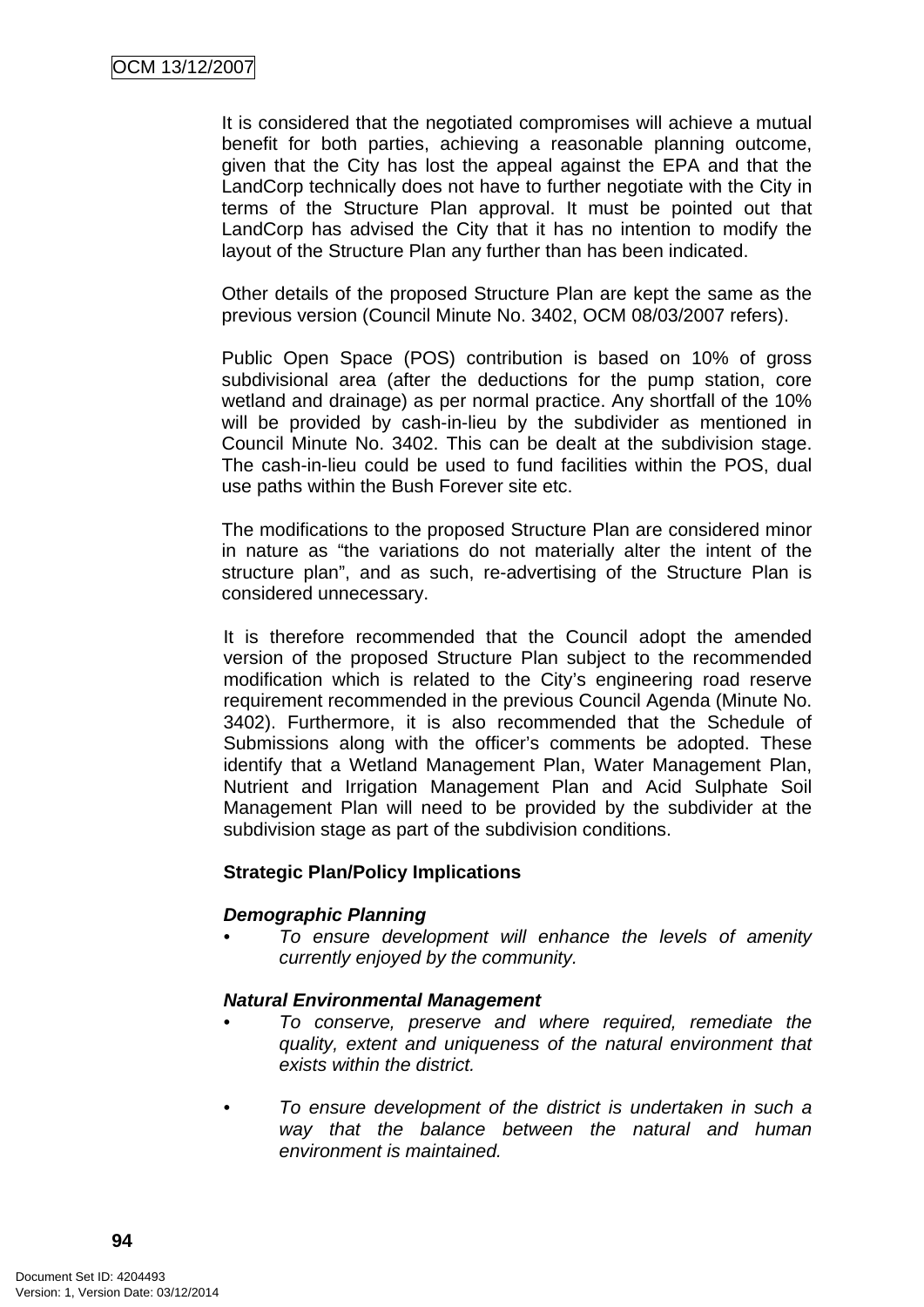It is considered that the negotiated compromises will achieve a mutual benefit for both parties, achieving a reasonable planning outcome, given that the City has lost the appeal against the EPA and that the LandCorp technically does not have to further negotiate with the City in terms of the Structure Plan approval. It must be pointed out that LandCorp has advised the City that it has no intention to modify the layout of the Structure Plan any further than has been indicated.

Other details of the proposed Structure Plan are kept the same as the previous version (Council Minute No. 3402, OCM 08/03/2007 refers).

Public Open Space (POS) contribution is based on 10% of gross subdivisional area (after the deductions for the pump station, core wetland and drainage) as per normal practice. Any shortfall of the 10% will be provided by cash-in-lieu by the subdivider as mentioned in Council Minute No. 3402. This can be dealt at the subdivision stage. The cash-in-lieu could be used to fund facilities within the POS, dual use paths within the Bush Forever site etc.

The modifications to the proposed Structure Plan are considered minor in nature as "the variations do not materially alter the intent of the structure plan", and as such, re-advertising of the Structure Plan is considered unnecessary.

It is therefore recommended that the Council adopt the amended version of the proposed Structure Plan subject to the recommended modification which is related to the City's engineering road reserve requirement recommended in the previous Council Agenda (Minute No. 3402). Furthermore, it is also recommended that the Schedule of Submissions along with the officer's comments be adopted. These identify that a Wetland Management Plan, Water Management Plan, Nutrient and Irrigation Management Plan and Acid Sulphate Soil Management Plan will need to be provided by the subdivider at the subdivision stage as part of the subdivision conditions.

**Strategic Plan/Policy Implications**

***Demographic Planning***

- *To ensure development will enhance the levels of amenity currently enjoyed by the community.*

***Natural Environmental Management***

- *To conserve, preserve and where required, remediate the quality, extent and uniqueness of the natural environment that exists within the district.*

- *To ensure development of the district is undertaken in such a way that the balance between the natural and human environment is maintained.*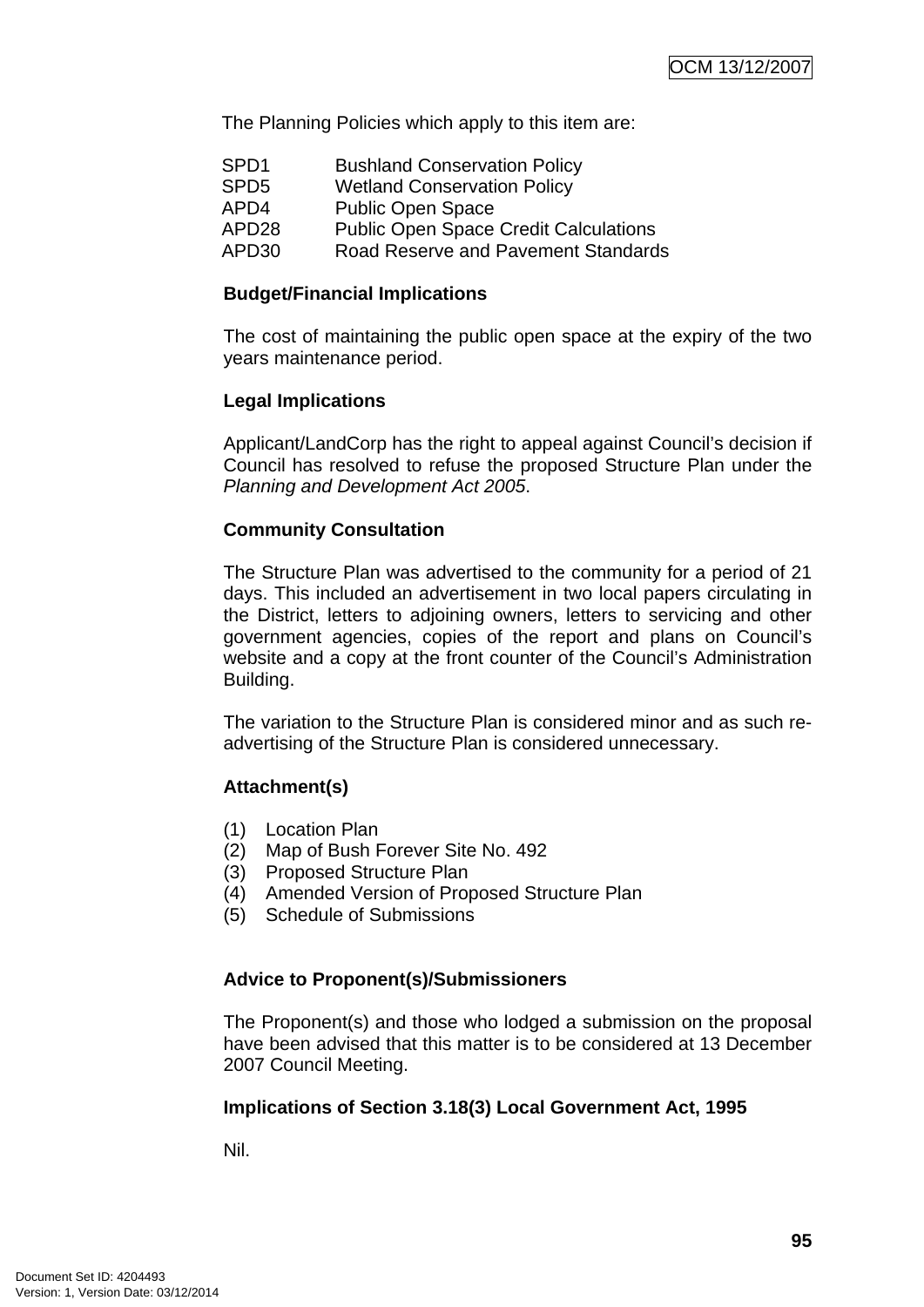The Planning Policies which apply to this item are:

| | |
|---|---|
| SPD1 | Bushland Conservation Policy |
| SPD5 | Wetland Conservation Policy |
| APD4 | Public Open Space |
| APD28 | Public Open Space Credit Calculations |
| APD30 | Road Reserve and Pavement Standards |

**Budget/Financial Implications**

The cost of maintaining the public open space at the expiry of the two years maintenance period.

**Legal Implications**

Applicant/LandCorp has the right to appeal against Council's decision if Council has resolved to refuse the proposed Structure Plan under the *Planning and Development Act 2005*.

**Community Consultation**

The Structure Plan was advertised to the community for a period of 21 days. This included an advertisement in two local papers circulating in the District, letters to adjoining owners, letters to servicing and other government agencies, copies of the report and plans on Council's website and a copy at the front counter of the Council's Administration Building.

The variation to the Structure Plan is considered minor and as such re-advertising of the Structure Plan is considered unnecessary.

**Attachment(s)**

(1) Location Plan
(2) Map of Bush Forever Site No. 492
(3) Proposed Structure Plan
(4) Amended Version of Proposed Structure Plan
(5) Schedule of Submissions

**Advice to Proponent(s)/Submissioners**

The Proponent(s) and those who lodged a submission on the proposal have been advised that this matter is to be considered at 13 December 2007 Council Meeting.

**Implications of Section 3.18(3) Local Government Act, 1995**

Nil.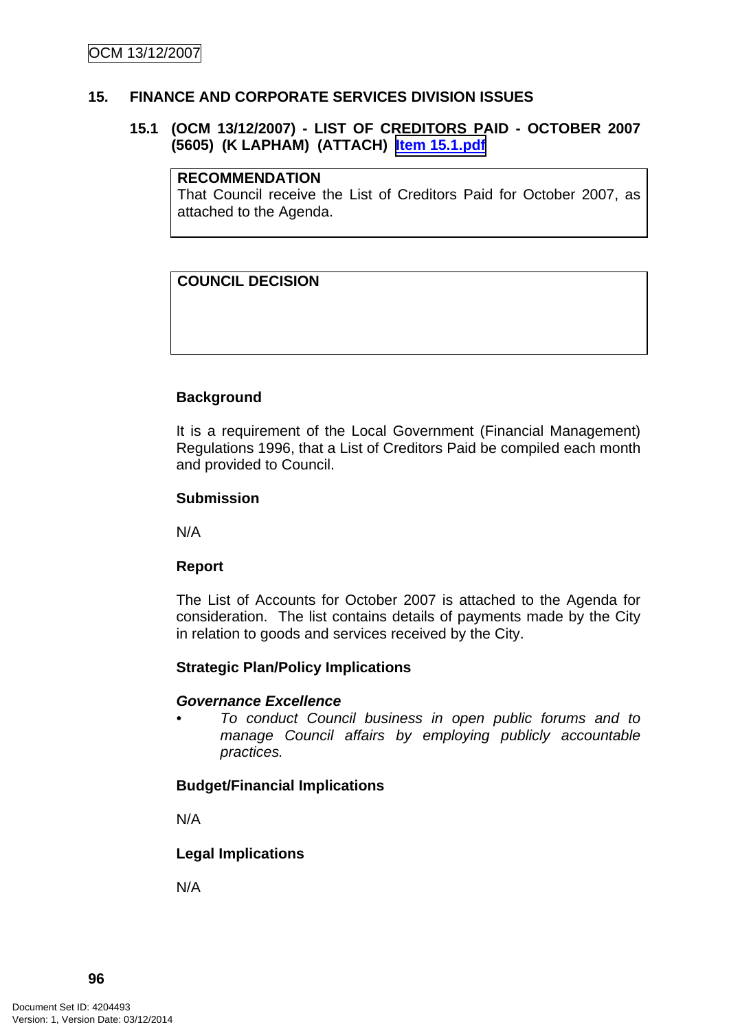# 15. FINANCE AND CORPORATE SERVICES DIVISION ISSUES

## 15.1 (OCM 13/12/2007) - LIST OF CREDITORS PAID - OCTOBER 2007 (5605) (K LAPHAM) (ATTACH) Item 15.1.pdf

| **RECOMMENDATION** |
| --- |
| That Council receive the List of Creditors Paid for October 2007, as attached to the Agenda. |

| **COUNCIL DECISION** |
| --- |
| |

**Background**

It is a requirement of the Local Government (Financial Management) Regulations 1996, that a List of Creditors Paid be compiled each month and provided to Council.

**Submission**

N/A

**Report**

The List of Accounts for October 2007 is attached to the Agenda for consideration. The list contains details of payments made by the City in relation to goods and services received by the City.

**Strategic Plan/Policy Implications**

***Governance Excellence***

- *To conduct Council business in open public forums and to manage Council affairs by employing publicly accountable practices.*

**Budget/Financial Implications**

N/A

**Legal Implications**

N/A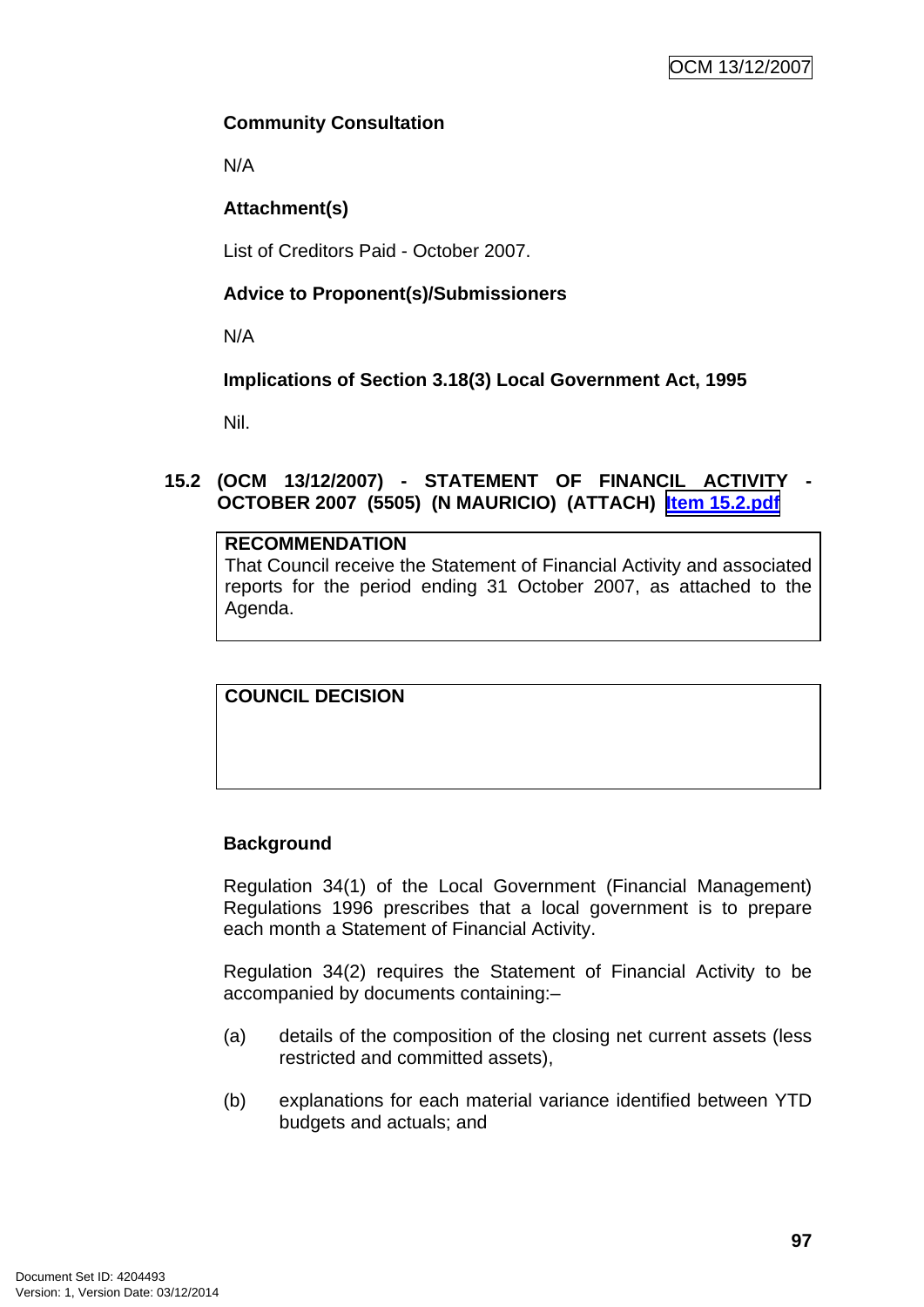**Community Consultation**

N/A

**Attachment(s)**

List of Creditors Paid - October 2007.

**Advice to Proponent(s)/Submissioners**

N/A

**Implications of Section 3.18(3) Local Government Act, 1995**

Nil.

## 15.2 (OCM 13/12/2007) - STATEMENT OF FINANCIL ACTIVITY - OCTOBER 2007 (5505) (N MAURICIO) (ATTACH) Item 15.2.pdf

**RECOMMENDATION**
That Council receive the Statement of Financial Activity and associated reports for the period ending 31 October 2007, as attached to the Agenda.

**COUNCIL DECISION**

**Background**

Regulation 34(1) of the Local Government (Financial Management) Regulations 1996 prescribes that a local government is to prepare each month a Statement of Financial Activity.

Regulation 34(2) requires the Statement of Financial Activity to be accompanied by documents containing:–

(a) details of the composition of the closing net current assets (less restricted and committed assets),

(b) explanations for each material variance identified between YTD budgets and actuals; and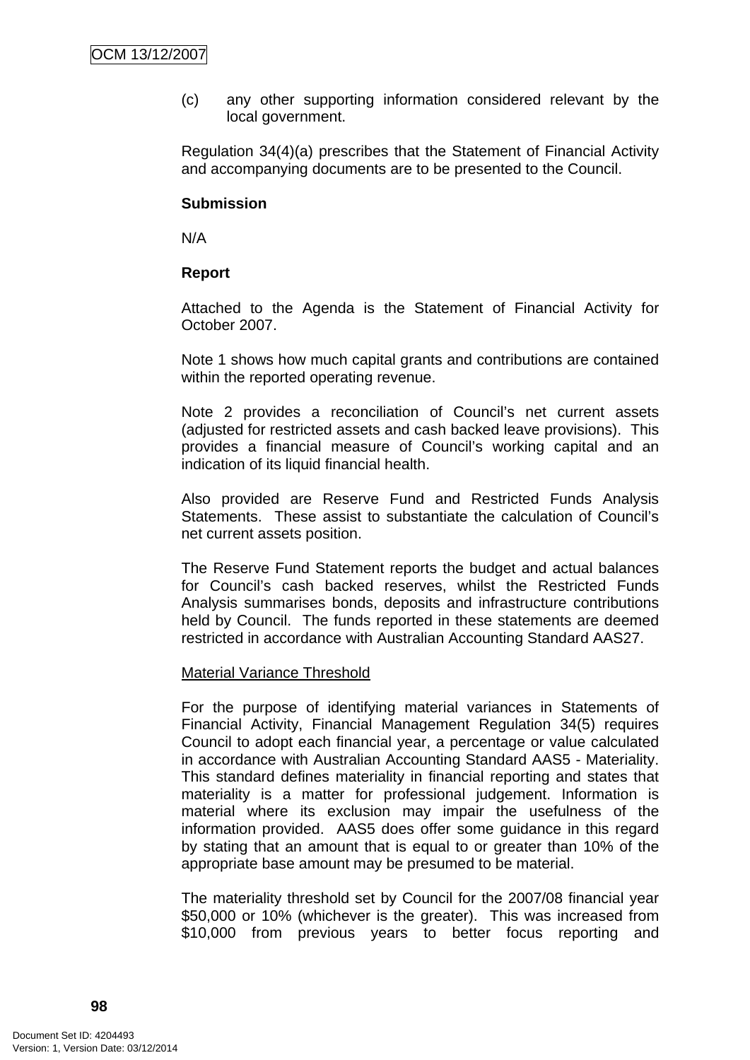(c) any other supporting information considered relevant by the local government.

Regulation 34(4)(a) prescribes that the Statement of Financial Activity and accompanying documents are to be presented to the Council.

**Submission**

N/A

**Report**

Attached to the Agenda is the Statement of Financial Activity for October 2007.

Note 1 shows how much capital grants and contributions are contained within the reported operating revenue.

Note 2 provides a reconciliation of Council's net current assets (adjusted for restricted assets and cash backed leave provisions). This provides a financial measure of Council's working capital and an indication of its liquid financial health.

Also provided are Reserve Fund and Restricted Funds Analysis Statements. These assist to substantiate the calculation of Council's net current assets position.

The Reserve Fund Statement reports the budget and actual balances for Council's cash backed reserves, whilst the Restricted Funds Analysis summarises bonds, deposits and infrastructure contributions held by Council. The funds reported in these statements are deemed restricted in accordance with Australian Accounting Standard AAS27.

Material Variance Threshold

For the purpose of identifying material variances in Statements of Financial Activity, Financial Management Regulation 34(5) requires Council to adopt each financial year, a percentage or value calculated in accordance with Australian Accounting Standard AAS5 - Materiality. This standard defines materiality in financial reporting and states that materiality is a matter for professional judgement. Information is material where its exclusion may impair the usefulness of the information provided. AAS5 does offer some guidance in this regard by stating that an amount that is equal to or greater than 10% of the appropriate base amount may be presumed to be material.

The materiality threshold set by Council for the 2007/08 financial year \$50,000 or 10% (whichever is the greater). This was increased from \$10,000 from previous years to better focus reporting and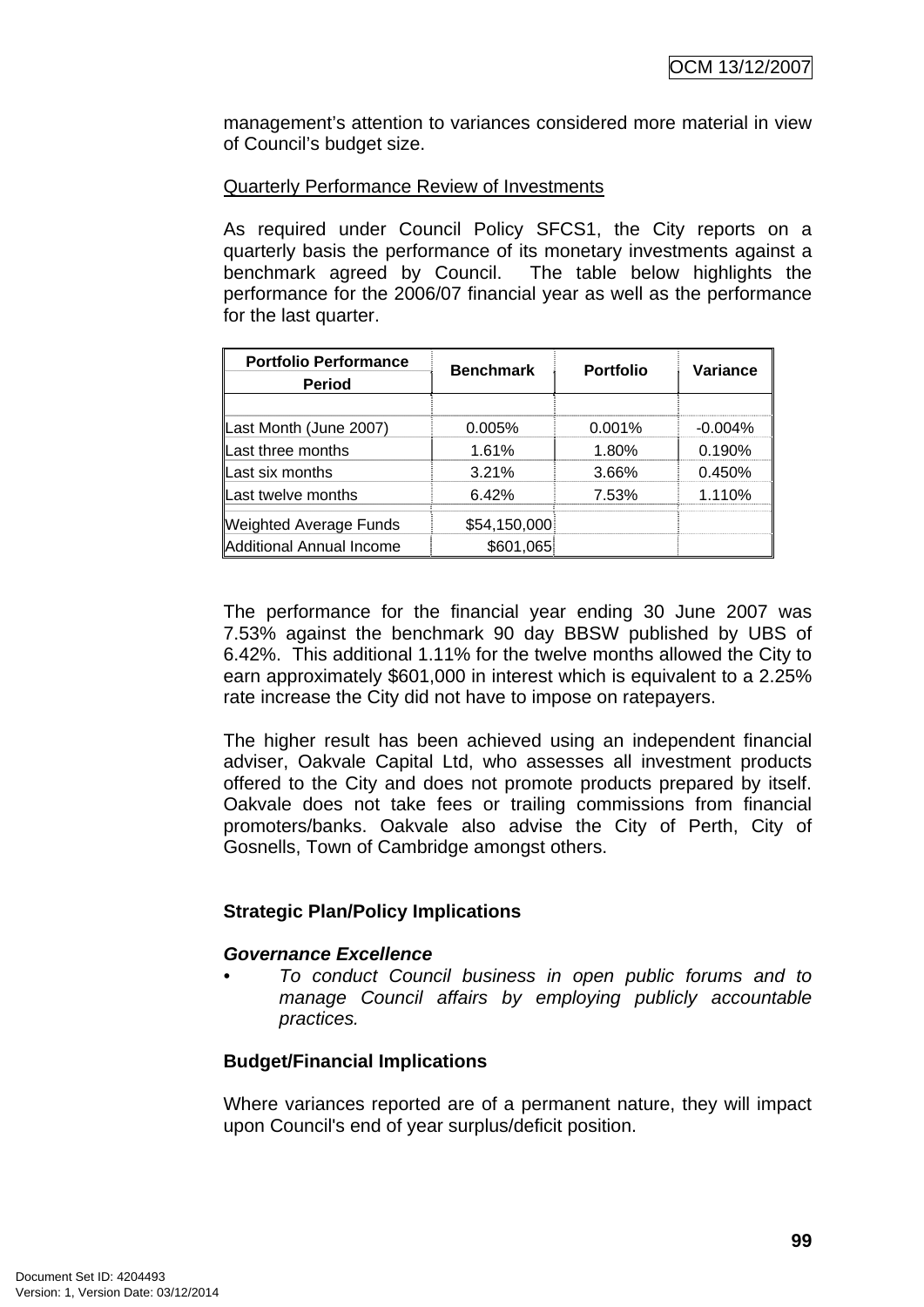management's attention to variances considered more material in view of Council's budget size.

Quarterly Performance Review of Investments

As required under Council Policy SFCS1, the City reports on a quarterly basis the performance of its monetary investments against a benchmark agreed by Council. The table below highlights the performance for the 2006/07 financial year as well as the performance for the last quarter.

| Portfolio Performance Period | Benchmark | Portfolio | Variance |
|---|---|---|---|
| | | | |
| Last Month (June 2007) | 0.005% | 0.001% | -0.004% |
| Last three months | 1.61% | 1.80% | 0.190% |
| Last six months | 3.21% | 3.66% | 0.450% |
| Last twelve months | 6.42% | 7.53% | 1.110% |
| Weighted Average Funds | $54,150,000 | | |
| Additional Annual Income | $601,065 | | |

The performance for the financial year ending 30 June 2007 was 7.53% against the benchmark 90 day BBSW published by UBS of 6.42%. This additional 1.11% for the twelve months allowed the City to earn approximately $601,000 in interest which is equivalent to a 2.25% rate increase the City did not have to impose on ratepayers.

The higher result has been achieved using an independent financial adviser, Oakvale Capital Ltd, who assesses all investment products offered to the City and does not promote products prepared by itself. Oakvale does not take fees or trailing commissions from financial promoters/banks. Oakvale also advise the City of Perth, City of Gosnells, Town of Cambridge amongst others.

**Strategic Plan/Policy Implications**

***Governance Excellence***

- *To conduct Council business in open public forums and to manage Council affairs by employing publicly accountable practices.*

**Budget/Financial Implications**

Where variances reported are of a permanent nature, they will impact upon Council's end of year surplus/deficit position.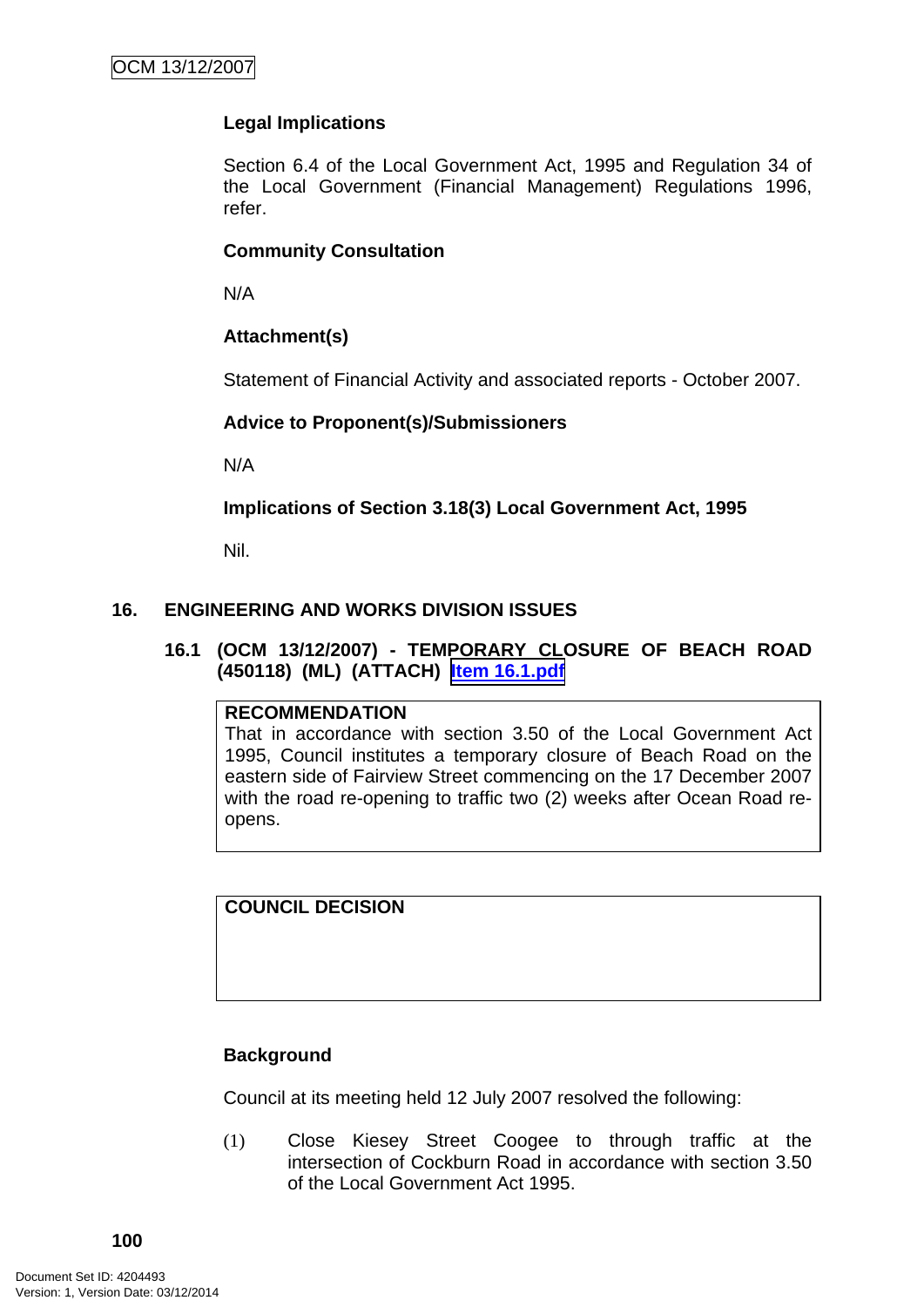**Legal Implications**

Section 6.4 of the Local Government Act, 1995 and Regulation 34 of the Local Government (Financial Management) Regulations 1996, refer.

**Community Consultation**

N/A

**Attachment(s)**

Statement of Financial Activity and associated reports - October 2007.

**Advice to Proponent(s)/Submissioners**

N/A

**Implications of Section 3.18(3) Local Government Act, 1995**

Nil.

## 16. ENGINEERING AND WORKS DIVISION ISSUES

### 16.1 (OCM 13/12/2007) - TEMPORARY CLOSURE OF BEACH ROAD (450118) (ML) (ATTACH) Item 16.1.pdf

| RECOMMENDATION |
| --- |
| That in accordance with section 3.50 of the Local Government Act 1995, Council institutes a temporary closure of Beach Road on the eastern side of Fairview Street commencing on the 17 December 2007 with the road re-opening to traffic two (2) weeks after Ocean Road re-opens. |

| COUNCIL DECISION |
| --- |
| |

**Background**

Council at its meeting held 12 July 2007 resolved the following:

(1) Close Kiesey Street Coogee to through traffic at the intersection of Cockburn Road in accordance with section 3.50 of the Local Government Act 1995.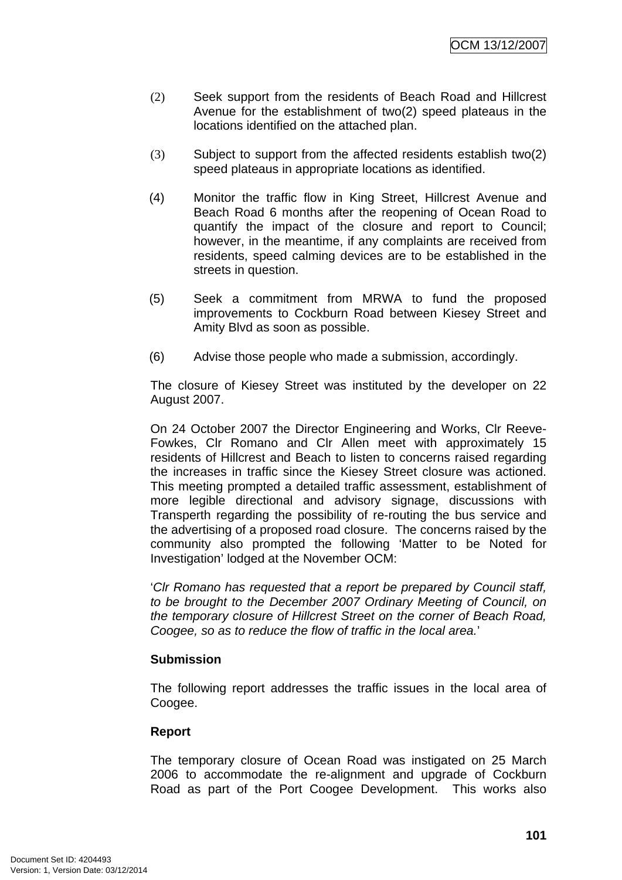(2) Seek support from the residents of Beach Road and Hillcrest Avenue for the establishment of two(2) speed plateaus in the locations identified on the attached plan.

(3) Subject to support from the affected residents establish two(2) speed plateaus in appropriate locations as identified.

(4) Monitor the traffic flow in King Street, Hillcrest Avenue and Beach Road 6 months after the reopening of Ocean Road to quantify the impact of the closure and report to Council; however, in the meantime, if any complaints are received from residents, speed calming devices are to be established in the streets in question.

(5) Seek a commitment from MRWA to fund the proposed improvements to Cockburn Road between Kiesey Street and Amity Blvd as soon as possible.

(6) Advise those people who made a submission, accordingly.

The closure of Kiesey Street was instituted by the developer on 22 August 2007.

On 24 October 2007 the Director Engineering and Works, Clr Reeve-Fowkes, Clr Romano and Clr Allen meet with approximately 15 residents of Hillcrest and Beach to listen to concerns raised regarding the increases in traffic since the Kiesey Street closure was actioned. This meeting prompted a detailed traffic assessment, establishment of more legible directional and advisory signage, discussions with Transperth regarding the possibility of re-routing the bus service and the advertising of a proposed road closure. The concerns raised by the community also prompted the following 'Matter to be Noted for Investigation' lodged at the November OCM:

'*Clr Romano has requested that a report be prepared by Council staff, to be brought to the December 2007 Ordinary Meeting of Council, on the temporary closure of Hillcrest Street on the corner of Beach Road, Coogee, so as to reduce the flow of traffic in the local area.*'

**Submission**

The following report addresses the traffic issues in the local area of Coogee.

**Report**

The temporary closure of Ocean Road was instigated on 25 March 2006 to accommodate the re-alignment and upgrade of Cockburn Road as part of the Port Coogee Development. This works also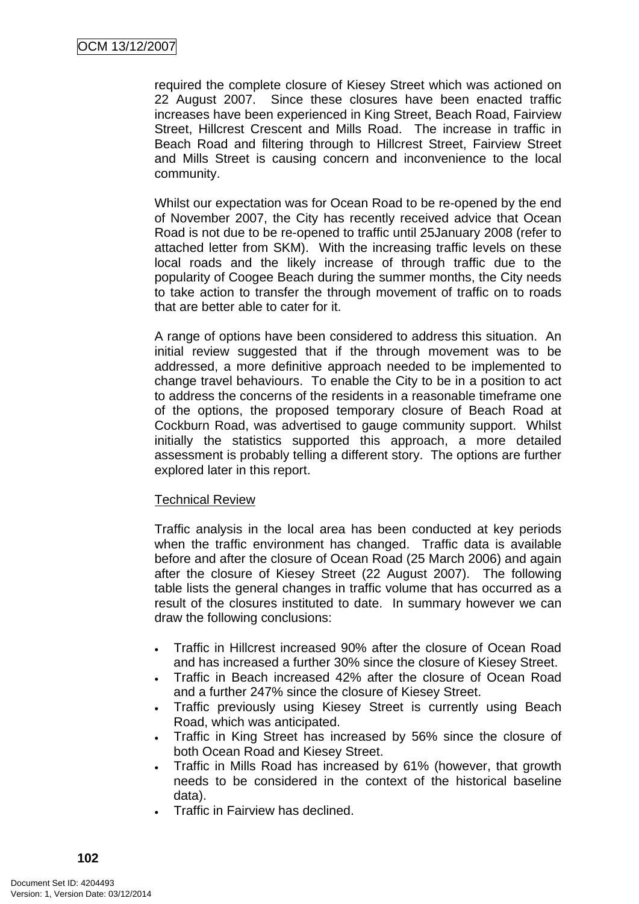required the complete closure of Kiesey Street which was actioned on 22 August 2007. Since these closures have been enacted traffic increases have been experienced in King Street, Beach Road, Fairview Street, Hillcrest Crescent and Mills Road. The increase in traffic in Beach Road and filtering through to Hillcrest Street, Fairview Street and Mills Street is causing concern and inconvenience to the local community.

Whilst our expectation was for Ocean Road to be re-opened by the end of November 2007, the City has recently received advice that Ocean Road is not due to be re-opened to traffic until 25January 2008 (refer to attached letter from SKM). With the increasing traffic levels on these local roads and the likely increase of through traffic due to the popularity of Coogee Beach during the summer months, the City needs to take action to transfer the through movement of traffic on to roads that are better able to cater for it.

A range of options have been considered to address this situation. An initial review suggested that if the through movement was to be addressed, a more definitive approach needed to be implemented to change travel behaviours. To enable the City to be in a position to act to address the concerns of the residents in a reasonable timeframe one of the options, the proposed temporary closure of Beach Road at Cockburn Road, was advertised to gauge community support. Whilst initially the statistics supported this approach, a more detailed assessment is probably telling a different story. The options are further explored later in this report.

Technical Review

Traffic analysis in the local area has been conducted at key periods when the traffic environment has changed. Traffic data is available before and after the closure of Ocean Road (25 March 2006) and again after the closure of Kiesey Street (22 August 2007). The following table lists the general changes in traffic volume that has occurred as a result of the closures instituted to date. In summary however we can draw the following conclusions:

- Traffic in Hillcrest increased 90% after the closure of Ocean Road and has increased a further 30% since the closure of Kiesey Street.
- Traffic in Beach increased 42% after the closure of Ocean Road and a further 247% since the closure of Kiesey Street.
- Traffic previously using Kiesey Street is currently using Beach Road, which was anticipated.
- Traffic in King Street has increased by 56% since the closure of both Ocean Road and Kiesey Street.
- Traffic in Mills Road has increased by 61% (however, that growth needs to be considered in the context of the historical baseline data).
- Traffic in Fairview has declined.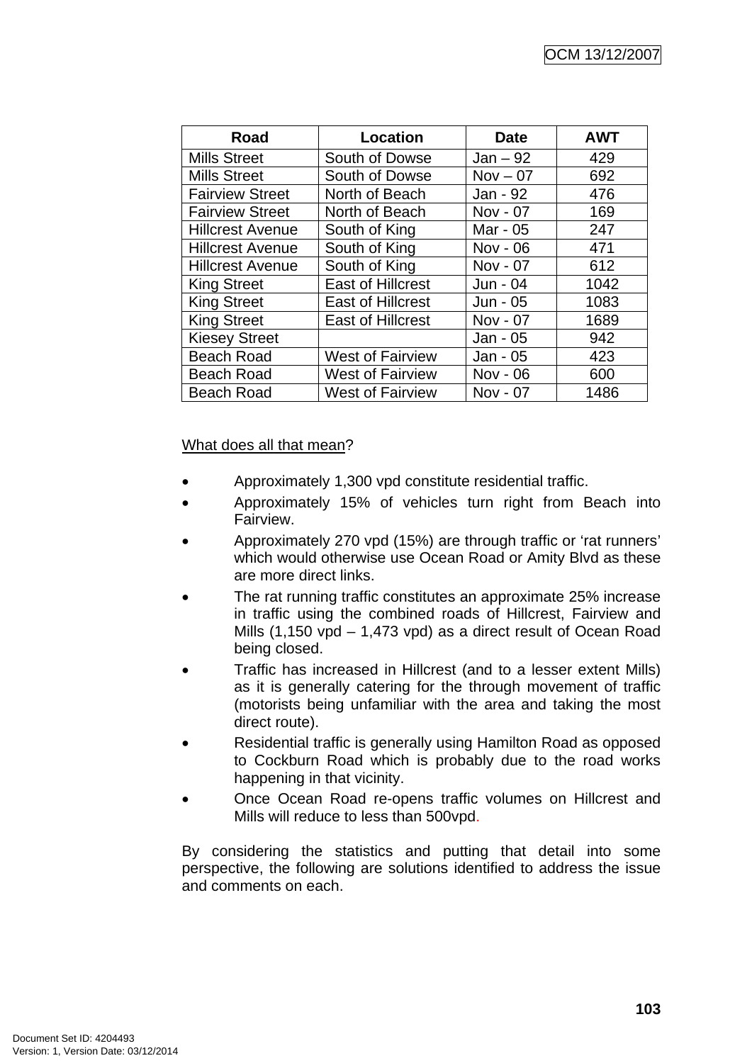| Road | Location | Date | AWT |
|---|---|---|---|
| Mills Street | South of Dowse | Jan – 92 | 429 |
| Mills Street | South of Dowse | Nov – 07 | 692 |
| Fairview Street | North of Beach | Jan - 92 | 476 |
| Fairview Street | North of Beach | Nov - 07 | 169 |
| Hillcrest Avenue | South of King | Mar - 05 | 247 |
| Hillcrest Avenue | South of King | Nov - 06 | 471 |
| Hillcrest Avenue | South of King | Nov - 07 | 612 |
| King Street | East of Hillcrest | Jun - 04 | 1042 |
| King Street | East of Hillcrest | Jun - 05 | 1083 |
| King Street | East of Hillcrest | Nov - 07 | 1689 |
| Kiesey Street | | Jan - 05 | 942 |
| Beach Road | West of Fairview | Jan - 05 | 423 |
| Beach Road | West of Fairview | Nov - 06 | 600 |
| Beach Road | West of Fairview | Nov - 07 | 1486 |

<u>What does all that mean</u>?

- Approximately 1,300 vpd constitute residential traffic.
- Approximately 15% of vehicles turn right from Beach into Fairview.
- Approximately 270 vpd (15%) are through traffic or 'rat runners' which would otherwise use Ocean Road or Amity Blvd as these are more direct links.
- The rat running traffic constitutes an approximate 25% increase in traffic using the combined roads of Hillcrest, Fairview and Mills (1,150 vpd – 1,473 vpd) as a direct result of Ocean Road being closed.
- Traffic has increased in Hillcrest (and to a lesser extent Mills) as it is generally catering for the through movement of traffic (motorists being unfamiliar with the area and taking the most direct route).
- Residential traffic is generally using Hamilton Road as opposed to Cockburn Road which is probably due to the road works happening in that vicinity.
- Once Ocean Road re-opens traffic volumes on Hillcrest and Mills will reduce to less than 500vpd.

By considering the statistics and putting that detail into some perspective, the following are solutions identified to address the issue and comments on each.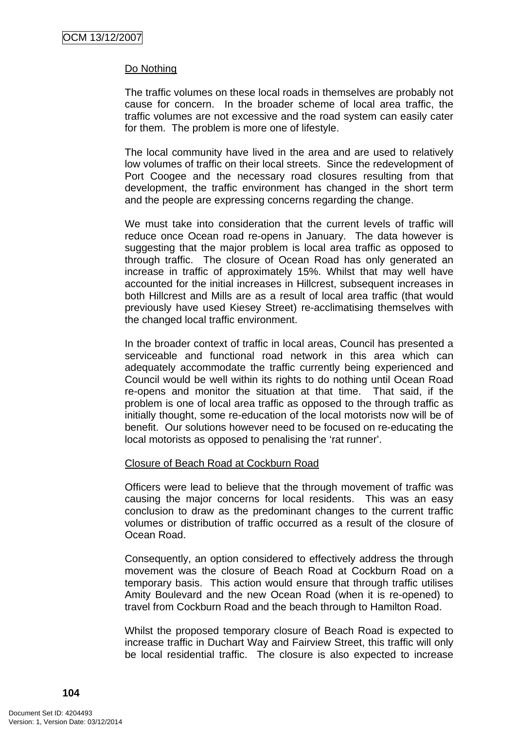Do Nothing

The traffic volumes on these local roads in themselves are probably not cause for concern. In the broader scheme of local area traffic, the traffic volumes are not excessive and the road system can easily cater for them. The problem is more one of lifestyle.

The local community have lived in the area and are used to relatively low volumes of traffic on their local streets. Since the redevelopment of Port Coogee and the necessary road closures resulting from that development, the traffic environment has changed in the short term and the people are expressing concerns regarding the change.

We must take into consideration that the current levels of traffic will reduce once Ocean road re-opens in January. The data however is suggesting that the major problem is local area traffic as opposed to through traffic. The closure of Ocean Road has only generated an increase in traffic of approximately 15%. Whilst that may well have accounted for the initial increases in Hillcrest, subsequent increases in both Hillcrest and Mills are as a result of local area traffic (that would previously have used Kiesey Street) re-acclimatising themselves with the changed local traffic environment.

In the broader context of traffic in local areas, Council has presented a serviceable and functional road network in this area which can adequately accommodate the traffic currently being experienced and Council would be well within its rights to do nothing until Ocean Road re-opens and monitor the situation at that time. That said, if the problem is one of local area traffic as opposed to the through traffic as initially thought, some re-education of the local motorists now will be of benefit. Our solutions however need to be focused on re-educating the local motorists as opposed to penalising the 'rat runner'.

Closure of Beach Road at Cockburn Road

Officers were lead to believe that the through movement of traffic was causing the major concerns for local residents. This was an easy conclusion to draw as the predominant changes to the current traffic volumes or distribution of traffic occurred as a result of the closure of Ocean Road.

Consequently, an option considered to effectively address the through movement was the closure of Beach Road at Cockburn Road on a temporary basis. This action would ensure that through traffic utilises Amity Boulevard and the new Ocean Road (when it is re-opened) to travel from Cockburn Road and the beach through to Hamilton Road.

Whilst the proposed temporary closure of Beach Road is expected to increase traffic in Duchart Way and Fairview Street, this traffic will only be local residential traffic. The closure is also expected to increase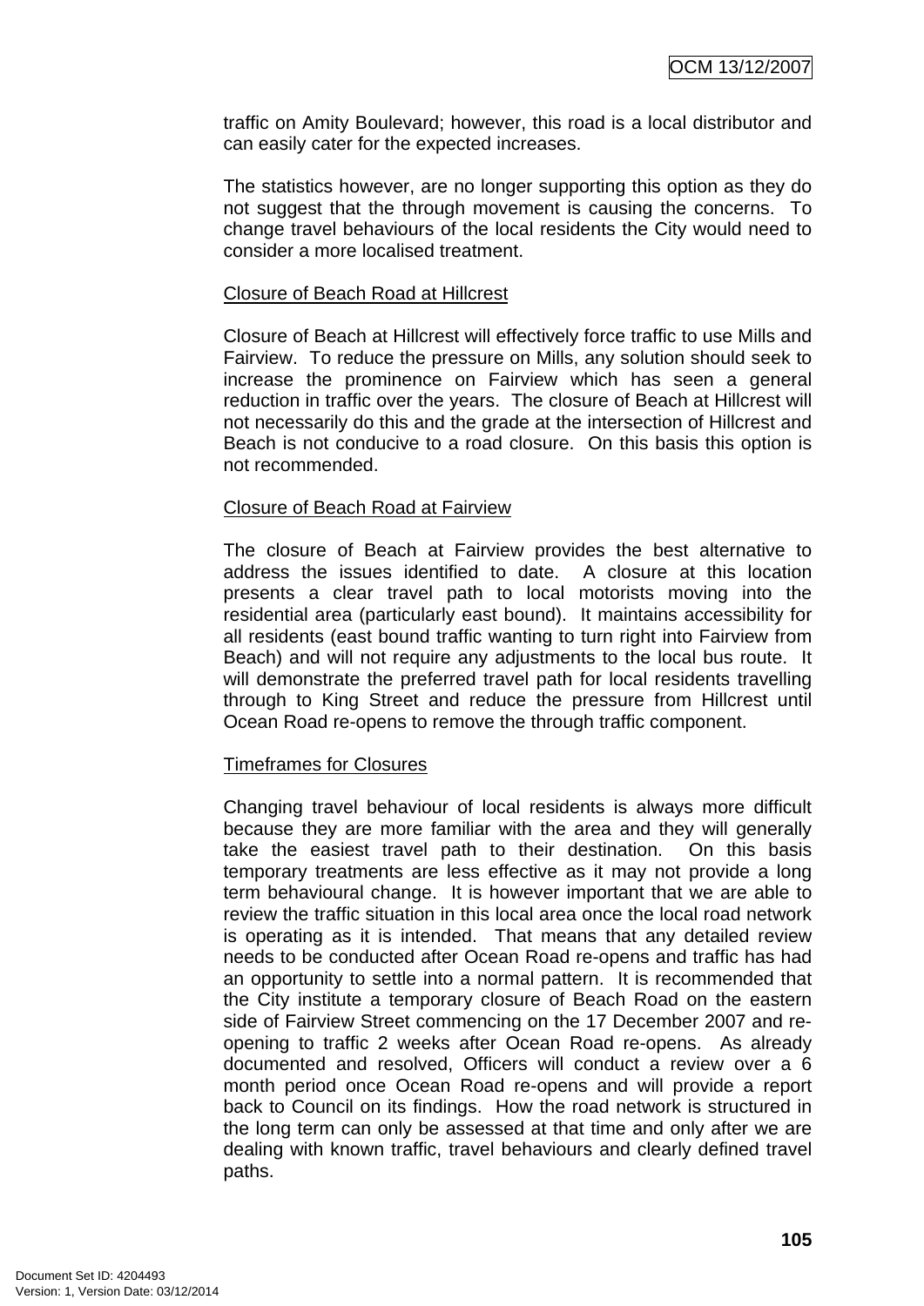traffic on Amity Boulevard; however, this road is a local distributor and can easily cater for the expected increases.

The statistics however, are no longer supporting this option as they do not suggest that the through movement is causing the concerns. To change travel behaviours of the local residents the City would need to consider a more localised treatment.

Closure of Beach Road at Hillcrest

Closure of Beach at Hillcrest will effectively force traffic to use Mills and Fairview. To reduce the pressure on Mills, any solution should seek to increase the prominence on Fairview which has seen a general reduction in traffic over the years. The closure of Beach at Hillcrest will not necessarily do this and the grade at the intersection of Hillcrest and Beach is not conducive to a road closure. On this basis this option is not recommended.

Closure of Beach Road at Fairview

The closure of Beach at Fairview provides the best alternative to address the issues identified to date. A closure at this location presents a clear travel path to local motorists moving into the residential area (particularly east bound). It maintains accessibility for all residents (east bound traffic wanting to turn right into Fairview from Beach) and will not require any adjustments to the local bus route. It will demonstrate the preferred travel path for local residents travelling through to King Street and reduce the pressure from Hillcrest until Ocean Road re-opens to remove the through traffic component.

Timeframes for Closures

Changing travel behaviour of local residents is always more difficult because they are more familiar with the area and they will generally take the easiest travel path to their destination. On this basis temporary treatments are less effective as it may not provide a long term behavioural change. It is however important that we are able to review the traffic situation in this local area once the local road network is operating as it is intended. That means that any detailed review needs to be conducted after Ocean Road re-opens and traffic has had an opportunity to settle into a normal pattern. It is recommended that the City institute a temporary closure of Beach Road on the eastern side of Fairview Street commencing on the 17 December 2007 and re-opening to traffic 2 weeks after Ocean Road re-opens. As already documented and resolved, Officers will conduct a review over a 6 month period once Ocean Road re-opens and will provide a report back to Council on its findings. How the road network is structured in the long term can only be assessed at that time and only after we are dealing with known traffic, travel behaviours and clearly defined travel paths.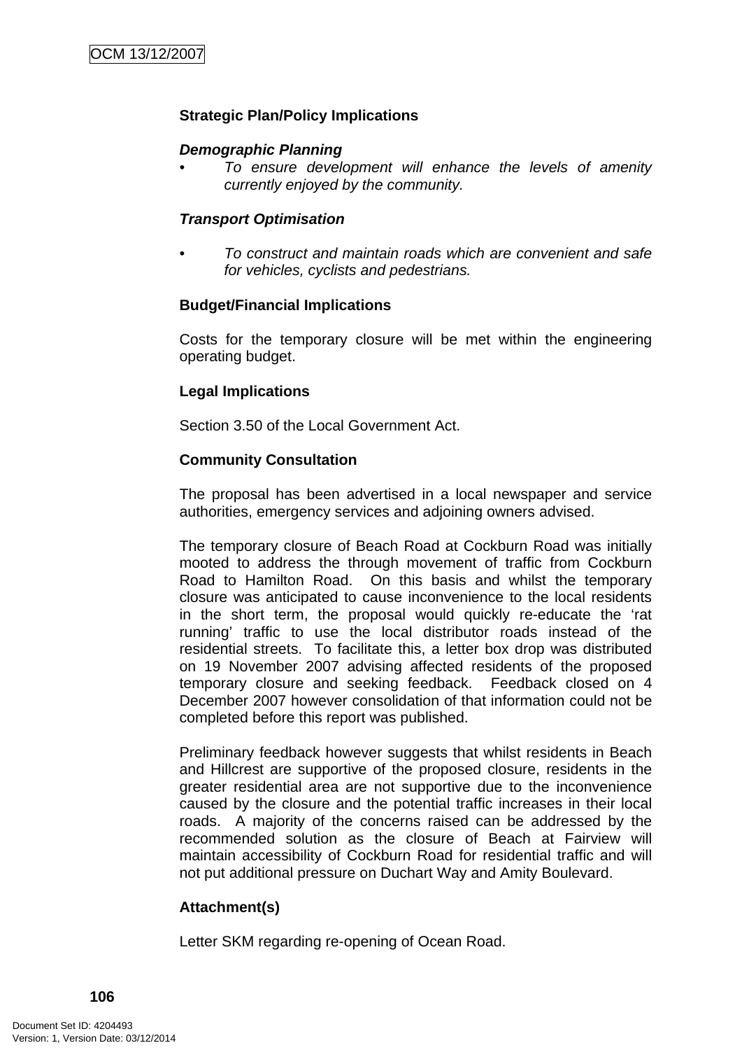**Strategic Plan/Policy Implications**

***Demographic Planning***

- *To ensure development will enhance the levels of amenity currently enjoyed by the community.*

***Transport Optimisation***

- *To construct and maintain roads which are convenient and safe for vehicles, cyclists and pedestrians.*

**Budget/Financial Implications**

Costs for the temporary closure will be met within the engineering operating budget.

**Legal Implications**

Section 3.50 of the Local Government Act.

**Community Consultation**

The proposal has been advertised in a local newspaper and service authorities, emergency services and adjoining owners advised.

The temporary closure of Beach Road at Cockburn Road was initially mooted to address the through movement of traffic from Cockburn Road to Hamilton Road. On this basis and whilst the temporary closure was anticipated to cause inconvenience to the local residents in the short term, the proposal would quickly re-educate the 'rat running' traffic to use the local distributor roads instead of the residential streets. To facilitate this, a letter box drop was distributed on 19 November 2007 advising affected residents of the proposed temporary closure and seeking feedback. Feedback closed on 4 December 2007 however consolidation of that information could not be completed before this report was published.

Preliminary feedback however suggests that whilst residents in Beach and Hillcrest are supportive of the proposed closure, residents in the greater residential area are not supportive due to the inconvenience caused by the closure and the potential traffic increases in their local roads. A majority of the concerns raised can be addressed by the recommended solution as the closure of Beach at Fairview will maintain accessibility of Cockburn Road for residential traffic and will not put additional pressure on Duchart Way and Amity Boulevard.

**Attachment(s)**

Letter SKM regarding re-opening of Ocean Road.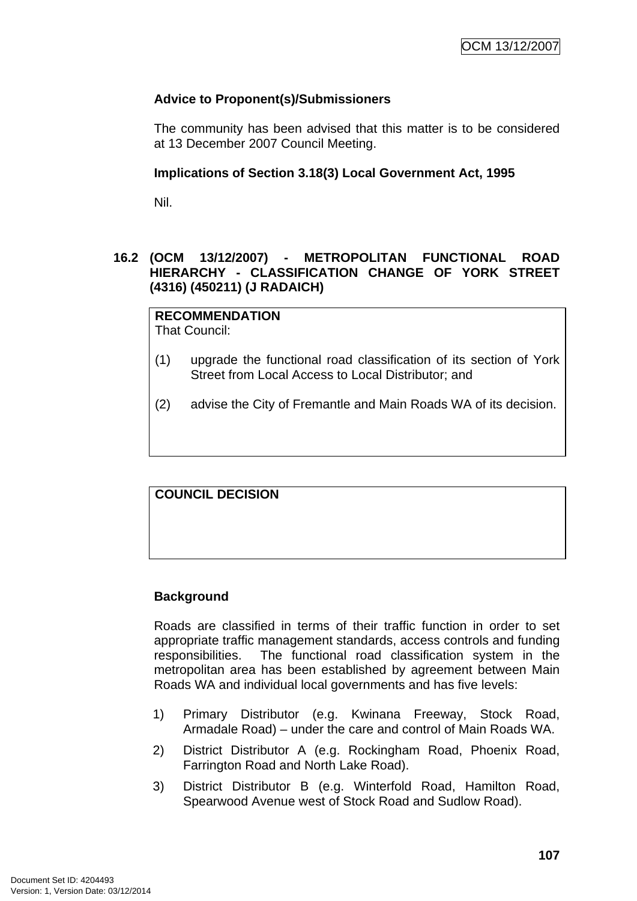**Advice to Proponent(s)/Submissioners**

The community has been advised that this matter is to be considered at 13 December 2007 Council Meeting.

**Implications of Section 3.18(3) Local Government Act, 1995**

Nil.

## 16.2 (OCM 13/12/2007) - METROPOLITAN FUNCTIONAL ROAD HIERARCHY - CLASSIFICATION CHANGE OF YORK STREET (4316) (450211) (J RADAICH)

**RECOMMENDATION**
That Council:

(1) upgrade the functional road classification of its section of York Street from Local Access to Local Distributor; and

(2) advise the City of Fremantle and Main Roads WA of its decision.

**COUNCIL DECISION**

**Background**

Roads are classified in terms of their traffic function in order to set appropriate traffic management standards, access controls and funding responsibilities. The functional road classification system in the metropolitan area has been established by agreement between Main Roads WA and individual local governments and has five levels:

1) Primary Distributor (e.g. Kwinana Freeway, Stock Road, Armadale Road) – under the care and control of Main Roads WA.
2) District Distributor A (e.g. Rockingham Road, Phoenix Road, Farrington Road and North Lake Road).
3) District Distributor B (e.g. Winterfold Road, Hamilton Road, Spearwood Avenue west of Stock Road and Sudlow Road).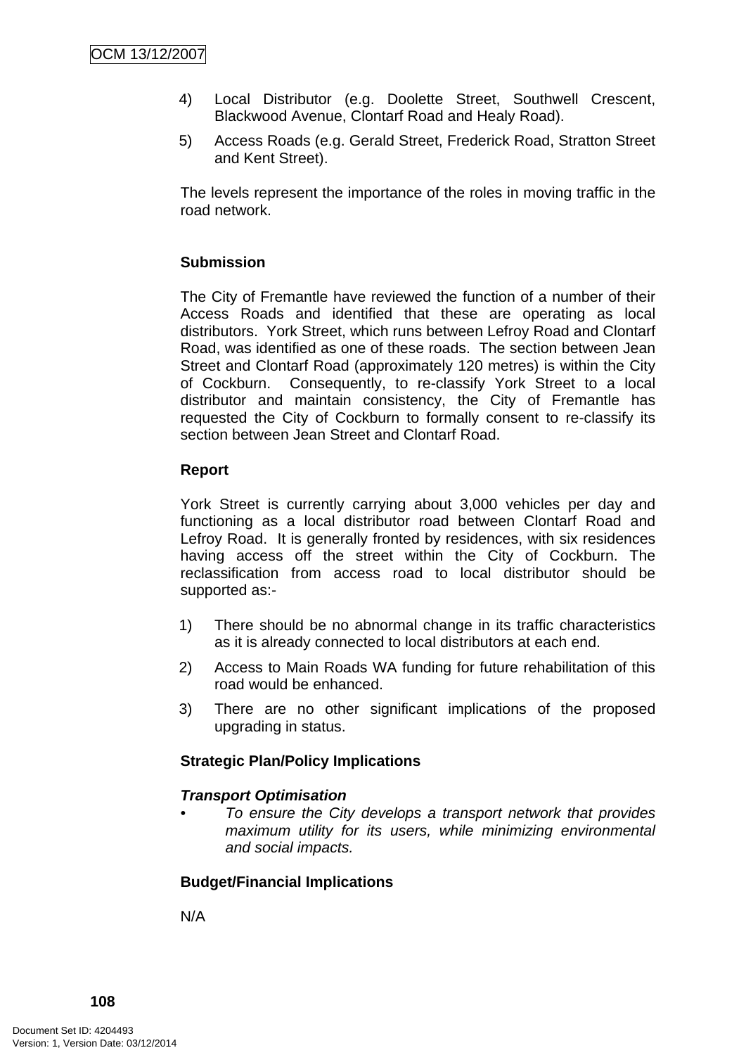4) Local Distributor (e.g. Doolette Street, Southwell Crescent, Blackwood Avenue, Clontarf Road and Healy Road).

5) Access Roads (e.g. Gerald Street, Frederick Road, Stratton Street and Kent Street).

The levels represent the importance of the roles in moving traffic in the road network.

**Submission**

The City of Fremantle have reviewed the function of a number of their Access Roads and identified that these are operating as local distributors. York Street, which runs between Lefroy Road and Clontarf Road, was identified as one of these roads. The section between Jean Street and Clontarf Road (approximately 120 metres) is within the City of Cockburn. Consequently, to re-classify York Street to a local distributor and maintain consistency, the City of Fremantle has requested the City of Cockburn to formally consent to re-classify its section between Jean Street and Clontarf Road.

**Report**

York Street is currently carrying about 3,000 vehicles per day and functioning as a local distributor road between Clontarf Road and Lefroy Road. It is generally fronted by residences, with six residences having access off the street within the City of Cockburn. The reclassification from access road to local distributor should be supported as:-

1) There should be no abnormal change in its traffic characteristics as it is already connected to local distributors at each end.
2) Access to Main Roads WA funding for future rehabilitation of this road would be enhanced.
3) There are no other significant implications of the proposed upgrading in status.

**Strategic Plan/Policy Implications**

***Transport Optimisation***

- *To ensure the City develops a transport network that provides maximum utility for its users, while minimizing environmental and social impacts.*

**Budget/Financial Implications**

N/A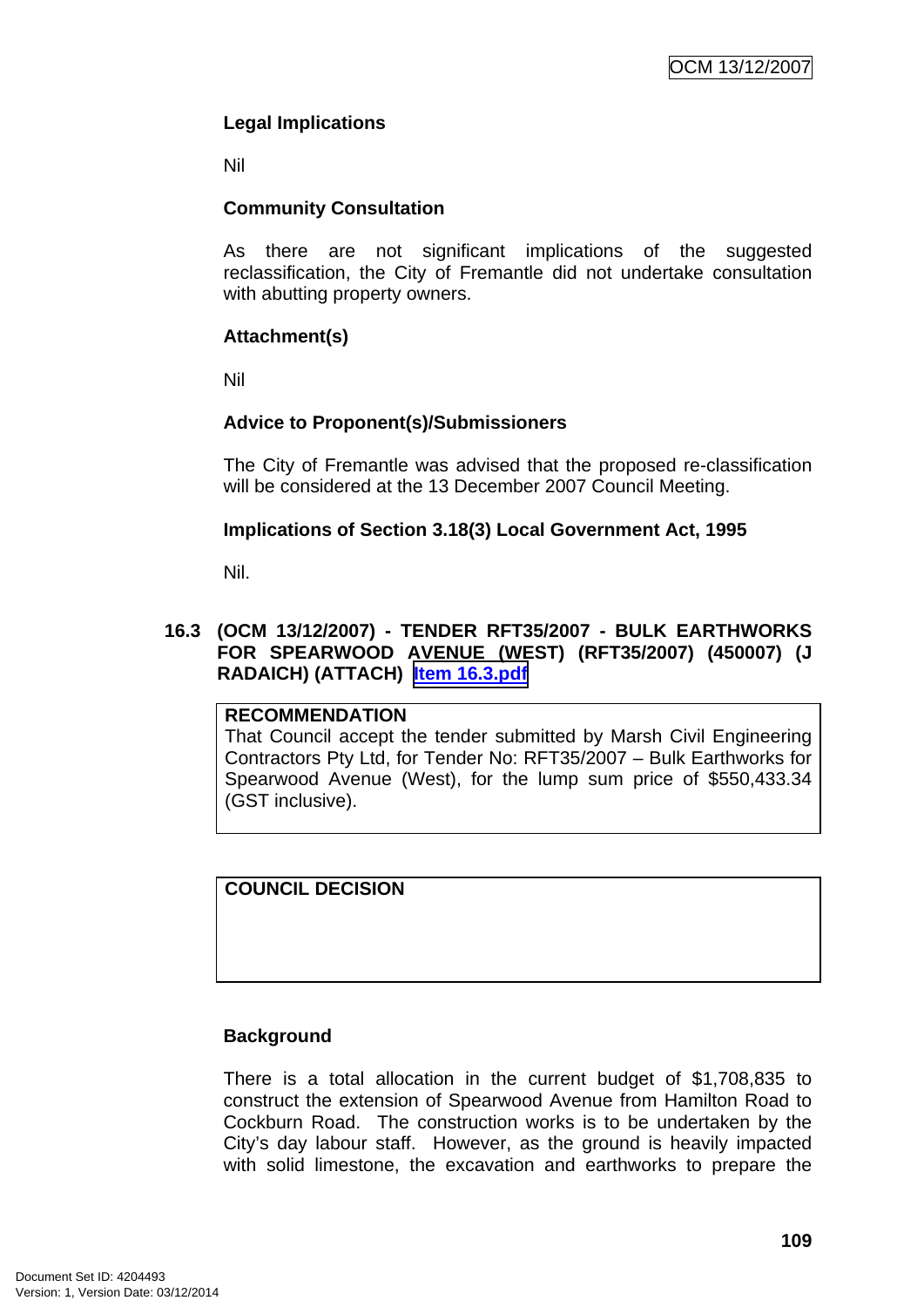### Legal Implications

Nil

### Community Consultation

As there are not significant implications of the suggested reclassification, the City of Fremantle did not undertake consultation with abutting property owners.

### Attachment(s)

Nil

### Advice to Proponent(s)/Submissioners

The City of Fremantle was advised that the proposed re-classification will be considered at the 13 December 2007 Council Meeting.

### Implications of Section 3.18(3) Local Government Act, 1995

Nil.

## 16.3 (OCM 13/12/2007) - TENDER RFT35/2007 - BULK EARTHWORKS FOR SPEARWOOD AVENUE (WEST) (RFT35/2007) (450007) (J RADAICH) (ATTACH) Item 16.3.pdf

**RECOMMENDATION**

That Council accept the tender submitted by Marsh Civil Engineering Contractors Pty Ltd, for Tender No: RFT35/2007 – Bulk Earthworks for Spearwood Avenue (West), for the lump sum price of $550,433.34 (GST inclusive).

**COUNCIL DECISION**

### Background

There is a total allocation in the current budget of $1,708,835 to construct the extension of Spearwood Avenue from Hamilton Road to Cockburn Road. The construction works is to be undertaken by the City's day labour staff. However, as the ground is heavily impacted with solid limestone, the excavation and earthworks to prepare the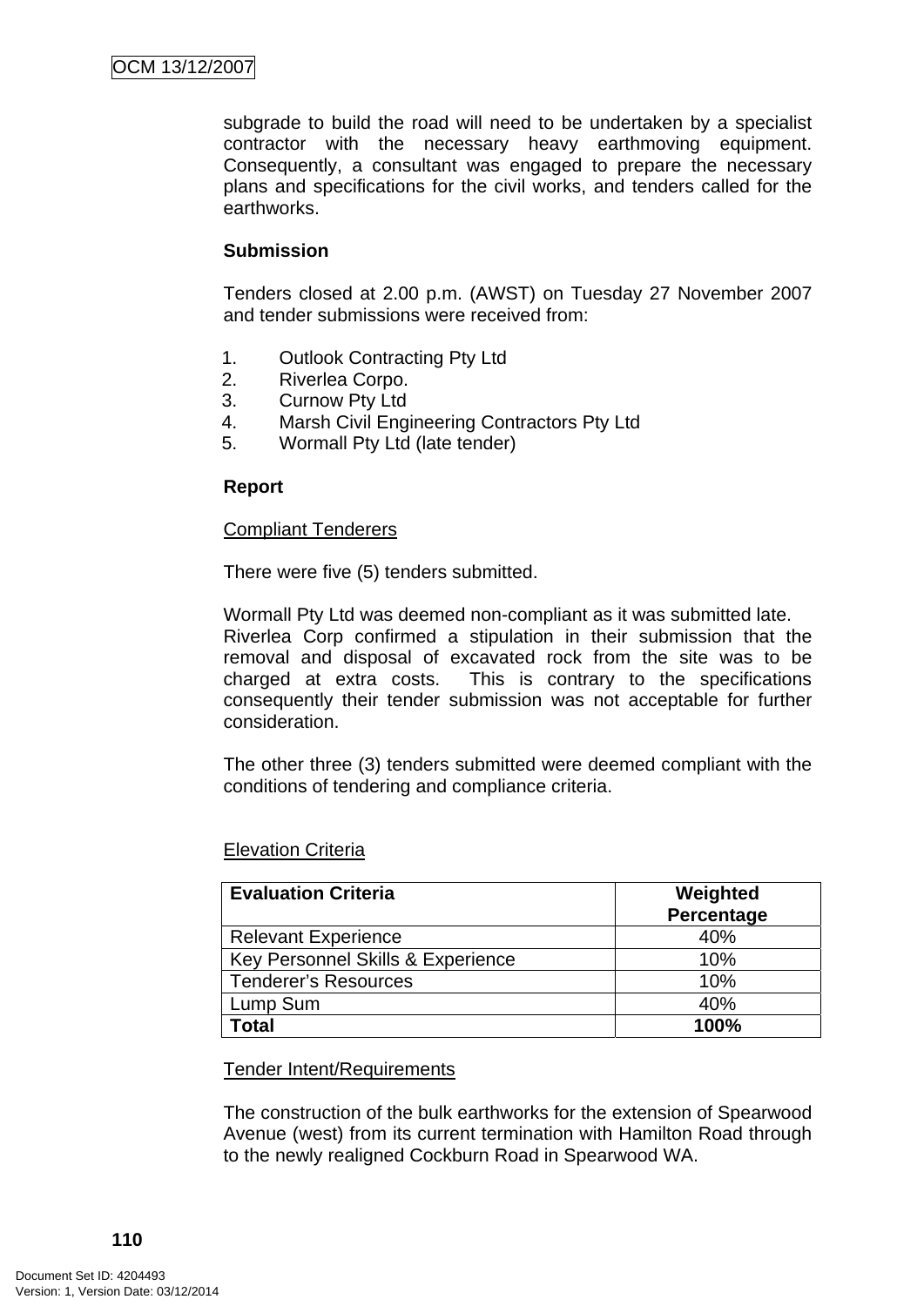subgrade to build the road will need to be undertaken by a specialist contractor with the necessary heavy earthmoving equipment. Consequently, a consultant was engaged to prepare the necessary plans and specifications for the civil works, and tenders called for the earthworks.

**Submission**

Tenders closed at 2.00 p.m. (AWST) on Tuesday 27 November 2007 and tender submissions were received from:

1. Outlook Contracting Pty Ltd
2. Riverlea Corpo.
3. Curnow Pty Ltd
4. Marsh Civil Engineering Contractors Pty Ltd
5. Wormall Pty Ltd (late tender)

**Report**

Compliant Tenderers

There were five (5) tenders submitted.

Wormall Pty Ltd was deemed non-compliant as it was submitted late. Riverlea Corp confirmed a stipulation in their submission that the removal and disposal of excavated rock from the site was to be charged at extra costs. This is contrary to the specifications consequently their tender submission was not acceptable for further consideration.

The other three (3) tenders submitted were deemed compliant with the conditions of tendering and compliance criteria.

Elevation Criteria

| Evaluation Criteria | Weighted Percentage |
|---|---|
| Relevant Experience | 40% |
| Key Personnel Skills & Experience | 10% |
| Tenderer's Resources | 10% |
| Lump Sum | 40% |
| **Total** | **100%** |

Tender Intent/Requirements

The construction of the bulk earthworks for the extension of Spearwood Avenue (west) from its current termination with Hamilton Road through to the newly realigned Cockburn Road in Spearwood WA.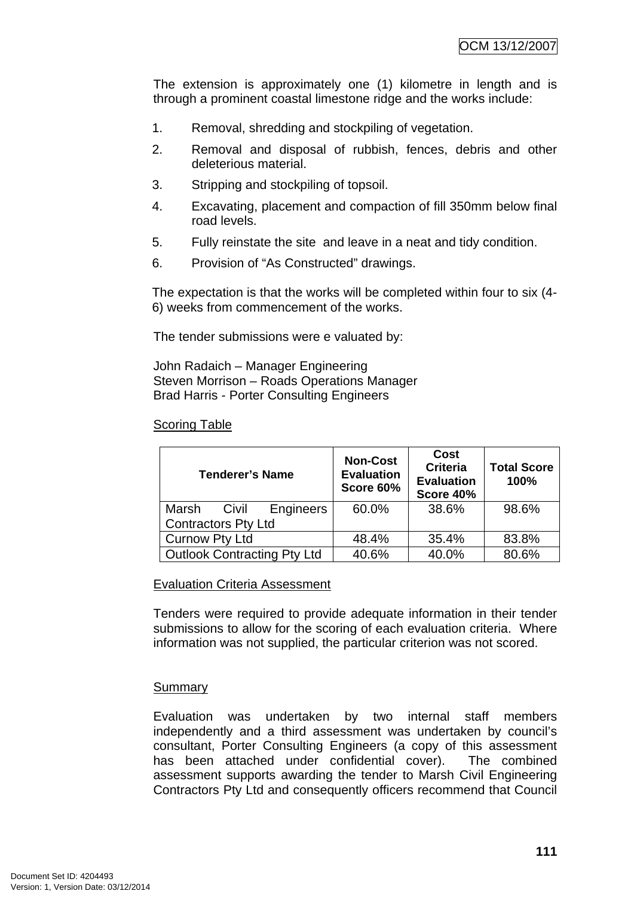The extension is approximately one (1) kilometre in length and is through a prominent coastal limestone ridge and the works include:

1. Removal, shredding and stockpiling of vegetation.
2. Removal and disposal of rubbish, fences, debris and other deleterious material.
3. Stripping and stockpiling of topsoil.
4. Excavating, placement and compaction of fill 350mm below final road levels.
5. Fully reinstate the site and leave in a neat and tidy condition.
6. Provision of "As Constructed" drawings.

The expectation is that the works will be completed within four to six (4-6) weeks from commencement of the works.

The tender submissions were e valuated by:

John Radaich – Manager Engineering
Steven Morrison – Roads Operations Manager
Brad Harris - Porter Consulting Engineers

Scoring Table

| Tenderer's Name | Non-Cost Evaluation Score 60% | Cost Criteria Evaluation Score 40% | Total Score 100% |
|---|---|---|---|
| Marsh Civil Engineers Contractors Pty Ltd | 60.0% | 38.6% | 98.6% |
| Curnow Pty Ltd | 48.4% | 35.4% | 83.8% |
| Outlook Contracting Pty Ltd | 40.6% | 40.0% | 80.6% |

Evaluation Criteria Assessment

Tenders were required to provide adequate information in their tender submissions to allow for the scoring of each evaluation criteria. Where information was not supplied, the particular criterion was not scored.

Summary

Evaluation was undertaken by two internal staff members independently and a third assessment was undertaken by council's consultant, Porter Consulting Engineers (a copy of this assessment has been attached under confidential cover). The combined assessment supports awarding the tender to Marsh Civil Engineering Contractors Pty Ltd and consequently officers recommend that Council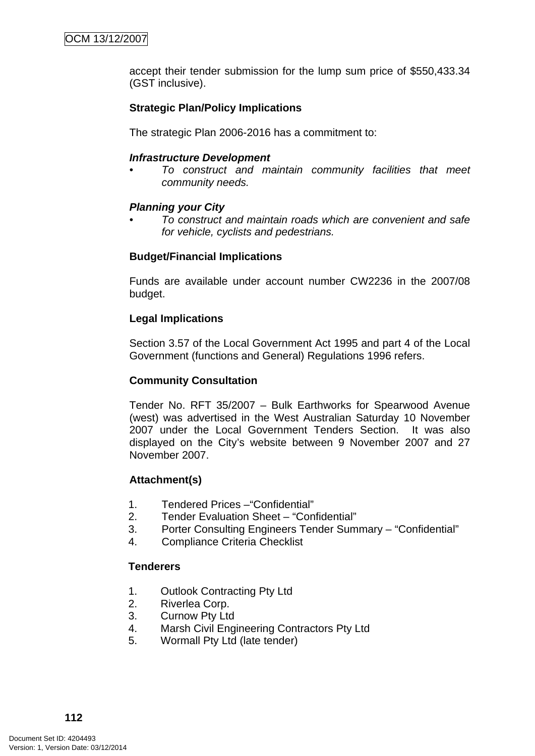accept their tender submission for the lump sum price of $550,433.34 (GST inclusive).

**Strategic Plan/Policy Implications**

The strategic Plan 2006-2016 has a commitment to:

***Infrastructure Development***

- *To construct and maintain community facilities that meet community needs.*

***Planning your City***

- *To construct and maintain roads which are convenient and safe for vehicle, cyclists and pedestrians.*

**Budget/Financial Implications**

Funds are available under account number CW2236 in the 2007/08 budget.

**Legal Implications**

Section 3.57 of the Local Government Act 1995 and part 4 of the Local Government (functions and General) Regulations 1996 refers.

**Community Consultation**

Tender No. RFT 35/2007 – Bulk Earthworks for Spearwood Avenue (west) was advertised in the West Australian Saturday 10 November 2007 under the Local Government Tenders Section. It was also displayed on the City's website between 9 November 2007 and 27 November 2007.

**Attachment(s)**

1. Tendered Prices –"Confidential"
2. Tender Evaluation Sheet – "Confidential"
3. Porter Consulting Engineers Tender Summary – "Confidential"
4. Compliance Criteria Checklist

**Tenderers**

1. Outlook Contracting Pty Ltd
2. Riverlea Corp.
3. Curnow Pty Ltd
4. Marsh Civil Engineering Contractors Pty Ltd
5. Wormall Pty Ltd (late tender)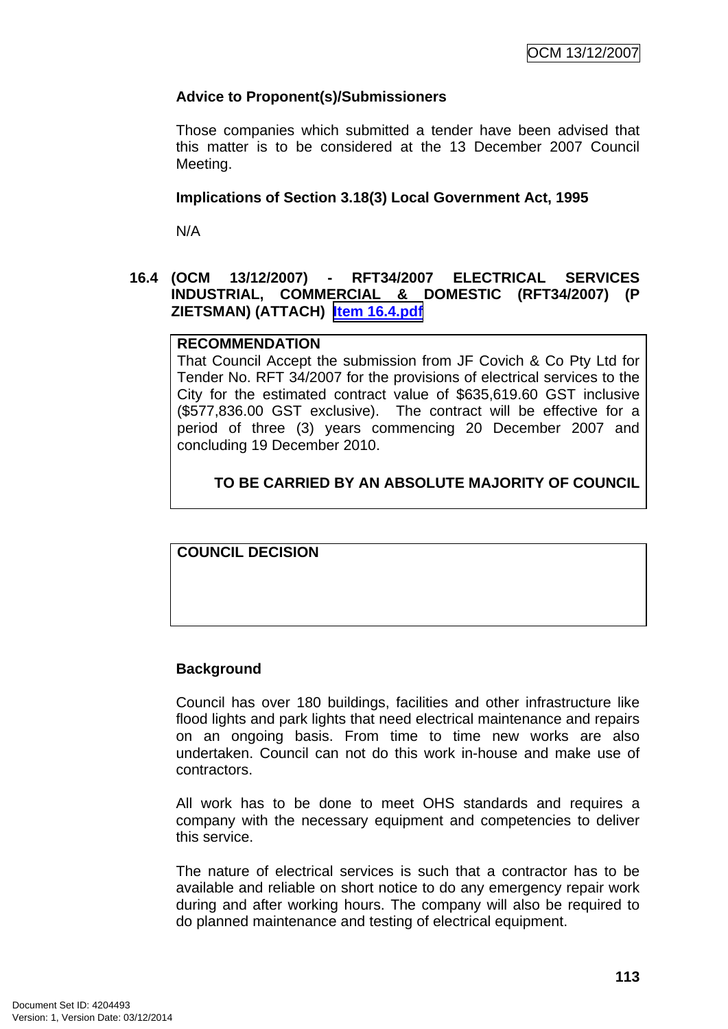**Advice to Proponent(s)/Submissioners**

Those companies which submitted a tender have been advised that this matter is to be considered at the 13 December 2007 Council Meeting.

**Implications of Section 3.18(3) Local Government Act, 1995**

N/A

## 16.4 (OCM 13/12/2007) - RFT34/2007 ELECTRICAL SERVICES INDUSTRIAL, COMMERCIAL & DOMESTIC (RFT34/2007) (P ZIETSMAN) (ATTACH) Item 16.4.pdf

**RECOMMENDATION**

That Council Accept the submission from JF Covich & Co Pty Ltd for Tender No. RFT 34/2007 for the provisions of electrical services to the City for the estimated contract value of $635,619.60 GST inclusive ($577,836.00 GST exclusive). The contract will be effective for a period of three (3) years commencing 20 December 2007 and concluding 19 December 2010.

**TO BE CARRIED BY AN ABSOLUTE MAJORITY OF COUNCIL**

**COUNCIL DECISION**

**Background**

Council has over 180 buildings, facilities and other infrastructure like flood lights and park lights that need electrical maintenance and repairs on an ongoing basis. From time to time new works are also undertaken. Council can not do this work in-house and make use of contractors.

All work has to be done to meet OHS standards and requires a company with the necessary equipment and competencies to deliver this service.

The nature of electrical services is such that a contractor has to be available and reliable on short notice to do any emergency repair work during and after working hours. The company will also be required to do planned maintenance and testing of electrical equipment.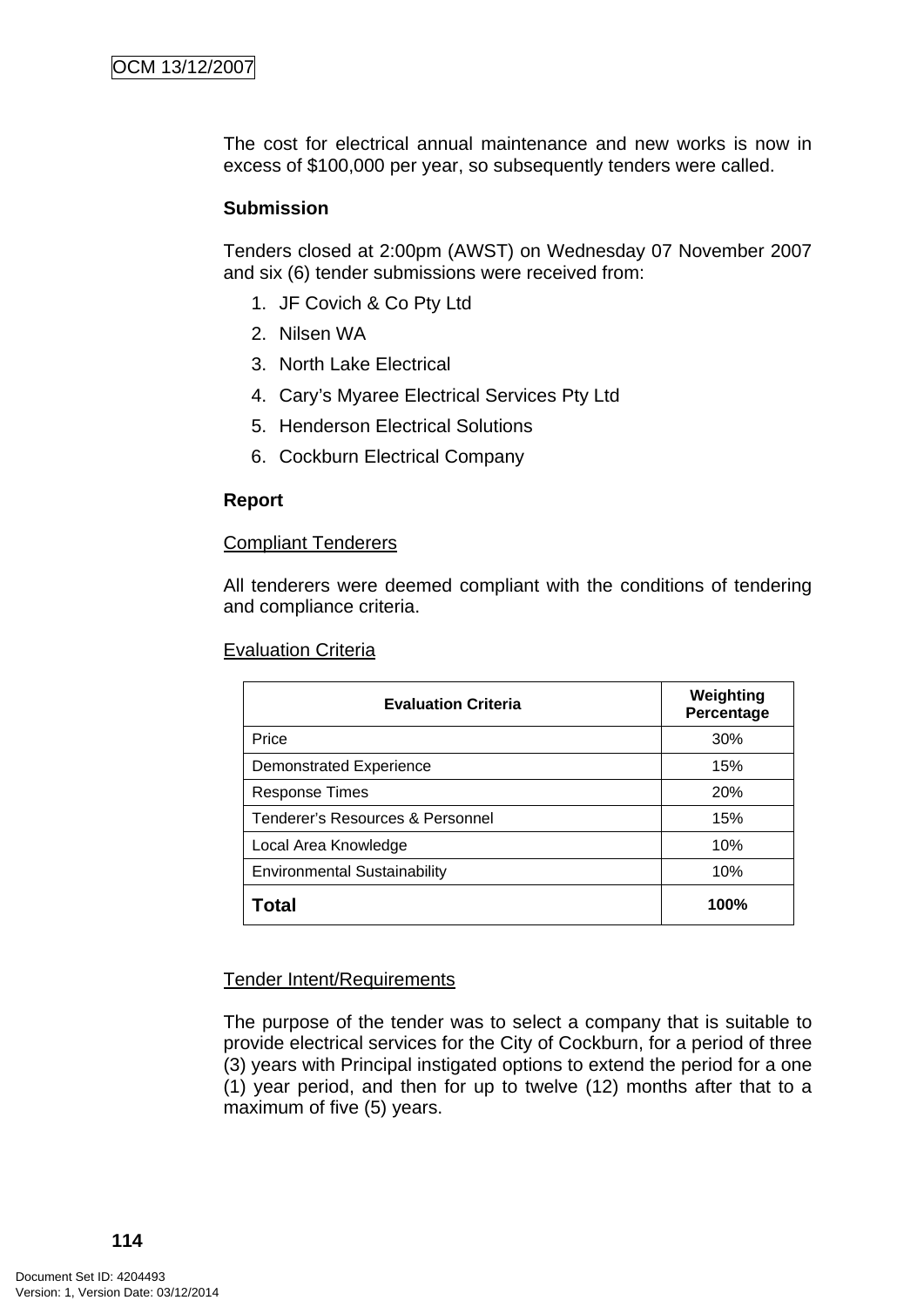The cost for electrical annual maintenance and new works is now in excess of $100,000 per year, so subsequently tenders were called.

**Submission**

Tenders closed at 2:00pm (AWST) on Wednesday 07 November 2007 and six (6) tender submissions were received from:

1. JF Covich & Co Pty Ltd
2. Nilsen WA
3. North Lake Electrical
4. Cary's Myaree Electrical Services Pty Ltd
5. Henderson Electrical Solutions
6. Cockburn Electrical Company

**Report**

Compliant Tenderers

All tenderers were deemed compliant with the conditions of tendering and compliance criteria.

Evaluation Criteria

| Evaluation Criteria | Weighting Percentage |
|---|---|
| Price | 30% |
| Demonstrated Experience | 15% |
| Response Times | 20% |
| Tenderer's Resources & Personnel | 15% |
| Local Area Knowledge | 10% |
| Environmental Sustainability | 10% |
| **Total** | **100%** |

Tender Intent/Requirements

The purpose of the tender was to select a company that is suitable to provide electrical services for the City of Cockburn, for a period of three (3) years with Principal instigated options to extend the period for a one (1) year period, and then for up to twelve (12) months after that to a maximum of five (5) years.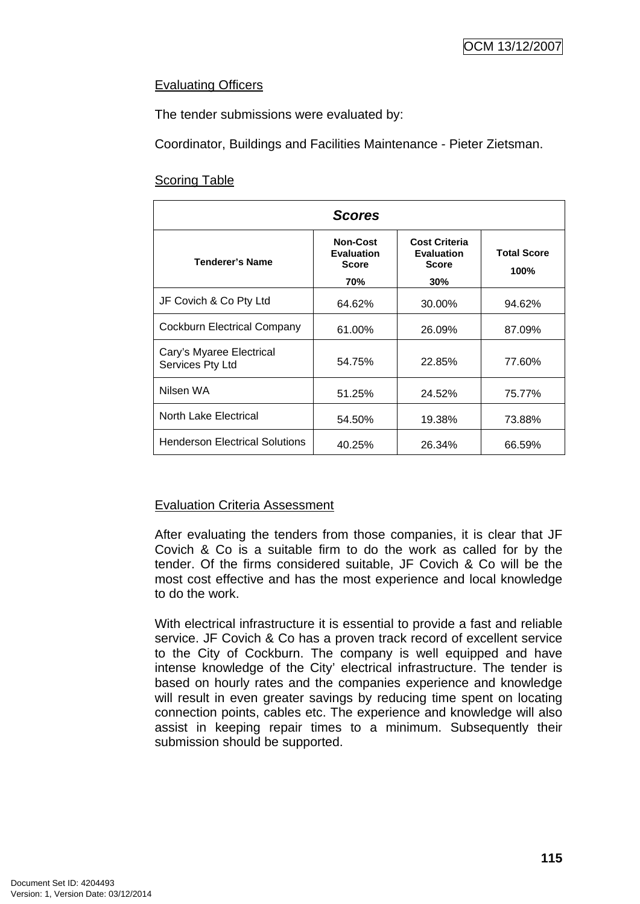Evaluating Officers

The tender submissions were evaluated by:

Coordinator, Buildings and Facilities Maintenance - Pieter Zietsman.

Scoring Table

| ***Scores*** | | | |
|---|---|---|---|
| **Tenderer's Name** | **Non-Cost Evaluation Score 70%** | **Cost Criteria Evaluation Score 30%** | **Total Score 100%** |
| JF Covich & Co Pty Ltd | 64.62% | 30.00% | 94.62% |
| Cockburn Electrical Company | 61.00% | 26.09% | 87.09% |
| Cary's Myaree Electrical Services Pty Ltd | 54.75% | 22.85% | 77.60% |
| Nilsen WA | 51.25% | 24.52% | 75.77% |
| North Lake Electrical | 54.50% | 19.38% | 73.88% |
| Henderson Electrical Solutions | 40.25% | 26.34% | 66.59% |

Evaluation Criteria Assessment

After evaluating the tenders from those companies, it is clear that JF Covich & Co is a suitable firm to do the work as called for by the tender. Of the firms considered suitable, JF Covich & Co will be the most cost effective and has the most experience and local knowledge to do the work.

With electrical infrastructure it is essential to provide a fast and reliable service. JF Covich & Co has a proven track record of excellent service to the City of Cockburn. The company is well equipped and have intense knowledge of the City' electrical infrastructure. The tender is based on hourly rates and the companies experience and knowledge will result in even greater savings by reducing time spent on locating connection points, cables etc. The experience and knowledge will also assist in keeping repair times to a minimum. Subsequently their submission should be supported.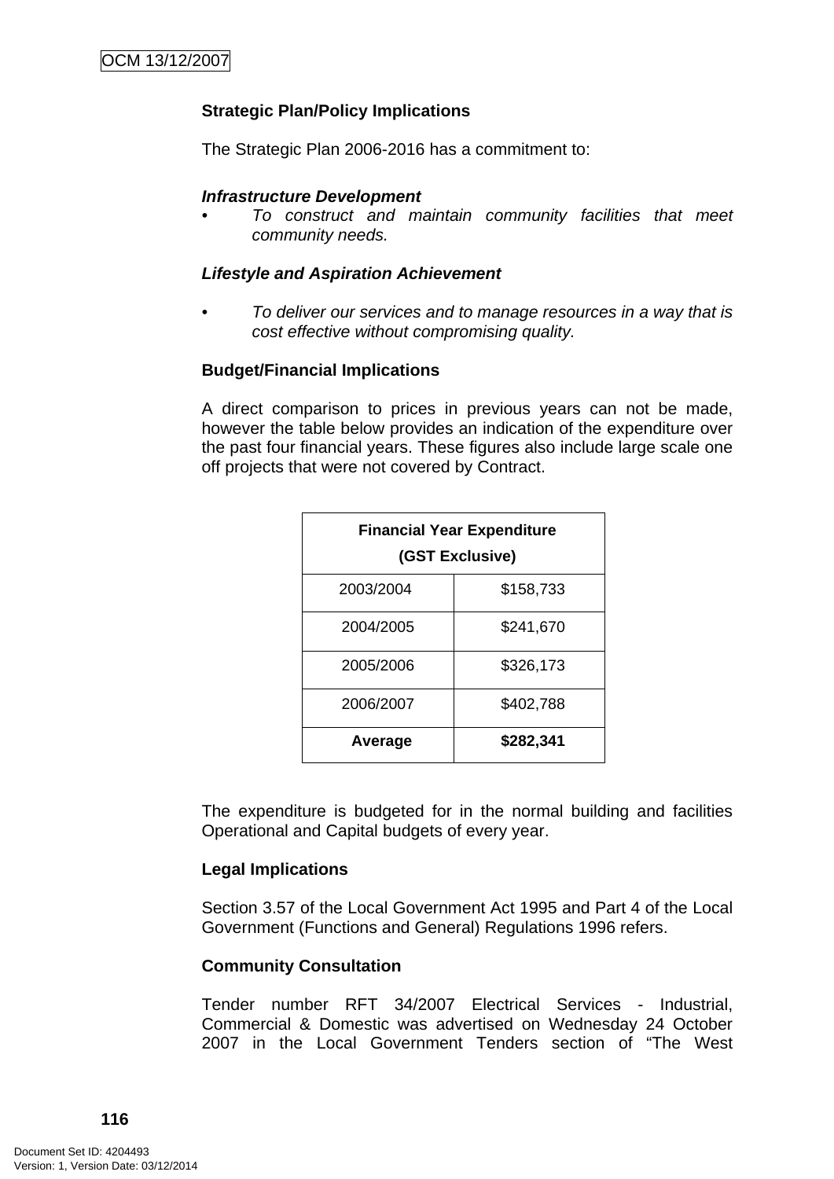**Strategic Plan/Policy Implications**

The Strategic Plan 2006-2016 has a commitment to:

***Infrastructure Development***

- *To construct and maintain community facilities that meet community needs.*

***Lifestyle and Aspiration Achievement***

- *To deliver our services and to manage resources in a way that is cost effective without compromising quality.*

**Budget/Financial Implications**

A direct comparison to prices in previous years can not be made, however the table below provides an indication of the expenditure over the past four financial years. These figures also include large scale one off projects that were not covered by Contract.

| **Financial Year Expenditure (GST Exclusive)** | |
|---|---|
| 2003/2004 | $158,733 |
| 2004/2005 | $241,670 |
| 2005/2006 | $326,173 |
| 2006/2007 | $402,788 |
| **Average** | **$282,341** |

The expenditure is budgeted for in the normal building and facilities Operational and Capital budgets of every year.

**Legal Implications**

Section 3.57 of the Local Government Act 1995 and Part 4 of the Local Government (Functions and General) Regulations 1996 refers.

**Community Consultation**

Tender number RFT 34/2007 Electrical Services - Industrial, Commercial & Domestic was advertised on Wednesday 24 October 2007 in the Local Government Tenders section of "The West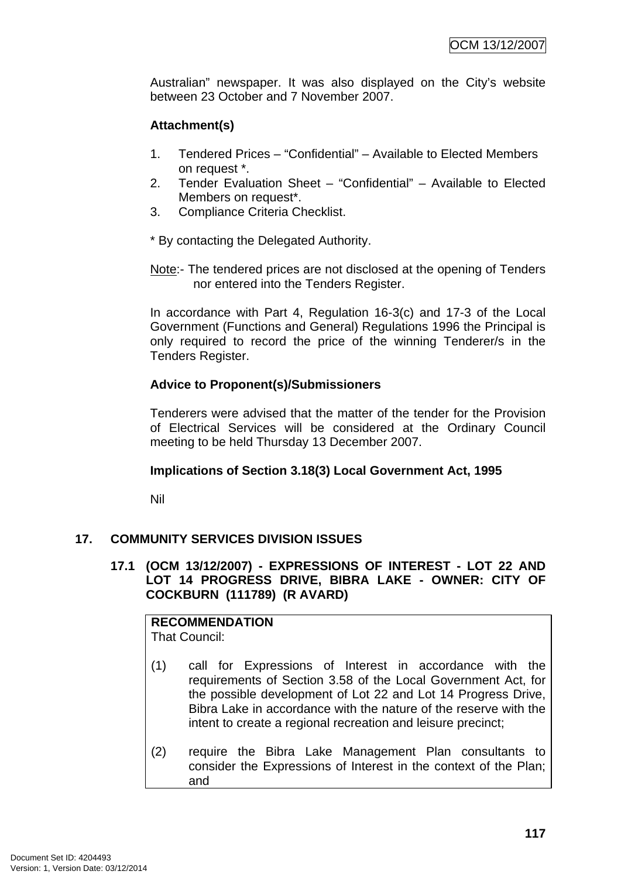Australian" newspaper. It was also displayed on the City's website between 23 October and 7 November 2007.

**Attachment(s)**

1. Tendered Prices – "Confidential" – Available to Elected Members on request *.
2. Tender Evaluation Sheet – "Confidential" – Available to Elected Members on request*.
3. Compliance Criteria Checklist.

* By contacting the Delegated Authority.

<u>Note</u>:- The tendered prices are not disclosed at the opening of Tenders nor entered into the Tenders Register.

In accordance with Part 4, Regulation 16-3(c) and 17-3 of the Local Government (Functions and General) Regulations 1996 the Principal is only required to record the price of the winning Tenderer/s in the Tenders Register.

**Advice to Proponent(s)/Submissioners**

Tenderers were advised that the matter of the tender for the Provision of Electrical Services will be considered at the Ordinary Council meeting to be held Thursday 13 December 2007.

**Implications of Section 3.18(3) Local Government Act, 1995**

Nil

## 17. COMMUNITY SERVICES DIVISION ISSUES

### 17.1 (OCM 13/12/2007) - EXPRESSIONS OF INTEREST - LOT 22 AND LOT 14 PROGRESS DRIVE, BIBRA LAKE - OWNER: CITY OF COCKBURN (111789) (R AVARD)

**RECOMMENDATION**
That Council:

(1) call for Expressions of Interest in accordance with the requirements of Section 3.58 of the Local Government Act, for the possible development of Lot 22 and Lot 14 Progress Drive, Bibra Lake in accordance with the nature of the reserve with the intent to create a regional recreation and leisure precinct;

(2) require the Bibra Lake Management Plan consultants to consider the Expressions of Interest in the context of the Plan; and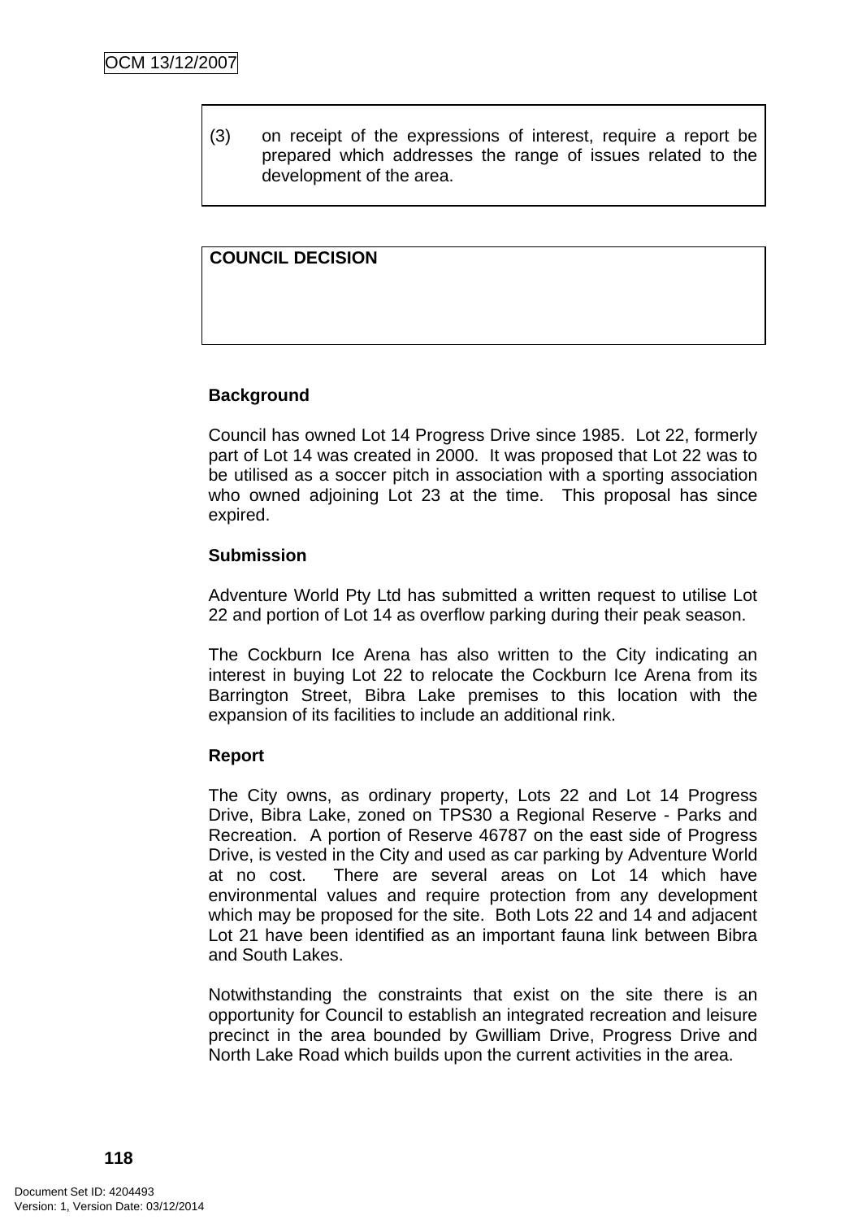(3) on receipt of the expressions of interest, require a report be prepared which addresses the range of issues related to the development of the area.

**COUNCIL DECISION**

**Background**

Council has owned Lot 14 Progress Drive since 1985. Lot 22, formerly part of Lot 14 was created in 2000. It was proposed that Lot 22 was to be utilised as a soccer pitch in association with a sporting association who owned adjoining Lot 23 at the time. This proposal has since expired.

**Submission**

Adventure World Pty Ltd has submitted a written request to utilise Lot 22 and portion of Lot 14 as overflow parking during their peak season.

The Cockburn Ice Arena has also written to the City indicating an interest in buying Lot 22 to relocate the Cockburn Ice Arena from its Barrington Street, Bibra Lake premises to this location with the expansion of its facilities to include an additional rink.

**Report**

The City owns, as ordinary property, Lots 22 and Lot 14 Progress Drive, Bibra Lake, zoned on TPS30 a Regional Reserve - Parks and Recreation. A portion of Reserve 46787 on the east side of Progress Drive, is vested in the City and used as car parking by Adventure World at no cost. There are several areas on Lot 14 which have environmental values and require protection from any development which may be proposed for the site. Both Lots 22 and 14 and adjacent Lot 21 have been identified as an important fauna link between Bibra and South Lakes.

Notwithstanding the constraints that exist on the site there is an opportunity for Council to establish an integrated recreation and leisure precinct in the area bounded by Gwilliam Drive, Progress Drive and North Lake Road which builds upon the current activities in the area.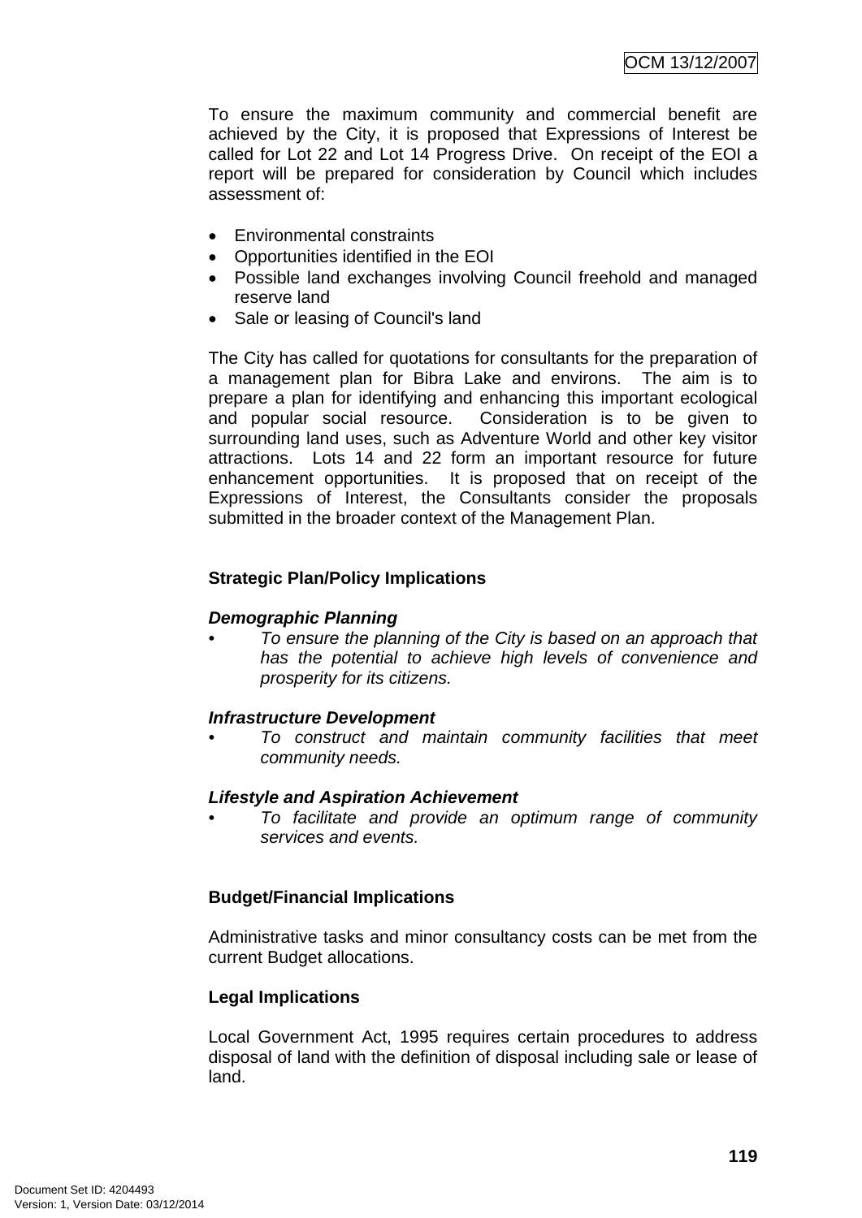To ensure the maximum community and commercial benefit are achieved by the City, it is proposed that Expressions of Interest be called for Lot 22 and Lot 14 Progress Drive. On receipt of the EOI a report will be prepared for consideration by Council which includes assessment of:

- Environmental constraints
- Opportunities identified in the EOI
- Possible land exchanges involving Council freehold and managed reserve land
- Sale or leasing of Council's land

The City has called for quotations for consultants for the preparation of a management plan for Bibra Lake and environs. The aim is to prepare a plan for identifying and enhancing this important ecological and popular social resource. Consideration is to be given to surrounding land uses, such as Adventure World and other key visitor attractions. Lots 14 and 22 form an important resource for future enhancement opportunities. It is proposed that on receipt of the Expressions of Interest, the Consultants consider the proposals submitted in the broader context of the Management Plan.

**Strategic Plan/Policy Implications**

***Demographic Planning***

- *To ensure the planning of the City is based on an approach that has the potential to achieve high levels of convenience and prosperity for its citizens.*

***Infrastructure Development***

- *To construct and maintain community facilities that meet community needs.*

***Lifestyle and Aspiration Achievement***

- *To facilitate and provide an optimum range of community services and events.*

**Budget/Financial Implications**

Administrative tasks and minor consultancy costs can be met from the current Budget allocations.

**Legal Implications**

Local Government Act, 1995 requires certain procedures to address disposal of land with the definition of disposal including sale or lease of land.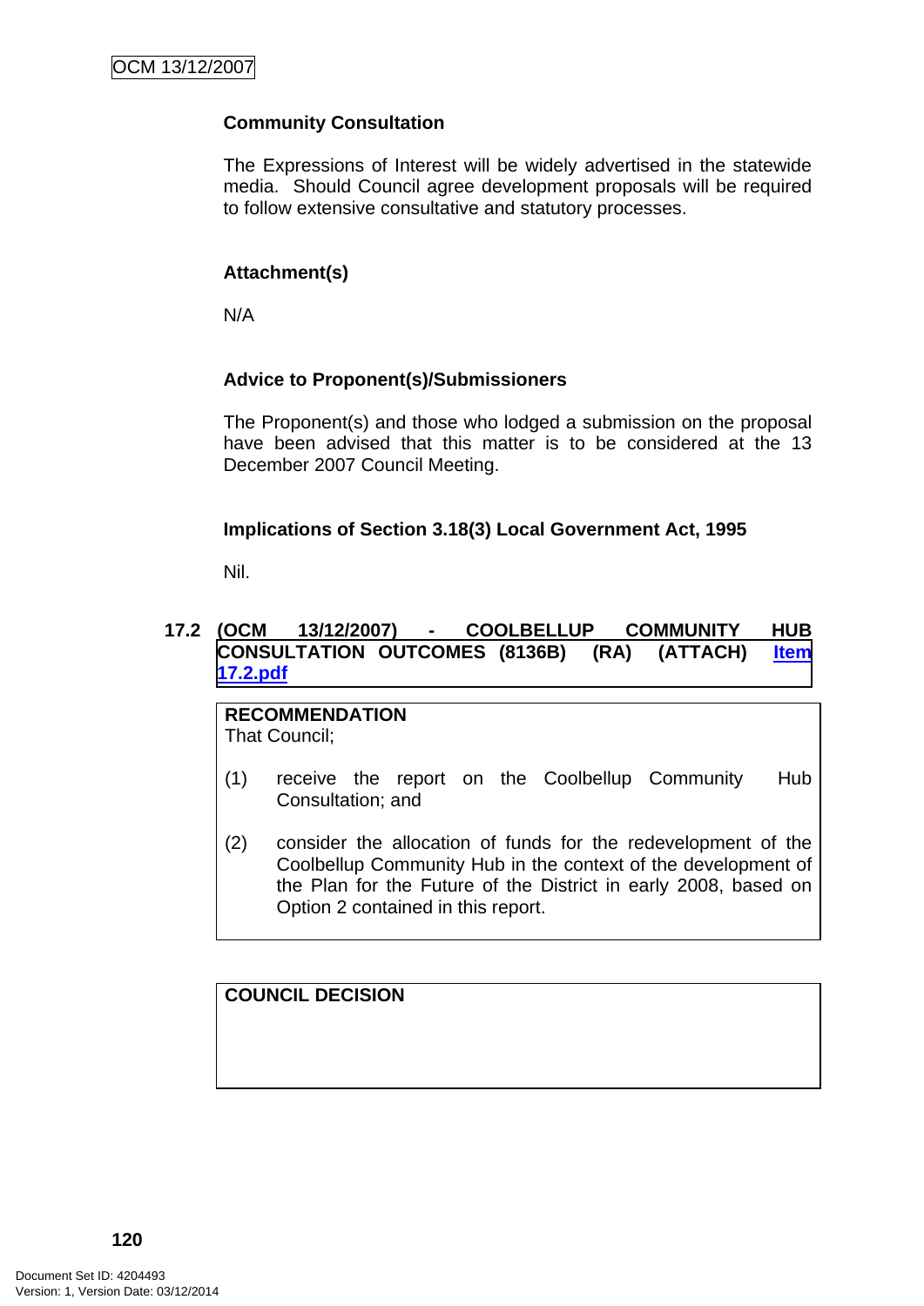**Community Consultation**

The Expressions of Interest will be widely advertised in the statewide media. Should Council agree development proposals will be required to follow extensive consultative and statutory processes.

**Attachment(s)**

N/A

**Advice to Proponent(s)/Submissioners**

The Proponent(s) and those who lodged a submission on the proposal have been advised that this matter is to be considered at the 13 December 2007 Council Meeting.

**Implications of Section 3.18(3) Local Government Act, 1995**

Nil.

## 17.2 (OCM 13/12/2007) - COOLBELLUP COMMUNITY HUB CONSULTATION OUTCOMES (8136B) (RA) (ATTACH) Item 17.2.pdf

**RECOMMENDATION**

That Council;

(1) receive the report on the Coolbellup Community Hub Consultation; and

(2) consider the allocation of funds for the redevelopment of the Coolbellup Community Hub in the context of the development of the Plan for the Future of the District in early 2008, based on Option 2 contained in this report.

**COUNCIL DECISION**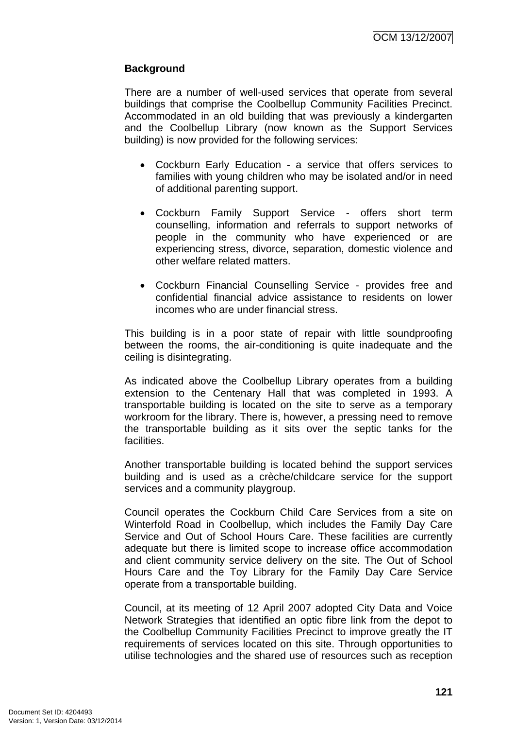**Background**

There are a number of well-used services that operate from several buildings that comprise the Coolbellup Community Facilities Precinct. Accommodated in an old building that was previously a kindergarten and the Coolbellup Library (now known as the Support Services building) is now provided for the following services:

- Cockburn Early Education - a service that offers services to families with young children who may be isolated and/or in need of additional parenting support.

- Cockburn Family Support Service - offers short term counselling, information and referrals to support networks of people in the community who have experienced or are experiencing stress, divorce, separation, domestic violence and other welfare related matters.

- Cockburn Financial Counselling Service - provides free and confidential financial advice assistance to residents on lower incomes who are under financial stress.

This building is in a poor state of repair with little soundproofing between the rooms, the air-conditioning is quite inadequate and the ceiling is disintegrating.

As indicated above the Coolbellup Library operates from a building extension to the Centenary Hall that was completed in 1993. A transportable building is located on the site to serve as a temporary workroom for the library. There is, however, a pressing need to remove the transportable building as it sits over the septic tanks for the facilities.

Another transportable building is located behind the support services building and is used as a crèche/childcare service for the support services and a community playgroup.

Council operates the Cockburn Child Care Services from a site on Winterfold Road in Coolbellup, which includes the Family Day Care Service and Out of School Hours Care. These facilities are currently adequate but there is limited scope to increase office accommodation and client community service delivery on the site. The Out of School Hours Care and the Toy Library for the Family Day Care Service operate from a transportable building.

Council, at its meeting of 12 April 2007 adopted City Data and Voice Network Strategies that identified an optic fibre link from the depot to the Coolbellup Community Facilities Precinct to improve greatly the IT requirements of services located on this site. Through opportunities to utilise technologies and the shared use of resources such as reception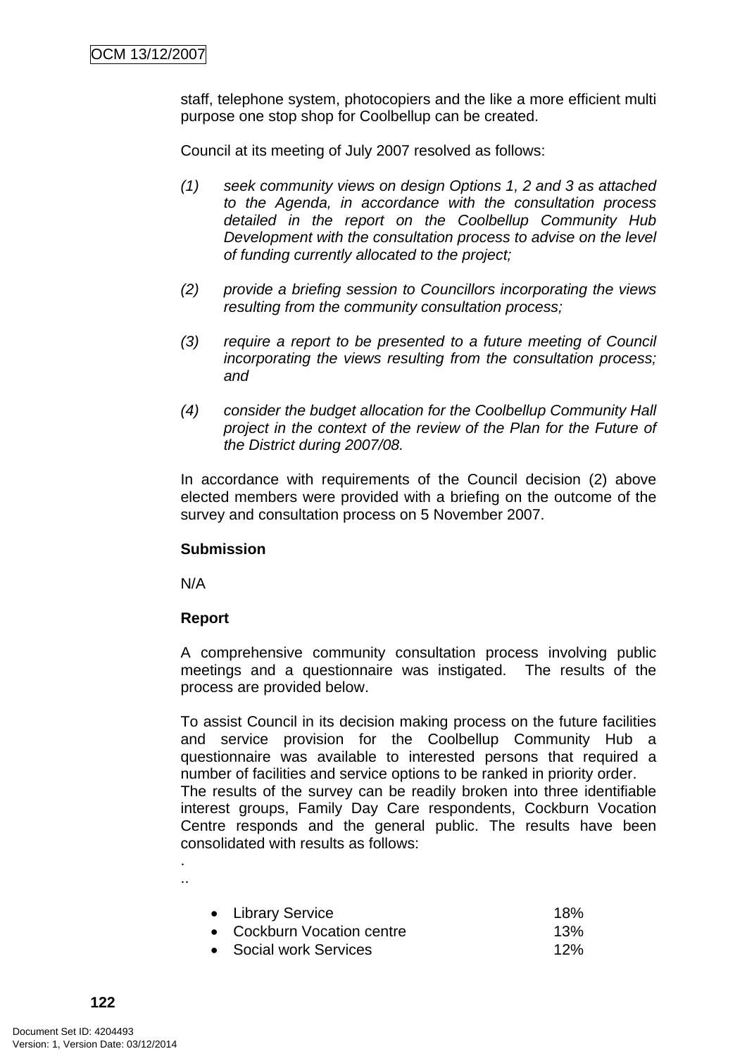staff, telephone system, photocopiers and the like a more efficient multi purpose one stop shop for Coolbellup can be created.

Council at its meeting of July 2007 resolved as follows:

*(1) seek community views on design Options 1, 2 and 3 as attached to the Agenda, in accordance with the consultation process detailed in the report on the Coolbellup Community Hub Development with the consultation process to advise on the level of funding currently allocated to the project;*

*(2) provide a briefing session to Councillors incorporating the views resulting from the community consultation process;*

*(3) require a report to be presented to a future meeting of Council incorporating the views resulting from the consultation process; and*

*(4) consider the budget allocation for the Coolbellup Community Hall project in the context of the review of the Plan for the Future of the District during 2007/08.*

In accordance with requirements of the Council decision (2) above elected members were provided with a briefing on the outcome of the survey and consultation process on 5 November 2007.

**Submission**

N/A

**Report**

A comprehensive community consultation process involving public meetings and a questionnaire was instigated. The results of the process are provided below.

To assist Council in its decision making process on the future facilities and service provision for the Coolbellup Community Hub a questionnaire was available to interested persons that required a number of facilities and service options to be ranked in priority order.
The results of the survey can be readily broken into three identifiable interest groups, Family Day Care respondents, Cockburn Vocation Centre responds and the general public. The results have been consolidated with results as follows:
.
..

- Library Service 18%
- Cockburn Vocation centre 13%
- Social work Services 12%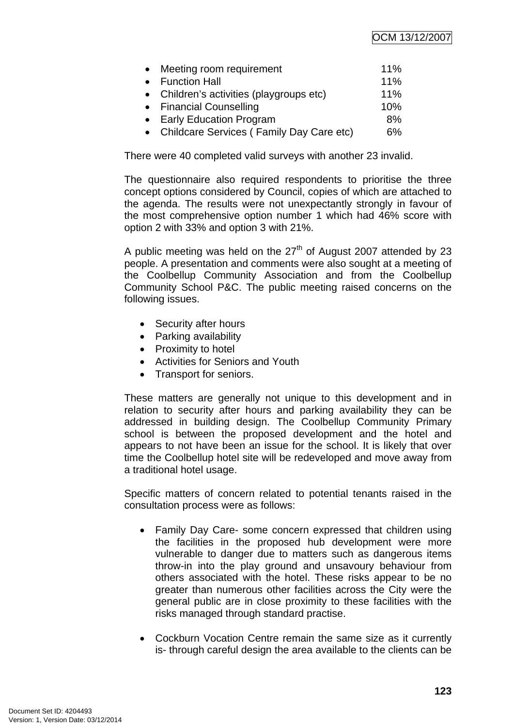- Meeting room requirement 11%
- Function Hall 11%
- Children's activities (playgroups etc) 11%
- Financial Counselling 10%
- Early Education Program 8%
- Childcare Services ( Family Day Care etc) 6%

There were 40 completed valid surveys with another 23 invalid.

The questionnaire also required respondents to prioritise the three concept options considered by Council, copies of which are attached to the agenda. The results were not unexpectantly strongly in favour of the most comprehensive option number 1 which had 46% score with option 2 with 33% and option 3 with 21%.

A public meeting was held on the 27th of August 2007 attended by 23 people. A presentation and comments were also sought at a meeting of the Coolbellup Community Association and from the Coolbellup Community School P&C. The public meeting raised concerns on the following issues.

- Security after hours
- Parking availability
- Proximity to hotel
- Activities for Seniors and Youth
- Transport for seniors.

These matters are generally not unique to this development and in relation to security after hours and parking availability they can be addressed in building design. The Coolbellup Community Primary school is between the proposed development and the hotel and appears to not have been an issue for the school. It is likely that over time the Coolbellup hotel site will be redeveloped and move away from a traditional hotel usage.

Specific matters of concern related to potential tenants raised in the consultation process were as follows:

- Family Day Care- some concern expressed that children using the facilities in the proposed hub development were more vulnerable to danger due to matters such as dangerous items throw-in into the play ground and unsavoury behaviour from others associated with the hotel. These risks appear to be no greater than numerous other facilities across the City were the general public are in close proximity to these facilities with the risks managed through standard practise.

- Cockburn Vocation Centre remain the same size as it currently is- through careful design the area available to the clients can be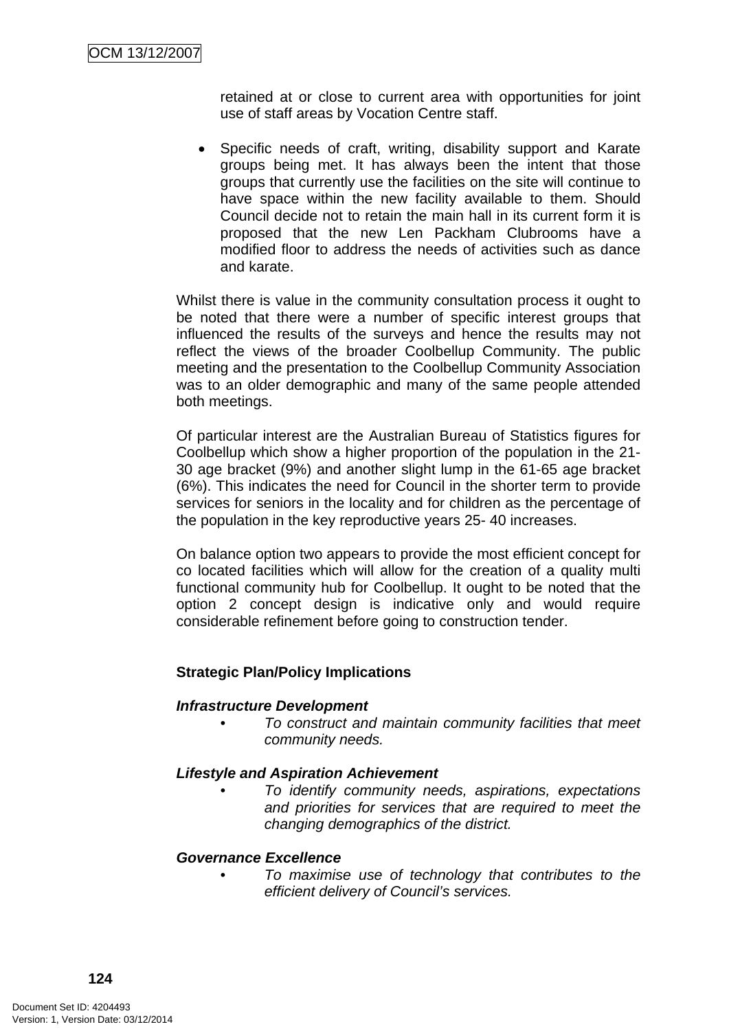retained at or close to current area with opportunities for joint use of staff areas by Vocation Centre staff.

- Specific needs of craft, writing, disability support and Karate groups being met. It has always been the intent that those groups that currently use the facilities on the site will continue to have space within the new facility available to them. Should Council decide not to retain the main hall in its current form it is proposed that the new Len Packham Clubrooms have a modified floor to address the needs of activities such as dance and karate.

Whilst there is value in the community consultation process it ought to be noted that there were a number of specific interest groups that influenced the results of the surveys and hence the results may not reflect the views of the broader Coolbellup Community. The public meeting and the presentation to the Coolbellup Community Association was to an older demographic and many of the same people attended both meetings.

Of particular interest are the Australian Bureau of Statistics figures for Coolbellup which show a higher proportion of the population in the 21-30 age bracket (9%) and another slight lump in the 61-65 age bracket (6%). This indicates the need for Council in the shorter term to provide services for seniors in the locality and for children as the percentage of the population in the key reproductive years 25- 40 increases.

On balance option two appears to provide the most efficient concept for co located facilities which will allow for the creation of a quality multi functional community hub for Coolbellup. It ought to be noted that the option 2 concept design is indicative only and would require considerable refinement before going to construction tender.

**Strategic Plan/Policy Implications**

***Infrastructure Development***

- *To construct and maintain community facilities that meet community needs.*

***Lifestyle and Aspiration Achievement***

- *To identify community needs, aspirations, expectations and priorities for services that are required to meet the changing demographics of the district.*

***Governance Excellence***

- *To maximise use of technology that contributes to the efficient delivery of Council's services.*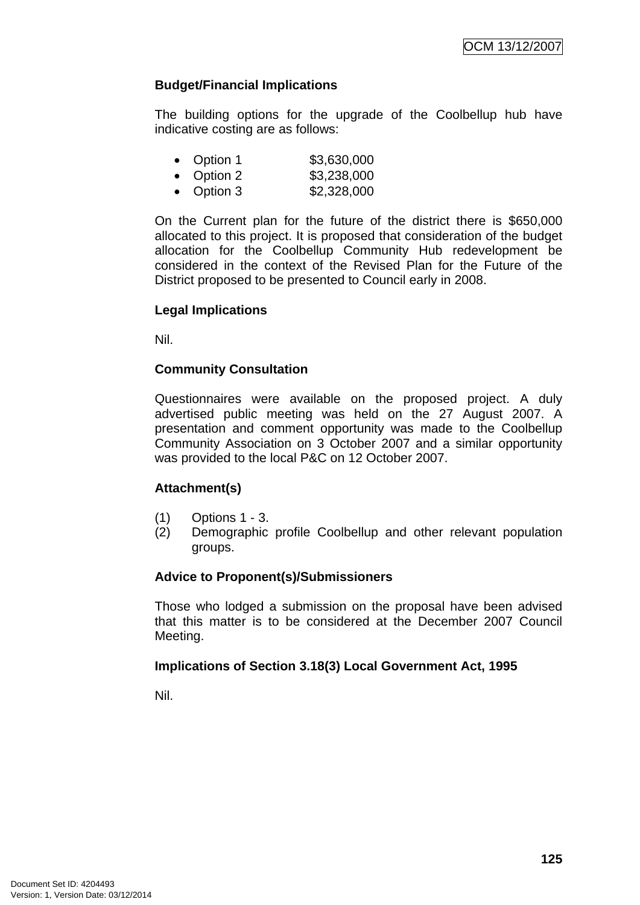**Budget/Financial Implications**

The building options for the upgrade of the Coolbellup hub have indicative costing are as follows:

- Option 1 $3,630,000
- Option 2 $3,238,000
- Option 3 $2,328,000

On the Current plan for the future of the district there is $650,000 allocated to this project. It is proposed that consideration of the budget allocation for the Coolbellup Community Hub redevelopment be considered in the context of the Revised Plan for the Future of the District proposed to be presented to Council early in 2008.

**Legal Implications**

Nil.

**Community Consultation**

Questionnaires were available on the proposed project. A duly advertised public meeting was held on the 27 August 2007. A presentation and comment opportunity was made to the Coolbellup Community Association on 3 October 2007 and a similar opportunity was provided to the local P&C on 12 October 2007.

**Attachment(s)**

(1) Options 1 - 3.
(2) Demographic profile Coolbellup and other relevant population groups.

**Advice to Proponent(s)/Submissioners**

Those who lodged a submission on the proposal have been advised that this matter is to be considered at the December 2007 Council Meeting.

**Implications of Section 3.18(3) Local Government Act, 1995**

Nil.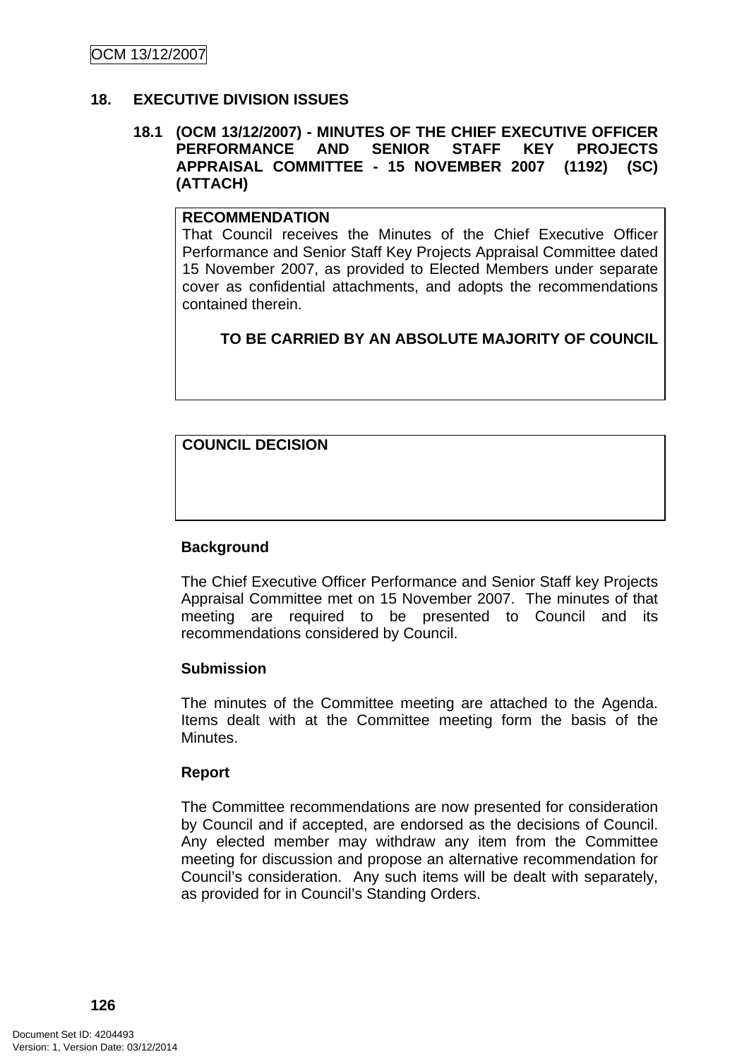## 18. EXECUTIVE DIVISION ISSUES

### 18.1 (OCM 13/12/2007) - MINUTES OF THE CHIEF EXECUTIVE OFFICER PERFORMANCE AND SENIOR STAFF KEY PROJECTS APPRAISAL COMMITTEE - 15 NOVEMBER 2007 (1192) (SC) (ATTACH)

**RECOMMENDATION**
That Council receives the Minutes of the Chief Executive Officer Performance and Senior Staff Key Projects Appraisal Committee dated 15 November 2007, as provided to Elected Members under separate cover as confidential attachments, and adopts the recommendations contained therein.

**TO BE CARRIED BY AN ABSOLUTE MAJORITY OF COUNCIL**

**COUNCIL DECISION**

**Background**

The Chief Executive Officer Performance and Senior Staff key Projects Appraisal Committee met on 15 November 2007. The minutes of that meeting are required to be presented to Council and its recommendations considered by Council.

**Submission**

The minutes of the Committee meeting are attached to the Agenda. Items dealt with at the Committee meeting form the basis of the Minutes.

**Report**

The Committee recommendations are now presented for consideration by Council and if accepted, are endorsed as the decisions of Council. Any elected member may withdraw any item from the Committee meeting for discussion and propose an alternative recommendation for Council's consideration. Any such items will be dealt with separately, as provided for in Council's Standing Orders.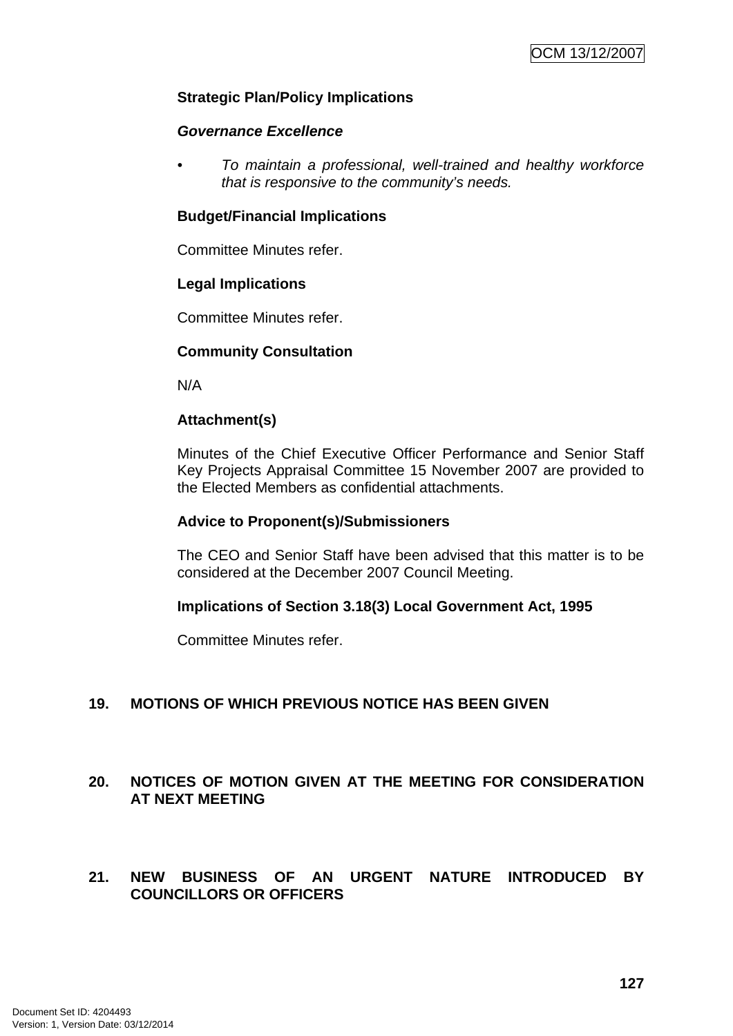**Strategic Plan/Policy Implications**

***Governance Excellence***

- *To maintain a professional, well-trained and healthy workforce that is responsive to the community's needs.*

**Budget/Financial Implications**

Committee Minutes refer.

**Legal Implications**

Committee Minutes refer.

**Community Consultation**

N/A

**Attachment(s)**

Minutes of the Chief Executive Officer Performance and Senior Staff Key Projects Appraisal Committee 15 November 2007 are provided to the Elected Members as confidential attachments.

**Advice to Proponent(s)/Submissioners**

The CEO and Senior Staff have been advised that this matter is to be considered at the December 2007 Council Meeting.

**Implications of Section 3.18(3) Local Government Act, 1995**

Committee Minutes refer.

## 19. MOTIONS OF WHICH PREVIOUS NOTICE HAS BEEN GIVEN

## 20. NOTICES OF MOTION GIVEN AT THE MEETING FOR CONSIDERATION AT NEXT MEETING

## 21. NEW BUSINESS OF AN URGENT NATURE INTRODUCED BY COUNCILLORS OR OFFICERS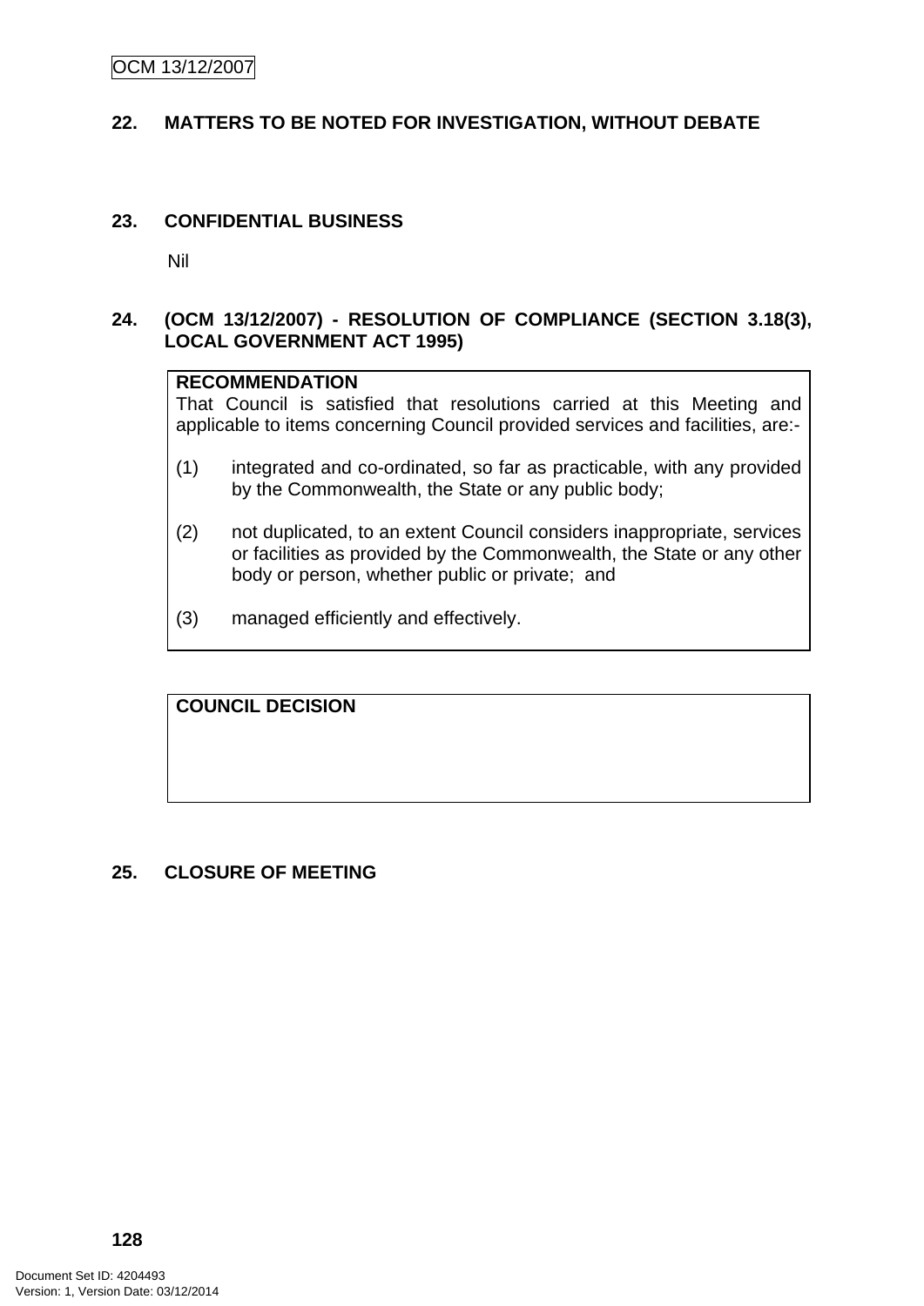## 22. MATTERS TO BE NOTED FOR INVESTIGATION, WITHOUT DEBATE

## 23. CONFIDENTIAL BUSINESS

Nil

## 24. (OCM 13/12/2007) - RESOLUTION OF COMPLIANCE (SECTION 3.18(3), LOCAL GOVERNMENT ACT 1995)

**RECOMMENDATION**

That Council is satisfied that resolutions carried at this Meeting and applicable to items concerning Council provided services and facilities, are:-

(1) integrated and co-ordinated, so far as practicable, with any provided by the Commonwealth, the State or any public body;

(2) not duplicated, to an extent Council considers inappropriate, services or facilities as provided by the Commonwealth, the State or any other body or person, whether public or private; and

(3) managed efficiently and effectively.

**COUNCIL DECISION**

## 25. CLOSURE OF MEETING

Document Set ID: 4204493
Version: 1, Version Date: 03/12/2014